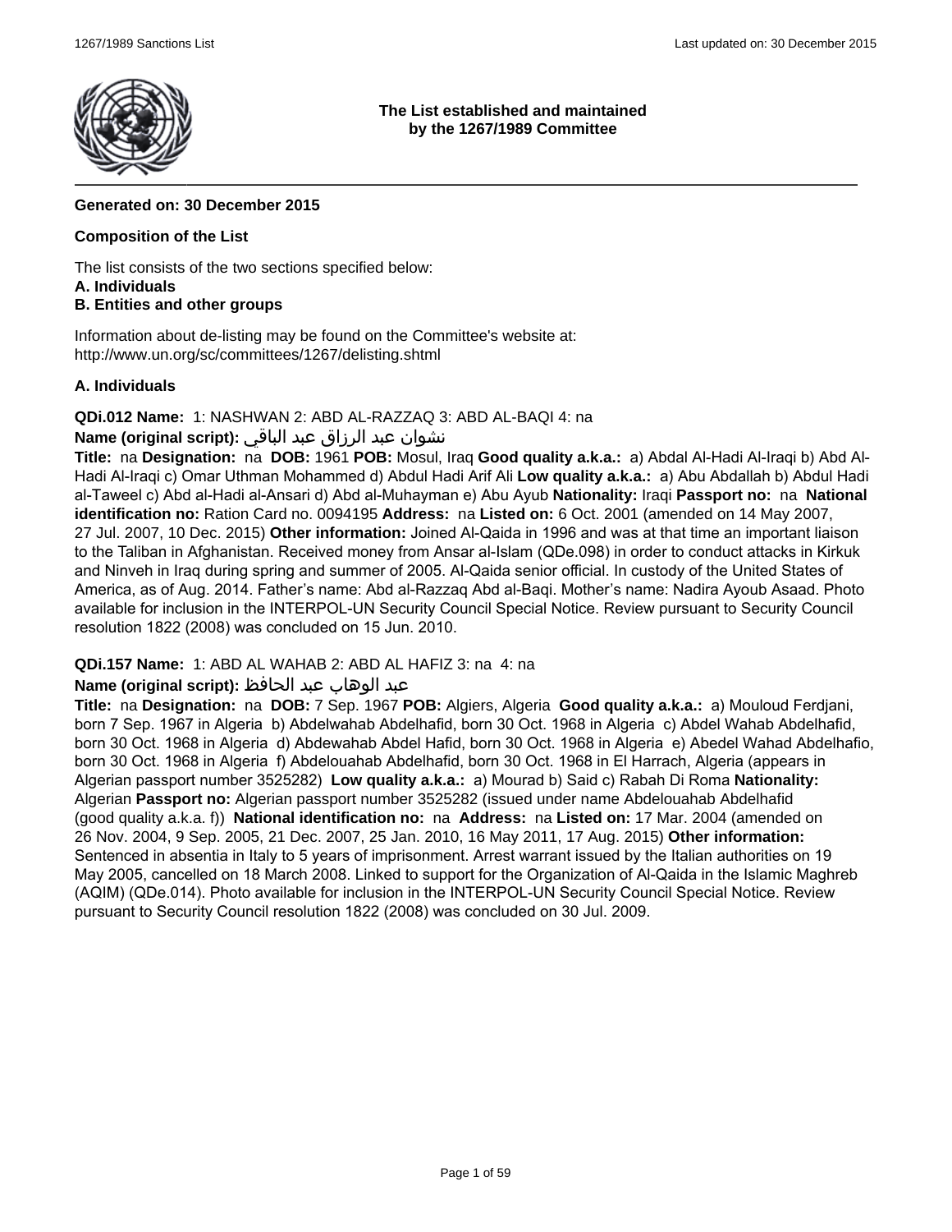**The List established and maintained by the 1267/1989 Committee**

**Generated on: 30 December 2015**

**Composition of the List**

The list consists of the two sections specified below:
**A. Individuals**
**B. Entities and other groups**

Information about de-listing may be found on the Committee's website at:
http://www.un.org/sc/committees/1267/delisting.shtml

## A. Individuals

**QDi.012 Name:** 1: NASHWAN 2: ABD AL-RAZZAQ 3: ABD AL-BAQI 4: na
**Name (original script):** نشوان عبد الرزاق عبد الباقي
**Title:** na **Designation:** na **DOB:** 1961 **POB:** Mosul, Iraq **Good quality a.k.a.:** a) Abdal Al-Hadi Al-Iraqi b) Abd Al-Hadi Al-Iraqi c) Omar Uthman Mohammed d) Abdul Hadi Arif Ali **Low quality a.k.a.:** a) Abu Abdallah b) Abdul Hadi al-Taweel c) Abd al-Hadi al-Ansari d) Abd al-Muhayman e) Abu Ayub **Nationality:** Iraqi **Passport no:** na **National identification no:** Ration Card no. 0094195 **Address:** na **Listed on:** 6 Oct. 2001 (amended on 14 May 2007, 27 Jul. 2007, 10 Dec. 2015) **Other information:** Joined Al-Qaida in 1996 and was at that time an important liaison to the Taliban in Afghanistan. Received money from Ansar al-Islam (QDe.098) in order to conduct attacks in Kirkuk and Ninveh in Iraq during spring and summer of 2005. Al-Qaida senior official. In custody of the United States of America, as of Aug. 2014. Father's name: Abd al-Razzaq Abd al-Baqi. Mother's name: Nadira Ayoub Asaad. Photo available for inclusion in the INTERPOL-UN Security Council Special Notice. Review pursuant to Security Council resolution 1822 (2008) was concluded on 15 Jun. 2010.

**QDi.157 Name:** 1: ABD AL WAHAB 2: ABD AL HAFIZ 3: na 4: na
**Name (original script):** عبد الوهاب عبد الحافظ
**Title:** na **Designation:** na **DOB:** 7 Sep. 1967 **POB:** Algiers, Algeria **Good quality a.k.a.:** a) Mouloud Ferdjani, born 7 Sep. 1967 in Algeria b) Abdelwahab Abdelhafid, born 30 Oct. 1968 in Algeria c) Abdel Wahab Abdelhafid, born 30 Oct. 1968 in Algeria d) Abdewahab Abdel Hafid, born 30 Oct. 1968 in Algeria e) Abedel Wahad Abdelhafio, born 30 Oct. 1968 in Algeria f) Abdelouahab Abdelhafid, born 30 Oct. 1968 in El Harrach, Algeria (appears in Algerian passport number 3525282) **Low quality a.k.a.:** a) Mourad b) Said c) Rabah Di Roma **Nationality:** Algerian **Passport no:** Algerian passport number 3525282 (issued under name Abdelouahab Abdelhafid (good quality a.k.a. f)) **National identification no:** na **Address:** na **Listed on:** 17 Mar. 2004 (amended on 26 Nov. 2004, 9 Sep. 2005, 21 Dec. 2007, 25 Jan. 2010, 16 May 2011, 17 Aug. 2015) **Other information:** Sentenced in absentia in Italy to 5 years of imprisonment. Arrest warrant issued by the Italian authorities on 19 May 2005, cancelled on 18 March 2008. Linked to support for the Organization of Al-Qaida in the Islamic Maghreb (AQIM) (QDe.014). Photo available for inclusion in the INTERPOL-UN Security Council Special Notice. Review pursuant to Security Council resolution 1822 (2008) was concluded on 30 Jul. 2009.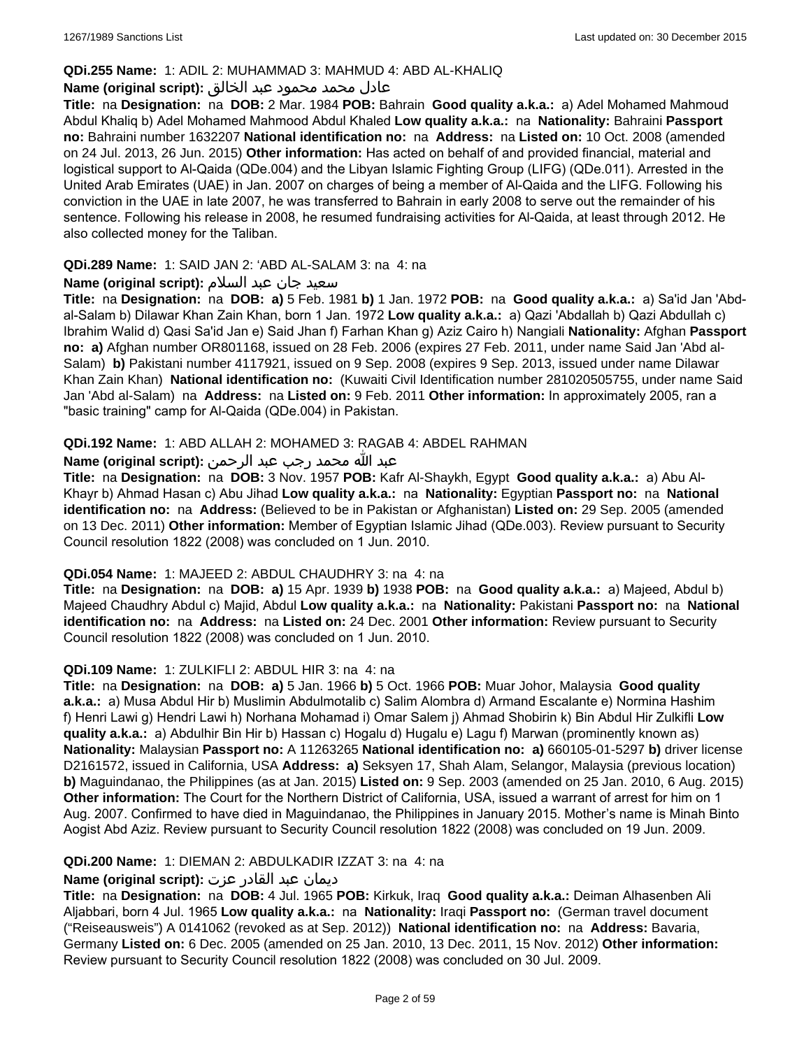**QDi.255 Name:** 1: ADIL 2: MUHAMMAD 3: MAHMUD 4: ABD AL-KHALIQ

**Name (original script):** عادل محمد محمود عبد الخالق

**Title:** na **Designation:** na **DOB:** 2 Mar. 1984 **POB:** Bahrain **Good quality a.k.a.:** a) Adel Mohamed Mahmoud Abdul Khaliq b) Adel Mohamed Mahmood Abdul Khaled **Low quality a.k.a.:** na **Nationality:** Bahraini **Passport no:** Bahraini number 1632207 **National identification no:** na **Address:** na **Listed on:** 10 Oct. 2008 (amended on 24 Jul. 2013, 26 Jun. 2015) **Other information:** Has acted on behalf of and provided financial, material and logistical support to Al-Qaida (QDe.004) and the Libyan Islamic Fighting Group (LIFG) (QDe.011). Arrested in the United Arab Emirates (UAE) in Jan. 2007 on charges of being a member of Al-Qaida and the LIFG. Following his conviction in the UAE in late 2007, he was transferred to Bahrain in early 2008 to serve out the remainder of his sentence. Following his release in 2008, he resumed fundraising activities for Al-Qaida, at least through 2012. He also collected money for the Taliban.

**QDi.289 Name:** 1: SAID JAN 2: 'ABD AL-SALAM 3: na 4: na

**Name (original script):** سعيد جان عبد السلام

**Title:** na **Designation:** na **DOB:** **a)** 5 Feb. 1981 **b)** 1 Jan. 1972 **POB:** na **Good quality a.k.a.:** a) Sa'id Jan 'Abd-al-Salam b) Dilawar Khan Zain Khan, born 1 Jan. 1972 **Low quality a.k.a.:** a) Qazi 'Abdallah b) Qazi Abdullah c) Ibrahim Walid d) Qasi Sa'id Jan e) Said Jhan f) Farhan Khan g) Aziz Cairo h) Nangiali **Nationality:** Afghan **Passport no:** **a)** Afghan number OR801168, issued on 28 Feb. 2006 (expires 27 Feb. 2011, under name Said Jan 'Abd al-Salam) **b)** Pakistani number 4117921, issued on 9 Sep. 2008 (expires 9 Sep. 2013, issued under name Dilawar Khan Zain Khan) **National identification no:** (Kuwaiti Civil Identification number 281020505755, under name Said Jan 'Abd al-Salam) na **Address:** na **Listed on:** 9 Feb. 2011 **Other information:** In approximately 2005, ran a "basic training" camp for Al-Qaida (QDe.004) in Pakistan.

**QDi.192 Name:** 1: ABD ALLAH 2: MOHAMED 3: RAGAB 4: ABDEL RAHMAN

**Name (original script):** عبد الله محمد رجب عبد الرحمن

**Title:** na **Designation:** na **DOB:** 3 Nov. 1957 **POB:** Kafr Al-Shaykh, Egypt **Good quality a.k.a.:** a) Abu Al-Khayr b) Ahmad Hasan c) Abu Jihad **Low quality a.k.a.:** na **Nationality:** Egyptian **Passport no:** na **National identification no:** na **Address:** (Believed to be in Pakistan or Afghanistan) **Listed on:** 29 Sep. 2005 (amended on 13 Dec. 2011) **Other information:** Member of Egyptian Islamic Jihad (QDe.003). Review pursuant to Security Council resolution 1822 (2008) was concluded on 1 Jun. 2010.

**QDi.054 Name:** 1: MAJEED 2: ABDUL CHAUDHRY 3: na 4: na

**Title:** na **Designation:** na **DOB:** **a)** 15 Apr. 1939 **b)** 1938 **POB:** na **Good quality a.k.a.:** a) Majeed, Abdul b) Majeed Chaudhry Abdul c) Majid, Abdul **Low quality a.k.a.:** na **Nationality:** Pakistani **Passport no:** na **National identification no:** na **Address:** na **Listed on:** 24 Dec. 2001 **Other information:** Review pursuant to Security Council resolution 1822 (2008) was concluded on 1 Jun. 2010.

**QDi.109 Name:** 1: ZULKIFLI 2: ABDUL HIR 3: na 4: na

**Title:** na **Designation:** na **DOB:** **a)** 5 Jan. 1966 **b)** 5 Oct. 1966 **POB:** Muar Johor, Malaysia **Good quality a.k.a.:** a) Musa Abdul Hir b) Muslimin Abdulmotalib c) Salim Alombra d) Armand Escalante e) Normina Hashim f) Henri Lawi g) Hendri Lawi h) Norhana Mohamad i) Omar Salem j) Ahmad Shobirin k) Bin Abdul Hir Zulkifli **Low quality a.k.a.:** a) Abdulhir Bin Hir b) Hassan c) Hogalu d) Hugalu e) Lagu f) Marwan (prominently known as) **Nationality:** Malaysian **Passport no:** A 11263265 **National identification no:** **a)** 660105-01-5297 **b)** driver license D2161572, issued in California, USA **Address:** **a)** Seksyen 17, Shah Alam, Selangor, Malaysia (previous location) **b)** Maguindanao, the Philippines (as at Jan. 2015) **Listed on:** 9 Sep. 2003 (amended on 25 Jan. 2010, 6 Aug. 2015) **Other information:** The Court for the Northern District of California, USA, issued a warrant of arrest for him on 1 Aug. 2007. Confirmed to have died in Maguindanao, the Philippines in January 2015. Mother's name is Minah Binto Aogist Abd Aziz. Review pursuant to Security Council resolution 1822 (2008) was concluded on 19 Jun. 2009.

**QDi.200 Name:** 1: DIEMAN 2: ABDULKADIR IZZAT 3: na 4: na

**Name (original script):** ديمان عبد القادر عزت

**Title:** na **Designation:** na **DOB:** 4 Jul. 1965 **POB:** Kirkuk, Iraq **Good quality a.k.a.:** Deiman Alhasenben Ali Aljabbari, born 4 Jul. 1965 **Low quality a.k.a.:** na **Nationality:** Iraqi **Passport no:** (German travel document ("Reiseausweis") A 0141062 (revoked as at Sep. 2012)) **National identification no:** na **Address:** Bavaria, Germany **Listed on:** 6 Dec. 2005 (amended on 25 Jan. 2010, 13 Dec. 2011, 15 Nov. 2012) **Other information:** Review pursuant to Security Council resolution 1822 (2008) was concluded on 30 Jul. 2009.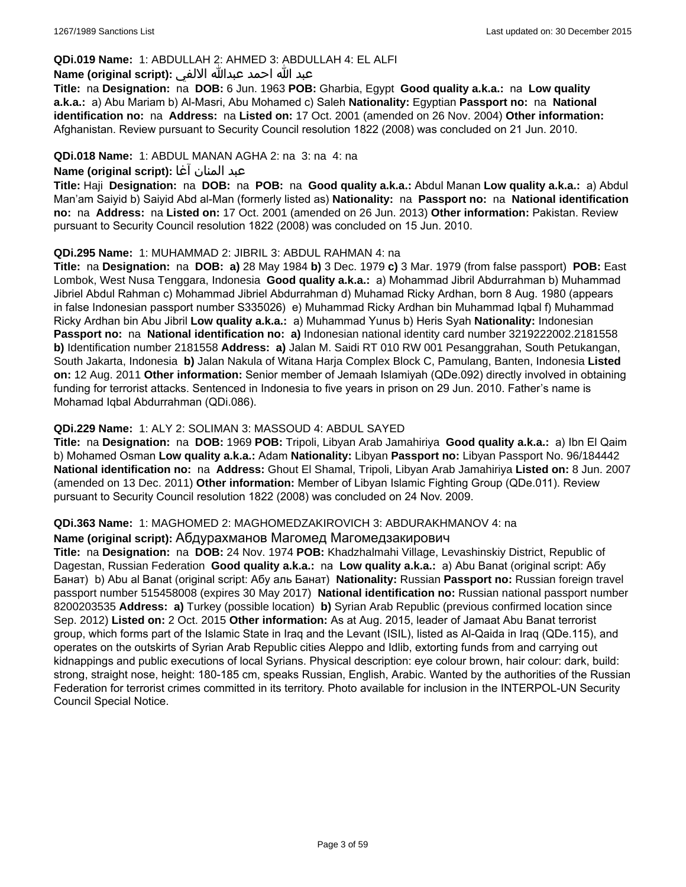**QDi.019 Name:** 1: ABDULLAH 2: AHMED 3: ABDULLAH 4: EL ALFI

**Name (original script):** عبد الله احمد عبدالله الالفي

**Title:** na **Designation:** na **DOB:** 6 Jun. 1963 **POB:** Gharbia, Egypt **Good quality a.k.a.:** na **Low quality a.k.a.:** a) Abu Mariam b) Al-Masri, Abu Mohamed c) Saleh **Nationality:** Egyptian **Passport no:** na **National identification no:** na **Address:** na **Listed on:** 17 Oct. 2001 (amended on 26 Nov. 2004) **Other information:** Afghanistan. Review pursuant to Security Council resolution 1822 (2008) was concluded on 21 Jun. 2010.

**QDi.018 Name:** 1: ABDUL MANAN AGHA 2: na 3: na 4: na

**Name (original script):** عبد المنان آغا

**Title:** Haji **Designation:** na **DOB:** na **POB:** na **Good quality a.k.a.:** Abdul Manan **Low quality a.k.a.:** a) Abdul Man'am Saiyid b) Saiyid Abd al-Man (formerly listed as) **Nationality:** na **Passport no:** na **National identification no:** na **Address:** na **Listed on:** 17 Oct. 2001 (amended on 26 Jun. 2013) **Other information:** Pakistan. Review pursuant to Security Council resolution 1822 (2008) was concluded on 15 Jun. 2010.

**QDi.295 Name:** 1: MUHAMMAD 2: JIBRIL 3: ABDUL RAHMAN 4: na

**Title:** na **Designation:** na **DOB:** **a)** 28 May 1984 **b)** 3 Dec. 1979 **c)** 3 Mar. 1979 (from false passport) **POB:** East Lombok, West Nusa Tenggara, Indonesia **Good quality a.k.a.:** a) Mohammad Jibril Abdurrahman b) Muhammad Jibriel Abdul Rahman c) Mohammad Jibriel Abdurrahman d) Muhamad Ricky Ardhan, born 8 Aug. 1980 (appears in false Indonesian passport number S335026) e) Muhammad Ricky Ardhan bin Muhammad Iqbal f) Muhammad Ricky Ardhan bin Abu Jibril **Low quality a.k.a.:** a) Muhammad Yunus b) Heris Syah **Nationality:** Indonesian **Passport no:** na **National identification no:** **a)** Indonesian national identity card number 3219222002.2181558 **b)** Identification number 2181558 **Address:** **a)** Jalan M. Saidi RT 010 RW 001 Pesanggrahan, South Petukangan, South Jakarta, Indonesia **b)** Jalan Nakula of Witana Harja Complex Block C, Pamulang, Banten, Indonesia **Listed on:** 12 Aug. 2011 **Other information:** Senior member of Jemaah Islamiyah (QDe.092) directly involved in obtaining funding for terrorist attacks. Sentenced in Indonesia to five years in prison on 29 Jun. 2010. Father's name is Mohamad Iqbal Abdurrahman (QDi.086).

**QDi.229 Name:** 1: ALY 2: SOLIMAN 3: MASSOUD 4: ABDUL SAYED

**Title:** na **Designation:** na **DOB:** 1969 **POB:** Tripoli, Libyan Arab Jamahiriya **Good quality a.k.a.:** a) Ibn El Qaim b) Mohamed Osman **Low quality a.k.a.:** Adam **Nationality:** Libyan **Passport no:** Libyan Passport No. 96/184442 **National identification no:** na **Address:** Ghout El Shamal, Tripoli, Libyan Arab Jamahiriya **Listed on:** 8 Jun. 2007 (amended on 13 Dec. 2011) **Other information:** Member of Libyan Islamic Fighting Group (QDe.011). Review pursuant to Security Council resolution 1822 (2008) was concluded on 24 Nov. 2009.

**QDi.363 Name:** 1: MAGHOMED 2: MAGHOMEDZAKIROVICH 3: ABDURAKHMANOV 4: na

**Name (original script):** Абдурахманов Магомед Магомедзакирович

**Title:** na **Designation:** na **DOB:** 24 Nov. 1974 **POB:** Khadzhalmahi Village, Levashinskiy District, Republic of Dagestan, Russian Federation **Good quality a.k.a.:** na **Low quality a.k.a.:** a) Abu Banat (original script: Абу Банат) b) Abu al Banat (original script: Абу аль Банат) **Nationality:** Russian **Passport no:** Russian foreign travel passport number 515458008 (expires 30 May 2017) **National identification no:** Russian national passport number 8200203535 **Address:** **a)** Turkey (possible location) **b)** Syrian Arab Republic (previous confirmed location since Sep. 2012) **Listed on:** 2 Oct. 2015 **Other information:** As at Aug. 2015, leader of Jamaat Abu Banat terrorist group, which forms part of the Islamic State in Iraq and the Levant (ISIL), listed as Al-Qaida in Iraq (QDe.115), and operates on the outskirts of Syrian Arab Republic cities Aleppo and Idlib, extorting funds from and carrying out kidnappings and public executions of local Syrians. Physical description: eye colour brown, hair colour: dark, build: strong, straight nose, height: 180-185 cm, speaks Russian, English, Arabic. Wanted by the authorities of the Russian Federation for terrorist crimes committed in its territory. Photo available for inclusion in the INTERPOL-UN Security Council Special Notice.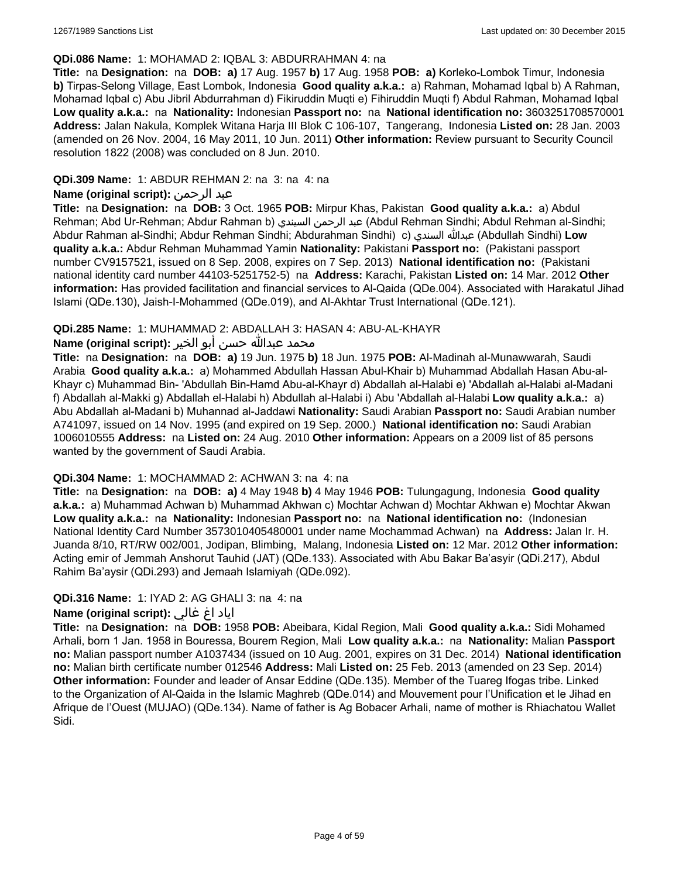**QDi.086 Name:** 1: MOHAMAD 2: IQBAL 3: ABDURRAHMAN 4: na

**Title:** na **Designation:** na **DOB:** **a)** 17 Aug. 1957 **b)** 17 Aug. 1958 **POB:** **a)** Korleko-Lombok Timur, Indonesia **b)** Tirpas-Selong Village, East Lombok, Indonesia **Good quality a.k.a.:** a) Rahman, Mohamad Iqbal b) A Rahman, Mohamad Iqbal c) Abu Jibril Abdurrahman d) Fikiruddin Muqti e) Fihiruddin Muqti f) Abdul Rahman, Mohamad Iqbal **Low quality a.k.a.:** na **Nationality:** Indonesian **Passport no:** na **National identification no:** 3603251708570001 **Address:** Jalan Nakula, Komplek Witana Harja III Blok C 106-107, Tangerang, Indonesia **Listed on:** 28 Jan. 2003 (amended on 26 Nov. 2004, 16 May 2011, 10 Jun. 2011) **Other information:** Review pursuant to Security Council resolution 1822 (2008) was concluded on 8 Jun. 2010.

**QDi.309 Name:** 1: ABDUR REHMAN 2: na 3: na 4: na

**Name (original script):** عبد الرحمن

**Title:** na **Designation:** na **DOB:** 3 Oct. 1965 **POB:** Mirpur Khas, Pakistan **Good quality a.k.a.:** a) Abdul Rehman; Abd Ur-Rehman; Abdur Rahman b) عبد الرحمن السيندي (Abdul Rehman Sindhi; Abdul Rehman al-Sindhi; Abdur Rahman al-Sindhi; Abdur Rehman Sindhi; Abdurahman Sindhi) c) عبدالله السندي (Abdullah Sindhi) **Low quality a.k.a.:** Abdur Rehman Muhammad Yamin **Nationality:** Pakistani **Passport no:** (Pakistani passport number CV9157521, issued on 8 Sep. 2008, expires on 7 Sep. 2013) **National identification no:** (Pakistani national identity card number 44103-5251752-5) na **Address:** Karachi, Pakistan **Listed on:** 14 Mar. 2012 **Other information:** Has provided facilitation and financial services to Al-Qaida (QDe.004). Associated with Harakatul Jihad Islami (QDe.130), Jaish-I-Mohammed (QDe.019), and Al-Akhtar Trust International (QDe.121).

**QDi.285 Name:** 1: MUHAMMAD 2: ABDALLAH 3: HASAN 4: ABU-AL-KHAYR

**Name (original script):** محمد عبدالله حسن أبو الخير

**Title:** na **Designation:** na **DOB:** **a)** 19 Jun. 1975 **b)** 18 Jun. 1975 **POB:** Al-Madinah al-Munawwarah, Saudi Arabia **Good quality a.k.a.:** a) Mohammed Abdullah Hassan Abul-Khair b) Muhammad Abdallah Hasan Abu-al-Khayr c) Muhammad Bin- 'Abdullah Bin-Hamd Abu-al-Khayr d) Abdallah al-Halabi e) 'Abdallah al-Halabi al-Madani f) Abdallah al-Makki g) Abdallah el-Halabi h) Abdullah al-Halabi i) Abu 'Abdallah al-Halabi **Low quality a.k.a.:** a) Abu Abdallah al-Madani b) Muhannad al-Jaddawi **Nationality:** Saudi Arabian **Passport no:** Saudi Arabian number A741097, issued on 14 Nov. 1995 (and expired on 19 Sep. 2000.) **National identification no:** Saudi Arabian 1006010555 **Address:** na **Listed on:** 24 Aug. 2010 **Other information:** Appears on a 2009 list of 85 persons wanted by the government of Saudi Arabia.

**QDi.304 Name:** 1: MOCHAMMAD 2: ACHWAN 3: na 4: na

**Title:** na **Designation:** na **DOB:** **a)** 4 May 1948 **b)** 4 May 1946 **POB:** Tulungagung, Indonesia **Good quality a.k.a.:** a) Muhammad Achwan b) Muhammad Akhwan c) Mochtar Achwan d) Mochtar Akhwan e) Mochtar Akwan **Low quality a.k.a.:** na **Nationality:** Indonesian **Passport no:** na **National identification no:** (Indonesian National Identity Card Number 3573010405480001 under name Mochammad Achwan) na **Address:** Jalan Ir. H. Juanda 8/10, RT/RW 002/001, Jodipan, Blimbing, Malang, Indonesia **Listed on:** 12 Mar. 2012 **Other information:** Acting emir of Jemmah Anshorut Tauhid (JAT) (QDe.133). Associated with Abu Bakar Ba'asyir (QDi.217), Abdul Rahim Ba'aysir (QDi.293) and Jemaah Islamiyah (QDe.092).

**QDi.316 Name:** 1: IYAD 2: AG GHALI 3: na 4: na

**Name (original script):** اياد اغ غالي

**Title:** na **Designation:** na **DOB:** 1958 **POB:** Abeibara, Kidal Region, Mali **Good quality a.k.a.:** Sidi Mohamed Arhali, born 1 Jan. 1958 in Bouressa, Bourem Region, Mali **Low quality a.k.a.:** na **Nationality:** Malian **Passport no:** Malian passport number A1037434 (issued on 10 Aug. 2001, expires on 31 Dec. 2014) **National identification no:** Malian birth certificate number 012546 **Address:** Mali **Listed on:** 25 Feb. 2013 (amended on 23 Sep. 2014) **Other information:** Founder and leader of Ansar Eddine (QDe.135). Member of the Tuareg Ifogas tribe. Linked to the Organization of Al-Qaida in the Islamic Maghreb (QDe.014) and Mouvement pour l'Unification et le Jihad en Afrique de l'Ouest (MUJAO) (QDe.134). Name of father is Ag Bobacer Arhali, name of mother is Rhiachatou Wallet Sidi.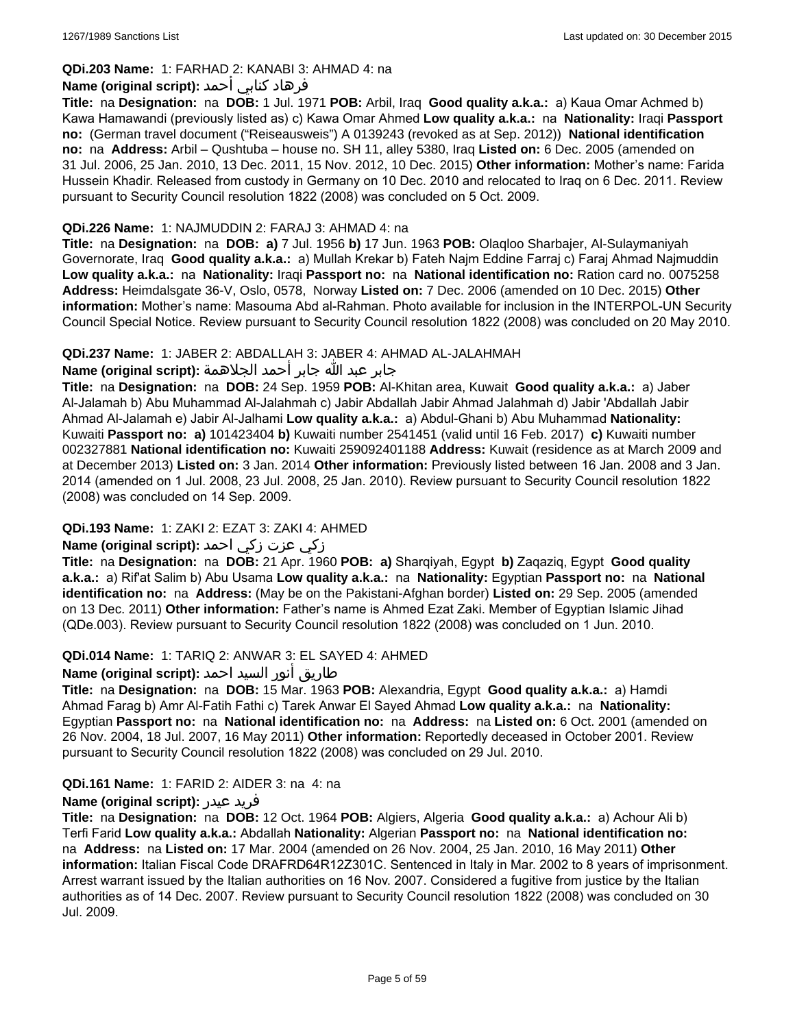**QDi.203 Name:** 1: FARHAD 2: KANABI 3: AHMAD 4: na

**Name (original script):** فرهاد كنابي أحمد

**Title:** na **Designation:** na **DOB:** 1 Jul. 1971 **POB:** Arbil, Iraq **Good quality a.k.a.:** a) Kaua Omar Achmed b) Kawa Hamawandi (previously listed as) c) Kawa Omar Ahmed **Low quality a.k.a.:** na **Nationality:** Iraqi **Passport no:** (German travel document ("Reiseausweis") A 0139243 (revoked as at Sep. 2012)) **National identification no:** na **Address:** Arbil – Qushtuba – house no. SH 11, alley 5380, Iraq **Listed on:** 6 Dec. 2005 (amended on 31 Jul. 2006, 25 Jan. 2010, 13 Dec. 2011, 15 Nov. 2012, 10 Dec. 2015) **Other information:** Mother's name: Farida Hussein Khadir. Released from custody in Germany on 10 Dec. 2010 and relocated to Iraq on 6 Dec. 2011. Review pursuant to Security Council resolution 1822 (2008) was concluded on 5 Oct. 2009.

**QDi.226 Name:** 1: NAJMUDDIN 2: FARAJ 3: AHMAD 4: na

**Title:** na **Designation:** na **DOB:** **a)** 7 Jul. 1956 **b)** 17 Jun. 1963 **POB:** Olaqloo Sharbajer, Al-Sulaymaniyah Governorate, Iraq **Good quality a.k.a.:** a) Mullah Krekar b) Fateh Najm Eddine Farraj c) Faraj Ahmad Najmuddin **Low quality a.k.a.:** na **Nationality:** Iraqi **Passport no:** na **National identification no:** Ration card no. 0075258 **Address:** Heimdalsgate 36-V, Oslo, 0578, Norway **Listed on:** 7 Dec. 2006 (amended on 10 Dec. 2015) **Other information:** Mother's name: Masouma Abd al-Rahman. Photo available for inclusion in the INTERPOL-UN Security Council Special Notice. Review pursuant to Security Council resolution 1822 (2008) was concluded on 20 May 2010.

**QDi.237 Name:** 1: JABER 2: ABDALLAH 3: JABER 4: AHMAD AL-JALAHMAH

**Name (original script):** جابر عبد الله جابر أحمد الجلاهمة

**Title:** na **Designation:** na **DOB:** 24 Sep. 1959 **POB:** Al-Khitan area, Kuwait **Good quality a.k.a.:** a) Jaber Al-Jalamah b) Abu Muhammad Al-Jalahmah c) Jabir Abdallah Jabir Ahmad Jalahmah d) Jabir 'Abdallah Jabir Ahmad Al-Jalamah e) Jabir Al-Jalhami **Low quality a.k.a.:** a) Abdul-Ghani b) Abu Muhammad **Nationality:** Kuwaiti **Passport no:** **a)** 101423404 **b)** Kuwaiti number 2541451 (valid until 16 Feb. 2017) **c)** Kuwaiti number 002327881 **National identification no:** Kuwaiti 259092401188 **Address:** Kuwait (residence as at March 2009 and at December 2013) **Listed on:** 3 Jan. 2014 **Other information:** Previously listed between 16 Jan. 2008 and 3 Jan. 2014 (amended on 1 Jul. 2008, 23 Jul. 2008, 25 Jan. 2010). Review pursuant to Security Council resolution 1822 (2008) was concluded on 14 Sep. 2009.

**QDi.193 Name:** 1: ZAKI 2: EZAT 3: ZAKI 4: AHMED

**Name (original script):** زكي عزت زكي احمد

**Title:** na **Designation:** na **DOB:** 21 Apr. 1960 **POB:** **a)** Sharqiyah, Egypt **b)** Zaqaziq, Egypt **Good quality a.k.a.:** a) Rif'at Salim b) Abu Usama **Low quality a.k.a.:** na **Nationality:** Egyptian **Passport no:** na **National identification no:** na **Address:** (May be on the Pakistani-Afghan border) **Listed on:** 29 Sep. 2005 (amended on 13 Dec. 2011) **Other information:** Father's name is Ahmed Ezat Zaki. Member of Egyptian Islamic Jihad (QDe.003). Review pursuant to Security Council resolution 1822 (2008) was concluded on 1 Jun. 2010.

**QDi.014 Name:** 1: TARIQ 2: ANWAR 3: EL SAYED 4: AHMED

**Name (original script):** طاريق أنور السيد احمد

**Title:** na **Designation:** na **DOB:** 15 Mar. 1963 **POB:** Alexandria, Egypt **Good quality a.k.a.:** a) Hamdi Ahmad Farag b) Amr Al-Fatih Fathi c) Tarek Anwar El Sayed Ahmad **Low quality a.k.a.:** na **Nationality:** Egyptian **Passport no:** na **National identification no:** na **Address:** na **Listed on:** 6 Oct. 2001 (amended on 26 Nov. 2004, 18 Jul. 2007, 16 May 2011) **Other information:** Reportedly deceased in October 2001. Review pursuant to Security Council resolution 1822 (2008) was concluded on 29 Jul. 2010.

**QDi.161 Name:** 1: FARID 2: AIDER 3: na 4: na

**Name (original script):** فريد عيدر

**Title:** na **Designation:** na **DOB:** 12 Oct. 1964 **POB:** Algiers, Algeria **Good quality a.k.a.:** a) Achour Ali b) Terfi Farid **Low quality a.k.a.:** Abdallah **Nationality:** Algerian **Passport no:** na **National identification no:** na **Address:** na **Listed on:** 17 Mar. 2004 (amended on 26 Nov. 2004, 25 Jan. 2010, 16 May 2011) **Other information:** Italian Fiscal Code DRAFRD64R12Z301C. Sentenced in Italy in Mar. 2002 to 8 years of imprisonment. Arrest warrant issued by the Italian authorities on 16 Nov. 2007. Considered a fugitive from justice by the Italian authorities as of 14 Dec. 2007. Review pursuant to Security Council resolution 1822 (2008) was concluded on 30 Jul. 2009.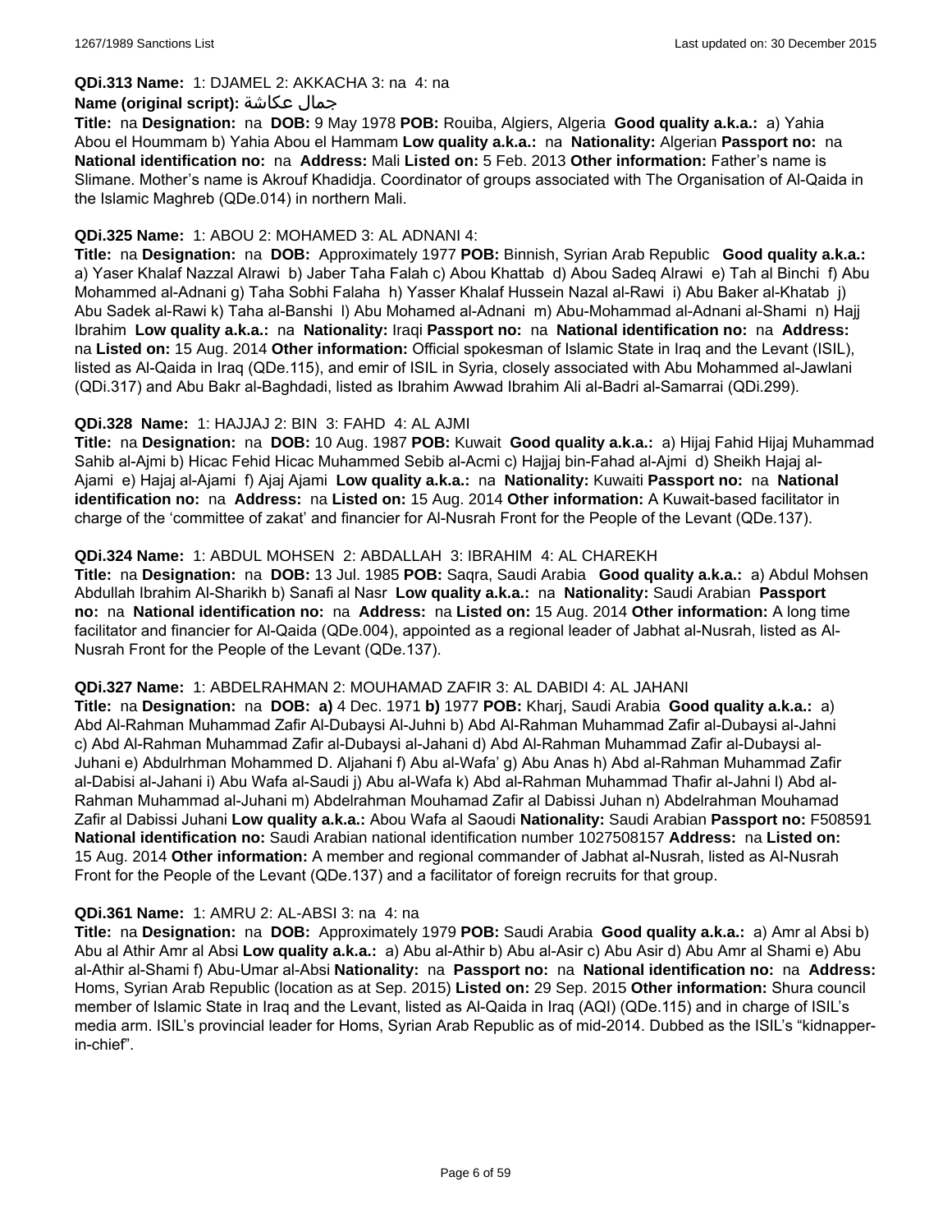**QDi.313 Name:** 1: DJAMEL 2: AKKACHA 3: na 4: na

**Name (original script):** جمال عكاشة

**Title:** na **Designation:** na **DOB:** 9 May 1978 **POB:** Rouiba, Algiers, Algeria **Good quality a.k.a.:** a) Yahia Abou el Hoummam b) Yahia Abou el Hammam **Low quality a.k.a.:** na **Nationality:** Algerian **Passport no:** na **National identification no:** na **Address:** Mali **Listed on:** 5 Feb. 2013 **Other information:** Father's name is Slimane. Mother's name is Akrouf Khadidja. Coordinator of groups associated with The Organisation of Al-Qaida in the Islamic Maghreb (QDe.014) in northern Mali.

**QDi.325 Name:** 1: ABOU 2: MOHAMED 3: AL ADNANI 4:

**Title:** na **Designation:** na **DOB:** Approximately 1977 **POB:** Binnish, Syrian Arab Republic **Good quality a.k.a.:** a) Yaser Khalaf Nazzal Alrawi b) Jaber Taha Falah c) Abou Khattab d) Abou Sadeq Alrawi e) Tah al Binchi f) Abu Mohammed al-Adnani g) Taha Sobhi Falaha h) Yasser Khalaf Hussein Nazal al-Rawi i) Abu Baker al-Khatab j) Abu Sadek al-Rawi k) Taha al-Banshi l) Abu Mohamed al-Adnani m) Abu-Mohammad al-Adnani al-Shami n) Hajj Ibrahim **Low quality a.k.a.:** na **Nationality:** Iraqi **Passport no:** na **National identification no:** na **Address:** na **Listed on:** 15 Aug. 2014 **Other information:** Official spokesman of Islamic State in Iraq and the Levant (ISIL), listed as Al-Qaida in Iraq (QDe.115), and emir of ISIL in Syria, closely associated with Abu Mohammed al-Jawlani (QDi.317) and Abu Bakr al-Baghdadi, listed as Ibrahim Awwad Ibrahim Ali al-Badri al-Samarrai (QDi.299).

**QDi.328 Name:** 1: HAJJAJ 2: BIN 3: FAHD 4: AL AJMI

**Title:** na **Designation:** na **DOB:** 10 Aug. 1987 **POB:** Kuwait **Good quality a.k.a.:** a) Hijaj Fahid Hijaj Muhammad Sahib al-Ajmi b) Hicac Fehid Hicac Muhammed Sebib al-Acmi c) Hajjaj bin-Fahad al-Ajmi d) Sheikh Hajaj al-Ajami e) Hajaj al-Ajami f) Ajaj Ajami **Low quality a.k.a.:** na **Nationality:** Kuwaiti **Passport no:** na **National identification no:** na **Address:** na **Listed on:** 15 Aug. 2014 **Other information:** A Kuwait-based facilitator in charge of the 'committee of zakat' and financier for Al-Nusrah Front for the People of the Levant (QDe.137).

**QDi.324 Name:** 1: ABDUL MOHSEN 2: ABDALLAH 3: IBRAHIM 4: AL CHAREKH

**Title:** na **Designation:** na **DOB:** 13 Jul. 1985 **POB:** Saqra, Saudi Arabia **Good quality a.k.a.:** a) Abdul Mohsen Abdullah Ibrahim Al-Sharikh b) Sanafi al Nasr **Low quality a.k.a.:** na **Nationality:** Saudi Arabian **Passport no:** na **National identification no:** na **Address:** na **Listed on:** 15 Aug. 2014 **Other information:** A long time facilitator and financier for Al-Qaida (QDe.004), appointed as a regional leader of Jabhat al-Nusrah, listed as Al-Nusrah Front for the People of the Levant (QDe.137).

**QDi.327 Name:** 1: ABDELRAHMAN 2: MOUHAMAD ZAFIR 3: AL DABIDI 4: AL JAHANI

**Title:** na **Designation:** na **DOB:** **a)** 4 Dec. 1971 **b)** 1977 **POB:** Kharj, Saudi Arabia **Good quality a.k.a.:** a) Abd Al-Rahman Muhammad Zafir Al-Dubaysi Al-Juhni b) Abd Al-Rahman Muhammad Zafir al-Dubaysi al-Jahni c) Abd Al-Rahman Muhammad Zafir al-Dubaysi al-Jahani d) Abd Al-Rahman Muhammad Zafir al-Dubaysi al-Juhani e) Abdulrhman Mohammed D. Aljahani f) Abu al-Wafa' g) Abu Anas h) Abd al-Rahman Muhammad Zafir al-Dabisi al-Jahani i) Abu Wafa al-Saudi j) Abu al-Wafa k) Abd al-Rahman Muhammad Thafir al-Jahni l) Abd al-Rahman Muhammad al-Juhani m) Abdelrahman Mouhamad Zafir al Dabissi Juhan n) Abdelrahman Mouhamad Zafir al Dabissi Juhani **Low quality a.k.a.:** Abou Wafa al Saoudi **Nationality:** Saudi Arabian **Passport no:** F508591 **National identification no:** Saudi Arabian national identification number 1027508157 **Address:** na **Listed on:** 15 Aug. 2014 **Other information:** A member and regional commander of Jabhat al-Nusrah, listed as Al-Nusrah Front for the People of the Levant (QDe.137) and a facilitator of foreign recruits for that group.

**QDi.361 Name:** 1: AMRU 2: AL-ABSI 3: na 4: na

**Title:** na **Designation:** na **DOB:** Approximately 1979 **POB:** Saudi Arabia **Good quality a.k.a.:** a) Amr al Absi b) Abu al Athir Amr al Absi **Low quality a.k.a.:** a) Abu al-Athir b) Abu al-Asir c) Abu Asir d) Abu Amr al Shami e) Abu al-Athir al-Shami f) Abu-Umar al-Absi **Nationality:** na **Passport no:** na **National identification no:** na **Address:** Homs, Syrian Arab Republic (location as at Sep. 2015) **Listed on:** 29 Sep. 2015 **Other information:** Shura council member of Islamic State in Iraq and the Levant, listed as Al-Qaida in Iraq (AQI) (QDe.115) and in charge of ISIL's media arm. ISIL's provincial leader for Homs, Syrian Arab Republic as of mid-2014. Dubbed as the ISIL's "kidnapper-in-chief".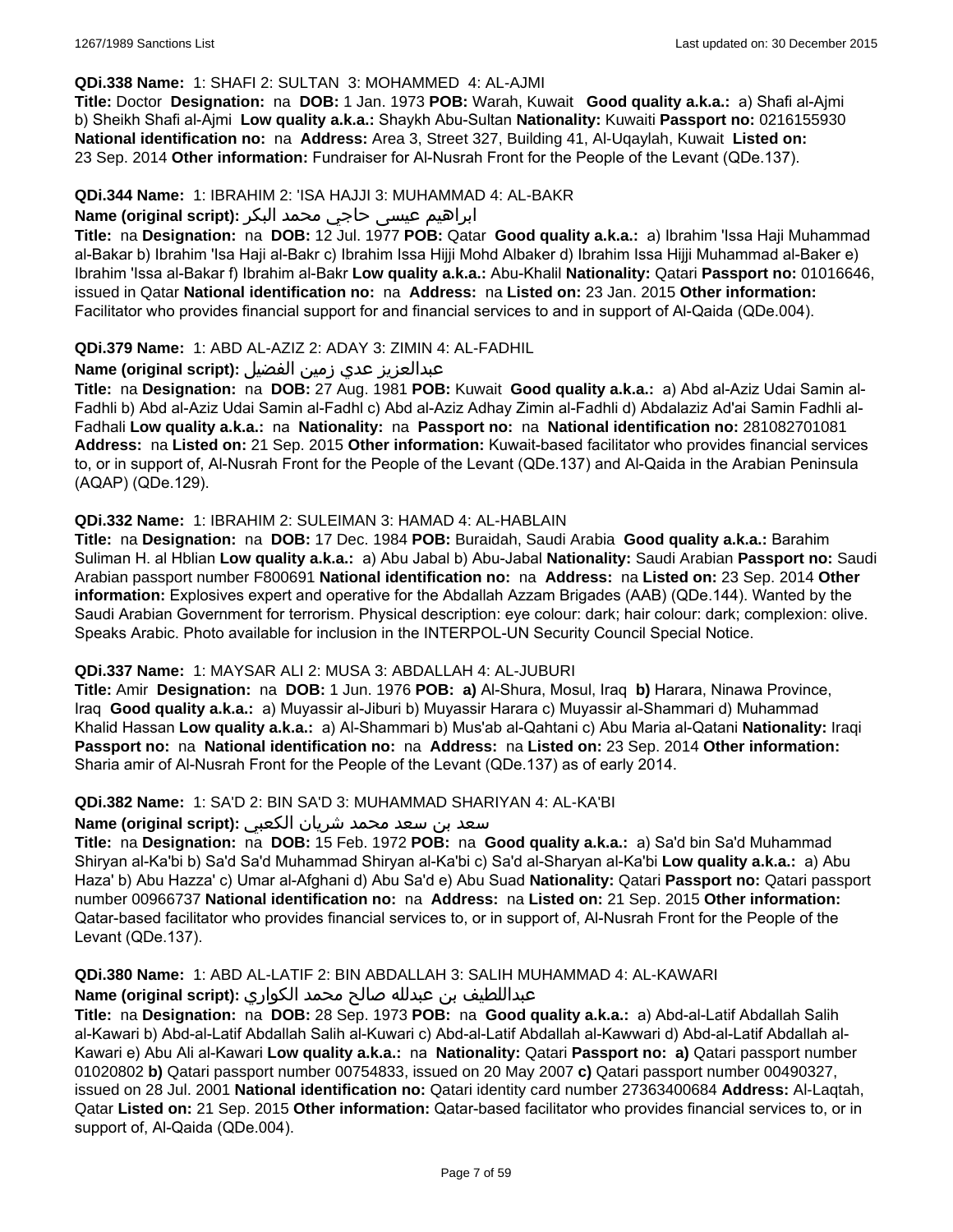**QDi.338 Name:** 1: SHAFI 2: SULTAN 3: MOHAMMED 4: AL-AJMI
**Title:** Doctor **Designation:** na **DOB:** 1 Jan. 1973 **POB:** Warah, Kuwait **Good quality a.k.a.:** a) Shafi al-Ajmi b) Sheikh Shafi al-Ajmi **Low quality a.k.a.:** Shaykh Abu-Sultan **Nationality:** Kuwaiti **Passport no:** 0216155930 **National identification no:** na **Address:** Area 3, Street 327, Building 41, Al-Uqaylah, Kuwait **Listed on:** 23 Sep. 2014 **Other information:** Fundraiser for Al-Nusrah Front for the People of the Levant (QDe.137).

**QDi.344 Name:** 1: IBRAHIM 2: 'ISA HAJJI 3: MUHAMMAD 4: AL-BAKR
**Name (original script):** ابراهيم عيسى حاجي محمد البكر
**Title:** na **Designation:** na **DOB:** 12 Jul. 1977 **POB:** Qatar **Good quality a.k.a.:** a) Ibrahim 'Issa Haji Muhammad al-Bakar b) Ibrahim 'Isa Haji al-Bakr c) Ibrahim Issa Hijji Mohd Albaker d) Ibrahim Issa Hijji Muhammad al-Baker e) Ibrahim 'Issa al-Bakar f) Ibrahim al-Bakr **Low quality a.k.a.:** Abu-Khalil **Nationality:** Qatari **Passport no:** 01016646, issued in Qatar **National identification no:** na **Address:** na **Listed on:** 23 Jan. 2015 **Other information:** Facilitator who provides financial support for and financial services to and in support of Al-Qaida (QDe.004).

**QDi.379 Name:** 1: ABD AL-AZIZ 2: ADAY 3: ZIMIN 4: AL-FADHIL
**Name (original script):** عبدالعزيز عدي زمين الفضيل
**Title:** na **Designation:** na **DOB:** 27 Aug. 1981 **POB:** Kuwait **Good quality a.k.a.:** a) Abd al-Aziz Udai Samin al-Fadhli b) Abd al-Aziz Udai Samin al-Fadhl c) Abd al-Aziz Adhay Zimin al-Fadhli d) Abdalaziz Ad'ai Samin Fadhli al-Fadhali **Low quality a.k.a.:** na **Nationality:** na **Passport no:** na **National identification no:** 281082701081 **Address:** na **Listed on:** 21 Sep. 2015 **Other information:** Kuwait-based facilitator who provides financial services to, or in support of, Al-Nusrah Front for the People of the Levant (QDe.137) and Al-Qaida in the Arabian Peninsula (AQAP) (QDe.129).

**QDi.332 Name:** 1: IBRAHIM 2: SULEIMAN 3: HAMAD 4: AL-HABLAIN
**Title:** na **Designation:** na **DOB:** 17 Dec. 1984 **POB:** Buraidah, Saudi Arabia **Good quality a.k.a.:** Barahim Suliman H. al Hblian **Low quality a.k.a.:** a) Abu Jabal b) Abu-Jabal **Nationality:** Saudi Arabian **Passport no:** Saudi Arabian passport number F800691 **National identification no:** na **Address:** na **Listed on:** 23 Sep. 2014 **Other information:** Explosives expert and operative for the Abdallah Azzam Brigades (AAB) (QDe.144). Wanted by the Saudi Arabian Government for terrorism. Physical description: eye colour: dark; hair colour: dark; complexion: olive. Speaks Arabic. Photo available for inclusion in the INTERPOL-UN Security Council Special Notice.

**QDi.337 Name:** 1: MAYSAR ALI 2: MUSA 3: ABDALLAH 4: AL-JUBURI
**Title:** Amir **Designation:** na **DOB:** 1 Jun. 1976 **POB:** **a)** Al-Shura, Mosul, Iraq **b)** Harara, Ninawa Province, Iraq **Good quality a.k.a.:** a) Muyassir al-Jiburi b) Muyassir Harara c) Muyassir al-Shammari d) Muhammad Khalid Hassan **Low quality a.k.a.:** a) Al-Shammari b) Mus'ab al-Qahtani c) Abu Maria al-Qatani **Nationality:** Iraqi **Passport no:** na **National identification no:** na **Address:** na **Listed on:** 23 Sep. 2014 **Other information:** Sharia amir of Al-Nusrah Front for the People of the Levant (QDe.137) as of early 2014.

**QDi.382 Name:** 1: SA'D 2: BIN SA'D 3: MUHAMMAD SHARIYAN 4: AL-KA'BI
**Name (original script):** سعد بن سعد محمد شريان الكعبي
**Title:** na **Designation:** na **DOB:** 15 Feb. 1972 **POB:** na **Good quality a.k.a.:** a) Sa'd bin Sa'd Muhammad Shiryan al-Ka'bi b) Sa'd Sa'd Muhammad Shiryan al-Ka'bi c) Sa'd al-Sharyan al-Ka'bi **Low quality a.k.a.:** a) Abu Haza' b) Abu Hazza' c) Umar al-Afghani d) Abu Sa'd e) Abu Suad **Nationality:** Qatari **Passport no:** Qatari passport number 00966737 **National identification no:** na **Address:** na **Listed on:** 21 Sep. 2015 **Other information:** Qatar-based facilitator who provides financial services to, or in support of, Al-Nusrah Front for the People of the Levant (QDe.137).

**QDi.380 Name:** 1: ABD AL-LATIF 2: BIN ABDALLAH 3: SALIH MUHAMMAD 4: AL-KAWARI
**Name (original script):** عبداللطيف بن عبدالله صالح محمد الكواري
**Title:** na **Designation:** na **DOB:** 28 Sep. 1973 **POB:** na **Good quality a.k.a.:** a) Abd-al-Latif Abdallah Salih al-Kawari b) Abd-al-Latif Abdallah Salih al-Kuwari c) Abd-al-Latif Abdallah al-Kawwari d) Abd-al-Latif Abdallah al-Kawari e) Abu Ali al-Kawari **Low quality a.k.a.:** na **Nationality:** Qatari **Passport no:** **a)** Qatari passport number 01020802 **b)** Qatari passport number 00754833, issued on 20 May 2007 **c)** Qatari passport number 00490327, issued on 28 Jul. 2001 **National identification no:** Qatari identity card number 27363400684 **Address:** Al-Laqtah, Qatar **Listed on:** 21 Sep. 2015 **Other information:** Qatar-based facilitator who provides financial services to, or in support of, Al-Qaida (QDe.004).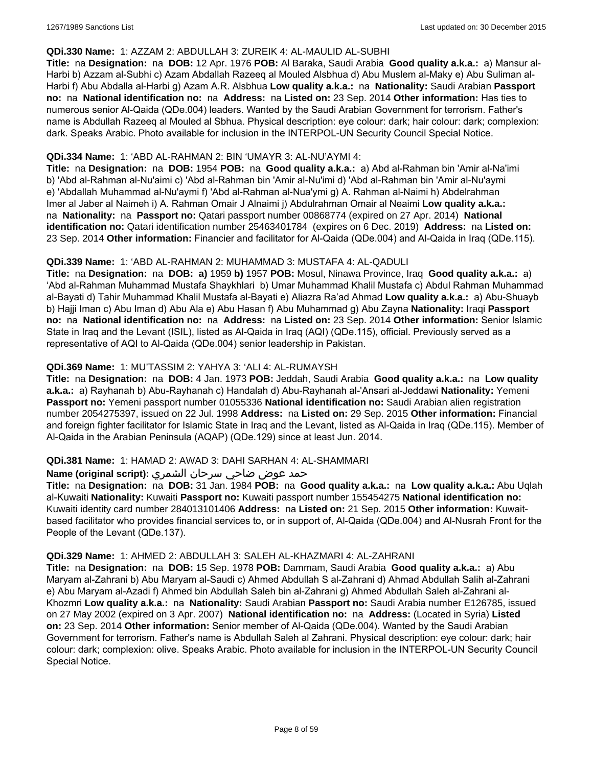**QDi.330 Name:** 1: AZZAM 2: ABDULLAH 3: ZUREIK 4: AL-MAULID AL-SUBHI

**Title:** na **Designation:** na **DOB:** 12 Apr. 1976 **POB:** Al Baraka, Saudi Arabia **Good quality a.k.a.:** a) Mansur al-Harbi b) Azzam al-Subhi c) Azam Abdallah Razeeq al Mouled Alsbhua d) Abu Muslem al-Maky e) Abu Suliman al-Harbi f) Abu Abdalla al-Harbi g) Azam A.R. Alsbhua **Low quality a.k.a.:** na **Nationality:** Saudi Arabian **Passport no:** na **National identification no:** na **Address:** na **Listed on:** 23 Sep. 2014 **Other information:** Has ties to numerous senior Al-Qaida (QDe.004) leaders. Wanted by the Saudi Arabian Government for terrorism. Father's name is Abdullah Razeeq al Mouled al Sbhua. Physical description: eye colour: dark; hair colour: dark; complexion: dark. Speaks Arabic. Photo available for inclusion in the INTERPOL-UN Security Council Special Notice.

**QDi.334 Name:** 1: ‘ABD AL-RAHMAN 2: BIN ‘UMAYR 3: AL-NU’AYMI 4:

**Title:** na **Designation:** na **DOB:** 1954 **POB:** na **Good quality a.k.a.:** a) Abd al-Rahman bin 'Amir al-Na'imi b) 'Abd al-Rahman al-Nu'aimi c) 'Abd al-Rahman bin 'Amir al-Nu'imi d) 'Abd al-Rahman bin 'Amir al-Nu'aymi e) 'Abdallah Muhammad al-Nu'aymi f) 'Abd al-Rahman al-Nua'ymi g) A. Rahman al-Naimi h) Abdelrahman Imer al Jaber al Naimeh i) A. Rahman Omair J Alnaimi j) Abdulrahman Omair al Neaimi **Low quality a.k.a.:** na **Nationality:** na **Passport no:** Qatari passport number 00868774 (expired on 27 Apr. 2014) **National identification no:** Qatari identification number 25463401784 (expires on 6 Dec. 2019) **Address:** na **Listed on:** 23 Sep. 2014 **Other information:** Financier and facilitator for Al-Qaida (QDe.004) and Al-Qaida in Iraq (QDe.115).

**QDi.339 Name:** 1: ‘ABD AL-RAHMAN 2: MUHAMMAD 3: MUSTAFA 4: AL-QADULI

**Title:** na **Designation:** na **DOB:** **a)** 1959 **b)** 1957 **POB:** Mosul, Ninawa Province, Iraq **Good quality a.k.a.:** a) ‘Abd al-Rahman Muhammad Mustafa Shaykhlari b) Umar Muhammad Khalil Mustafa c) Abdul Rahman Muhammad al-Bayati d) Tahir Muhammad Khalil Mustafa al-Bayati e) Aliazra Ra’ad Ahmad **Low quality a.k.a.:** a) Abu-Shuayb b) Hajji Iman c) Abu Iman d) Abu Ala e) Abu Hasan f) Abu Muhammad g) Abu Zayna **Nationality:** Iraqi **Passport no:** na **National identification no:** na **Address:** na **Listed on:** 23 Sep. 2014 **Other information:** Senior Islamic State in Iraq and the Levant (ISIL), listed as Al-Qaida in Iraq (AQI) (QDe.115), official. Previously served as a representative of AQI to Al-Qaida (QDe.004) senior leadership in Pakistan.

**QDi.369 Name:** 1: MU’TASSIM 2: YAHYA 3: ‘ALI 4: AL-RUMAYSH

**Title:** na **Designation:** na **DOB:** 4 Jan. 1973 **POB:** Jeddah, Saudi Arabia **Good quality a.k.a.:** na **Low quality a.k.a.:** a) Rayhanah b) Abu-Rayhanah c) Handalah d) Abu-Rayhanah al-'Ansari al-Jeddawi **Nationality:** Yemeni **Passport no:** Yemeni passport number 01055336 **National identification no:** Saudi Arabian alien registration number 2054275397, issued on 22 Jul. 1998 **Address:** na **Listed on:** 29 Sep. 2015 **Other information:** Financial and foreign fighter facilitator for Islamic State in Iraq and the Levant, listed as Al-Qaida in Iraq (QDe.115). Member of Al-Qaida in the Arabian Peninsula (AQAP) (QDe.129) since at least Jun. 2014.

**QDi.381 Name:** 1: HAMAD 2: AWAD 3: DAHI SARHAN 4: AL-SHAMMARI

**Name (original script):** حمد عوض ضاحي سرحان الشمري

**Title:** na **Designation:** na **DOB:** 31 Jan. 1984 **POB:** na **Good quality a.k.a.:** na **Low quality a.k.a.:** Abu Uqlah al-Kuwaiti **Nationality:** Kuwaiti **Passport no:** Kuwaiti passport number 155454275 **National identification no:** Kuwaiti identity card number 284013101406 **Address:** na **Listed on:** 21 Sep. 2015 **Other information:** Kuwait-based facilitator who provides financial services to, or in support of, Al-Qaida (QDe.004) and Al-Nusrah Front for the People of the Levant (QDe.137).

**QDi.329 Name:** 1: AHMED 2: ABDULLAH 3: SALEH AL-KHAZMARI 4: AL-ZAHRANI

**Title:** na **Designation:** na **DOB:** 15 Sep. 1978 **POB:** Dammam, Saudi Arabia **Good quality a.k.a.:** a) Abu Maryam al-Zahrani b) Abu Maryam al-Saudi c) Ahmed Abdullah S al-Zahrani d) Ahmad Abdullah Salih al-Zahrani e) Abu Maryam al-Azadi f) Ahmed bin Abdullah Saleh bin al-Zahrani g) Ahmed Abdullah Saleh al-Zahrani al-Khozmri **Low quality a.k.a.:** na **Nationality:** Saudi Arabian **Passport no:** Saudi Arabia number E126785, issued on 27 May 2002 (expired on 3 Apr. 2007) **National identification no:** na **Address:** (Located in Syria) **Listed on:** 23 Sep. 2014 **Other information:** Senior member of Al-Qaida (QDe.004). Wanted by the Saudi Arabian Government for terrorism. Father's name is Abdullah Saleh al Zahrani. Physical description: eye colour: dark; hair colour: dark; complexion: olive. Speaks Arabic. Photo available for inclusion in the INTERPOL-UN Security Council Special Notice.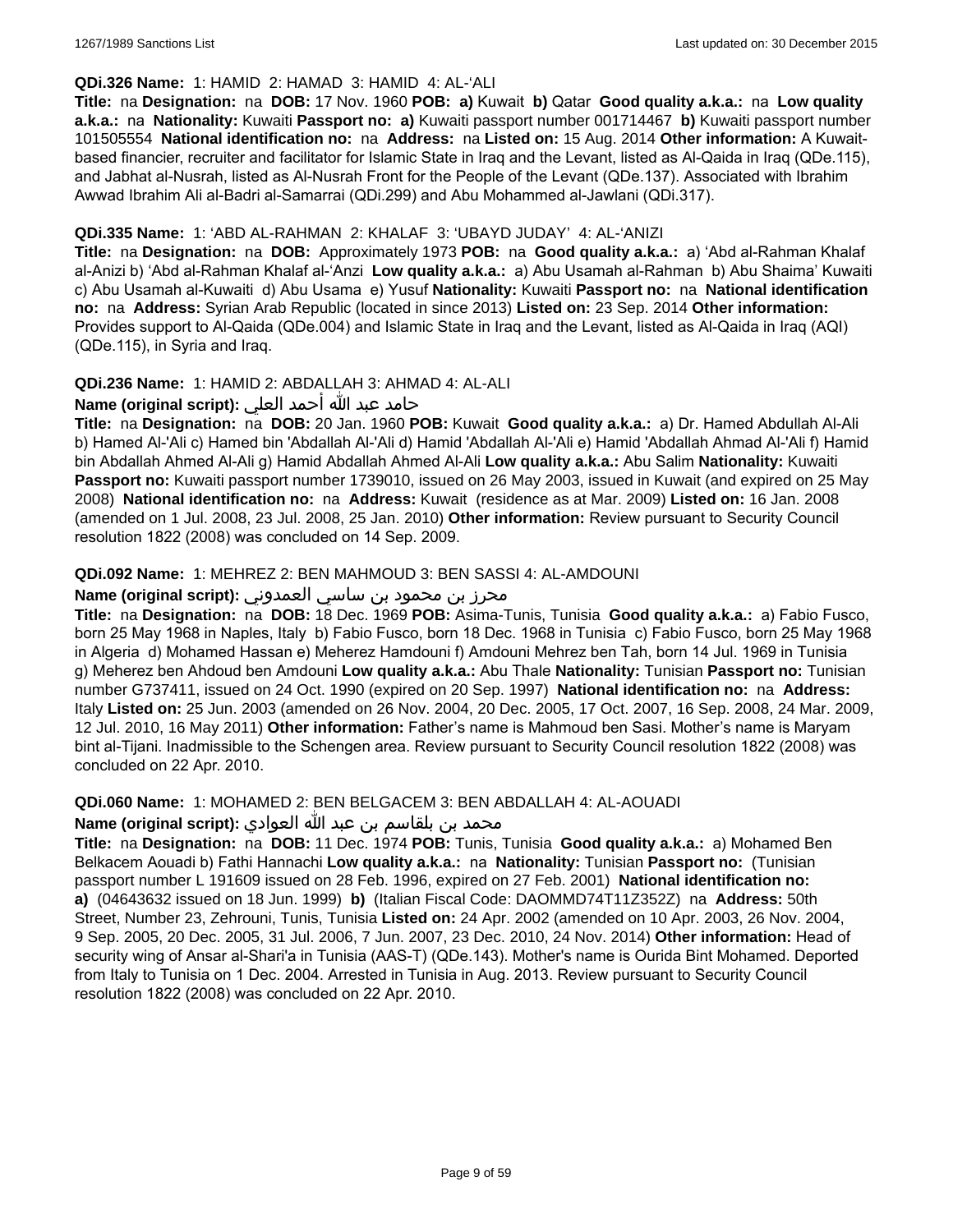**QDi.326 Name:** 1: HAMID 2: HAMAD 3: HAMID 4: AL-'ALI

**Title:** na **Designation:** na **DOB:** 17 Nov. 1960 **POB:** **a)** Kuwait **b)** Qatar **Good quality a.k.a.:** na **Low quality a.k.a.:** na **Nationality:** Kuwaiti **Passport no:** **a)** Kuwaiti passport number 001714467 **b)** Kuwaiti passport number 101505554 **National identification no:** na **Address:** na **Listed on:** 15 Aug. 2014 **Other information:** A Kuwait-based financier, recruiter and facilitator for Islamic State in Iraq and the Levant, listed as Al-Qaida in Iraq (QDe.115), and Jabhat al-Nusrah, listed as Al-Nusrah Front for the People of the Levant (QDe.137). Associated with Ibrahim Awwad Ibrahim Ali al-Badri al-Samarrai (QDi.299) and Abu Mohammed al-Jawlani (QDi.317).

**QDi.335 Name:** 1: 'ABD AL-RAHMAN 2: KHALAF 3: 'UBAYD JUDAY' 4: AL-'ANIZI

**Title:** na **Designation:** na **DOB:** Approximately 1973 **POB:** na **Good quality a.k.a.:** a) 'Abd al-Rahman Khalaf al-Anizi b) 'Abd al-Rahman Khalaf al-'Anzi **Low quality a.k.a.:** a) Abu Usamah al-Rahman b) Abu Shaima' Kuwaiti c) Abu Usamah al-Kuwaiti d) Abu Usama e) Yusuf **Nationality:** Kuwaiti **Passport no:** na **National identification no:** na **Address:** Syrian Arab Republic (located in since 2013) **Listed on:** 23 Sep. 2014 **Other information:** Provides support to Al-Qaida (QDe.004) and Islamic State in Iraq and the Levant, listed as Al-Qaida in Iraq (AQI) (QDe.115), in Syria and Iraq.

**QDi.236 Name:** 1: HAMID 2: ABDALLAH 3: AHMAD 4: AL-ALI

**Name (original script):** حامد عبد الله أحمد العلي

**Title:** na **Designation:** na **DOB:** 20 Jan. 1960 **POB:** Kuwait **Good quality a.k.a.:** a) Dr. Hamed Abdullah Al-Ali b) Hamed Al-'Ali c) Hamed bin 'Abdallah Al-'Ali d) Hamid 'Abdallah Al-'Ali e) Hamid 'Abdallah Ahmad Al-'Ali f) Hamid bin Abdallah Ahmed Al-Ali g) Hamid Abdallah Ahmed Al-Ali **Low quality a.k.a.:** Abu Salim **Nationality:** Kuwaiti **Passport no:** Kuwaiti passport number 1739010, issued on 26 May 2003, issued in Kuwait (and expired on 25 May 2008) **National identification no:** na **Address:** Kuwait (residence as at Mar. 2009) **Listed on:** 16 Jan. 2008 (amended on 1 Jul. 2008, 23 Jul. 2008, 25 Jan. 2010) **Other information:** Review pursuant to Security Council resolution 1822 (2008) was concluded on 14 Sep. 2009.

**QDi.092 Name:** 1: MEHREZ 2: BEN MAHMOUD 3: BEN SASSI 4: AL-AMDOUNI

**Name (original script):** محرز بن محمود بن ساسي العمدوني

**Title:** na **Designation:** na **DOB:** 18 Dec. 1969 **POB:** Asima-Tunis, Tunisia **Good quality a.k.a.:** a) Fabio Fusco, born 25 May 1968 in Naples, Italy b) Fabio Fusco, born 18 Dec. 1968 in Tunisia c) Fabio Fusco, born 25 May 1968 in Algeria d) Mohamed Hassan e) Meherez Hamdouni f) Amdouni Mehrez ben Tah, born 14 Jul. 1969 in Tunisia g) Meherez ben Ahdoud ben Amdouni **Low quality a.k.a.:** Abu Thale **Nationality:** Tunisian **Passport no:** Tunisian number G737411, issued on 24 Oct. 1990 (expired on 20 Sep. 1997) **National identification no:** na **Address:** Italy **Listed on:** 25 Jun. 2003 (amended on 26 Nov. 2004, 20 Dec. 2005, 17 Oct. 2007, 16 Sep. 2008, 24 Mar. 2009, 12 Jul. 2010, 16 May 2011) **Other information:** Father's name is Mahmoud ben Sasi. Mother's name is Maryam bint al-Tijani. Inadmissible to the Schengen area. Review pursuant to Security Council resolution 1822 (2008) was concluded on 22 Apr. 2010.

**QDi.060 Name:** 1: MOHAMED 2: BEN BELGACEM 3: BEN ABDALLAH 4: AL-AOUADI

**Name (original script):** محمد بن بلقاسم بن عبد الله العوادي

**Title:** na **Designation:** na **DOB:** 11 Dec. 1974 **POB:** Tunis, Tunisia **Good quality a.k.a.:** a) Mohamed Ben Belkacem Aouadi b) Fathi Hannachi **Low quality a.k.a.:** na **Nationality:** Tunisian **Passport no:** (Tunisian passport number L 191609 issued on 28 Feb. 1996, expired on 27 Feb. 2001) **National identification no:** **a)** (04643632 issued on 18 Jun. 1999) **b)** (Italian Fiscal Code: DAOMMD74T11Z352Z) na **Address:** 50th Street, Number 23, Zehrouni, Tunis, Tunisia **Listed on:** 24 Apr. 2002 (amended on 10 Apr. 2003, 26 Nov. 2004, 9 Sep. 2005, 20 Dec. 2005, 31 Jul. 2006, 7 Jun. 2007, 23 Dec. 2010, 24 Nov. 2014) **Other information:** Head of security wing of Ansar al-Shari'a in Tunisia (AAS-T) (QDe.143). Mother's name is Ourida Bint Mohamed. Deported from Italy to Tunisia on 1 Dec. 2004. Arrested in Tunisia in Aug. 2013. Review pursuant to Security Council resolution 1822 (2008) was concluded on 22 Apr. 2010.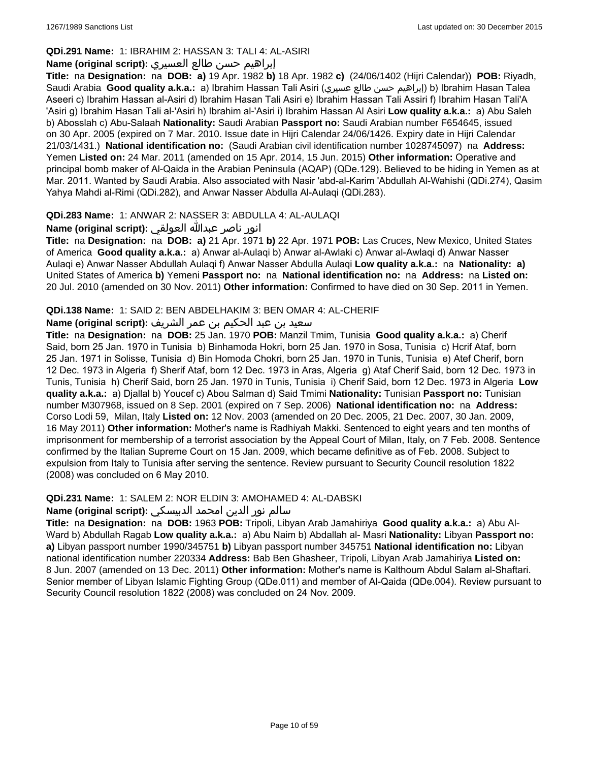**QDi.291 Name:** 1: IBRAHIM 2: HASSAN 3: TALI 4: AL-ASIRI

**Name (original script):** إبراهيم حسن طالع العسيري

**Title:** na **Designation:** na **DOB:** **a)** 19 Apr. 1982 **b)** 18 Apr. 1982 **c)** (24/06/1402 (Hijri Calendar)) **POB:** Riyadh, Saudi Arabia **Good quality a.k.a.:** a) Ibrahim Hassan Tali Asiri (إبراهيم حسن طالع عسيري) b) Ibrahim Hasan Talea Aseeri c) Ibrahim Hassan al-Asiri d) Ibrahim Hasan Tali Asiri e) Ibrahim Hassan Tali Assiri f) Ibrahim Hasan Tali'A 'Asiri g) Ibrahim Hasan Tali al-'Asiri h) Ibrahim al-'Asiri i) Ibrahim Hassan Al Asiri **Low quality a.k.a.:** a) Abu Saleh b) Abosslah c) Abu-Salaah **Nationality:** Saudi Arabian **Passport no:** Saudi Arabian number F654645, issued on 30 Apr. 2005 (expired on 7 Mar. 2010. Issue date in Hijri Calendar 24/06/1426. Expiry date in Hijri Calendar 21/03/1431.) **National identification no:** (Saudi Arabian civil identification number 1028745097) na **Address:** Yemen **Listed on:** 24 Mar. 2011 (amended on 15 Apr. 2014, 15 Jun. 2015) **Other information:** Operative and principal bomb maker of Al-Qaida in the Arabian Peninsula (AQAP) (QDe.129). Believed to be hiding in Yemen as at Mar. 2011. Wanted by Saudi Arabia. Also associated with Nasir 'abd-al-Karim 'Abdullah Al-Wahishi (QDi.274), Qasim Yahya Mahdi al-Rimi (QDi.282), and Anwar Nasser Abdulla Al-Aulaqi (QDi.283).

**QDi.283 Name:** 1: ANWAR 2: NASSER 3: ABDULLA 4: AL-AULAQI

**Name (original script):** انور ناصر عبدالله العولقي

**Title:** na **Designation:** na **DOB:** **a)** 21 Apr. 1971 **b)** 22 Apr. 1971 **POB:** Las Cruces, New Mexico, United States of America **Good quality a.k.a.:** a) Anwar al-Aulaqi b) Anwar al-Awlaki c) Anwar al-Awlaqi d) Anwar Nasser Aulaqi e) Anwar Nasser Abdullah Aulaqi f) Anwar Nasser Abdulla Aulaqi **Low quality a.k.a.:** na **Nationality:** **a)** United States of America **b)** Yemeni **Passport no:** na **National identification no:** na **Address:** na **Listed on:** 20 Jul. 2010 (amended on 30 Nov. 2011) **Other information:** Confirmed to have died on 30 Sep. 2011 in Yemen.

**QDi.138 Name:** 1: SAID 2: BEN ABDELHAKIM 3: BEN OMAR 4: AL-CHERIF

**Name (original script):** سعيد بن عبد الحكيم بن عمر الشريف

**Title:** na **Designation:** na **DOB:** 25 Jan. 1970 **POB:** Manzil Tmim, Tunisia **Good quality a.k.a.:** a) Cherif Said, born 25 Jan. 1970 in Tunisia b) Binhamoda Hokri, born 25 Jan. 1970 in Sosa, Tunisia c) Hcrif Ataf, born 25 Jan. 1971 in Solisse, Tunisia d) Bin Homoda Chokri, born 25 Jan. 1970 in Tunis, Tunisia e) Atef Cherif, born 12 Dec. 1973 in Algeria f) Sherif Ataf, born 12 Dec. 1973 in Aras, Algeria g) Ataf Cherif Said, born 12 Dec. 1973 in Tunis, Tunisia h) Cherif Said, born 25 Jan. 1970 in Tunis, Tunisia i) Cherif Said, born 12 Dec. 1973 in Algeria **Low quality a.k.a.:** a) Djallal b) Youcef c) Abou Salman d) Said Tmimi **Nationality:** Tunisian **Passport no:** Tunisian number M307968, issued on 8 Sep. 2001 (expired on 7 Sep. 2006) **National identification no:** na **Address:** Corso Lodi 59, Milan, Italy **Listed on:** 12 Nov. 2003 (amended on 20 Dec. 2005, 21 Dec. 2007, 30 Jan. 2009, 16 May 2011) **Other information:** Mother's name is Radhiyah Makki. Sentenced to eight years and ten months of imprisonment for membership of a terrorist association by the Appeal Court of Milan, Italy, on 7 Feb. 2008. Sentence confirmed by the Italian Supreme Court on 15 Jan. 2009, which became definitive as of Feb. 2008. Subject to expulsion from Italy to Tunisia after serving the sentence. Review pursuant to Security Council resolution 1822 (2008) was concluded on 6 May 2010.

**QDi.231 Name:** 1: SALEM 2: NOR ELDIN 3: AMOHAMED 4: AL-DABSKI

**Name (original script):** سالم نور الدين امحمد الدبيسكي

**Title:** na **Designation:** na **DOB:** 1963 **POB:** Tripoli, Libyan Arab Jamahiriya **Good quality a.k.a.:** a) Abu Al-Ward b) Abdullah Ragab **Low quality a.k.a.:** a) Abu Naim b) Abdallah al- Masri **Nationality:** Libyan **Passport no:** **a)** Libyan passport number 1990/345751 **b)** Libyan passport number 345751 **National identification no:** Libyan national identification number 220334 **Address:** Bab Ben Ghasheer, Tripoli, Libyan Arab Jamahiriya **Listed on:** 8 Jun. 2007 (amended on 13 Dec. 2011) **Other information:** Mother's name is Kalthoum Abdul Salam al-Shaftari. Senior member of Libyan Islamic Fighting Group (QDe.011) and member of Al-Qaida (QDe.004). Review pursuant to Security Council resolution 1822 (2008) was concluded on 24 Nov. 2009.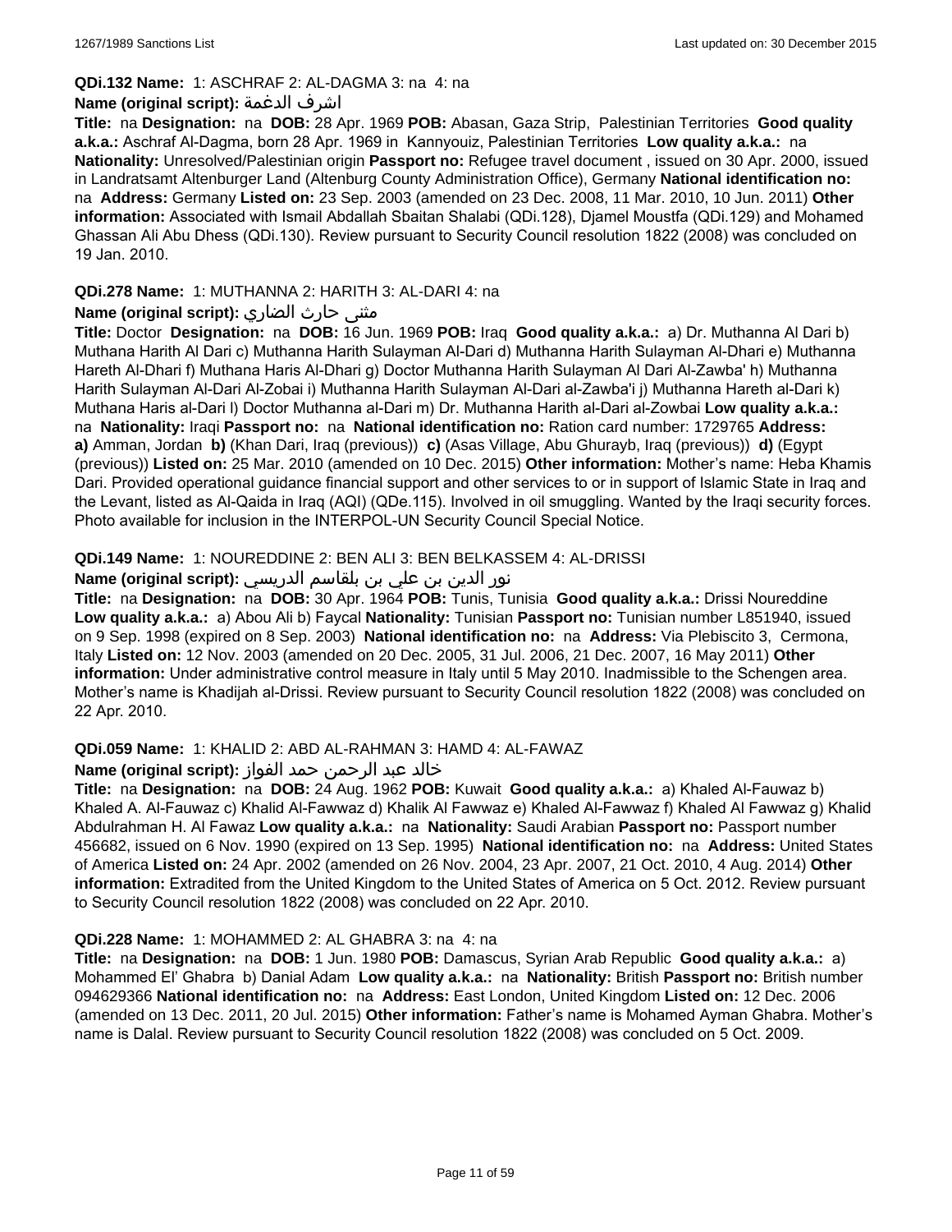**QDi.132 Name:** 1: ASCHRAF 2: AL-DAGMA 3: na 4: na

**Name (original script):** اشرف الدغمة

**Title:** na **Designation:** na **DOB:** 28 Apr. 1969 **POB:** Abasan, Gaza Strip, Palestinian Territories **Good quality a.k.a.:** Aschraf Al-Dagma, born 28 Apr. 1969 in Kannyouiz, Palestinian Territories **Low quality a.k.a.:** na **Nationality:** Unresolved/Palestinian origin **Passport no:** Refugee travel document , issued on 30 Apr. 2000, issued in Landratsamt Altenburger Land (Altenburg County Administration Office), Germany **National identification no:** na **Address:** Germany **Listed on:** 23 Sep. 2003 (amended on 23 Dec. 2008, 11 Mar. 2010, 10 Jun. 2011) **Other information:** Associated with Ismail Abdallah Sbaitan Shalabi (QDi.128), Djamel Moustfa (QDi.129) and Mohamed Ghassan Ali Abu Dhess (QDi.130). Review pursuant to Security Council resolution 1822 (2008) was concluded on 19 Jan. 2010.

**QDi.278 Name:** 1: MUTHANNA 2: HARITH 3: AL-DARI 4: na

**Name (original script):** مثنى حارث الضاري

**Title:** Doctor **Designation:** na **DOB:** 16 Jun. 1969 **POB:** Iraq **Good quality a.k.a.:** a) Dr. Muthanna Al Dari b) Muthana Harith Al Dari c) Muthanna Harith Sulayman Al-Dari d) Muthanna Harith Sulayman Al-Dhari e) Muthanna Hareth Al-Dhari f) Muthana Haris Al-Dhari g) Doctor Muthanna Harith Sulayman Al Dari Al-Zawba' h) Muthanna Harith Sulayman Al-Dari Al-Zobai i) Muthanna Harith Sulayman Al-Dari al-Zawba'i j) Muthanna Hareth al-Dari k) Muthana Haris al-Dari l) Doctor Muthanna al-Dari m) Dr. Muthanna Harith al-Dari al-Zowbai **Low quality a.k.a.:** na **Nationality:** Iraqi **Passport no:** na **National identification no:** Ration card number: 1729765 **Address:** **a)** Amman, Jordan **b)** (Khan Dari, Iraq (previous)) **c)** (Asas Village, Abu Ghurayb, Iraq (previous)) **d)** (Egypt (previous)) **Listed on:** 25 Mar. 2010 (amended on 10 Dec. 2015) **Other information:** Mother's name: Heba Khamis Dari. Provided operational guidance financial support and other services to or in support of Islamic State in Iraq and the Levant, listed as Al-Qaida in Iraq (AQI) (QDe.115). Involved in oil smuggling. Wanted by the Iraqi security forces. Photo available for inclusion in the INTERPOL-UN Security Council Special Notice.

**QDi.149 Name:** 1: NOUREDDINE 2: BEN ALI 3: BEN BELKASSEM 4: AL-DRISSI

**Name (original script):** نور الدين بن علي بن بلقاسم الدريسي

**Title:** na **Designation:** na **DOB:** 30 Apr. 1964 **POB:** Tunis, Tunisia **Good quality a.k.a.:** Drissi Noureddine **Low quality a.k.a.:** a) Abou Ali b) Faycal **Nationality:** Tunisian **Passport no:** Tunisian number L851940, issued on 9 Sep. 1998 (expired on 8 Sep. 2003) **National identification no:** na **Address:** Via Plebiscito 3, Cermona, Italy **Listed on:** 12 Nov. 2003 (amended on 20 Dec. 2005, 31 Jul. 2006, 21 Dec. 2007, 16 May 2011) **Other information:** Under administrative control measure in Italy until 5 May 2010. Inadmissible to the Schengen area. Mother's name is Khadijah al-Drissi. Review pursuant to Security Council resolution 1822 (2008) was concluded on 22 Apr. 2010.

**QDi.059 Name:** 1: KHALID 2: ABD AL-RAHMAN 3: HAMD 4: AL-FAWAZ

**Name (original script):** خالد عبد الرحمن حمد الفواز

**Title:** na **Designation:** na **DOB:** 24 Aug. 1962 **POB:** Kuwait **Good quality a.k.a.:** a) Khaled Al-Fauwaz b) Khaled A. Al-Fauwaz c) Khalid Al-Fawwaz d) Khalik Al Fawwaz e) Khaled Al-Fawwaz f) Khaled Al Fawwaz g) Khalid Abdulrahman H. Al Fawaz **Low quality a.k.a.:** na **Nationality:** Saudi Arabian **Passport no:** Passport number 456682, issued on 6 Nov. 1990 (expired on 13 Sep. 1995) **National identification no:** na **Address:** United States of America **Listed on:** 24 Apr. 2002 (amended on 26 Nov. 2004, 23 Apr. 2007, 21 Oct. 2010, 4 Aug. 2014) **Other information:** Extradited from the United Kingdom to the United States of America on 5 Oct. 2012. Review pursuant to Security Council resolution 1822 (2008) was concluded on 22 Apr. 2010.

**QDi.228 Name:** 1: MOHAMMED 2: AL GHABRA 3: na 4: na

**Title:** na **Designation:** na **DOB:** 1 Jun. 1980 **POB:** Damascus, Syrian Arab Republic **Good quality a.k.a.:** a) Mohammed El' Ghabra b) Danial Adam **Low quality a.k.a.:** na **Nationality:** British **Passport no:** British number 094629366 **National identification no:** na **Address:** East London, United Kingdom **Listed on:** 12 Dec. 2006 (amended on 13 Dec. 2011, 20 Jul. 2015) **Other information:** Father's name is Mohamed Ayman Ghabra. Mother's name is Dalal. Review pursuant to Security Council resolution 1822 (2008) was concluded on 5 Oct. 2009.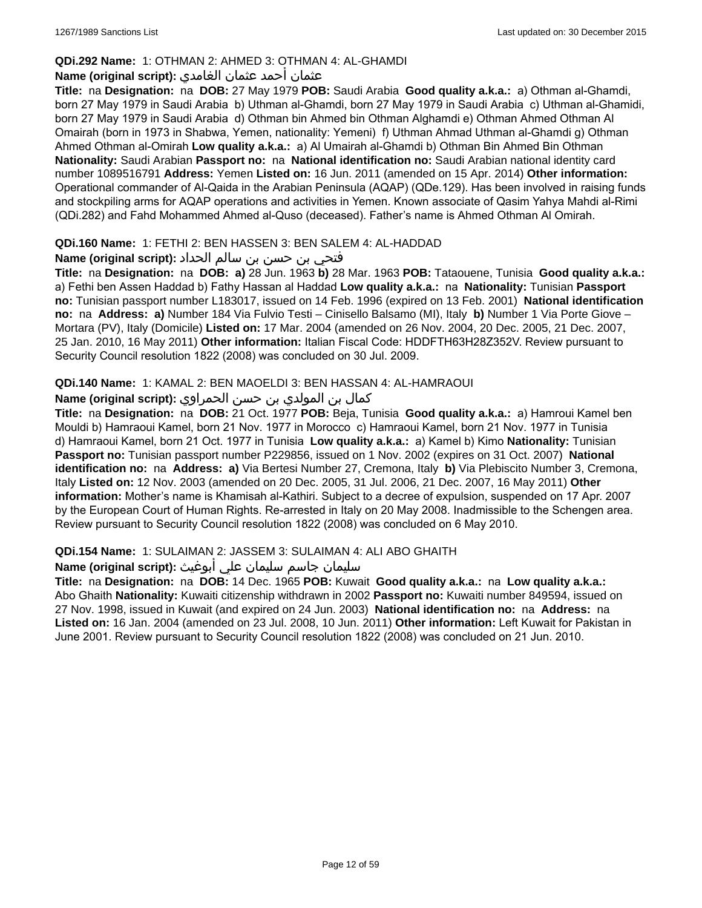**QDi.292 Name:** 1: OTHMAN 2: AHMED 3: OTHMAN 4: AL-GHAMDI

**Name (original script):** عثمان أحمد عثمان الغامدي

**Title:** na **Designation:** na **DOB:** 27 May 1979 **POB:** Saudi Arabia **Good quality a.k.a.:** a) Othman al-Ghamdi, born 27 May 1979 in Saudi Arabia b) Uthman al-Ghamdi, born 27 May 1979 in Saudi Arabia c) Uthman al-Ghamidi, born 27 May 1979 in Saudi Arabia d) Othman bin Ahmed bin Othman Alghamdi e) Othman Ahmed Othman Al Omairah (born in 1973 in Shabwa, Yemen, nationality: Yemeni) f) Uthman Ahmad Uthman al-Ghamdi g) Othman Ahmed Othman al-Omirah **Low quality a.k.a.:** a) Al Umairah al-Ghamdi b) Othman Bin Ahmed Bin Othman **Nationality:** Saudi Arabian **Passport no:** na **National identification no:** Saudi Arabian national identity card number 1089516791 **Address:** Yemen **Listed on:** 16 Jun. 2011 (amended on 15 Apr. 2014) **Other information:** Operational commander of Al-Qaida in the Arabian Peninsula (AQAP) (QDe.129). Has been involved in raising funds and stockpiling arms for AQAP operations and activities in Yemen. Known associate of Qasim Yahya Mahdi al-Rimi (QDi.282) and Fahd Mohammed Ahmed al-Quso (deceased). Father's name is Ahmed Othman Al Omirah.

**QDi.160 Name:** 1: FETHI 2: BEN HASSEN 3: BEN SALEM 4: AL-HADDAD

**Name (original script):** فتحي بن حسن بن سالم الحداد

**Title:** na **Designation:** na **DOB:** **a)** 28 Jun. 1963 **b)** 28 Mar. 1963 **POB:** Tataouene, Tunisia **Good quality a.k.a.:** a) Fethi ben Assen Haddad b) Fathy Hassan al Haddad **Low quality a.k.a.:** na **Nationality:** Tunisian **Passport no:** Tunisian passport number L183017, issued on 14 Feb. 1996 (expired on 13 Feb. 2001) **National identification no:** na **Address:** **a)** Number 184 Via Fulvio Testi – Cinisello Balsamo (MI), Italy **b)** Number 1 Via Porte Giove – Mortara (PV), Italy (Domicile) **Listed on:** 17 Mar. 2004 (amended on 26 Nov. 2004, 20 Dec. 2005, 21 Dec. 2007, 25 Jan. 2010, 16 May 2011) **Other information:** Italian Fiscal Code: HDDFTH63H28Z352V. Review pursuant to Security Council resolution 1822 (2008) was concluded on 30 Jul. 2009.

**QDi.140 Name:** 1: KAMAL 2: BEN MAOELDI 3: BEN HASSAN 4: AL-HAMRAOUI

**Name (original script):** كمال بن المولدي بن حسن الحمراوي

**Title:** na **Designation:** na **DOB:** 21 Oct. 1977 **POB:** Beja, Tunisia **Good quality a.k.a.:** a) Hamroui Kamel ben Mouldi b) Hamraoui Kamel, born 21 Nov. 1977 in Morocco c) Hamraoui Kamel, born 21 Nov. 1977 in Tunisia d) Hamraoui Kamel, born 21 Oct. 1977 in Tunisia **Low quality a.k.a.:** a) Kamel b) Kimo **Nationality:** Tunisian **Passport no:** Tunisian passport number P229856, issued on 1 Nov. 2002 (expires on 31 Oct. 2007) **National identification no:** na **Address:** **a)** Via Bertesi Number 27, Cremona, Italy **b)** Via Plebiscito Number 3, Cremona, Italy **Listed on:** 12 Nov. 2003 (amended on 20 Dec. 2005, 31 Jul. 2006, 21 Dec. 2007, 16 May 2011) **Other information:** Mother's name is Khamisah al-Kathiri. Subject to a decree of expulsion, suspended on 17 Apr. 2007 by the European Court of Human Rights. Re-arrested in Italy on 20 May 2008. Inadmissible to the Schengen area. Review pursuant to Security Council resolution 1822 (2008) was concluded on 6 May 2010.

**QDi.154 Name:** 1: SULAIMAN 2: JASSEM 3: SULAIMAN 4: ALI ABO GHAITH

**Name (original script):** سليمان جاسم سليمان علي أبوغيث

**Title:** na **Designation:** na **DOB:** 14 Dec. 1965 **POB:** Kuwait **Good quality a.k.a.:** na **Low quality a.k.a.:** Abo Ghaith **Nationality:** Kuwaiti citizenship withdrawn in 2002 **Passport no:** Kuwaiti number 849594, issued on 27 Nov. 1998, issued in Kuwait (and expired on 24 Jun. 2003) **National identification no:** na **Address:** na **Listed on:** 16 Jan. 2004 (amended on 23 Jul. 2008, 10 Jun. 2011) **Other information:** Left Kuwait for Pakistan in June 2001. Review pursuant to Security Council resolution 1822 (2008) was concluded on 21 Jun. 2010.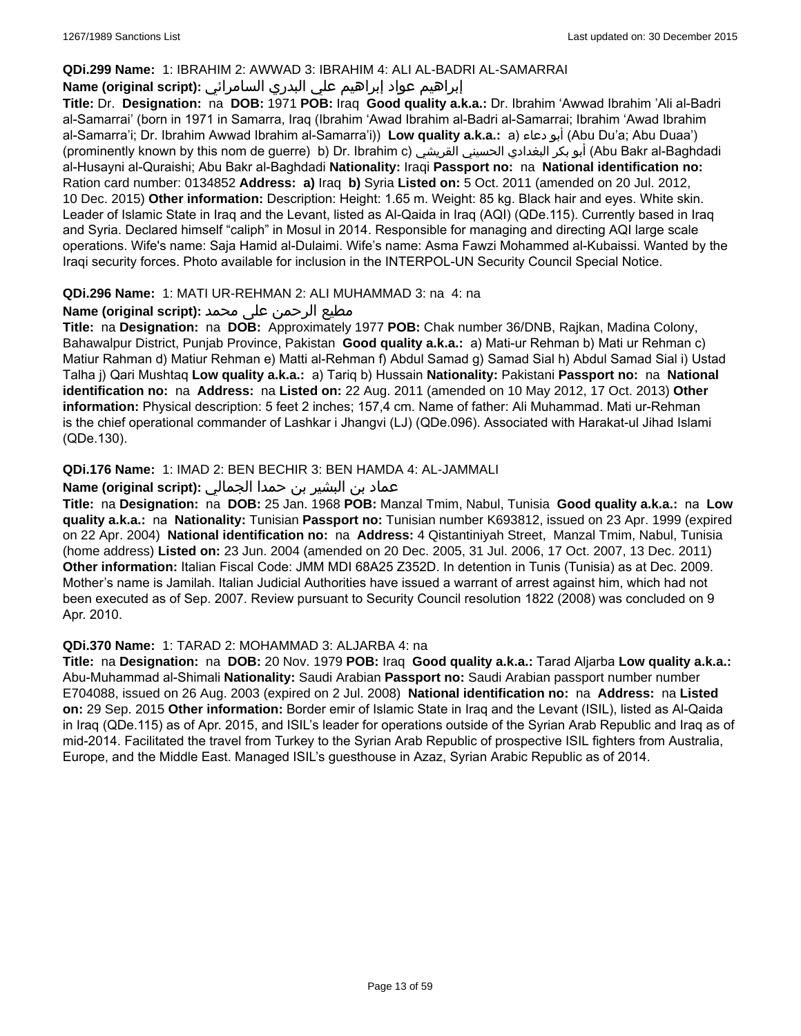**QDi.299 Name:** 1: IBRAHIM 2: AWWAD 3: IBRAHIM 4: ALI AL-BADRI AL-SAMARRAI

**Name (original script):** إبراهيم عواد إبراهيم علي البدري السامرائي

**Title:** Dr. **Designation:** na **DOB:** 1971 **POB:** Iraq **Good quality a.k.a.:** Dr. Ibrahim 'Awwad Ibrahim 'Ali al-Badri al-Samarrai' (born in 1971 in Samarra, Iraq (Ibrahim 'Awad Ibrahim al-Badri al-Samarrai; Ibrahim 'Awad Ibrahim al-Samarra'i; Dr. Ibrahim Awwad Ibrahim al-Samarra'i)) **Low quality a.k.a.:** a) أبو دعاء (Abu Du'a; Abu Duaa') (prominently known by this nom de guerre) b) Dr. Ibrahim c) أبو بكر البغدادي الحسيني القريشي (Abu Bakr al-Baghdadi al-Husayni al-Quraishi; Abu Bakr al-Baghdadi **Nationality:** Iraqi **Passport no:** na **National identification no:** Ration card number: 0134852 **Address:** **a)** Iraq **b)** Syria **Listed on:** 5 Oct. 2011 (amended on 20 Jul. 2012, 10 Dec. 2015) **Other information:** Description: Height: 1.65 m. Weight: 85 kg. Black hair and eyes. White skin. Leader of Islamic State in Iraq and the Levant, listed as Al-Qaida in Iraq (AQI) (QDe.115). Currently based in Iraq and Syria. Declared himself "caliph" in Mosul in 2014. Responsible for managing and directing AQI large scale operations. Wife's name: Saja Hamid al-Dulaimi. Wife's name: Asma Fawzi Mohammed al-Kubaissi. Wanted by the Iraqi security forces. Photo available for inclusion in the INTERPOL-UN Security Council Special Notice.

**QDi.296 Name:** 1: MATI UR-REHMAN 2: ALI MUHAMMAD 3: na 4: na

**Name (original script):** مطیع الرحمن علی محمد

**Title:** na **Designation:** na **DOB:** Approximately 1977 **POB:** Chak number 36/DNB, Rajkan, Madina Colony, Bahawalpur District, Punjab Province, Pakistan **Good quality a.k.a.:** a) Mati-ur Rehman b) Mati ur Rehman c) Matiur Rahman d) Matiur Rehman e) Matti al-Rehman f) Abdul Samad g) Samad Sial h) Abdul Samad Sial i) Ustad Talha j) Qari Mushtaq **Low quality a.k.a.:** a) Tariq b) Hussain **Nationality:** Pakistani **Passport no:** na **National identification no:** na **Address:** na **Listed on:** 22 Aug. 2011 (amended on 10 May 2012, 17 Oct. 2013) **Other information:** Physical description: 5 feet 2 inches; 157,4 cm. Name of father: Ali Muhammad. Mati ur-Rehman is the chief operational commander of Lashkar i Jhangvi (LJ) (QDe.096). Associated with Harakat-ul Jihad Islami (QDe.130).

**QDi.176 Name:** 1: IMAD 2: BEN BECHIR 3: BEN HAMDA 4: AL-JAMMALI

**Name (original script):** عماد بن البشير بن حمدا الجمالي

**Title:** na **Designation:** na **DOB:** 25 Jan. 1968 **POB:** Manzal Tmim, Nabul, Tunisia **Good quality a.k.a.:** na **Low quality a.k.a.:** na **Nationality:** Tunisian **Passport no:** Tunisian number K693812, issued on 23 Apr. 1999 (expired on 22 Apr. 2004) **National identification no:** na **Address:** 4 Qistantiniyah Street, Manzal Tmim, Nabul, Tunisia (home address) **Listed on:** 23 Jun. 2004 (amended on 20 Dec. 2005, 31 Jul. 2006, 17 Oct. 2007, 13 Dec. 2011) **Other information:** Italian Fiscal Code: JMM MDI 68A25 Z352D. In detention in Tunis (Tunisia) as at Dec. 2009. Mother's name is Jamilah. Italian Judicial Authorities have issued a warrant of arrest against him, which had not been executed as of Sep. 2007. Review pursuant to Security Council resolution 1822 (2008) was concluded on 9 Apr. 2010.

**QDi.370 Name:** 1: TARAD 2: MOHAMMAD 3: ALJARBA 4: na

**Title:** na **Designation:** na **DOB:** 20 Nov. 1979 **POB:** Iraq **Good quality a.k.a.:** Tarad Aljarba **Low quality a.k.a.:** Abu-Muhammad al-Shimali **Nationality:** Saudi Arabian **Passport no:** Saudi Arabian passport number number E704088, issued on 26 Aug. 2003 (expired on 2 Jul. 2008) **National identification no:** na **Address:** na **Listed on:** 29 Sep. 2015 **Other information:** Border emir of Islamic State in Iraq and the Levant (ISIL), listed as Al-Qaida in Iraq (QDe.115) as of Apr. 2015, and ISIL's leader for operations outside of the Syrian Arab Republic and Iraq as of mid-2014. Facilitated the travel from Turkey to the Syrian Arab Republic of prospective ISIL fighters from Australia, Europe, and the Middle East. Managed ISIL's guesthouse in Azaz, Syrian Arabic Republic as of 2014.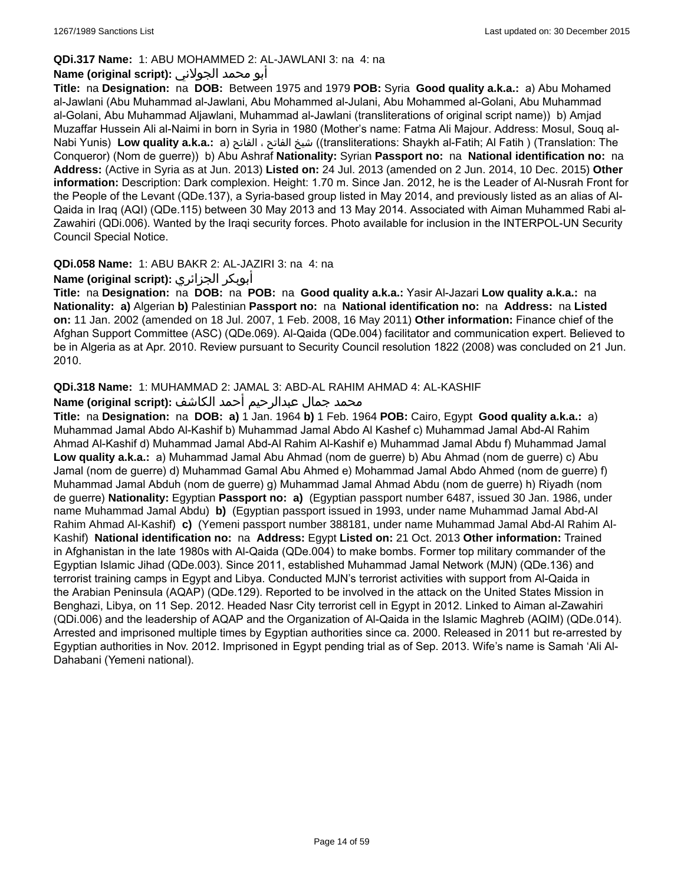**QDi.317 Name:** 1: ABU MOHAMMED 2: AL-JAWLANI 3: na 4: na

**Name (original script):** أبو محمد الجولاني

**Title:** na **Designation:** na **DOB:** Between 1975 and 1979 **POB:** Syria **Good quality a.k.a.:** a) Abu Mohamed al-Jawlani (Abu Muhammad al-Jawlani, Abu Mohammed al-Julani, Abu Mohammed al-Golani, Abu Muhammad al-Golani, Abu Muhammad Aljawlani, Muhammad al-Jawlani (transliterations of original script name)) b) Amjad Muzaffar Hussein Ali al-Naimi in born in Syria in 1980 (Mother's name: Fatma Ali Majour. Address: Mosul, Souq al-Nabi Yunis) **Low quality a.k.a.:** a) شيخ الفاتح ، الفاتح ((transliterations: Shaykh al-Fatih; Al Fatih ) (Translation: The Conqueror) (Nom de guerre)) b) Abu Ashraf **Nationality:** Syrian **Passport no:** na **National identification no:** na **Address:** (Active in Syria as at Jun. 2013) **Listed on:** 24 Jul. 2013 (amended on 2 Jun. 2014, 10 Dec. 2015) **Other information:** Description: Dark complexion. Height: 1.70 m. Since Jan. 2012, he is the Leader of Al-Nusrah Front for the People of the Levant (QDe.137), a Syria-based group listed in May 2014, and previously listed as an alias of Al-Qaida in Iraq (AQI) (QDe.115) between 30 May 2013 and 13 May 2014. Associated with Aiman Muhammed Rabi al-Zawahiri (QDi.006). Wanted by the Iraqi security forces. Photo available for inclusion in the INTERPOL-UN Security Council Special Notice.

**QDi.058 Name:** 1: ABU BAKR 2: AL-JAZIRI 3: na 4: na

**Name (original script):** أبوبكر الجزائري

**Title:** na **Designation:** na **DOB:** na **POB:** na **Good quality a.k.a.:** Yasir Al-Jazari **Low quality a.k.a.:** na **Nationality:** **a)** Algerian **b)** Palestinian **Passport no:** na **National identification no:** na **Address:** na **Listed on:** 11 Jan. 2002 (amended on 18 Jul. 2007, 1 Feb. 2008, 16 May 2011) **Other information:** Finance chief of the Afghan Support Committee (ASC) (QDe.069). Al-Qaida (QDe.004) facilitator and communication expert. Believed to be in Algeria as at Apr. 2010. Review pursuant to Security Council resolution 1822 (2008) was concluded on 21 Jun. 2010.

**QDi.318 Name:** 1: MUHAMMAD 2: JAMAL 3: ABD-AL RAHIM AHMAD 4: AL-KASHIF

**Name (original script):** محمد جمال عبدالرحيم أحمد الكاشف

**Title:** na **Designation:** na **DOB:** **a)** 1 Jan. 1964 **b)** 1 Feb. 1964 **POB:** Cairo, Egypt **Good quality a.k.a.:** a) Muhammad Jamal Abdo Al-Kashif b) Muhammad Jamal Abdo Al Kashef c) Muhammad Jamal Abd-Al Rahim Ahmad Al-Kashif d) Muhammad Jamal Abd-Al Rahim Al-Kashif e) Muhammad Jamal Abdu f) Muhammad Jamal **Low quality a.k.a.:** a) Muhammad Jamal Abu Ahmad (nom de guerre) b) Abu Ahmad (nom de guerre) c) Abu Jamal (nom de guerre) d) Muhammad Gamal Abu Ahmed e) Mohammad Jamal Abdo Ahmed (nom de guerre) f) Muhammad Jamal Abduh (nom de guerre) g) Muhammad Jamal Ahmad Abdu (nom de guerre) h) Riyadh (nom de guerre) **Nationality:** Egyptian **Passport no:** **a)** (Egyptian passport number 6487, issued 30 Jan. 1986, under name Muhammad Jamal Abdu) **b)** (Egyptian passport issued in 1993, under name Muhammad Jamal Abd-Al Rahim Ahmad Al-Kashif) **c)** (Yemeni passport number 388181, under name Muhammad Jamal Abd-Al Rahim Al-Kashif) **National identification no:** na **Address:** Egypt **Listed on:** 21 Oct. 2013 **Other information:** Trained in Afghanistan in the late 1980s with Al-Qaida (QDe.004) to make bombs. Former top military commander of the Egyptian Islamic Jihad (QDe.003). Since 2011, established Muhammad Jamal Network (MJN) (QDe.136) and terrorist training camps in Egypt and Libya. Conducted MJN's terrorist activities with support from Al-Qaida in the Arabian Peninsula (AQAP) (QDe.129). Reported to be involved in the attack on the United States Mission in Benghazi, Libya, on 11 Sep. 2012. Headed Nasr City terrorist cell in Egypt in 2012. Linked to Aiman al-Zawahiri (QDi.006) and the leadership of AQAP and the Organization of Al-Qaida in the Islamic Maghreb (AQIM) (QDe.014). Arrested and imprisoned multiple times by Egyptian authorities since ca. 2000. Released in 2011 but re-arrested by Egyptian authorities in Nov. 2012. Imprisoned in Egypt pending trial as of Sep. 2013. Wife's name is Samah 'Ali Al-Dahabani (Yemeni national).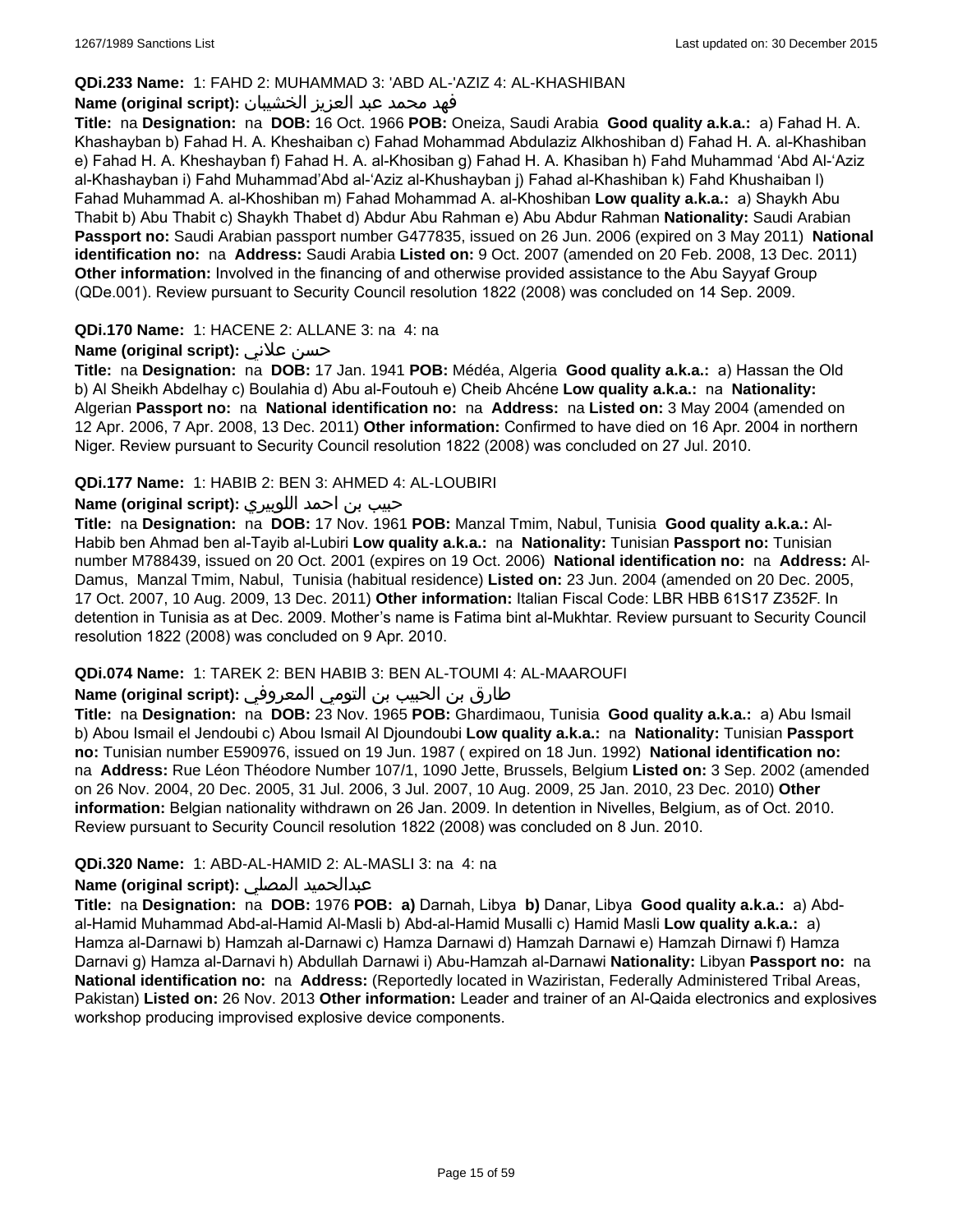**QDi.233 Name:** 1: FAHD 2: MUHAMMAD 3: 'ABD AL-'AZIZ 4: AL-KHASHIBAN

**Name (original script):** فهد محمد عبد العزيز الخشيبان

**Title:** na **Designation:** na **DOB:** 16 Oct. 1966 **POB:** Oneiza, Saudi Arabia **Good quality a.k.a.:** a) Fahad H. A. Khashayban b) Fahad H. A. Kheshaiban c) Fahad Mohammad Abdulaziz Alkhoshiban d) Fahad H. A. al-Khashiban e) Fahad H. A. Kheshayban f) Fahad H. A. al-Khosiban g) Fahad H. A. Khasiban h) Fahd Muhammad 'Abd Al-'Aziz al-Khashayban i) Fahd Muhammad'Abd al-'Aziz al-Khushayban j) Fahad al-Khashiban k) Fahd Khushaiban l) Fahad Muhammad A. al-Khoshiban m) Fahad Mohammad A. al-Khoshiban **Low quality a.k.a.:** a) Shaykh Abu Thabit b) Abu Thabit c) Shaykh Thabet d) Abdur Abu Rahman e) Abu Abdur Rahman **Nationality:** Saudi Arabian **Passport no:** Saudi Arabian passport number G477835, issued on 26 Jun. 2006 (expired on 3 May 2011) **National identification no:** na **Address:** Saudi Arabia **Listed on:** 9 Oct. 2007 (amended on 20 Feb. 2008, 13 Dec. 2011) **Other information:** Involved in the financing of and otherwise provided assistance to the Abu Sayyaf Group (QDe.001). Review pursuant to Security Council resolution 1822 (2008) was concluded on 14 Sep. 2009.

**QDi.170 Name:** 1: HACENE 2: ALLANE 3: na 4: na

**Name (original script):** حسن علاني

**Title:** na **Designation:** na **DOB:** 17 Jan. 1941 **POB:** Médéa, Algeria **Good quality a.k.a.:** a) Hassan the Old b) Al Sheikh Abdelhay c) Boulahia d) Abu al-Foutouh e) Cheib Ahcéne **Low quality a.k.a.:** na **Nationality:** Algerian **Passport no:** na **National identification no:** na **Address:** na **Listed on:** 3 May 2004 (amended on 12 Apr. 2006, 7 Apr. 2008, 13 Dec. 2011) **Other information:** Confirmed to have died on 16 Apr. 2004 in northern Niger. Review pursuant to Security Council resolution 1822 (2008) was concluded on 27 Jul. 2010.

**QDi.177 Name:** 1: HABIB 2: BEN 3: AHMED 4: AL-LOUBIRI

**Name (original script):** حبيب بن احمد اللوبيري

**Title:** na **Designation:** na **DOB:** 17 Nov. 1961 **POB:** Manzal Tmim, Nabul, Tunisia **Good quality a.k.a.:** Al-Habib ben Ahmad ben al-Tayib al-Lubiri **Low quality a.k.a.:** na **Nationality:** Tunisian **Passport no:** Tunisian number M788439, issued on 20 Oct. 2001 (expires on 19 Oct. 2006) **National identification no:** na **Address:** Al-Damus, Manzal Tmim, Nabul, Tunisia (habitual residence) **Listed on:** 23 Jun. 2004 (amended on 20 Dec. 2005, 17 Oct. 2007, 10 Aug. 2009, 13 Dec. 2011) **Other information:** Italian Fiscal Code: LBR HBB 61S17 Z352F. In detention in Tunisia as at Dec. 2009. Mother's name is Fatima bint al-Mukhtar. Review pursuant to Security Council resolution 1822 (2008) was concluded on 9 Apr. 2010.

**QDi.074 Name:** 1: TAREK 2: BEN HABIB 3: BEN AL-TOUMI 4: AL-MAAROUFI

**Name (original script):** طارق بن الحبيب بن التومي المعروفي

**Title:** na **Designation:** na **DOB:** 23 Nov. 1965 **POB:** Ghardimaou, Tunisia **Good quality a.k.a.:** a) Abu Ismail b) Abou Ismail el Jendoubi c) Abou Ismail Al Djoundoubi **Low quality a.k.a.:** na **Nationality:** Tunisian **Passport no:** Tunisian number E590976, issued on 19 Jun. 1987 ( expired on 18 Jun. 1992) **National identification no:** na **Address:** Rue Léon Théodore Number 107/1, 1090 Jette, Brussels, Belgium **Listed on:** 3 Sep. 2002 (amended on 26 Nov. 2004, 20 Dec. 2005, 31 Jul. 2006, 3 Jul. 2007, 10 Aug. 2009, 25 Jan. 2010, 23 Dec. 2010) **Other information:** Belgian nationality withdrawn on 26 Jan. 2009. In detention in Nivelles, Belgium, as of Oct. 2010. Review pursuant to Security Council resolution 1822 (2008) was concluded on 8 Jun. 2010.

**QDi.320 Name:** 1: ABD-AL-HAMID 2: AL-MASLI 3: na 4: na

**Name (original script):** عبدالحميد المصلي

**Title:** na **Designation:** na **DOB:** 1976 **POB:** **a)** Darnah, Libya **b)** Danar, Libya **Good quality a.k.a.:** a) Abd-al-Hamid Muhammad Abd-al-Hamid Al-Masli b) Abd-al-Hamid Musalli c) Hamid Masli **Low quality a.k.a.:** a) Hamza al-Darnawi b) Hamzah al-Darnawi c) Hamza Darnawi d) Hamzah Darnawi e) Hamzah Dirnawi f) Hamza Darnavi g) Hamza al-Darnavi h) Abdullah Darnawi i) Abu-Hamzah al-Darnawi **Nationality:** Libyan **Passport no:** na **National identification no:** na **Address:** (Reportedly located in Waziristan, Federally Administered Tribal Areas, Pakistan) **Listed on:** 26 Nov. 2013 **Other information:** Leader and trainer of an Al-Qaida electronics and explosives workshop producing improvised explosive device components.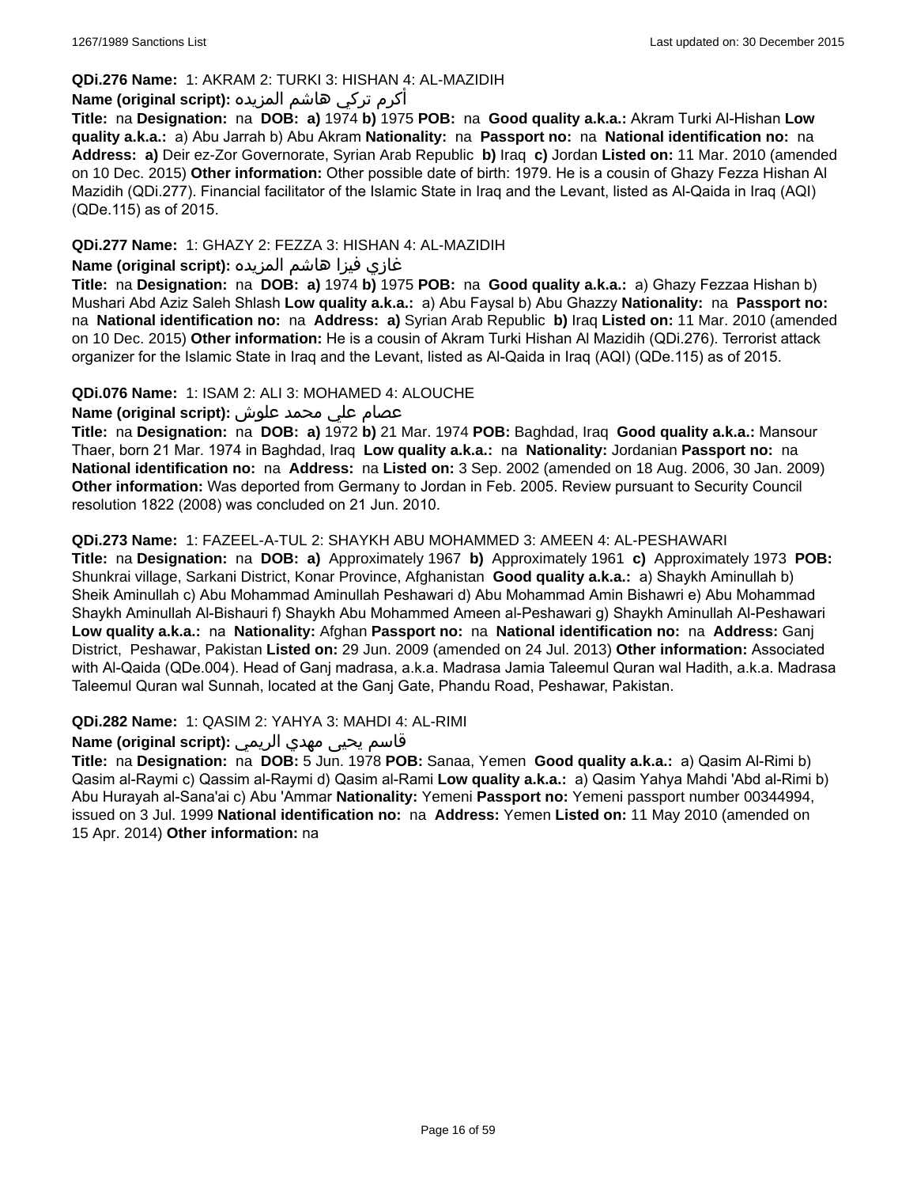**QDi.276 Name:** 1: AKRAM 2: TURKI 3: HISHAN 4: AL-MAZIDIH

**Name (original script):** أكرم تركي هاشم المزيده

**Title:** na **Designation:** na **DOB:** **a)** 1974 **b)** 1975 **POB:** na **Good quality a.k.a.:** Akram Turki Al-Hishan **Low quality a.k.a.:** a) Abu Jarrah b) Abu Akram **Nationality:** na **Passport no:** na **National identification no:** na **Address:** **a)** Deir ez-Zor Governorate, Syrian Arab Republic **b)** Iraq **c)** Jordan **Listed on:** 11 Mar. 2010 (amended on 10 Dec. 2015) **Other information:** Other possible date of birth: 1979. He is a cousin of Ghazy Fezza Hishan Al Mazidih (QDi.277). Financial facilitator of the Islamic State in Iraq and the Levant, listed as Al-Qaida in Iraq (AQI) (QDe.115) as of 2015.

**QDi.277 Name:** 1: GHAZY 2: FEZZA 3: HISHAN 4: AL-MAZIDIH

**Name (original script):** غازي فيزا هاشم المزيده

**Title:** na **Designation:** na **DOB:** **a)** 1974 **b)** 1975 **POB:** na **Good quality a.k.a.:** a) Ghazy Fezzaa Hishan b) Mushari Abd Aziz Saleh Shlash **Low quality a.k.a.:** a) Abu Faysal b) Abu Ghazzy **Nationality:** na **Passport no:** na **National identification no:** na **Address:** **a)** Syrian Arab Republic **b)** Iraq **Listed on:** 11 Mar. 2010 (amended on 10 Dec. 2015) **Other information:** He is a cousin of Akram Turki Hishan Al Mazidih (QDi.276). Terrorist attack organizer for the Islamic State in Iraq and the Levant, listed as Al-Qaida in Iraq (AQI) (QDe.115) as of 2015.

**QDi.076 Name:** 1: ISAM 2: ALI 3: MOHAMED 4: ALOUCHE

**Name (original script):** عصام علي محمد علوش

**Title:** na **Designation:** na **DOB:** **a)** 1972 **b)** 21 Mar. 1974 **POB:** Baghdad, Iraq **Good quality a.k.a.:** Mansour Thaer, born 21 Mar. 1974 in Baghdad, Iraq **Low quality a.k.a.:** na **Nationality:** Jordanian **Passport no:** na **National identification no:** na **Address:** na **Listed on:** 3 Sep. 2002 (amended on 18 Aug. 2006, 30 Jan. 2009) **Other information:** Was deported from Germany to Jordan in Feb. 2005. Review pursuant to Security Council resolution 1822 (2008) was concluded on 21 Jun. 2010.

**QDi.273 Name:** 1: FAZEEL-A-TUL 2: SHAYKH ABU MOHAMMED 3: AMEEN 4: AL-PESHAWARI

**Title:** na **Designation:** na **DOB:** **a)** Approximately 1967 **b)** Approximately 1961 **c)** Approximately 1973 **POB:** Shunkrai village, Sarkani District, Konar Province, Afghanistan **Good quality a.k.a.:** a) Shaykh Aminullah b) Sheik Aminullah c) Abu Mohammad Aminullah Peshawari d) Abu Mohammad Amin Bishawri e) Abu Mohammad Shaykh Aminullah Al-Bishauri f) Shaykh Abu Mohammed Ameen al-Peshawari g) Shaykh Aminullah Al-Peshawari **Low quality a.k.a.:** na **Nationality:** Afghan **Passport no:** na **National identification no:** na **Address:** Ganj District, Peshawar, Pakistan **Listed on:** 29 Jun. 2009 (amended on 24 Jul. 2013) **Other information:** Associated with Al-Qaida (QDe.004). Head of Ganj madrasa, a.k.a. Madrasa Jamia Taleemul Quran wal Hadith, a.k.a. Madrasa Taleemul Quran wal Sunnah, located at the Ganj Gate, Phandu Road, Peshawar, Pakistan.

**QDi.282 Name:** 1: QASIM 2: YAHYA 3: MAHDI 4: AL-RIMI

**Name (original script):** قاسم يحيى مهدي الريمي

**Title:** na **Designation:** na **DOB:** 5 Jun. 1978 **POB:** Sanaa, Yemen **Good quality a.k.a.:** a) Qasim Al-Rimi b) Qasim al-Raymi c) Qassim al-Raymi d) Qasim al-Rami **Low quality a.k.a.:** a) Qasim Yahya Mahdi 'Abd al-Rimi b) Abu Hurayah al-Sana'ai c) Abu 'Ammar **Nationality:** Yemeni **Passport no:** Yemeni passport number 00344994, issued on 3 Jul. 1999 **National identification no:** na **Address:** Yemen **Listed on:** 11 May 2010 (amended on 15 Apr. 2014) **Other information:** na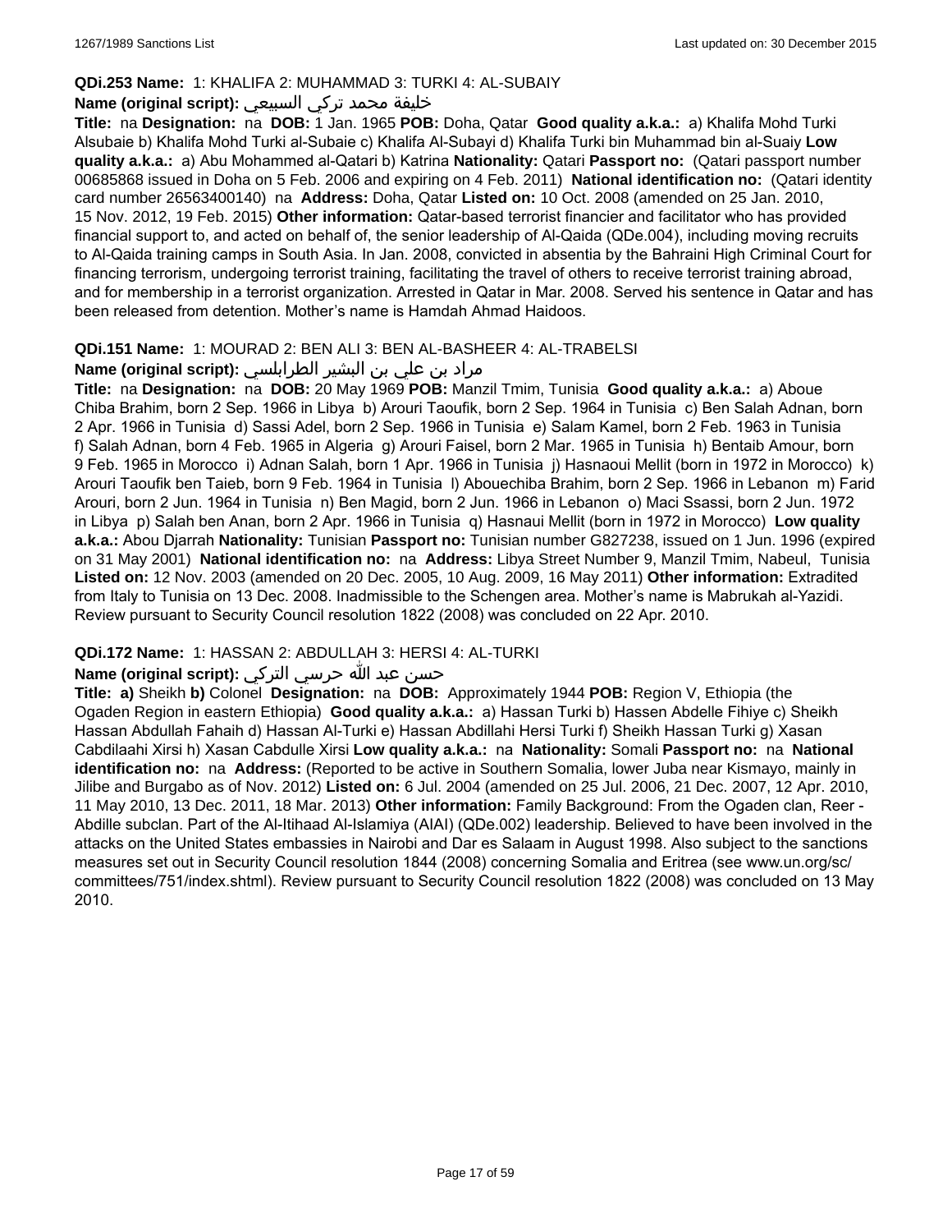**QDi.253 Name:** 1: KHALIFA 2: MUHAMMAD 3: TURKI 4: AL-SUBAIY

**Name (original script):** خليفة محمد تركي السبيعي

**Title:** na **Designation:** na **DOB:** 1 Jan. 1965 **POB:** Doha, Qatar **Good quality a.k.a.:** a) Khalifa Mohd Turki Alsubaie b) Khalifa Mohd Turki al-Subaie c) Khalifa Al-Subayi d) Khalifa Turki bin Muhammad bin al-Suaiy **Low quality a.k.a.:** a) Abu Mohammed al-Qatari b) Katrina **Nationality:** Qatari **Passport no:** (Qatari passport number 00685868 issued in Doha on 5 Feb. 2006 and expiring on 4 Feb. 2011) **National identification no:** (Qatari identity card number 26563400140) na **Address:** Doha, Qatar **Listed on:** 10 Oct. 2008 (amended on 25 Jan. 2010, 15 Nov. 2012, 19 Feb. 2015) **Other information:** Qatar-based terrorist financier and facilitator who has provided financial support to, and acted on behalf of, the senior leadership of Al-Qaida (QDe.004), including moving recruits to Al-Qaida training camps in South Asia. In Jan. 2008, convicted in absentia by the Bahraini High Criminal Court for financing terrorism, undergoing terrorist training, facilitating the travel of others to receive terrorist training abroad, and for membership in a terrorist organization. Arrested in Qatar in Mar. 2008. Served his sentence in Qatar and has been released from detention. Mother's name is Hamdah Ahmad Haidoos.

**QDi.151 Name:** 1: MOURAD 2: BEN ALI 3: BEN AL-BASHEER 4: AL-TRABELSI

**Name (original script):** مراد بن علي بن البشير الطرابلسي

**Title:** na **Designation:** na **DOB:** 20 May 1969 **POB:** Manzil Tmim, Tunisia **Good quality a.k.a.:** a) Aboue Chiba Brahim, born 2 Sep. 1966 in Libya b) Arouri Taoufik, born 2 Sep. 1964 in Tunisia c) Ben Salah Adnan, born 2 Apr. 1966 in Tunisia d) Sassi Adel, born 2 Sep. 1966 in Tunisia e) Salam Kamel, born 2 Feb. 1963 in Tunisia f) Salah Adnan, born 4 Feb. 1965 in Algeria g) Arouri Faisel, born 2 Mar. 1965 in Tunisia h) Bentaib Amour, born 9 Feb. 1965 in Morocco i) Adnan Salah, born 1 Apr. 1966 in Tunisia j) Hasnaoui Mellit (born in 1972 in Morocco) k) Arouri Taoufik ben Taieb, born 9 Feb. 1964 in Tunisia l) Abouechiba Brahim, born 2 Sep. 1966 in Lebanon m) Farid Arouri, born 2 Jun. 1964 in Tunisia n) Ben Magid, born 2 Jun. 1966 in Lebanon o) Maci Ssassi, born 2 Jun. 1972 in Libya p) Salah ben Anan, born 2 Apr. 1966 in Tunisia q) Hasnaui Mellit (born in 1972 in Morocco) **Low quality a.k.a.:** Abou Djarrah **Nationality:** Tunisian **Passport no:** Tunisian number G827238, issued on 1 Jun. 1996 (expired on 31 May 2001) **National identification no:** na **Address:** Libya Street Number 9, Manzil Tmim, Nabeul, Tunisia **Listed on:** 12 Nov. 2003 (amended on 20 Dec. 2005, 10 Aug. 2009, 16 May 2011) **Other information:** Extradited from Italy to Tunisia on 13 Dec. 2008. Inadmissible to the Schengen area. Mother's name is Mabrukah al-Yazidi. Review pursuant to Security Council resolution 1822 (2008) was concluded on 22 Apr. 2010.

**QDi.172 Name:** 1: HASSAN 2: ABDULLAH 3: HERSI 4: AL-TURKI

**Name (original script):** حسن عبد الله حرسي التركي

**Title:** **a)** Sheikh **b)** Colonel **Designation:** na **DOB:** Approximately 1944 **POB:** Region V, Ethiopia (the Ogaden Region in eastern Ethiopia) **Good quality a.k.a.:** a) Hassan Turki b) Hassen Abdelle Fihiye c) Sheikh Hassan Abdullah Fahaih d) Hassan Al-Turki e) Hassan Abdillahi Hersi Turki f) Sheikh Hassan Turki g) Xasan Cabdilaahi Xirsi h) Xasan Cabdulle Xirsi **Low quality a.k.a.:** na **Nationality:** Somali **Passport no:** na **National identification no:** na **Address:** (Reported to be active in Southern Somalia, lower Juba near Kismayo, mainly in Jilibe and Burgabo as of Nov. 2012) **Listed on:** 6 Jul. 2004 (amended on 25 Jul. 2006, 21 Dec. 2007, 12 Apr. 2010, 11 May 2010, 13 Dec. 2011, 18 Mar. 2013) **Other information:** Family Background: From the Ogaden clan, Reer - Abdille subclan. Part of the Al-Itihaad Al-Islamiya (AIAI) (QDe.002) leadership. Believed to have been involved in the attacks on the United States embassies in Nairobi and Dar es Salaam in August 1998. Also subject to the sanctions measures set out in Security Council resolution 1844 (2008) concerning Somalia and Eritrea (see www.un.org/sc/committees/751/index.shtml). Review pursuant to Security Council resolution 1822 (2008) was concluded on 13 May 2010.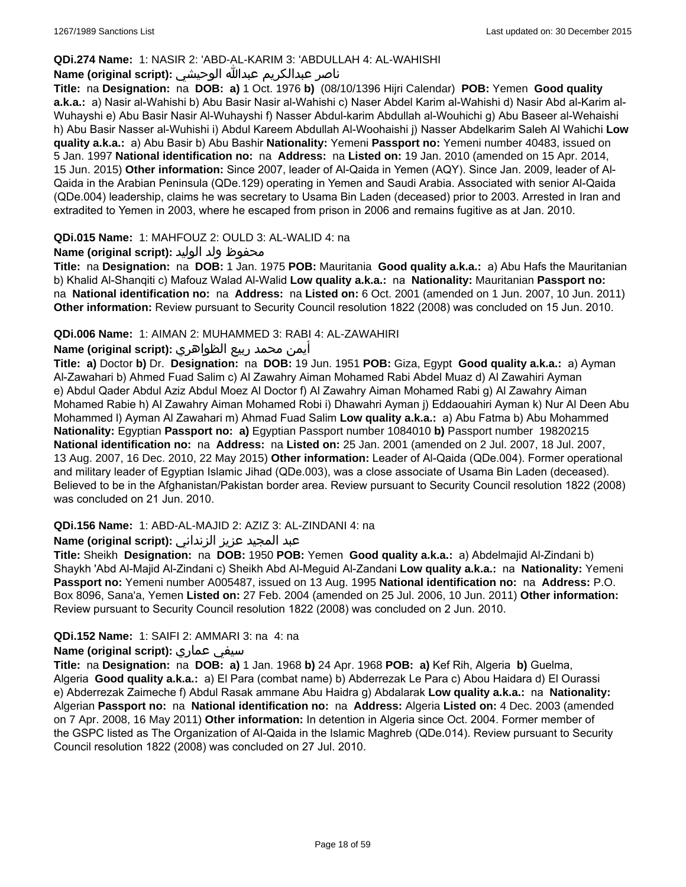**QDi.274 Name:** 1: NASIR 2: 'ABD-AL-KARIM 3: 'ABDULLAH 4: AL-WAHISHI

**Name (original script):** ناصر عبدالكريم عبدالله الوحيشي

**Title:** na **Designation:** na **DOB:** **a)** 1 Oct. 1976 **b)** (08/10/1396 Hijri Calendar) **POB:** Yemen **Good quality a.k.a.:** a) Nasir al-Wahishi b) Abu Basir Nasir al-Wahishi c) Naser Abdel Karim al-Wahishi d) Nasir Abd al-Karim al-Wuhayshi e) Abu Basir Nasir Al-Wuhayshi f) Nasser Abdul-karim Abdullah al-Wouhichi g) Abu Baseer al-Wehaishi h) Abu Basir Nasser al-Wuhishi i) Abdul Kareem Abdullah Al-Woohaishi j) Nasser Abdelkarim Saleh Al Wahichi **Low quality a.k.a.:** a) Abu Basir b) Abu Bashir **Nationality:** Yemeni **Passport no:** Yemeni number 40483, issued on 5 Jan. 1997 **National identification no:** na **Address:** na **Listed on:** 19 Jan. 2010 (amended on 15 Apr. 2014, 15 Jun. 2015) **Other information:** Since 2007, leader of Al-Qaida in Yemen (AQY). Since Jan. 2009, leader of Al-Qaida in the Arabian Peninsula (QDe.129) operating in Yemen and Saudi Arabia. Associated with senior Al-Qaida (QDe.004) leadership, claims he was secretary to Usama Bin Laden (deceased) prior to 2003. Arrested in Iran and extradited to Yemen in 2003, where he escaped from prison in 2006 and remains fugitive as at Jan. 2010.

**QDi.015 Name:** 1: MAHFOUZ 2: OULD 3: AL-WALID 4: na

**Name (original script):** محفوظ ولد الوليد

**Title:** na **Designation:** na **DOB:** 1 Jan. 1975 **POB:** Mauritania **Good quality a.k.a.:** a) Abu Hafs the Mauritanian b) Khalid Al-Shanqiti c) Mafouz Walad Al-Walid **Low quality a.k.a.:** na **Nationality:** Mauritanian **Passport no:** na **National identification no:** na **Address:** na **Listed on:** 6 Oct. 2001 (amended on 1 Jun. 2007, 10 Jun. 2011) **Other information:** Review pursuant to Security Council resolution 1822 (2008) was concluded on 15 Jun. 2010.

**QDi.006 Name:** 1: AIMAN 2: MUHAMMED 3: RABI 4: AL-ZAWAHIRI

**Name (original script):** أيمن محمد ربيع الظواهري

**Title:** **a)** Doctor **b)** Dr. **Designation:** na **DOB:** 19 Jun. 1951 **POB:** Giza, Egypt **Good quality a.k.a.:** a) Ayman Al-Zawahari b) Ahmed Fuad Salim c) Al Zawahry Aiman Mohamed Rabi Abdel Muaz d) Al Zawahiri Ayman e) Abdul Qader Abdul Aziz Abdul Moez Al Doctor f) Al Zawahry Aiman Mohamed Rabi g) Al Zawahry Aiman Mohamed Rabie h) Al Zawahry Aiman Mohamed Robi i) Dhawahri Ayman j) Eddaouahiri Ayman k) Nur Al Deen Abu Mohammed l) Ayman Al Zawahari m) Ahmad Fuad Salim **Low quality a.k.a.:** a) Abu Fatma b) Abu Mohammed **Nationality:** Egyptian **Passport no:** **a)** Egyptian Passport number 1084010 **b)** Passport number 19820215 **National identification no:** na **Address:** na **Listed on:** 25 Jan. 2001 (amended on 2 Jul. 2007, 18 Jul. 2007, 13 Aug. 2007, 16 Dec. 2010, 22 May 2015) **Other information:** Leader of Al-Qaida (QDe.004). Former operational and military leader of Egyptian Islamic Jihad (QDe.003), was a close associate of Usama Bin Laden (deceased). Believed to be in the Afghanistan/Pakistan border area. Review pursuant to Security Council resolution 1822 (2008) was concluded on 21 Jun. 2010.

**QDi.156 Name:** 1: ABD-AL-MAJID 2: AZIZ 3: AL-ZINDANI 4: na

**Name (original script):** عبد المجيد عزيز الزنداني

**Title:** Sheikh **Designation:** na **DOB:** 1950 **POB:** Yemen **Good quality a.k.a.:** a) Abdelmajid Al-Zindani b) Shaykh 'Abd Al-Majid Al-Zindani c) Sheikh Abd Al-Meguid Al-Zandani **Low quality a.k.a.:** na **Nationality:** Yemeni **Passport no:** Yemeni number A005487, issued on 13 Aug. 1995 **National identification no:** na **Address:** P.O. Box 8096, Sana'a, Yemen **Listed on:** 27 Feb. 2004 (amended on 25 Jul. 2006, 10 Jun. 2011) **Other information:** Review pursuant to Security Council resolution 1822 (2008) was concluded on 2 Jun. 2010.

**QDi.152 Name:** 1: SAIFI 2: AMMARI 3: na 4: na

**Name (original script):** سيفي عماري

**Title:** na **Designation:** na **DOB:** **a)** 1 Jan. 1968 **b)** 24 Apr. 1968 **POB:** **a)** Kef Rih, Algeria **b)** Guelma, Algeria **Good quality a.k.a.:** a) El Para (combat name) b) Abderrezak Le Para c) Abou Haidara d) El Ourassi e) Abderrezak Zaimeche f) Abdul Rasak ammane Abu Haidra g) Abdalarak **Low quality a.k.a.:** na **Nationality:** Algerian **Passport no:** na **National identification no:** na **Address:** Algeria **Listed on:** 4 Dec. 2003 (amended on 7 Apr. 2008, 16 May 2011) **Other information:** In detention in Algeria since Oct. 2004. Former member of the GSPC listed as The Organization of Al-Qaida in the Islamic Maghreb (QDe.014). Review pursuant to Security Council resolution 1822 (2008) was concluded on 27 Jul. 2010.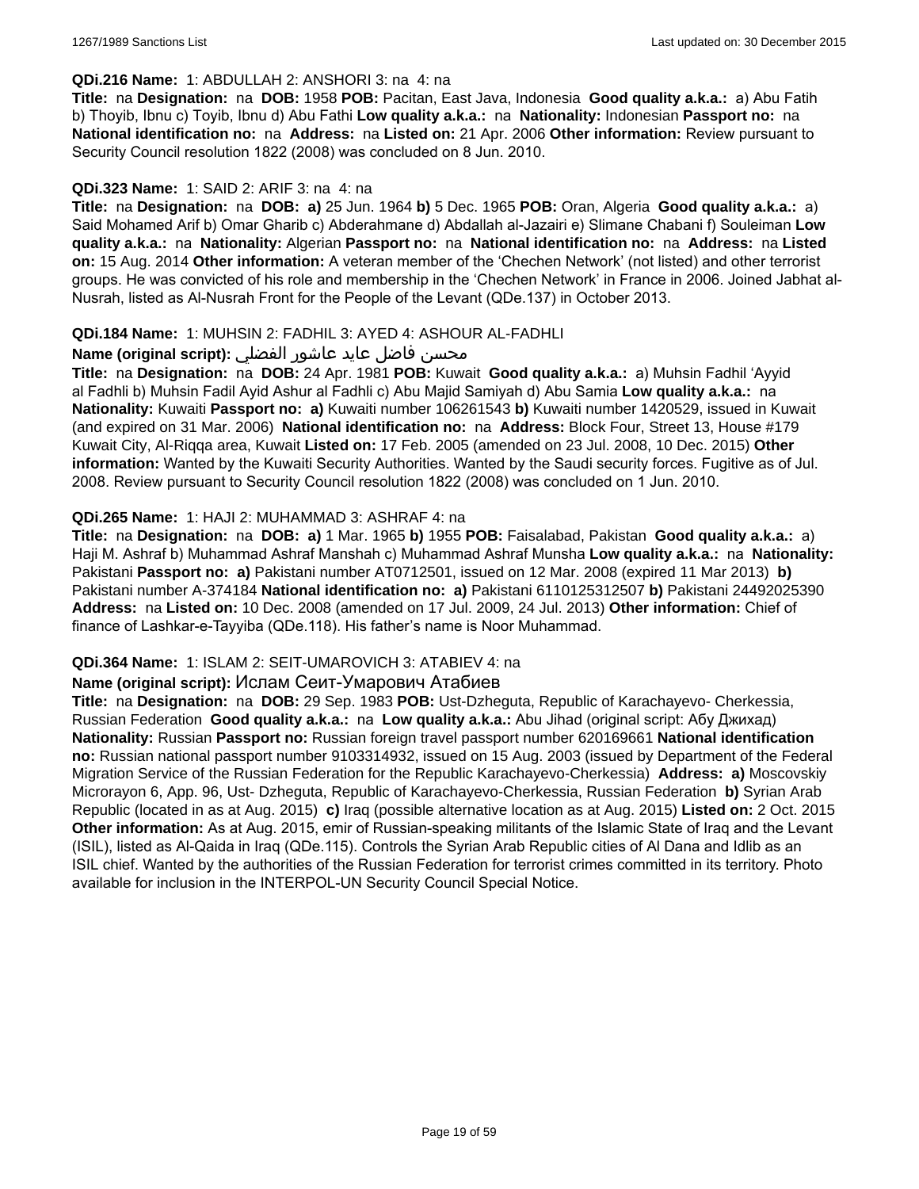**QDi.216 Name:** 1: ABDULLAH 2: ANSHORI 3: na 4: na

**Title:** na **Designation:** na **DOB:** 1958 **POB:** Pacitan, East Java, Indonesia **Good quality a.k.a.:** a) Abu Fatih b) Thoyib, Ibnu c) Toyib, Ibnu d) Abu Fathi **Low quality a.k.a.:** na **Nationality:** Indonesian **Passport no:** na **National identification no:** na **Address:** na **Listed on:** 21 Apr. 2006 **Other information:** Review pursuant to Security Council resolution 1822 (2008) was concluded on 8 Jun. 2010.

**QDi.323 Name:** 1: SAID 2: ARIF 3: na 4: na

**Title:** na **Designation:** na **DOB:** **a)** 25 Jun. 1964 **b)** 5 Dec. 1965 **POB:** Oran, Algeria **Good quality a.k.a.:** a) Said Mohamed Arif b) Omar Gharib c) Abderahmane d) Abdallah al-Jazairi e) Slimane Chabani f) Souleiman **Low quality a.k.a.:** na **Nationality:** Algerian **Passport no:** na **National identification no:** na **Address:** na **Listed on:** 15 Aug. 2014 **Other information:** A veteran member of the 'Chechen Network' (not listed) and other terrorist groups. He was convicted of his role and membership in the 'Chechen Network' in France in 2006. Joined Jabhat al-Nusrah, listed as Al-Nusrah Front for the People of the Levant (QDe.137) in October 2013.

**QDi.184 Name:** 1: MUHSIN 2: FADHIL 3: AYED 4: ASHOUR AL-FADHLI

**Name (original script):** محسن فاضل عايد عاشور الفضلي

**Title:** na **Designation:** na **DOB:** 24 Apr. 1981 **POB:** Kuwait **Good quality a.k.a.:** a) Muhsin Fadhil 'Ayyid al Fadhli b) Muhsin Fadil Ayid Ashur al Fadhli c) Abu Majid Samiyah d) Abu Samia **Low quality a.k.a.:** na **Nationality:** Kuwaiti **Passport no:** **a)** Kuwaiti number 106261543 **b)** Kuwaiti number 1420529, issued in Kuwait (and expired on 31 Mar. 2006) **National identification no:** na **Address:** Block Four, Street 13, House #179 Kuwait City, Al-Riqqa area, Kuwait **Listed on:** 17 Feb. 2005 (amended on 23 Jul. 2008, 10 Dec. 2015) **Other information:** Wanted by the Kuwaiti Security Authorities. Wanted by the Saudi security forces. Fugitive as of Jul. 2008. Review pursuant to Security Council resolution 1822 (2008) was concluded on 1 Jun. 2010.

**QDi.265 Name:** 1: HAJI 2: MUHAMMAD 3: ASHRAF 4: na

**Title:** na **Designation:** na **DOB:** **a)** 1 Mar. 1965 **b)** 1955 **POB:** Faisalabad, Pakistan **Good quality a.k.a.:** a) Haji M. Ashraf b) Muhammad Ashraf Manshah c) Muhammad Ashraf Munsha **Low quality a.k.a.:** na **Nationality:** Pakistani **Passport no:** **a)** Pakistani number AT0712501, issued on 12 Mar. 2008 (expired 11 Mar 2013) **b)** Pakistani number A-374184 **National identification no:** **a)** Pakistani 6110125312507 **b)** Pakistani 24492025390 **Address:** na **Listed on:** 10 Dec. 2008 (amended on 17 Jul. 2009, 24 Jul. 2013) **Other information:** Chief of finance of Lashkar-e-Tayyiba (QDe.118). His father's name is Noor Muhammad.

**QDi.364 Name:** 1: ISLAM 2: SEIT-UMAROVICH 3: ATABIEV 4: na

**Name (original script):** Ислам Сеит-Умарович Атабиев

**Title:** na **Designation:** na **DOB:** 29 Sep. 1983 **POB:** Ust-Dzheguta, Republic of Karachayevo- Cherkessia, Russian Federation **Good quality a.k.a.:** na **Low quality a.k.a.:** Abu Jihad (original script: Абу Джихад) **Nationality:** Russian **Passport no:** Russian foreign travel passport number 620169661 **National identification no:** Russian national passport number 9103314932, issued on 15 Aug. 2003 (issued by Department of the Federal Migration Service of the Russian Federation for the Republic Karachayevo-Cherkessia) **Address:** **a)** Moscovskiy Microrayon 6, App. 96, Ust- Dzheguta, Republic of Karachayevo-Cherkessia, Russian Federation **b)** Syrian Arab Republic (located in as at Aug. 2015) **c)** Iraq (possible alternative location as at Aug. 2015) **Listed on:** 2 Oct. 2015 **Other information:** As at Aug. 2015, emir of Russian-speaking militants of the Islamic State of Iraq and the Levant (ISIL), listed as Al-Qaida in Iraq (QDe.115). Controls the Syrian Arab Republic cities of Al Dana and Idlib as an ISIL chief. Wanted by the authorities of the Russian Federation for terrorist crimes committed in its territory. Photo available for inclusion in the INTERPOL-UN Security Council Special Notice.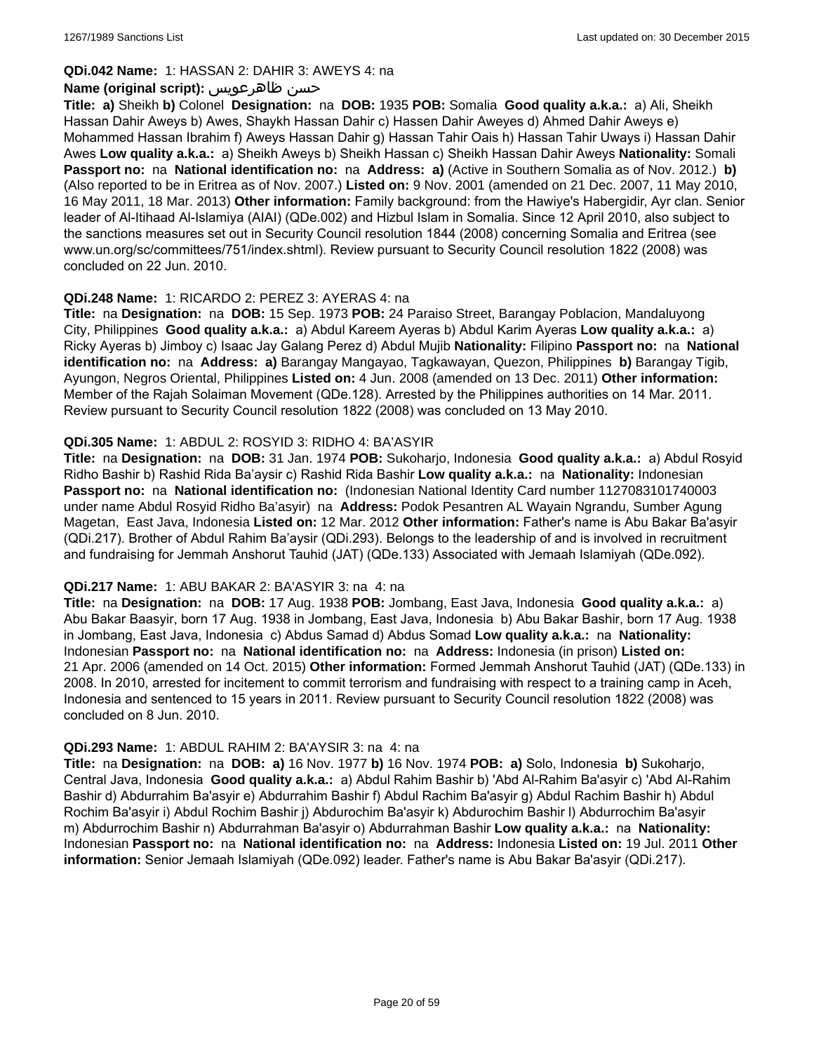**QDi.042 Name:** 1: HASSAN 2: DAHIR 3: AWEYS 4: na

**Name (original script):** حسن ظاهرعويس

**Title:** **a)** Sheikh **b)** Colonel **Designation:** na **DOB:** 1935 **POB:** Somalia **Good quality a.k.a.:** a) Ali, Sheikh Hassan Dahir Aweys b) Awes, Shaykh Hassan Dahir c) Hassen Dahir Aweyes d) Ahmed Dahir Aweys e) Mohammed Hassan Ibrahim f) Aweys Hassan Dahir g) Hassan Tahir Oais h) Hassan Tahir Uways i) Hassan Dahir Awes **Low quality a.k.a.:** a) Sheikh Aweys b) Sheikh Hassan c) Sheikh Hassan Dahir Aweys **Nationality:** Somali **Passport no:** na **National identification no:** na **Address:** **a)** (Active in Southern Somalia as of Nov. 2012.) **b)** (Also reported to be in Eritrea as of Nov. 2007.) **Listed on:** 9 Nov. 2001 (amended on 21 Dec. 2007, 11 May 2010, 16 May 2011, 18 Mar. 2013) **Other information:** Family background: from the Hawiye's Habergidir, Ayr clan. Senior leader of Al-Itihaad Al-Islamiya (AIAI) (QDe.002) and Hizbul Islam in Somalia. Since 12 April 2010, also subject to the sanctions measures set out in Security Council resolution 1844 (2008) concerning Somalia and Eritrea (see www.un.org/sc/committees/751/index.shtml). Review pursuant to Security Council resolution 1822 (2008) was concluded on 22 Jun. 2010.

**QDi.248 Name:** 1: RICARDO 2: PEREZ 3: AYERAS 4: na

**Title:** na **Designation:** na **DOB:** 15 Sep. 1973 **POB:** 24 Paraiso Street, Barangay Poblacion, Mandaluyong City, Philippines **Good quality a.k.a.:** a) Abdul Kareem Ayeras b) Abdul Karim Ayeras **Low quality a.k.a.:** a) Ricky Ayeras b) Jimboy c) Isaac Jay Galang Perez d) Abdul Mujib **Nationality:** Filipino **Passport no:** na **National identification no:** na **Address:** **a)** Barangay Mangayao, Tagkawayan, Quezon, Philippines **b)** Barangay Tigib, Ayungon, Negros Oriental, Philippines **Listed on:** 4 Jun. 2008 (amended on 13 Dec. 2011) **Other information:** Member of the Rajah Solaiman Movement (QDe.128). Arrested by the Philippines authorities on 14 Mar. 2011. Review pursuant to Security Council resolution 1822 (2008) was concluded on 13 May 2010.

**QDi.305 Name:** 1: ABDUL 2: ROSYID 3: RIDHO 4: BA'ASYIR

**Title:** na **Designation:** na **DOB:** 31 Jan. 1974 **POB:** Sukoharjo, Indonesia **Good quality a.k.a.:** a) Abdul Rosyid Ridho Bashir b) Rashid Rida Ba'aysir c) Rashid Rida Bashir **Low quality a.k.a.:** na **Nationality:** Indonesian **Passport no:** na **National identification no:** (Indonesian National Identity Card number 1127083101740003 under name Abdul Rosyid Ridho Ba'asyir) na **Address:** Podok Pesantren AL Wayain Ngrandu, Sumber Agung Magetan, East Java, Indonesia **Listed on:** 12 Mar. 2012 **Other information:** Father's name is Abu Bakar Ba'asyir (QDi.217). Brother of Abdul Rahim Ba'aysir (QDi.293). Belongs to the leadership of and is involved in recruitment and fundraising for Jemmah Anshorut Tauhid (JAT) (QDe.133) Associated with Jemaah Islamiyah (QDe.092).

**QDi.217 Name:** 1: ABU BAKAR 2: BA'ASYIR 3: na 4: na

**Title:** na **Designation:** na **DOB:** 17 Aug. 1938 **POB:** Jombang, East Java, Indonesia **Good quality a.k.a.:** a) Abu Bakar Baasyir, born 17 Aug. 1938 in Jombang, East Java, Indonesia b) Abu Bakar Bashir, born 17 Aug. 1938 in Jombang, East Java, Indonesia c) Abdus Samad d) Abdus Somad **Low quality a.k.a.:** na **Nationality:** Indonesian **Passport no:** na **National identification no:** na **Address:** Indonesia (in prison) **Listed on:** 21 Apr. 2006 (amended on 14 Oct. 2015) **Other information:** Formed Jemmah Anshorut Tauhid (JAT) (QDe.133) in 2008. In 2010, arrested for incitement to commit terrorism and fundraising with respect to a training camp in Aceh, Indonesia and sentenced to 15 years in 2011. Review pursuant to Security Council resolution 1822 (2008) was concluded on 8 Jun. 2010.

**QDi.293 Name:** 1: ABDUL RAHIM 2: BA'AYSIR 3: na 4: na

**Title:** na **Designation:** na **DOB:** **a)** 16 Nov. 1977 **b)** 16 Nov. 1974 **POB:** **a)** Solo, Indonesia **b)** Sukoharjo, Central Java, Indonesia **Good quality a.k.a.:** a) Abdul Rahim Bashir b) 'Abd Al-Rahim Ba'asyir c) 'Abd Al-Rahim Bashir d) Abdurrahim Ba'asyir e) Abdurrahim Bashir f) Abdul Rachim Ba'asyir g) Abdul Rachim Bashir h) Abdul Rochim Ba'asyir i) Abdul Rochim Bashir j) Abdurochim Ba'asyir k) Abdurochim Bashir l) Abdurrochim Ba'asyir m) Abdurrochim Bashir n) Abdurrahman Ba'asyir o) Abdurrahman Bashir **Low quality a.k.a.:** na **Nationality:** Indonesian **Passport no:** na **National identification no:** na **Address:** Indonesia **Listed on:** 19 Jul. 2011 **Other information:** Senior Jemaah Islamiyah (QDe.092) leader. Father's name is Abu Bakar Ba'asyir (QDi.217).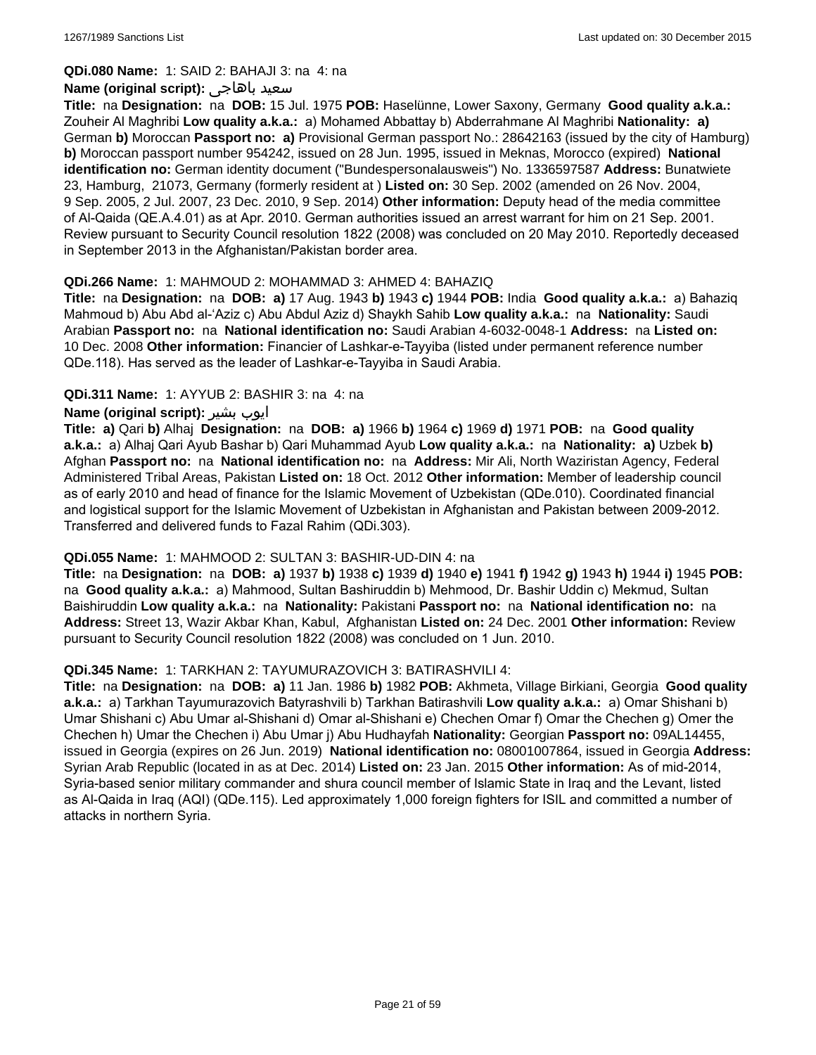**QDi.080 Name:** 1: SAID 2: BAHAJI 3: na 4: na

**Name (original script):** سعيد باهاجى

**Title:** na **Designation:** na **DOB:** 15 Jul. 1975 **POB:** Haselünne, Lower Saxony, Germany **Good quality a.k.a.:** Zouheir Al Maghribi **Low quality a.k.a.:** a) Mohamed Abbattay b) Abderrahmane Al Maghribi **Nationality:** **a)** German **b)** Moroccan **Passport no:** **a)** Provisional German passport No.: 28642163 (issued by the city of Hamburg) **b)** Moroccan passport number 954242, issued on 28 Jun. 1995, issued in Meknas, Morocco (expired) **National identification no:** German identity document ("Bundespersonalausweis") No. 1336597587 **Address:** Bunatwiete 23, Hamburg, 21073, Germany (formerly resident at ) **Listed on:** 30 Sep. 2002 (amended on 26 Nov. 2004, 9 Sep. 2005, 2 Jul. 2007, 23 Dec. 2010, 9 Sep. 2014) **Other information:** Deputy head of the media committee of Al-Qaida (QE.A.4.01) as at Apr. 2010. German authorities issued an arrest warrant for him on 21 Sep. 2001. Review pursuant to Security Council resolution 1822 (2008) was concluded on 20 May 2010. Reportedly deceased in September 2013 in the Afghanistan/Pakistan border area.

**QDi.266 Name:** 1: MAHMOUD 2: MOHAMMAD 3: AHMED 4: BAHAZIQ

**Title:** na **Designation:** na **DOB:** **a)** 17 Aug. 1943 **b)** 1943 **c)** 1944 **POB:** India **Good quality a.k.a.:** a) Bahaziq Mahmoud b) Abu Abd al-'Aziz c) Abu Abdul Aziz d) Shaykh Sahib **Low quality a.k.a.:** na **Nationality:** Saudi Arabian **Passport no:** na **National identification no:** Saudi Arabian 4-6032-0048-1 **Address:** na **Listed on:** 10 Dec. 2008 **Other information:** Financier of Lashkar-e-Tayyiba (listed under permanent reference number QDe.118). Has served as the leader of Lashkar-e-Tayyiba in Saudi Arabia.

**QDi.311 Name:** 1: AYYUB 2: BASHIR 3: na 4: na

**Name (original script):** ايوب بشير

**Title:** **a)** Qari **b)** Alhaj **Designation:** na **DOB:** **a)** 1966 **b)** 1964 **c)** 1969 **d)** 1971 **POB:** na **Good quality a.k.a.:** a) Alhaj Qari Ayub Bashar b) Qari Muhammad Ayub **Low quality a.k.a.:** na **Nationality:** **a)** Uzbek **b)** Afghan **Passport no:** na **National identification no:** na **Address:** Mir Ali, North Waziristan Agency, Federal Administered Tribal Areas, Pakistan **Listed on:** 18 Oct. 2012 **Other information:** Member of leadership council as of early 2010 and head of finance for the Islamic Movement of Uzbekistan (QDe.010). Coordinated financial and logistical support for the Islamic Movement of Uzbekistan in Afghanistan and Pakistan between 2009-2012. Transferred and delivered funds to Fazal Rahim (QDi.303).

**QDi.055 Name:** 1: MAHMOOD 2: SULTAN 3: BASHIR-UD-DIN 4: na

**Title:** na **Designation:** na **DOB:** **a)** 1937 **b)** 1938 **c)** 1939 **d)** 1940 **e)** 1941 **f)** 1942 **g)** 1943 **h)** 1944 **i)** 1945 **POB:** na **Good quality a.k.a.:** a) Mahmood, Sultan Bashiruddin b) Mehmood, Dr. Bashir Uddin c) Mekmud, Sultan Baishiruddin **Low quality a.k.a.:** na **Nationality:** Pakistani **Passport no:** na **National identification no:** na **Address:** Street 13, Wazir Akbar Khan, Kabul, Afghanistan **Listed on:** 24 Dec. 2001 **Other information:** Review pursuant to Security Council resolution 1822 (2008) was concluded on 1 Jun. 2010.

**QDi.345 Name:** 1: TARKHAN 2: TAYUMURAZOVICH 3: BATIRASHVILI 4:

**Title:** na **Designation:** na **DOB:** **a)** 11 Jan. 1986 **b)** 1982 **POB:** Akhmeta, Village Birkiani, Georgia **Good quality a.k.a.:** a) Tarkhan Tayumurazovich Batyrashvili b) Tarkhan Batirashvili **Low quality a.k.a.:** a) Omar Shishani b) Umar Shishani c) Abu Umar al-Shishani d) Omar al-Shishani e) Chechen Omar f) Omar the Chechen g) Omer the Chechen h) Umar the Chechen i) Abu Umar j) Abu Hudhayfah **Nationality:** Georgian **Passport no:** 09AL14455, issued in Georgia (expires on 26 Jun. 2019) **National identification no:** 08001007864, issued in Georgia **Address:** Syrian Arab Republic (located in as at Dec. 2014) **Listed on:** 23 Jan. 2015 **Other information:** As of mid-2014, Syria-based senior military commander and shura council member of Islamic State in Iraq and the Levant, listed as Al-Qaida in Iraq (AQI) (QDe.115). Led approximately 1,000 foreign fighters for ISIL and committed a number of attacks in northern Syria.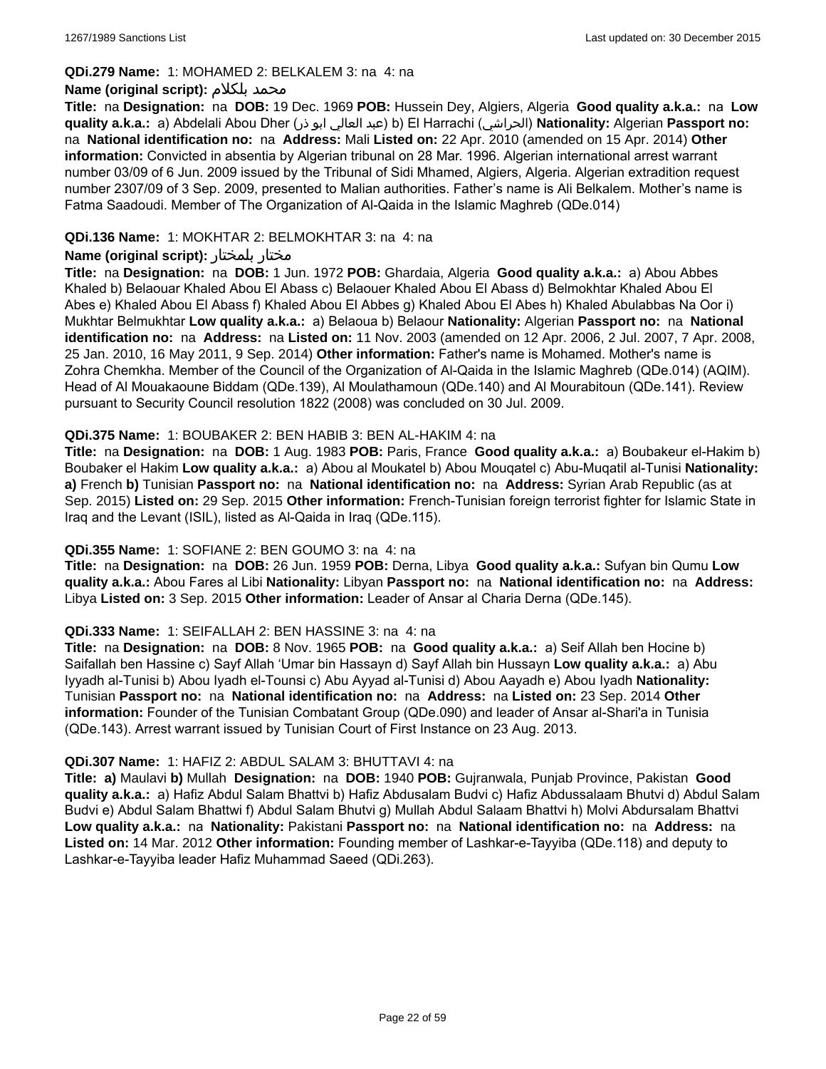**QDi.279 Name:** 1: MOHAMED 2: BELKALEM 3: na 4: na

**Name (original script):** محمد بلكلام

**Title:** na **Designation:** na **DOB:** 19 Dec. 1969 **POB:** Hussein Dey, Algiers, Algeria **Good quality a.k.a.:** na **Low quality a.k.a.:** a) Abdelali Abou Dher (عبد العالي ابو ذر) b) El Harrachi (الحراشي) **Nationality:** Algerian **Passport no:** na **National identification no:** na **Address:** Mali **Listed on:** 22 Apr. 2010 (amended on 15 Apr. 2014) **Other information:** Convicted in absentia by Algerian tribunal on 28 Mar. 1996. Algerian international arrest warrant number 03/09 of 6 Jun. 2009 issued by the Tribunal of Sidi Mhamed, Algiers, Algeria. Algerian extradition request number 2307/09 of 3 Sep. 2009, presented to Malian authorities. Father's name is Ali Belkalem. Mother's name is Fatma Saadoudi. Member of The Organization of Al-Qaida in the Islamic Maghreb (QDe.014)

**QDi.136 Name:** 1: MOKHTAR 2: BELMOKHTAR 3: na 4: na

**Name (original script):** مختار بلمختار

**Title:** na **Designation:** na **DOB:** 1 Jun. 1972 **POB:** Ghardaia, Algeria **Good quality a.k.a.:** a) Abou Abbes Khaled b) Belaouar Khaled Abou El Abass c) Belaouer Khaled Abou El Abass d) Belmokhtar Khaled Abou El Abes e) Khaled Abou El Abass f) Khaled Abou El Abbes g) Khaled Abou El Abes h) Khaled Abulabbas Na Oor i) Mukhtar Belmukhtar **Low quality a.k.a.:** a) Belaoua b) Belaour **Nationality:** Algerian **Passport no:** na **National identification no:** na **Address:** na **Listed on:** 11 Nov. 2003 (amended on 12 Apr. 2006, 2 Jul. 2007, 7 Apr. 2008, 25 Jan. 2010, 16 May 2011, 9 Sep. 2014) **Other information:** Father's name is Mohamed. Mother's name is Zohra Chemkha. Member of the Council of the Organization of Al-Qaida in the Islamic Maghreb (QDe.014) (AQIM). Head of Al Mouakaoune Biddam (QDe.139), Al Moulathamoun (QDe.140) and Al Mourabitoun (QDe.141). Review pursuant to Security Council resolution 1822 (2008) was concluded on 30 Jul. 2009.

**QDi.375 Name:** 1: BOUBAKER 2: BEN HABIB 3: BEN AL-HAKIM 4: na

**Title:** na **Designation:** na **DOB:** 1 Aug. 1983 **POB:** Paris, France **Good quality a.k.a.:** a) Boubakeur el-Hakim b) Boubaker el Hakim **Low quality a.k.a.:** a) Abou al Moukatel b) Abou Mouqatel c) Abu-Muqatil al-Tunisi **Nationality:** **a)** French **b)** Tunisian **Passport no:** na **National identification no:** na **Address:** Syrian Arab Republic (as at Sep. 2015) **Listed on:** 29 Sep. 2015 **Other information:** French-Tunisian foreign terrorist fighter for Islamic State in Iraq and the Levant (ISIL), listed as Al-Qaida in Iraq (QDe.115).

**QDi.355 Name:** 1: SOFIANE 2: BEN GOUMO 3: na 4: na

**Title:** na **Designation:** na **DOB:** 26 Jun. 1959 **POB:** Derna, Libya **Good quality a.k.a.:** Sufyan bin Qumu **Low quality a.k.a.:** Abou Fares al Libi **Nationality:** Libyan **Passport no:** na **National identification no:** na **Address:** Libya **Listed on:** 3 Sep. 2015 **Other information:** Leader of Ansar al Charia Derna (QDe.145).

**QDi.333 Name:** 1: SEIFALLAH 2: BEN HASSINE 3: na 4: na

**Title:** na **Designation:** na **DOB:** 8 Nov. 1965 **POB:** na **Good quality a.k.a.:** a) Seif Allah ben Hocine b) Saifallah ben Hassine c) Sayf Allah 'Umar bin Hassayn d) Sayf Allah bin Hussayn **Low quality a.k.a.:** a) Abu Iyyadh al-Tunisi b) Abou Iyadh el-Tounsi c) Abu Ayyad al-Tunisi d) Abou Aayadh e) Abou Iyadh **Nationality:** Tunisian **Passport no:** na **National identification no:** na **Address:** na **Listed on:** 23 Sep. 2014 **Other information:** Founder of the Tunisian Combatant Group (QDe.090) and leader of Ansar al-Shari'a in Tunisia (QDe.143). Arrest warrant issued by Tunisian Court of First Instance on 23 Aug. 2013.

**QDi.307 Name:** 1: HAFIZ 2: ABDUL SALAM 3: BHUTTAVI 4: na

**Title:** **a)** Maulavi **b)** Mullah **Designation:** na **DOB:** 1940 **POB:** Gujranwala, Punjab Province, Pakistan **Good quality a.k.a.:** a) Hafiz Abdul Salam Bhattvi b) Hafiz Abdusalam Budvi c) Hafiz Abdussalaam Bhutvi d) Abdul Salam Budvi e) Abdul Salam Bhattwi f) Abdul Salam Bhutvi g) Mullah Abdul Salaam Bhattvi h) Molvi Abdursalam Bhattvi **Low quality a.k.a.:** na **Nationality:** Pakistani **Passport no:** na **National identification no:** na **Address:** na **Listed on:** 14 Mar. 2012 **Other information:** Founding member of Lashkar-e-Tayyiba (QDe.118) and deputy to Lashkar-e-Tayyiba leader Hafiz Muhammad Saeed (QDi.263).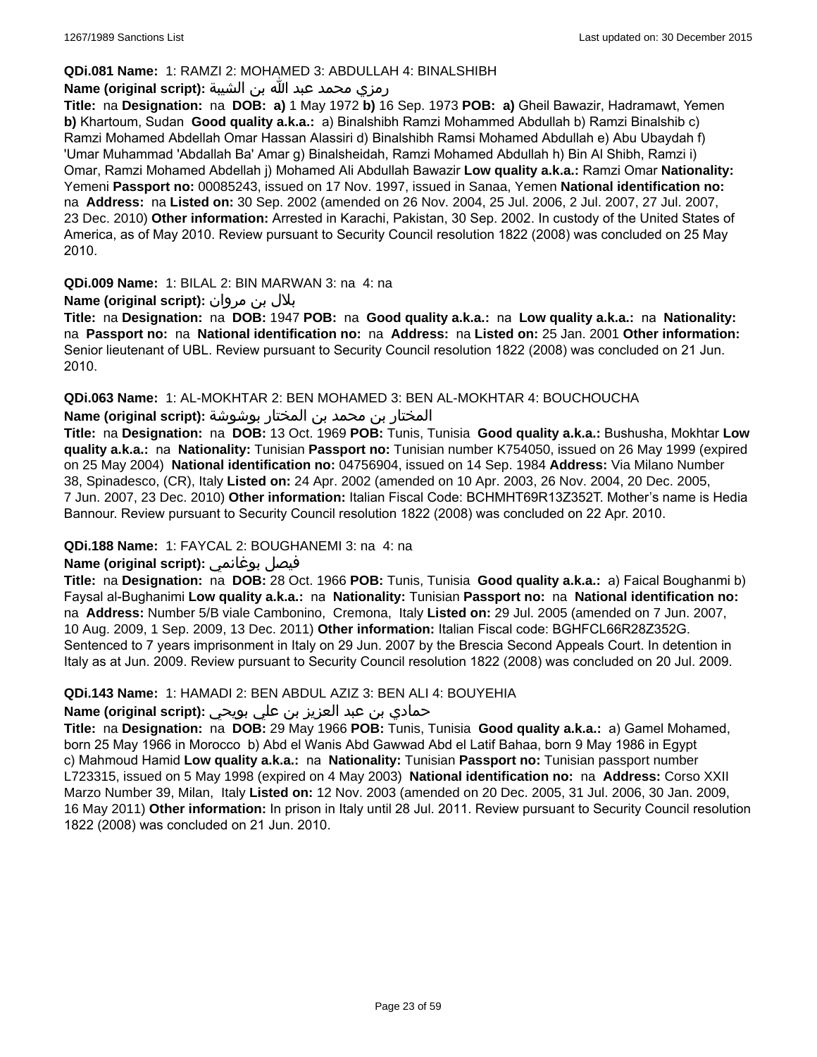**QDi.081 Name:** 1: RAMZI 2: MOHAMED 3: ABDULLAH 4: BINALSHIBH

**Name (original script):** رمزي محمد عبد الله بن الشيبة

**Title:** na **Designation:** na **DOB:** **a)** 1 May 1972 **b)** 16 Sep. 1973 **POB:** **a)** Gheil Bawazir, Hadramawt, Yemen **b)** Khartoum, Sudan **Good quality a.k.a.:** a) Binalshibh Ramzi Mohammed Abdullah b) Ramzi Binalshib c) Ramzi Mohamed Abdellah Omar Hassan Alassiri d) Binalshibh Ramsi Mohamed Abdullah e) Abu Ubaydah f) 'Umar Muhammad 'Abdallah Ba' Amar g) Binalsheidah, Ramzi Mohamed Abdullah h) Bin Al Shibh, Ramzi i) Omar, Ramzi Mohamed Abdellah j) Mohamed Ali Abdullah Bawazir **Low quality a.k.a.:** Ramzi Omar **Nationality:** Yemeni **Passport no:** 00085243, issued on 17 Nov. 1997, issued in Sanaa, Yemen **National identification no:** na **Address:** na **Listed on:** 30 Sep. 2002 (amended on 26 Nov. 2004, 25 Jul. 2006, 2 Jul. 2007, 27 Jul. 2007, 23 Dec. 2010) **Other information:** Arrested in Karachi, Pakistan, 30 Sep. 2002. In custody of the United States of America, as of May 2010. Review pursuant to Security Council resolution 1822 (2008) was concluded on 25 May 2010.

**QDi.009 Name:** 1: BILAL 2: BIN MARWAN 3: na 4: na

**Name (original script):** بلال بن مروان

**Title:** na **Designation:** na **DOB:** 1947 **POB:** na **Good quality a.k.a.:** na **Low quality a.k.a.:** na **Nationality:** na **Passport no:** na **National identification no:** na **Address:** na **Listed on:** 25 Jan. 2001 **Other information:** Senior lieutenant of UBL. Review pursuant to Security Council resolution 1822 (2008) was concluded on 21 Jun. 2010.

**QDi.063 Name:** 1: AL-MOKHTAR 2: BEN MOHAMED 3: BEN AL-MOKHTAR 4: BOUCHOUCHA

**Name (original script):** المختار بن محمد بن المختار بوشوشة

**Title:** na **Designation:** na **DOB:** 13 Oct. 1969 **POB:** Tunis, Tunisia **Good quality a.k.a.:** Bushusha, Mokhtar **Low quality a.k.a.:** na **Nationality:** Tunisian **Passport no:** Tunisian number K754050, issued on 26 May 1999 (expired on 25 May 2004) **National identification no:** 04756904, issued on 14 Sep. 1984 **Address:** Via Milano Number 38, Spinadesco, (CR), Italy **Listed on:** 24 Apr. 2002 (amended on 10 Apr. 2003, 26 Nov. 2004, 20 Dec. 2005, 7 Jun. 2007, 23 Dec. 2010) **Other information:** Italian Fiscal Code: BCHMHT69R13Z352T. Mother's name is Hedia Bannour. Review pursuant to Security Council resolution 1822 (2008) was concluded on 22 Apr. 2010.

**QDi.188 Name:** 1: FAYCAL 2: BOUGHANEMI 3: na 4: na

**Name (original script):** فيصل بوغانمي

**Title:** na **Designation:** na **DOB:** 28 Oct. 1966 **POB:** Tunis, Tunisia **Good quality a.k.a.:** a) Faical Boughanmi b) Faysal al-Bughanimi **Low quality a.k.a.:** na **Nationality:** Tunisian **Passport no:** na **National identification no:** na **Address:** Number 5/B viale Cambonino, Cremona, Italy **Listed on:** 29 Jul. 2005 (amended on 7 Jun. 2007, 10 Aug. 2009, 1 Sep. 2009, 13 Dec. 2011) **Other information:** Italian Fiscal code: BGHFCL66R28Z352G. Sentenced to 7 years imprisonment in Italy on 29 Jun. 2007 by the Brescia Second Appeals Court. In detention in Italy as at Jun. 2009. Review pursuant to Security Council resolution 1822 (2008) was concluded on 20 Jul. 2009.

**QDi.143 Name:** 1: HAMADI 2: BEN ABDUL AZIZ 3: BEN ALI 4: BOUYEHIA

**Name (original script):** حمادي بن عبد العزيز بن علي بويحي

**Title:** na **Designation:** na **DOB:** 29 May 1966 **POB:** Tunis, Tunisia **Good quality a.k.a.:** a) Gamel Mohamed, born 25 May 1966 in Morocco b) Abd el Wanis Abd Gawwad Abd el Latif Bahaa, born 9 May 1986 in Egypt c) Mahmoud Hamid **Low quality a.k.a.:** na **Nationality:** Tunisian **Passport no:** Tunisian passport number L723315, issued on 5 May 1998 (expired on 4 May 2003) **National identification no:** na **Address:** Corso XXII Marzo Number 39, Milan, Italy **Listed on:** 12 Nov. 2003 (amended on 20 Dec. 2005, 31 Jul. 2006, 30 Jan. 2009, 16 May 2011) **Other information:** In prison in Italy until 28 Jul. 2011. Review pursuant to Security Council resolution 1822 (2008) was concluded on 21 Jun. 2010.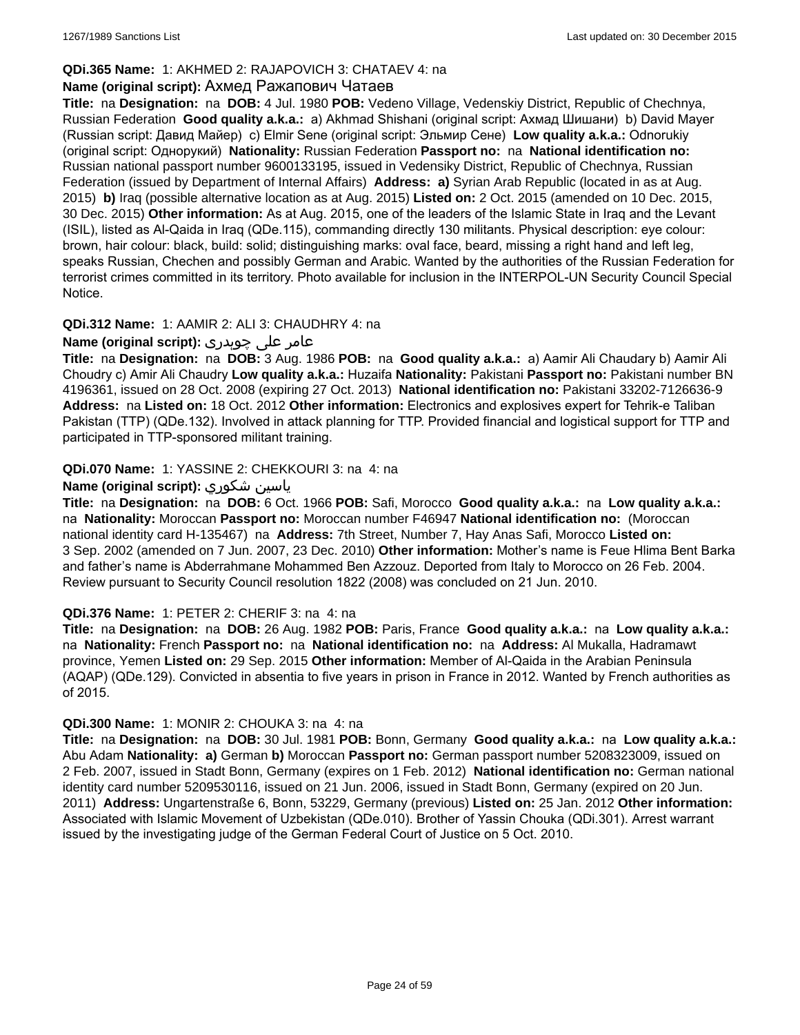**QDi.365 Name:** 1: AKHMED 2: RAJAPOVICH 3: CHATAEV 4: na

**Name (original script):** Ахмед Ражапович Чатаев

**Title:** na **Designation:** na **DOB:** 4 Jul. 1980 **POB:** Vedeno Village, Vedenskiy District, Republic of Chechnya, Russian Federation **Good quality a.k.a.:** a) Akhmad Shishani (original script: Ахмад Шишани) b) David Mayer (Russian script: Давид Майер) c) Elmir Sene (original script: Эльмир Сене) **Low quality a.k.a.:** Odnorukiy (original script: Однорукий) **Nationality:** Russian Federation **Passport no:** na **National identification no:** Russian national passport number 9600133195, issued in Vedensiky District, Republic of Chechnya, Russian Federation (issued by Department of Internal Affairs) **Address:** **a)** Syrian Arab Republic (located in as at Aug. 2015) **b)** Iraq (possible alternative location as at Aug. 2015) **Listed on:** 2 Oct. 2015 (amended on 10 Dec. 2015, 30 Dec. 2015) **Other information:** As at Aug. 2015, one of the leaders of the Islamic State in Iraq and the Levant (ISIL), listed as Al-Qaida in Iraq (QDe.115), commanding directly 130 militants. Physical description: eye colour: brown, hair colour: black, build: solid; distinguishing marks: oval face, beard, missing a right hand and left leg, speaks Russian, Chechen and possibly German and Arabic. Wanted by the authorities of the Russian Federation for terrorist crimes committed in its territory. Photo available for inclusion in the INTERPOL-UN Security Council Special Notice.

**QDi.312 Name:** 1: AAMIR 2: ALI 3: CHAUDHRY 4: na

**Name (original script):** عامر علی چوہدری

**Title:** na **Designation:** na **DOB:** 3 Aug. 1986 **POB:** na **Good quality a.k.a.:** a) Aamir Ali Chaudary b) Aamir Ali Choudry c) Amir Ali Chaudry **Low quality a.k.a.:** Huzaifa **Nationality:** Pakistani **Passport no:** Pakistani number BN 4196361, issued on 28 Oct. 2008 (expiring 27 Oct. 2013) **National identification no:** Pakistani 33202-7126636-9 **Address:** na **Listed on:** 18 Oct. 2012 **Other information:** Electronics and explosives expert for Tehrik-e Taliban Pakistan (TTP) (QDe.132). Involved in attack planning for TTP. Provided financial and logistical support for TTP and participated in TTP-sponsored militant training.

**QDi.070 Name:** 1: YASSINE 2: CHEKKOURI 3: na 4: na

**Name (original script):** ياسين شكوري

**Title:** na **Designation:** na **DOB:** 6 Oct. 1966 **POB:** Safi, Morocco **Good quality a.k.a.:** na **Low quality a.k.a.:** na **Nationality:** Moroccan **Passport no:** Moroccan number F46947 **National identification no:** (Moroccan national identity card H-135467) na **Address:** 7th Street, Number 7, Hay Anas Safi, Morocco **Listed on:** 3 Sep. 2002 (amended on 7 Jun. 2007, 23 Dec. 2010) **Other information:** Mother's name is Feue Hlima Bent Barka and father's name is Abderrahmane Mohammed Ben Azzouz. Deported from Italy to Morocco on 26 Feb. 2004. Review pursuant to Security Council resolution 1822 (2008) was concluded on 21 Jun. 2010.

**QDi.376 Name:** 1: PETER 2: CHERIF 3: na 4: na

**Title:** na **Designation:** na **DOB:** 26 Aug. 1982 **POB:** Paris, France **Good quality a.k.a.:** na **Low quality a.k.a.:** na **Nationality:** French **Passport no:** na **National identification no:** na **Address:** Al Mukalla, Hadramawt province, Yemen **Listed on:** 29 Sep. 2015 **Other information:** Member of Al-Qaida in the Arabian Peninsula (AQAP) (QDe.129). Convicted in absentia to five years in prison in France in 2012. Wanted by French authorities as of 2015.

**QDi.300 Name:** 1: MONIR 2: CHOUKA 3: na 4: na

**Title:** na **Designation:** na **DOB:** 30 Jul. 1981 **POB:** Bonn, Germany **Good quality a.k.a.:** na **Low quality a.k.a.:** Abu Adam **Nationality:** **a)** German **b)** Moroccan **Passport no:** German passport number 5208323009, issued on 2 Feb. 2007, issued in Stadt Bonn, Germany (expires on 1 Feb. 2012) **National identification no:** German national identity card number 5209530116, issued on 21 Jun. 2006, issued in Stadt Bonn, Germany (expired on 20 Jun. 2011) **Address:** Ungartenstraße 6, Bonn, 53229, Germany (previous) **Listed on:** 25 Jan. 2012 **Other information:** Associated with Islamic Movement of Uzbekistan (QDe.010). Brother of Yassin Chouka (QDi.301). Arrest warrant issued by the investigating judge of the German Federal Court of Justice on 5 Oct. 2010.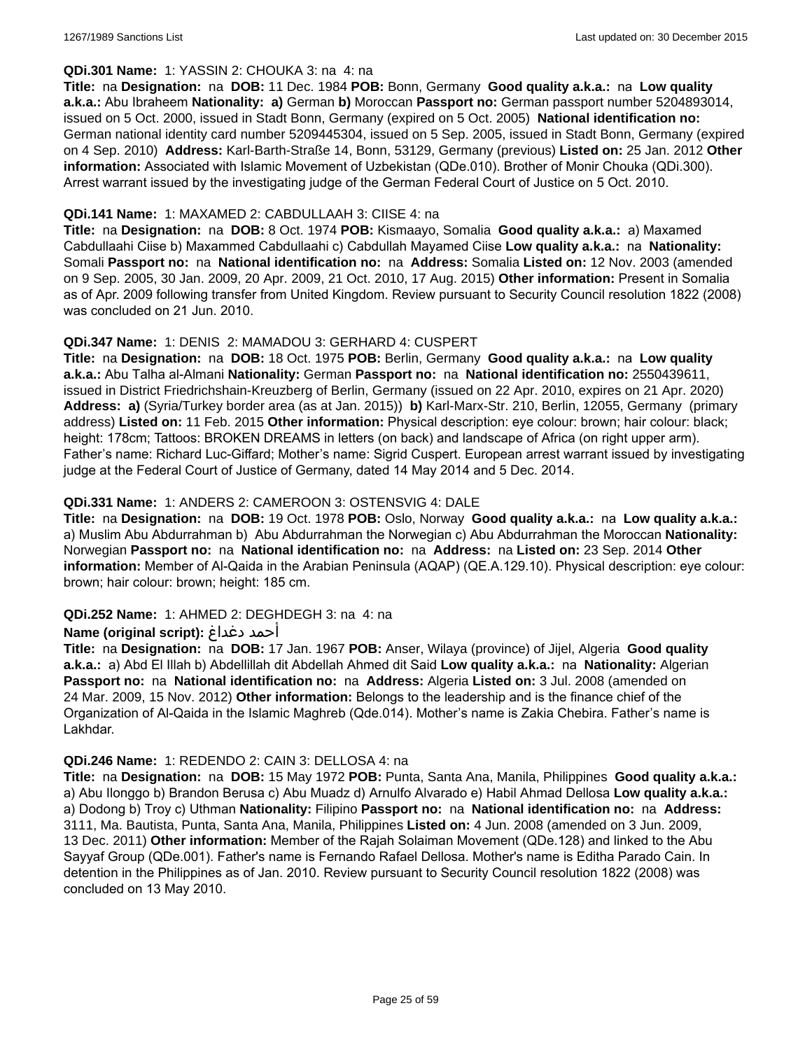**QDi.301 Name:** 1: YASSIN 2: CHOUKA 3: na 4: na

**Title:** na **Designation:** na **DOB:** 11 Dec. 1984 **POB:** Bonn, Germany **Good quality a.k.a.:** na **Low quality a.k.a.:** Abu Ibraheem **Nationality:** **a)** German **b)** Moroccan **Passport no:** German passport number 5204893014, issued on 5 Oct. 2000, issued in Stadt Bonn, Germany (expired on 5 Oct. 2005) **National identification no:** German national identity card number 5209445304, issued on 5 Sep. 2005, issued in Stadt Bonn, Germany (expired on 4 Sep. 2010) **Address:** Karl-Barth-Straße 14, Bonn, 53129, Germany (previous) **Listed on:** 25 Jan. 2012 **Other information:** Associated with Islamic Movement of Uzbekistan (QDe.010). Brother of Monir Chouka (QDi.300). Arrest warrant issued by the investigating judge of the German Federal Court of Justice on 5 Oct. 2010.

**QDi.141 Name:** 1: MAXAMED 2: CABDULLAAH 3: CIISE 4: na

**Title:** na **Designation:** na **DOB:** 8 Oct. 1974 **POB:** Kismaayo, Somalia **Good quality a.k.a.:** a) Maxamed Cabdullaahi Ciise b) Maxammed Cabdullaahi c) Cabdullah Mayamed Ciise **Low quality a.k.a.:** na **Nationality:** Somali **Passport no:** na **National identification no:** na **Address:** Somalia **Listed on:** 12 Nov. 2003 (amended on 9 Sep. 2005, 30 Jan. 2009, 20 Apr. 2009, 21 Oct. 2010, 17 Aug. 2015) **Other information:** Present in Somalia as of Apr. 2009 following transfer from United Kingdom. Review pursuant to Security Council resolution 1822 (2008) was concluded on 21 Jun. 2010.

**QDi.347 Name:** 1: DENIS 2: MAMADOU 3: GERHARD 4: CUSPERT

**Title:** na **Designation:** na **DOB:** 18 Oct. 1975 **POB:** Berlin, Germany **Good quality a.k.a.:** na **Low quality a.k.a.:** Abu Talha al-Almani **Nationality:** German **Passport no:** na **National identification no:** 2550439611, issued in District Friedrichshain-Kreuzberg of Berlin, Germany (issued on 22 Apr. 2010, expires on 21 Apr. 2020) **Address:** **a)** (Syria/Turkey border area (as at Jan. 2015)) **b)** Karl-Marx-Str. 210, Berlin, 12055, Germany (primary address) **Listed on:** 11 Feb. 2015 **Other information:** Physical description: eye colour: brown; hair colour: black; height: 178cm; Tattoos: BROKEN DREAMS in letters (on back) and landscape of Africa (on right upper arm). Father's name: Richard Luc-Giffard; Mother's name: Sigrid Cuspert. European arrest warrant issued by investigating judge at the Federal Court of Justice of Germany, dated 14 May 2014 and 5 Dec. 2014.

**QDi.331 Name:** 1: ANDERS 2: CAMEROON 3: OSTENSVIG 4: DALE

**Title:** na **Designation:** na **DOB:** 19 Oct. 1978 **POB:** Oslo, Norway **Good quality a.k.a.:** na **Low quality a.k.a.:** a) Muslim Abu Abdurrahman b) Abu Abdurrahman the Norwegian c) Abu Abdurrahman the Moroccan **Nationality:** Norwegian **Passport no:** na **National identification no:** na **Address:** na **Listed on:** 23 Sep. 2014 **Other information:** Member of Al-Qaida in the Arabian Peninsula (AQAP) (QE.A.129.10). Physical description: eye colour: brown; hair colour: brown; height: 185 cm.

**QDi.252 Name:** 1: AHMED 2: DEGHDEGH 3: na 4: na

**Name (original script):** أحمد دغداغ

**Title:** na **Designation:** na **DOB:** 17 Jan. 1967 **POB:** Anser, Wilaya (province) of Jijel, Algeria **Good quality a.k.a.:** a) Abd El Illah b) Abdellillah dit Abdellah Ahmed dit Said **Low quality a.k.a.:** na **Nationality:** Algerian **Passport no:** na **National identification no:** na **Address:** Algeria **Listed on:** 3 Jul. 2008 (amended on 24 Mar. 2009, 15 Nov. 2012) **Other information:** Belongs to the leadership and is the finance chief of the Organization of Al-Qaida in the Islamic Maghreb (Qde.014). Mother's name is Zakia Chebira. Father's name is Lakhdar.

**QDi.246 Name:** 1: REDENDO 2: CAIN 3: DELLOSA 4: na

**Title:** na **Designation:** na **DOB:** 15 May 1972 **POB:** Punta, Santa Ana, Manila, Philippines **Good quality a.k.a.:** a) Abu Ilonggo b) Brandon Berusa c) Abu Muadz d) Arnulfo Alvarado e) Habil Ahmad Dellosa **Low quality a.k.a.:** a) Dodong b) Troy c) Uthman **Nationality:** Filipino **Passport no:** na **National identification no:** na **Address:** 3111, Ma. Bautista, Punta, Santa Ana, Manila, Philippines **Listed on:** 4 Jun. 2008 (amended on 3 Jun. 2009, 13 Dec. 2011) **Other information:** Member of the Rajah Solaiman Movement (QDe.128) and linked to the Abu Sayyaf Group (QDe.001). Father's name is Fernando Rafael Dellosa. Mother's name is Editha Parado Cain. In detention in the Philippines as of Jan. 2010. Review pursuant to Security Council resolution 1822 (2008) was concluded on 13 May 2010.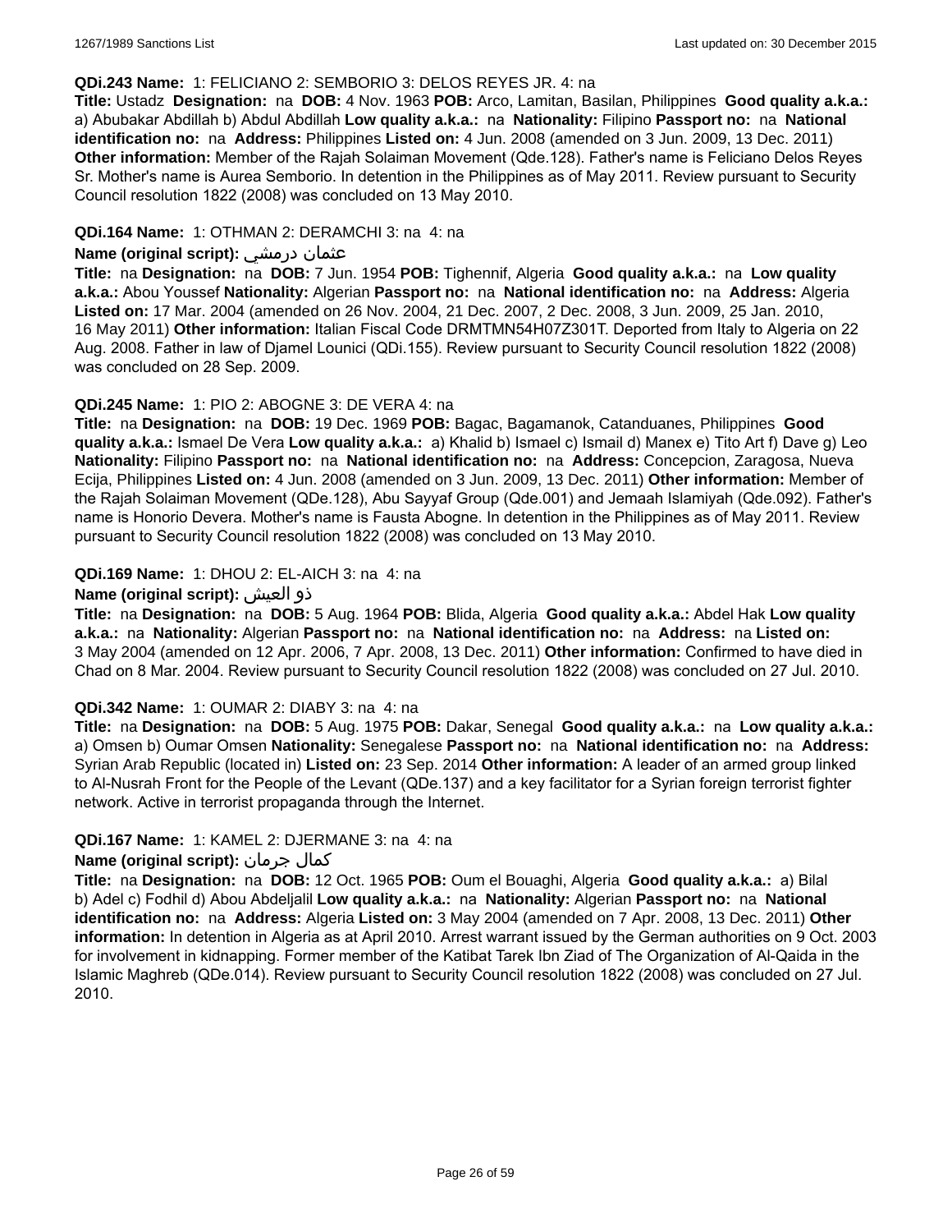**QDi.243 Name:** 1: FELICIANO 2: SEMBORIO 3: DELOS REYES JR. 4: na

**Title:** Ustadz **Designation:** na **DOB:** 4 Nov. 1963 **POB:** Arco, Lamitan, Basilan, Philippines **Good quality a.k.a.:** a) Abubakar Abdillah b) Abdul Abdillah **Low quality a.k.a.:** na **Nationality:** Filipino **Passport no:** na **National identification no:** na **Address:** Philippines **Listed on:** 4 Jun. 2008 (amended on 3 Jun. 2009, 13 Dec. 2011) **Other information:** Member of the Rajah Solaiman Movement (Qde.128). Father's name is Feliciano Delos Reyes Sr. Mother's name is Aurea Semborio. In detention in the Philippines as of May 2011. Review pursuant to Security Council resolution 1822 (2008) was concluded on 13 May 2010.

**QDi.164 Name:** 1: OTHMAN 2: DERAMCHI 3: na 4: na

**Name (original script):** عثمان درمشي

**Title:** na **Designation:** na **DOB:** 7 Jun. 1954 **POB:** Tighennif, Algeria **Good quality a.k.a.:** na **Low quality a.k.a.:** Abou Youssef **Nationality:** Algerian **Passport no:** na **National identification no:** na **Address:** Algeria **Listed on:** 17 Mar. 2004 (amended on 26 Nov. 2004, 21 Dec. 2007, 2 Dec. 2008, 3 Jun. 2009, 25 Jan. 2010, 16 May 2011) **Other information:** Italian Fiscal Code DRMTMN54H07Z301T. Deported from Italy to Algeria on 22 Aug. 2008. Father in law of Djamel Lounici (QDi.155). Review pursuant to Security Council resolution 1822 (2008) was concluded on 28 Sep. 2009.

**QDi.245 Name:** 1: PIO 2: ABOGNE 3: DE VERA 4: na

**Title:** na **Designation:** na **DOB:** 19 Dec. 1969 **POB:** Bagac, Bagamanok, Catanduanes, Philippines **Good quality a.k.a.:** Ismael De Vera **Low quality a.k.a.:** a) Khalid b) Ismael c) Ismail d) Manex e) Tito Art f) Dave g) Leo **Nationality:** Filipino **Passport no:** na **National identification no:** na **Address:** Concepcion, Zaragosa, Nueva Ecija, Philippines **Listed on:** 4 Jun. 2008 (amended on 3 Jun. 2009, 13 Dec. 2011) **Other information:** Member of the Rajah Solaiman Movement (QDe.128), Abu Sayyaf Group (Qde.001) and Jemaah Islamiyah (Qde.092). Father's name is Honorio Devera. Mother's name is Fausta Abogne. In detention in the Philippines as of May 2011. Review pursuant to Security Council resolution 1822 (2008) was concluded on 13 May 2010.

**QDi.169 Name:** 1: DHOU 2: EL-AICH 3: na 4: na

**Name (original script):** ذو العيش

**Title:** na **Designation:** na **DOB:** 5 Aug. 1964 **POB:** Blida, Algeria **Good quality a.k.a.:** Abdel Hak **Low quality a.k.a.:** na **Nationality:** Algerian **Passport no:** na **National identification no:** na **Address:** na **Listed on:** 3 May 2004 (amended on 12 Apr. 2006, 7 Apr. 2008, 13 Dec. 2011) **Other information:** Confirmed to have died in Chad on 8 Mar. 2004. Review pursuant to Security Council resolution 1822 (2008) was concluded on 27 Jul. 2010.

**QDi.342 Name:** 1: OUMAR 2: DIABY 3: na 4: na

**Title:** na **Designation:** na **DOB:** 5 Aug. 1975 **POB:** Dakar, Senegal **Good quality a.k.a.:** na **Low quality a.k.a.:** a) Omsen b) Oumar Omsen **Nationality:** Senegalese **Passport no:** na **National identification no:** na **Address:** Syrian Arab Republic (located in) **Listed on:** 23 Sep. 2014 **Other information:** A leader of an armed group linked to Al-Nusrah Front for the People of the Levant (QDe.137) and a key facilitator for a Syrian foreign terrorist fighter network. Active in terrorist propaganda through the Internet.

**QDi.167 Name:** 1: KAMEL 2: DJERMANE 3: na 4: na

**Name (original script):** كمال جرمان

**Title:** na **Designation:** na **DOB:** 12 Oct. 1965 **POB:** Oum el Bouaghi, Algeria **Good quality a.k.a.:** a) Bilal b) Adel c) Fodhil d) Abou Abdeljalil **Low quality a.k.a.:** na **Nationality:** Algerian **Passport no:** na **National identification no:** na **Address:** Algeria **Listed on:** 3 May 2004 (amended on 7 Apr. 2008, 13 Dec. 2011) **Other information:** In detention in Algeria as at April 2010. Arrest warrant issued by the German authorities on 9 Oct. 2003 for involvement in kidnapping. Former member of the Katibat Tarek Ibn Ziad of The Organization of Al-Qaida in the Islamic Maghreb (QDe.014). Review pursuant to Security Council resolution 1822 (2008) was concluded on 27 Jul. 2010.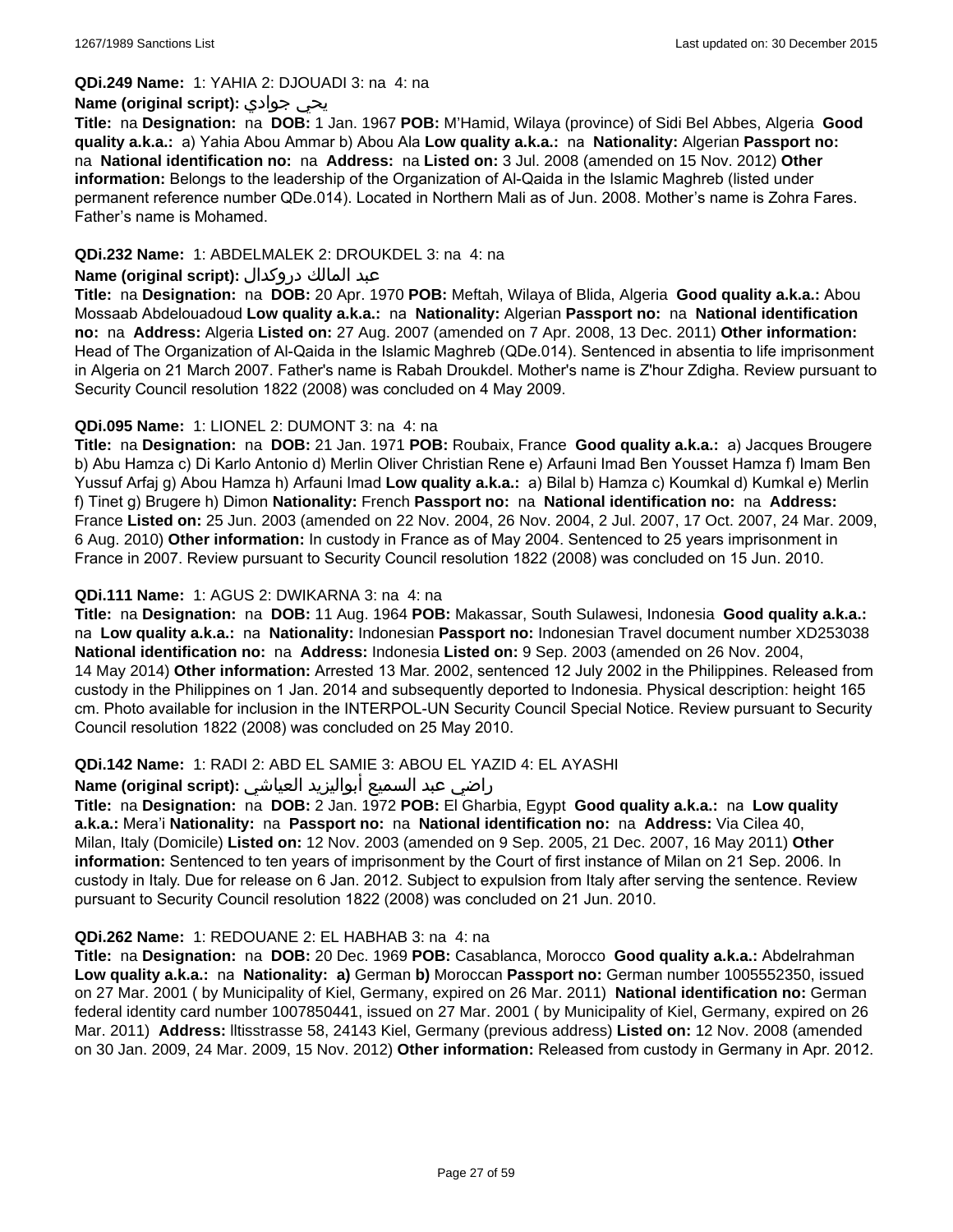**QDi.249 Name:** 1: YAHIA 2: DJOUADI 3: na 4: na

**Name (original script):** يحي جوادي

**Title:** na **Designation:** na **DOB:** 1 Jan. 1967 **POB:** M'Hamid, Wilaya (province) of Sidi Bel Abbes, Algeria **Good quality a.k.a.:** a) Yahia Abou Ammar b) Abou Ala **Low quality a.k.a.:** na **Nationality:** Algerian **Passport no:** na **National identification no:** na **Address:** na **Listed on:** 3 Jul. 2008 (amended on 15 Nov. 2012) **Other information:** Belongs to the leadership of the Organization of Al-Qaida in the Islamic Maghreb (listed under permanent reference number QDe.014). Located in Northern Mali as of Jun. 2008. Mother's name is Zohra Fares. Father's name is Mohamed.

**QDi.232 Name:** 1: ABDELMALEK 2: DROUKDEL 3: na 4: na

**Name (original script):** عبد المالك دروكدال

**Title:** na **Designation:** na **DOB:** 20 Apr. 1970 **POB:** Meftah, Wilaya of Blida, Algeria **Good quality a.k.a.:** Abou Mossaab Abdelouadoud **Low quality a.k.a.:** na **Nationality:** Algerian **Passport no:** na **National identification no:** na **Address:** Algeria **Listed on:** 27 Aug. 2007 (amended on 7 Apr. 2008, 13 Dec. 2011) **Other information:** Head of The Organization of Al-Qaida in the Islamic Maghreb (QDe.014). Sentenced in absentia to life imprisonment in Algeria on 21 March 2007. Father's name is Rabah Droukdel. Mother's name is Z'hour Zdigha. Review pursuant to Security Council resolution 1822 (2008) was concluded on 4 May 2009.

**QDi.095 Name:** 1: LIONEL 2: DUMONT 3: na 4: na

**Title:** na **Designation:** na **DOB:** 21 Jan. 1971 **POB:** Roubaix, France **Good quality a.k.a.:** a) Jacques Brougere b) Abu Hamza c) Di Karlo Antonio d) Merlin Oliver Christian Rene e) Arfauni Imad Ben Yousset Hamza f) Imam Ben Yussuf Arfaj g) Abou Hamza h) Arfauni Imad **Low quality a.k.a.:** a) Bilal b) Hamza c) Koumkal d) Kumkal e) Merlin f) Tinet g) Brugere h) Dimon **Nationality:** French **Passport no:** na **National identification no:** na **Address:** France **Listed on:** 25 Jun. 2003 (amended on 22 Nov. 2004, 26 Nov. 2004, 2 Jul. 2007, 17 Oct. 2007, 24 Mar. 2009, 6 Aug. 2010) **Other information:** In custody in France as of May 2004. Sentenced to 25 years imprisonment in France in 2007. Review pursuant to Security Council resolution 1822 (2008) was concluded on 15 Jun. 2010.

**QDi.111 Name:** 1: AGUS 2: DWIKARNA 3: na 4: na

**Title:** na **Designation:** na **DOB:** 11 Aug. 1964 **POB:** Makassar, South Sulawesi, Indonesia **Good quality a.k.a.:** na **Low quality a.k.a.:** na **Nationality:** Indonesian **Passport no:** Indonesian Travel document number XD253038 **National identification no:** na **Address:** Indonesia **Listed on:** 9 Sep. 2003 (amended on 26 Nov. 2004, 14 May 2014) **Other information:** Arrested 13 Mar. 2002, sentenced 12 July 2002 in the Philippines. Released from custody in the Philippines on 1 Jan. 2014 and subsequently deported to Indonesia. Physical description: height 165 cm. Photo available for inclusion in the INTERPOL-UN Security Council Special Notice. Review pursuant to Security Council resolution 1822 (2008) was concluded on 25 May 2010.

**QDi.142 Name:** 1: RADI 2: ABD EL SAMIE 3: ABOU EL YAZID 4: EL AYASHI

**Name (original script):** راضي عبد السميع أبواليزيد العياشي

**Title:** na **Designation:** na **DOB:** 2 Jan. 1972 **POB:** El Gharbia, Egypt **Good quality a.k.a.:** na **Low quality a.k.a.:** Mera'i **Nationality:** na **Passport no:** na **National identification no:** na **Address:** Via Cilea 40, Milan, Italy (Domicile) **Listed on:** 12 Nov. 2003 (amended on 9 Sep. 2005, 21 Dec. 2007, 16 May 2011) **Other information:** Sentenced to ten years of imprisonment by the Court of first instance of Milan on 21 Sep. 2006. In custody in Italy. Due for release on 6 Jan. 2012. Subject to expulsion from Italy after serving the sentence. Review pursuant to Security Council resolution 1822 (2008) was concluded on 21 Jun. 2010.

**QDi.262 Name:** 1: REDOUANE 2: EL HABHAB 3: na 4: na

**Title:** na **Designation:** na **DOB:** 20 Dec. 1969 **POB:** Casablanca, Morocco **Good quality a.k.a.:** Abdelrahman **Low quality a.k.a.:** na **Nationality:** **a)** German **b)** Moroccan **Passport no:** German number 1005552350, issued on 27 Mar. 2001 ( by Municipality of Kiel, Germany, expired on 26 Mar. 2011) **National identification no:** German federal identity card number 1007850441, issued on 27 Mar. 2001 ( by Municipality of Kiel, Germany, expired on 26 Mar. 2011) **Address:** lltisstrasse 58, 24143 Kiel, Germany (previous address) **Listed on:** 12 Nov. 2008 (amended on 30 Jan. 2009, 24 Mar. 2009, 15 Nov. 2012) **Other information:** Released from custody in Germany in Apr. 2012.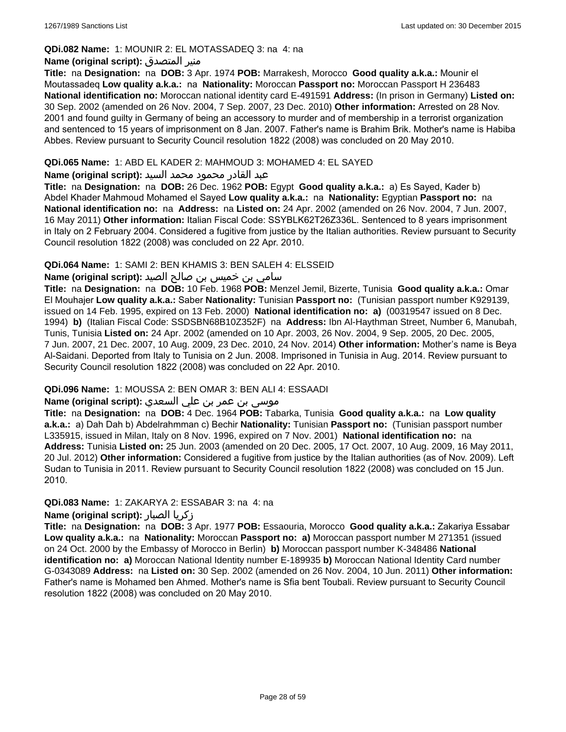**QDi.082 Name:** 1: MOUNIR 2: EL MOTASSADEQ 3: na 4: na

**Name (original script):** منير المتصدق

**Title:** na **Designation:** na **DOB:** 3 Apr. 1974 **POB:** Marrakesh, Morocco **Good quality a.k.a.:** Mounir el Moutassadeq **Low quality a.k.a.:** na **Nationality:** Moroccan **Passport no:** Moroccan Passport H 236483 **National identification no:** Moroccan national identity card E-491591 **Address:** (In prison in Germany) **Listed on:** 30 Sep. 2002 (amended on 26 Nov. 2004, 7 Sep. 2007, 23 Dec. 2010) **Other information:** Arrested on 28 Nov. 2001 and found guilty in Germany of being an accessory to murder and of membership in a terrorist organization and sentenced to 15 years of imprisonment on 8 Jan. 2007. Father's name is Brahim Brik. Mother's name is Habiba Abbes. Review pursuant to Security Council resolution 1822 (2008) was concluded on 20 May 2010.

**QDi.065 Name:** 1: ABD EL KADER 2: MAHMOUD 3: MOHAMED 4: EL SAYED

**Name (original script):** عبد القادر محمود محمد السيد

**Title:** na **Designation:** na **DOB:** 26 Dec. 1962 **POB:** Egypt **Good quality a.k.a.:** a) Es Sayed, Kader b) Abdel Khader Mahmoud Mohamed el Sayed **Low quality a.k.a.:** na **Nationality:** Egyptian **Passport no:** na **National identification no:** na **Address:** na **Listed on:** 24 Apr. 2002 (amended on 26 Nov. 2004, 7 Jun. 2007, 16 May 2011) **Other information:** Italian Fiscal Code: SSYBLK62T26Z336L. Sentenced to 8 years imprisonment in Italy on 2 February 2004. Considered a fugitive from justice by the Italian authorities. Review pursuant to Security Council resolution 1822 (2008) was concluded on 22 Apr. 2010.

**QDi.064 Name:** 1: SAMI 2: BEN KHAMIS 3: BEN SALEH 4: ELSSEID

**Name (original script):** سامي بن خميس بن صالح الصيد

**Title:** na **Designation:** na **DOB:** 10 Feb. 1968 **POB:** Menzel Jemil, Bizerte, Tunisia **Good quality a.k.a.:** Omar El Mouhajer **Low quality a.k.a.:** Saber **Nationality:** Tunisian **Passport no:** (Tunisian passport number K929139, issued on 14 Feb. 1995, expired on 13 Feb. 2000) **National identification no:** **a)** (00319547 issued on 8 Dec. 1994) **b)** (Italian Fiscal Code: SSDSBN68B10Z352F) na **Address:** Ibn Al-Haythman Street, Number 6, Manubah, Tunis, Tunisia **Listed on:** 24 Apr. 2002 (amended on 10 Apr. 2003, 26 Nov. 2004, 9 Sep. 2005, 20 Dec. 2005, 7 Jun. 2007, 21 Dec. 2007, 10 Aug. 2009, 23 Dec. 2010, 24 Nov. 2014) **Other information:** Mother's name is Beya Al-Saidani. Deported from Italy to Tunisia on 2 Jun. 2008. Imprisoned in Tunisia in Aug. 2014. Review pursuant to Security Council resolution 1822 (2008) was concluded on 22 Apr. 2010.

**QDi.096 Name:** 1: MOUSSA 2: BEN OMAR 3: BEN ALI 4: ESSAADI

**Name (original script):** موسى بن عمر بن علي السعدي

**Title:** na **Designation:** na **DOB:** 4 Dec. 1964 **POB:** Tabarka, Tunisia **Good quality a.k.a.:** na **Low quality a.k.a.:** a) Dah Dah b) Abdelrahmman c) Bechir **Nationality:** Tunisian **Passport no:** (Tunisian passport number L335915, issued in Milan, Italy on 8 Nov. 1996, expired on 7 Nov. 2001) **National identification no:** na **Address:** Tunisia **Listed on:** 25 Jun. 2003 (amended on 20 Dec. 2005, 17 Oct. 2007, 10 Aug. 2009, 16 May 2011, 20 Jul. 2012) **Other information:** Considered a fugitive from justice by the Italian authorities (as of Nov. 2009). Left Sudan to Tunisia in 2011. Review pursuant to Security Council resolution 1822 (2008) was concluded on 15 Jun. 2010.

**QDi.083 Name:** 1: ZAKARYA 2: ESSABAR 3: na 4: na

**Name (original script):** زكريا الصبار

**Title:** na **Designation:** na **DOB:** 3 Apr. 1977 **POB:** Essaouria, Morocco **Good quality a.k.a.:** Zakariya Essabar **Low quality a.k.a.:** na **Nationality:** Moroccan **Passport no:** **a)** Moroccan passport number M 271351 (issued on 24 Oct. 2000 by the Embassy of Morocco in Berlin) **b)** Moroccan passport number K-348486 **National identification no:** **a)** Moroccan National Identity number E-189935 **b)** Moroccan National Identity Card number G-0343089 **Address:** na **Listed on:** 30 Sep. 2002 (amended on 26 Nov. 2004, 10 Jun. 2011) **Other information:** Father's name is Mohamed ben Ahmed. Mother's name is Sfia bent Toubali. Review pursuant to Security Council resolution 1822 (2008) was concluded on 20 May 2010.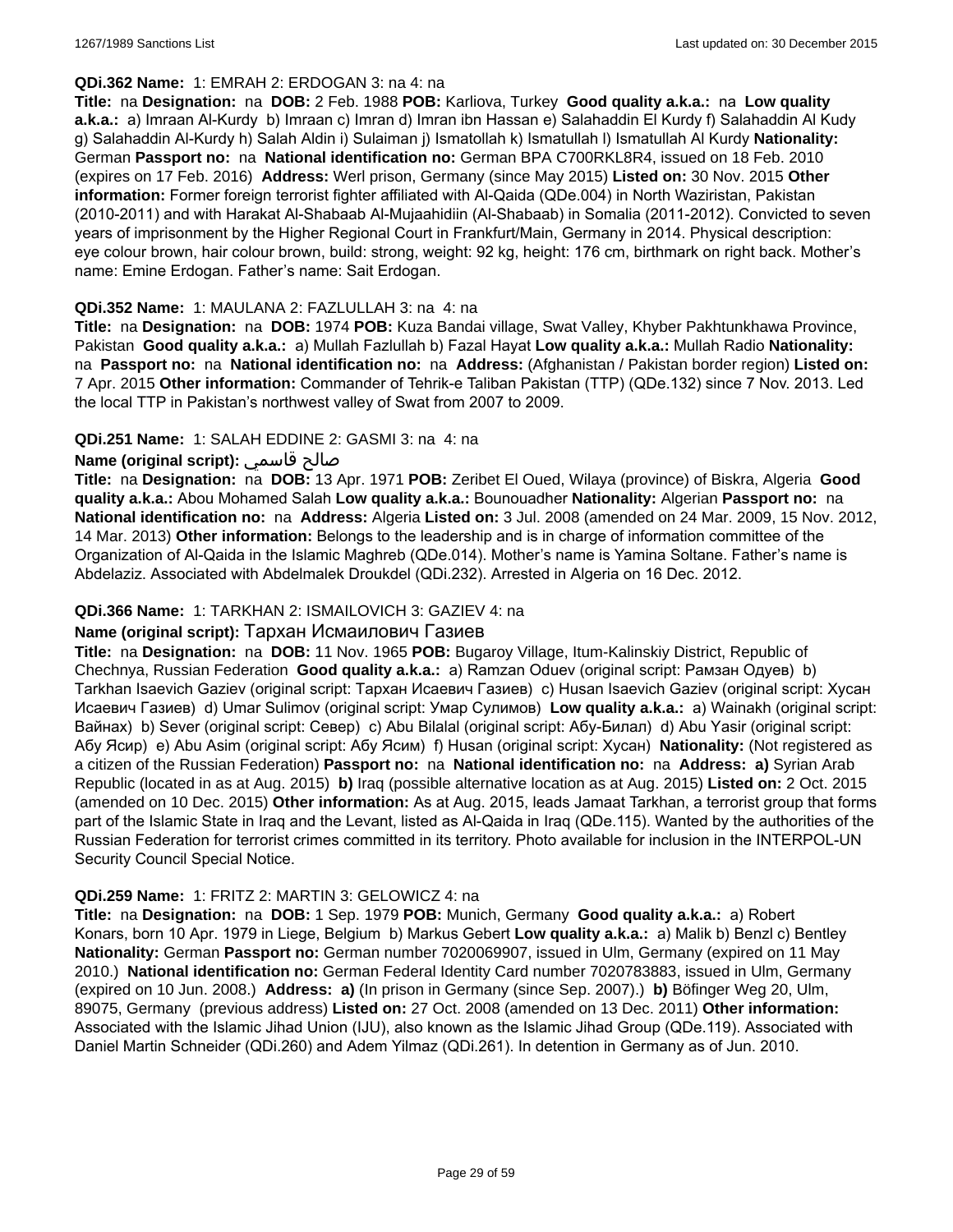**QDi.362 Name:** 1: EMRAH 2: ERDOGAN 3: na 4: na

**Title:** na **Designation:** na **DOB:** 2 Feb. 1988 **POB:** Karliova, Turkey **Good quality a.k.a.:** na **Low quality a.k.a.:** a) Imraan Al-Kurdy b) Imraan c) Imran d) Imran ibn Hassan e) Salahaddin El Kurdy f) Salahaddin Al Kudy g) Salahaddin Al-Kurdy h) Salah Aldin i) Sulaiman j) Ismatollah k) Ismatullah l) Ismatullah Al Kurdy **Nationality:** German **Passport no:** na **National identification no:** German BPA C700RKL8R4, issued on 18 Feb. 2010 (expires on 17 Feb. 2016) **Address:** Werl prison, Germany (since May 2015) **Listed on:** 30 Nov. 2015 **Other information:** Former foreign terrorist fighter affiliated with Al-Qaida (QDe.004) in North Waziristan, Pakistan (2010-2011) and with Harakat Al-Shabaab Al-Mujaahidiin (Al-Shabaab) in Somalia (2011-2012). Convicted to seven years of imprisonment by the Higher Regional Court in Frankfurt/Main, Germany in 2014. Physical description: eye colour brown, hair colour brown, build: strong, weight: 92 kg, height: 176 cm, birthmark on right back. Mother's name: Emine Erdogan. Father's name: Sait Erdogan.

**QDi.352 Name:** 1: MAULANA 2: FAZLULLAH 3: na 4: na

**Title:** na **Designation:** na **DOB:** 1974 **POB:** Kuza Bandai village, Swat Valley, Khyber Pakhtunkhawa Province, Pakistan **Good quality a.k.a.:** a) Mullah Fazlullah b) Fazal Hayat **Low quality a.k.a.:** Mullah Radio **Nationality:** na **Passport no:** na **National identification no:** na **Address:** (Afghanistan / Pakistan border region) **Listed on:** 7 Apr. 2015 **Other information:** Commander of Tehrik-e Taliban Pakistan (TTP) (QDe.132) since 7 Nov. 2013. Led the local TTP in Pakistan's northwest valley of Swat from 2007 to 2009.

**QDi.251 Name:** 1: SALAH EDDINE 2: GASMI 3: na 4: na

**Name (original script):** صالح قاسمي

**Title:** na **Designation:** na **DOB:** 13 Apr. 1971 **POB:** Zeribet El Oued, Wilaya (province) of Biskra, Algeria **Good quality a.k.a.:** Abou Mohamed Salah **Low quality a.k.a.:** Bounouadher **Nationality:** Algerian **Passport no:** na **National identification no:** na **Address:** Algeria **Listed on:** 3 Jul. 2008 (amended on 24 Mar. 2009, 15 Nov. 2012, 14 Mar. 2013) **Other information:** Belongs to the leadership and is in charge of information committee of the Organization of Al-Qaida in the Islamic Maghreb (QDe.014). Mother's name is Yamina Soltane. Father's name is Abdelaziz. Associated with Abdelmalek Droukdel (QDi.232). Arrested in Algeria on 16 Dec. 2012.

**QDi.366 Name:** 1: TARKHAN 2: ISMAILOVICH 3: GAZIEV 4: na

**Name (original script):** Тархан Исмаилович Газиев

**Title:** na **Designation:** na **DOB:** 11 Nov. 1965 **POB:** Bugaroy Village, Itum-Kalinskiy District, Republic of Chechnya, Russian Federation **Good quality a.k.a.:** a) Ramzan Oduev (original script: Рамзан Одуев) b) Tarkhan Isaevich Gaziev (original script: Тархан Исаевич Газиев) c) Husan Isaevich Gaziev (original script: Хусан Исаевич Газиев) d) Umar Sulimov (original script: Умар Сулимов) **Low quality a.k.a.:** a) Wainakh (original script: Вайнах) b) Sever (original script: Север) c) Abu Bilalal (original script: Абу-Билал) d) Abu Yasir (original script: Абу Ясир) e) Abu Asim (original script: Абу Ясим) f) Husan (original script: Хусан) **Nationality:** (Not registered as a citizen of the Russian Federation) **Passport no:** na **National identification no:** na **Address:** **a)** Syrian Arab Republic (located in as at Aug. 2015) **b)** Iraq (possible alternative location as at Aug. 2015) **Listed on:** 2 Oct. 2015 (amended on 10 Dec. 2015) **Other information:** As at Aug. 2015, leads Jamaat Tarkhan, a terrorist group that forms part of the Islamic State in Iraq and the Levant, listed as Al-Qaida in Iraq (QDe.115). Wanted by the authorities of the Russian Federation for terrorist crimes committed in its territory. Photo available for inclusion in the INTERPOL-UN Security Council Special Notice.

**QDi.259 Name:** 1: FRITZ 2: MARTIN 3: GELOWICZ 4: na

**Title:** na **Designation:** na **DOB:** 1 Sep. 1979 **POB:** Munich, Germany **Good quality a.k.a.:** a) Robert Konars, born 10 Apr. 1979 in Liege, Belgium b) Markus Gebert **Low quality a.k.a.:** a) Malik b) Benzl c) Bentley **Nationality:** German **Passport no:** German number 7020069907, issued in Ulm, Germany (expired on 11 May 2010.) **National identification no:** German Federal Identity Card number 7020783883, issued in Ulm, Germany (expired on 10 Jun. 2008.) **Address:** **a)** (In prison in Germany (since Sep. 2007).) **b)** Böfinger Weg 20, Ulm, 89075, Germany (previous address) **Listed on:** 27 Oct. 2008 (amended on 13 Dec. 2011) **Other information:** Associated with the Islamic Jihad Union (IJU), also known as the Islamic Jihad Group (QDe.119). Associated with Daniel Martin Schneider (QDi.260) and Adem Yilmaz (QDi.261). In detention in Germany as of Jun. 2010.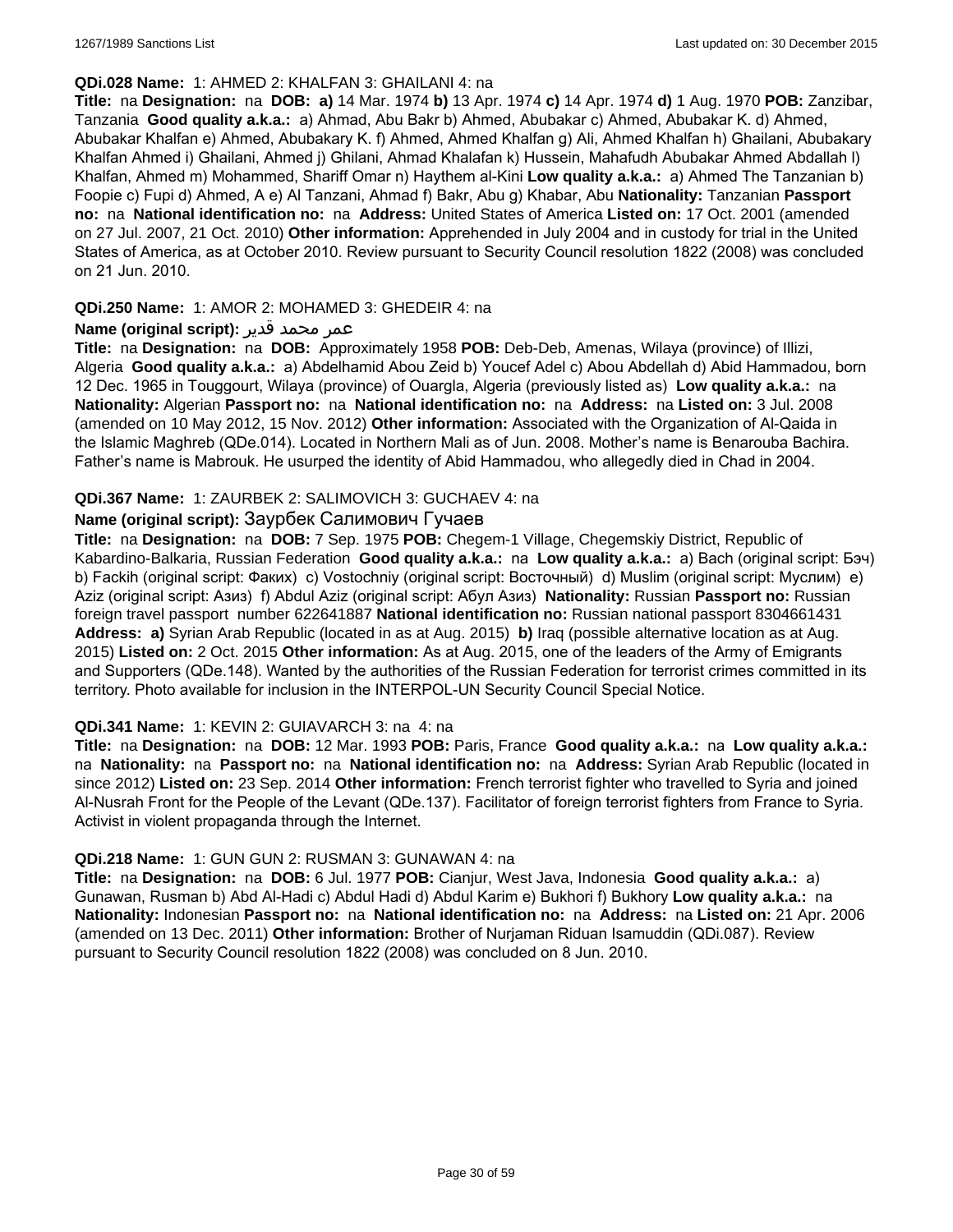**QDi.028 Name:** 1: AHMED 2: KHALFAN 3: GHAILANI 4: na

**Title:** na **Designation:** na **DOB:** **a)** 14 Mar. 1974 **b)** 13 Apr. 1974 **c)** 14 Apr. 1974 **d)** 1 Aug. 1970 **POB:** Zanzibar, Tanzania **Good quality a.k.a.:** a) Ahmad, Abu Bakr b) Ahmed, Abubakar c) Ahmed, Abubakar K. d) Ahmed, Abubakar Khalfan e) Ahmed, Abubakary K. f) Ahmed, Ahmed Khalfan g) Ali, Ahmed Khalfan h) Ghailani, Abubakary Khalfan Ahmed i) Ghailani, Ahmed j) Ghilani, Ahmad Khalafan k) Hussein, Mahafudh Abubakar Ahmed Abdallah l) Khalfan, Ahmed m) Mohammed, Shariff Omar n) Haythem al-Kini **Low quality a.k.a.:** a) Ahmed The Tanzanian b) Foopie c) Fupi d) Ahmed, A e) Al Tanzani, Ahmad f) Bakr, Abu g) Khabar, Abu **Nationality:** Tanzanian **Passport no:** na **National identification no:** na **Address:** United States of America **Listed on:** 17 Oct. 2001 (amended on 27 Jul. 2007, 21 Oct. 2010) **Other information:** Apprehended in July 2004 and in custody for trial in the United States of America, as at October 2010. Review pursuant to Security Council resolution 1822 (2008) was concluded on 21 Jun. 2010.

**QDi.250 Name:** 1: AMOR 2: MOHAMED 3: GHEDEIR 4: na

**Name (original script):** عمر محمد قدير

**Title:** na **Designation:** na **DOB:** Approximately 1958 **POB:** Deb-Deb, Amenas, Wilaya (province) of Illizi, Algeria **Good quality a.k.a.:** a) Abdelhamid Abou Zeid b) Youcef Adel c) Abou Abdellah d) Abid Hammadou, born 12 Dec. 1965 in Touggourt, Wilaya (province) of Ouargla, Algeria (previously listed as) **Low quality a.k.a.:** na **Nationality:** Algerian **Passport no:** na **National identification no:** na **Address:** na **Listed on:** 3 Jul. 2008 (amended on 10 May 2012, 15 Nov. 2012) **Other information:** Associated with the Organization of Al-Qaida in the Islamic Maghreb (QDe.014). Located in Northern Mali as of Jun. 2008. Mother's name is Benarouba Bachira. Father's name is Mabrouk. He usurped the identity of Abid Hammadou, who allegedly died in Chad in 2004.

**QDi.367 Name:** 1: ZAURBEK 2: SALIMOVICH 3: GUCHAEV 4: na

**Name (original script):** Заурбек Салимович Гучаев

**Title:** na **Designation:** na **DOB:** 7 Sep. 1975 **POB:** Chegem-1 Village, Chegemskiy District, Republic of Kabardino-Balkaria, Russian Federation **Good quality a.k.a.:** na **Low quality a.k.a.:** a) Bach (original script: Бэч) b) Fackih (original script: Факих) c) Vostochniy (original script: Восточный) d) Muslim (original script: Муслим) e) Aziz (original script: Азиз) f) Abdul Aziz (original script: Абул Азиз) **Nationality:** Russian **Passport no:** Russian foreign travel passport number 622641887 **National identification no:** Russian national passport 8304661431 **Address:** **a)** Syrian Arab Republic (located in as at Aug. 2015) **b)** Iraq (possible alternative location as at Aug. 2015) **Listed on:** 2 Oct. 2015 **Other information:** As at Aug. 2015, one of the leaders of the Army of Emigrants and Supporters (QDe.148). Wanted by the authorities of the Russian Federation for terrorist crimes committed in its territory. Photo available for inclusion in the INTERPOL-UN Security Council Special Notice.

**QDi.341 Name:** 1: KEVIN 2: GUIAVARCH 3: na 4: na

**Title:** na **Designation:** na **DOB:** 12 Mar. 1993 **POB:** Paris, France **Good quality a.k.a.:** na **Low quality a.k.a.:** na **Nationality:** na **Passport no:** na **National identification no:** na **Address:** Syrian Arab Republic (located in since 2012) **Listed on:** 23 Sep. 2014 **Other information:** French terrorist fighter who travelled to Syria and joined Al-Nusrah Front for the People of the Levant (QDe.137). Facilitator of foreign terrorist fighters from France to Syria. Activist in violent propaganda through the Internet.

**QDi.218 Name:** 1: GUN GUN 2: RUSMAN 3: GUNAWAN 4: na

**Title:** na **Designation:** na **DOB:** 6 Jul. 1977 **POB:** Cianjur, West Java, Indonesia **Good quality a.k.a.:** a) Gunawan, Rusman b) Abd Al-Hadi c) Abdul Hadi d) Abdul Karim e) Bukhori f) Bukhory **Low quality a.k.a.:** na **Nationality:** Indonesian **Passport no:** na **National identification no:** na **Address:** na **Listed on:** 21 Apr. 2006 (amended on 13 Dec. 2011) **Other information:** Brother of Nurjaman Riduan Isamuddin (QDi.087). Review pursuant to Security Council resolution 1822 (2008) was concluded on 8 Jun. 2010.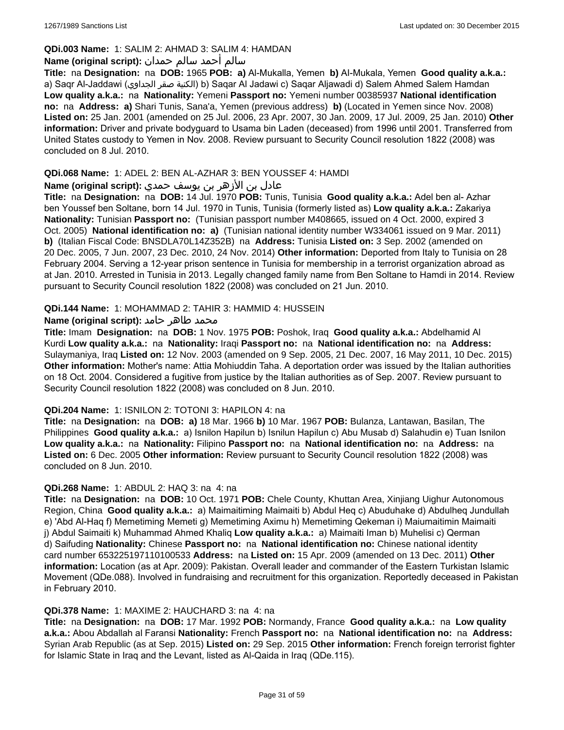**QDi.003 Name:** 1: SALIM 2: AHMAD 3: SALIM 4: HAMDAN

**Name (original script):** سالم أحمد سالم حمدان

**Title:** na **Designation:** na **DOB:** 1965 **POB:** **a)** Al-Mukalla, Yemen **b)** Al-Mukala, Yemen **Good quality a.k.a.:** a) Saqr Al-Jaddawi (الكنية صقر الجداوي) b) Saqar Al Jadawi c) Saqar Aljawadi d) Salem Ahmed Salem Hamdan **Low quality a.k.a.:** na **Nationality:** Yemeni **Passport no:** Yemeni number 00385937 **National identification no:** na **Address:** **a)** Shari Tunis, Sana'a, Yemen (previous address) **b)** (Located in Yemen since Nov. 2008) **Listed on:** 25 Jan. 2001 (amended on 25 Jul. 2006, 23 Apr. 2007, 30 Jan. 2009, 17 Jul. 2009, 25 Jan. 2010) **Other information:** Driver and private bodyguard to Usama bin Laden (deceased) from 1996 until 2001. Transferred from United States custody to Yemen in Nov. 2008. Review pursuant to Security Council resolution 1822 (2008) was concluded on 8 Jul. 2010.

**QDi.068 Name:** 1: ADEL 2: BEN AL-AZHAR 3: BEN YOUSSEF 4: HAMDI

**Name (original script):** عادل بن الأزهر بن يوسف حمدي

**Title:** na **Designation:** na **DOB:** 14 Jul. 1970 **POB:** Tunis, Tunisia **Good quality a.k.a.:** Adel ben al- Azhar ben Youssef ben Soltane, born 14 Jul. 1970 in Tunis, Tunisia (formerly listed as) **Low quality a.k.a.:** Zakariya **Nationality:** Tunisian **Passport no:** (Tunisian passport number M408665, issued on 4 Oct. 2000, expired 3 Oct. 2005) **National identification no:** **a)** (Tunisian national identity number W334061 issued on 9 Mar. 2011) **b)** (Italian Fiscal Code: BNSDLA70L14Z352B) na **Address:** Tunisia **Listed on:** 3 Sep. 2002 (amended on 20 Dec. 2005, 7 Jun. 2007, 23 Dec. 2010, 24 Nov. 2014) **Other information:** Deported from Italy to Tunisia on 28 February 2004. Serving a 12-year prison sentence in Tunisia for membership in a terrorist organization abroad as at Jan. 2010. Arrested in Tunisia in 2013. Legally changed family name from Ben Soltane to Hamdi in 2014. Review pursuant to Security Council resolution 1822 (2008) was concluded on 21 Jun. 2010.

**QDi.144 Name:** 1: MOHAMMAD 2: TAHIR 3: HAMMID 4: HUSSEIN

**Name (original script):** محمد طاهر حامد

**Title:** Imam **Designation:** na **DOB:** 1 Nov. 1975 **POB:** Poshok, Iraq **Good quality a.k.a.:** Abdelhamid Al Kurdi **Low quality a.k.a.:** na **Nationality:** Iraqi **Passport no:** na **National identification no:** na **Address:** Sulaymaniya, Iraq **Listed on:** 12 Nov. 2003 (amended on 9 Sep. 2005, 21 Dec. 2007, 16 May 2011, 10 Dec. 2015) **Other information:** Mother's name: Attia Mohiuddin Taha. A deportation order was issued by the Italian authorities on 18 Oct. 2004. Considered a fugitive from justice by the Italian authorities as of Sep. 2007. Review pursuant to Security Council resolution 1822 (2008) was concluded on 8 Jun. 2010.

**QDi.204 Name:** 1: ISNILON 2: TOTONI 3: HAPILON 4: na

**Title:** na **Designation:** na **DOB:** **a)** 18 Mar. 1966 **b)** 10 Mar. 1967 **POB:** Bulanza, Lantawan, Basilan, The Philippines **Good quality a.k.a.:** a) Isnilon Hapilun b) Isnilun Hapilun c) Abu Musab d) Salahudin e) Tuan Isnilon **Low quality a.k.a.:** na **Nationality:** Filipino **Passport no:** na **National identification no:** na **Address:** na **Listed on:** 6 Dec. 2005 **Other information:** Review pursuant to Security Council resolution 1822 (2008) was concluded on 8 Jun. 2010.

**QDi.268 Name:** 1: ABDUL 2: HAQ 3: na 4: na

**Title:** na **Designation:** na **DOB:** 10 Oct. 1971 **POB:** Chele County, Khuttan Area, Xinjiang Uighur Autonomous Region, China **Good quality a.k.a.:** a) Maimaitiming Maimaiti b) Abdul Heq c) Abuduhake d) Abdulheq Jundullah e) 'Abd Al-Haq f) Memetiming Memeti g) Memetiming Aximu h) Memetiming Qekeman i) Maiumaitimin Maimaiti j) Abdul Saimaiti k) Muhammad Ahmed Khaliq **Low quality a.k.a.:** a) Maimaiti Iman b) Muhelisi c) Qerman d) Saifuding **Nationality:** Chinese **Passport no:** na **National identification no:** Chinese national identity card number 653225197110100533 **Address:** na **Listed on:** 15 Apr. 2009 (amended on 13 Dec. 2011) **Other information:** Location (as at Apr. 2009): Pakistan. Overall leader and commander of the Eastern Turkistan Islamic Movement (QDe.088). Involved in fundraising and recruitment for this organization. Reportedly deceased in Pakistan in February 2010.

**QDi.378 Name:** 1: MAXIME 2: HAUCHARD 3: na 4: na

**Title:** na **Designation:** na **DOB:** 17 Mar. 1992 **POB:** Normandy, France **Good quality a.k.a.:** na **Low quality a.k.a.:** Abou Abdallah al Faransi **Nationality:** French **Passport no:** na **National identification no:** na **Address:** Syrian Arab Republic (as at Sep. 2015) **Listed on:** 29 Sep. 2015 **Other information:** French foreign terrorist fighter for Islamic State in Iraq and the Levant, listed as Al-Qaida in Iraq (QDe.115).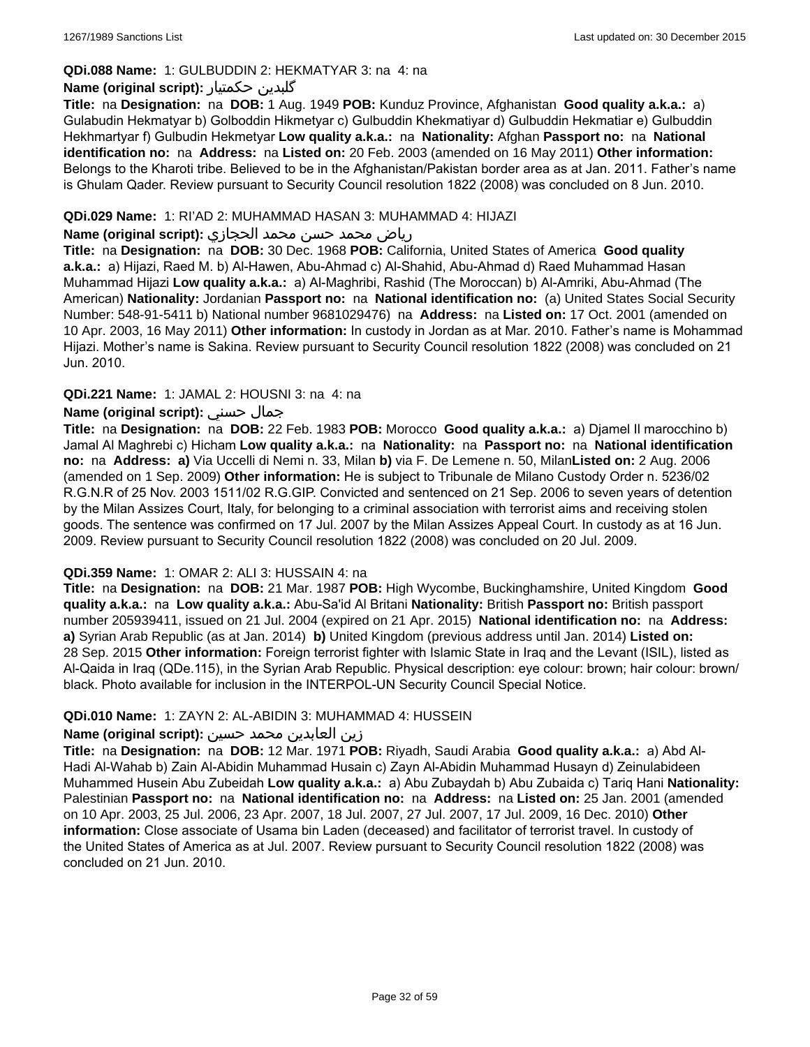**QDi.088 Name:** 1: GULBUDDIN 2: HEKMATYAR 3: na 4: na

**Name (original script):** گلبدین حکمتیار

**Title:** na **Designation:** na **DOB:** 1 Aug. 1949 **POB:** Kunduz Province, Afghanistan **Good quality a.k.a.:** a) Gulabudin Hekmatyar b) Golboddin Hikmetyar c) Gulbuddin Khekmatiyar d) Gulbuddin Hekmatiar e) Gulbuddin Hekhmartyar f) Gulbudin Hekmetyar **Low quality a.k.a.:** na **Nationality:** Afghan **Passport no:** na **National identification no:** na **Address:** na **Listed on:** 20 Feb. 2003 (amended on 16 May 2011) **Other information:** Belongs to the Kharoti tribe. Believed to be in the Afghanistan/Pakistan border area as at Jan. 2011. Father's name is Ghulam Qader. Review pursuant to Security Council resolution 1822 (2008) was concluded on 8 Jun. 2010.

**QDi.029 Name:** 1: RI'AD 2: MUHAMMAD HASAN 3: MUHAMMAD 4: HIJAZI

**Name (original script):** رياض محمد حسن محمد الحجازي

**Title:** na **Designation:** na **DOB:** 30 Dec. 1968 **POB:** California, United States of America **Good quality a.k.a.:** a) Hijazi, Raed M. b) Al-Hawen, Abu-Ahmad c) Al-Shahid, Abu-Ahmad d) Raed Muhammad Hasan Muhammad Hijazi **Low quality a.k.a.:** a) Al-Maghribi, Rashid (The Moroccan) b) Al-Amriki, Abu-Ahmad (The American) **Nationality:** Jordanian **Passport no:** na **National identification no:** (a) United States Social Security Number: 548-91-5411 b) National number 9681029476) na **Address:** na **Listed on:** 17 Oct. 2001 (amended on 10 Apr. 2003, 16 May 2011) **Other information:** In custody in Jordan as at Mar. 2010. Father's name is Mohammad Hijazi. Mother's name is Sakina. Review pursuant to Security Council resolution 1822 (2008) was concluded on 21 Jun. 2010.

**QDi.221 Name:** 1: JAMAL 2: HOUSNI 3: na 4: na

**Name (original script):** جمال حسني

**Title:** na **Designation:** na **DOB:** 22 Feb. 1983 **POB:** Morocco **Good quality a.k.a.:** a) Djamel Il marocchino b) Jamal Al Maghrebi c) Hicham **Low quality a.k.a.:** na **Nationality:** na **Passport no:** na **National identification no:** na **Address:** **a)** Via Uccelli di Nemi n. 33, Milan **b)** via F. De Lemene n. 50, Milan**Listed on:** 2 Aug. 2006 (amended on 1 Sep. 2009) **Other information:** He is subject to Tribunale de Milano Custody Order n. 5236/02 R.G.N.R of 25 Nov. 2003 1511/02 R.G.GIP. Convicted and sentenced on 21 Sep. 2006 to seven years of detention by the Milan Assizes Court, Italy, for belonging to a criminal association with terrorist aims and receiving stolen goods. The sentence was confirmed on 17 Jul. 2007 by the Milan Assizes Appeal Court. In custody as at 16 Jun. 2009. Review pursuant to Security Council resolution 1822 (2008) was concluded on 20 Jul. 2009.

**QDi.359 Name:** 1: OMAR 2: ALI 3: HUSSAIN 4: na

**Title:** na **Designation:** na **DOB:** 21 Mar. 1987 **POB:** High Wycombe, Buckinghamshire, United Kingdom **Good quality a.k.a.:** na **Low quality a.k.a.:** Abu-Sa'id Al Britani **Nationality:** British **Passport no:** British passport number 205939411, issued on 21 Jul. 2004 (expired on 21 Apr. 2015) **National identification no:** na **Address:** **a)** Syrian Arab Republic (as at Jan. 2014) **b)** United Kingdom (previous address until Jan. 2014) **Listed on:** 28 Sep. 2015 **Other information:** Foreign terrorist fighter with Islamic State in Iraq and the Levant (ISIL), listed as Al-Qaida in Iraq (QDe.115), in the Syrian Arab Republic. Physical description: eye colour: brown; hair colour: brown/ black. Photo available for inclusion in the INTERPOL-UN Security Council Special Notice.

**QDi.010 Name:** 1: ZAYN 2: AL-ABIDIN 3: MUHAMMAD 4: HUSSEIN

**Name (original script):** زين العابدين محمد حسين

**Title:** na **Designation:** na **DOB:** 12 Mar. 1971 **POB:** Riyadh, Saudi Arabia **Good quality a.k.a.:** a) Abd Al-Hadi Al-Wahab b) Zain Al-Abidin Muhammad Husain c) Zayn Al-Abidin Muhammad Husayn d) Zeinulabideen Muhammed Husein Abu Zubeidah **Low quality a.k.a.:** a) Abu Zubaydah b) Abu Zubaida c) Tariq Hani **Nationality:** Palestinian **Passport no:** na **National identification no:** na **Address:** na **Listed on:** 25 Jan. 2001 (amended on 10 Apr. 2003, 25 Jul. 2006, 23 Apr. 2007, 18 Jul. 2007, 27 Jul. 2007, 17 Jul. 2009, 16 Dec. 2010) **Other information:** Close associate of Usama bin Laden (deceased) and facilitator of terrorist travel. In custody of the United States of America as at Jul. 2007. Review pursuant to Security Council resolution 1822 (2008) was concluded on 21 Jun. 2010.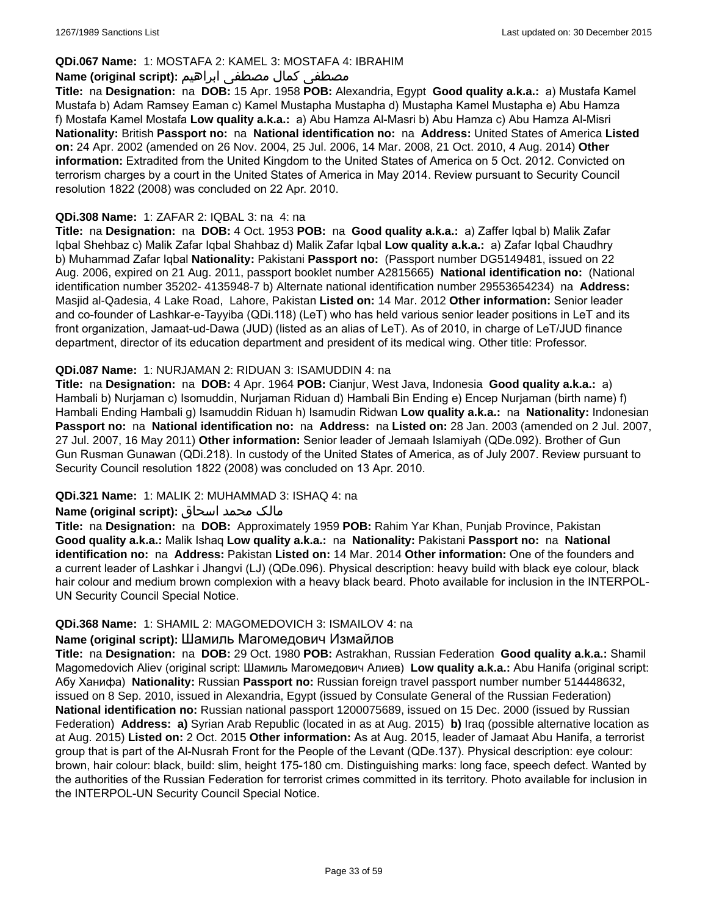**QDi.067 Name:** 1: MOSTAFA 2: KAMEL 3: MOSTAFA 4: IBRAHIM

**Name (original script):** مصطفى كمال مصطفى ابراهيم

**Title:** na **Designation:** na **DOB:** 15 Apr. 1958 **POB:** Alexandria, Egypt **Good quality a.k.a.:** a) Mustafa Kamel Mustafa b) Adam Ramsey Eaman c) Kamel Mustapha Mustapha d) Mustapha Kamel Mustapha e) Abu Hamza f) Mostafa Kamel Mostafa **Low quality a.k.a.:** a) Abu Hamza Al-Masri b) Abu Hamza c) Abu Hamza Al-Misri **Nationality:** British **Passport no:** na **National identification no:** na **Address:** United States of America **Listed on:** 24 Apr. 2002 (amended on 26 Nov. 2004, 25 Jul. 2006, 14 Mar. 2008, 21 Oct. 2010, 4 Aug. 2014) **Other information:** Extradited from the United Kingdom to the United States of America on 5 Oct. 2012. Convicted on terrorism charges by a court in the United States of America in May 2014. Review pursuant to Security Council resolution 1822 (2008) was concluded on 22 Apr. 2010.

**QDi.308 Name:** 1: ZAFAR 2: IQBAL 3: na 4: na

**Title:** na **Designation:** na **DOB:** 4 Oct. 1953 **POB:** na **Good quality a.k.a.:** a) Zaffer Iqbal b) Malik Zafar Iqbal Shehbaz c) Malik Zafar Iqbal Shahbaz d) Malik Zafar Iqbal **Low quality a.k.a.:** a) Zafar Iqbal Chaudhry b) Muhammad Zafar Iqbal **Nationality:** Pakistani **Passport no:** (Passport number DG5149481, issued on 22 Aug. 2006, expired on 21 Aug. 2011, passport booklet number A2815665) **National identification no:** (National identification number 35202- 4135948-7 b) Alternate national identification number 29553654234) na **Address:** Masjid al-Qadesia, 4 Lake Road, Lahore, Pakistan **Listed on:** 14 Mar. 2012 **Other information:** Senior leader and co-founder of Lashkar-e-Tayyiba (QDi.118) (LeT) who has held various senior leader positions in LeT and its front organization, Jamaat-ud-Dawa (JUD) (listed as an alias of LeT). As of 2010, in charge of LeT/JUD finance department, director of its education department and president of its medical wing. Other title: Professor.

**QDi.087 Name:** 1: NURJAMAN 2: RIDUAN 3: ISAMUDDIN 4: na

**Title:** na **Designation:** na **DOB:** 4 Apr. 1964 **POB:** Cianjur, West Java, Indonesia **Good quality a.k.a.:** a) Hambali b) Nurjaman c) Isomuddin, Nurjaman Riduan d) Hambali Bin Ending e) Encep Nurjaman (birth name) f) Hambali Ending Hambali g) Isamuddin Riduan h) Isamudin Ridwan **Low quality a.k.a.:** na **Nationality:** Indonesian **Passport no:** na **National identification no:** na **Address:** na **Listed on:** 28 Jan. 2003 (amended on 2 Jul. 2007, 27 Jul. 2007, 16 May 2011) **Other information:** Senior leader of Jemaah Islamiyah (QDe.092). Brother of Gun Gun Rusman Gunawan (QDi.218). In custody of the United States of America, as of July 2007. Review pursuant to Security Council resolution 1822 (2008) was concluded on 13 Apr. 2010.

**QDi.321 Name:** 1: MALIK 2: MUHAMMAD 3: ISHAQ 4: na

**Name (original script):** مالک محمد اسحاق

**Title:** na **Designation:** na **DOB:** Approximately 1959 **POB:** Rahim Yar Khan, Punjab Province, Pakistan **Good quality a.k.a.:** Malik Ishaq **Low quality a.k.a.:** na **Nationality:** Pakistani **Passport no:** na **National identification no:** na **Address:** Pakistan **Listed on:** 14 Mar. 2014 **Other information:** One of the founders and a current leader of Lashkar i Jhangvi (LJ) (QDe.096). Physical description: heavy build with black eye colour, black hair colour and medium brown complexion with a heavy black beard. Photo available for inclusion in the INTERPOL-UN Security Council Special Notice.

**QDi.368 Name:** 1: SHAMIL 2: MAGOMEDOVICH 3: ISMAILOV 4: na

**Name (original script):** Шамиль Магомедович Измайлов

**Title:** na **Designation:** na **DOB:** 29 Oct. 1980 **POB:** Astrakhan, Russian Federation **Good quality a.k.a.:** Shamil Magomedovich Aliev (original script: Шамиль Магомедович Алиев) **Low quality a.k.a.:** Abu Hanifa (original script: Абу Ханифа) **Nationality:** Russian **Passport no:** Russian foreign travel passport number number 514448632, issued on 8 Sep. 2010, issued in Alexandria, Egypt (issued by Consulate General of the Russian Federation) **National identification no:** Russian national passport 1200075689, issued on 15 Dec. 2000 (issued by Russian Federation) **Address: a)** Syrian Arab Republic (located in as at Aug. 2015) **b)** Iraq (possible alternative location as at Aug. 2015) **Listed on:** 2 Oct. 2015 **Other information:** As at Aug. 2015, leader of Jamaat Abu Hanifa, a terrorist group that is part of the Al-Nusrah Front for the People of the Levant (QDe.137). Physical description: eye colour: brown, hair colour: black, build: slim, height 175-180 cm. Distinguishing marks: long face, speech defect. Wanted by the authorities of the Russian Federation for terrorist crimes committed in its territory. Photo available for inclusion in the INTERPOL-UN Security Council Special Notice.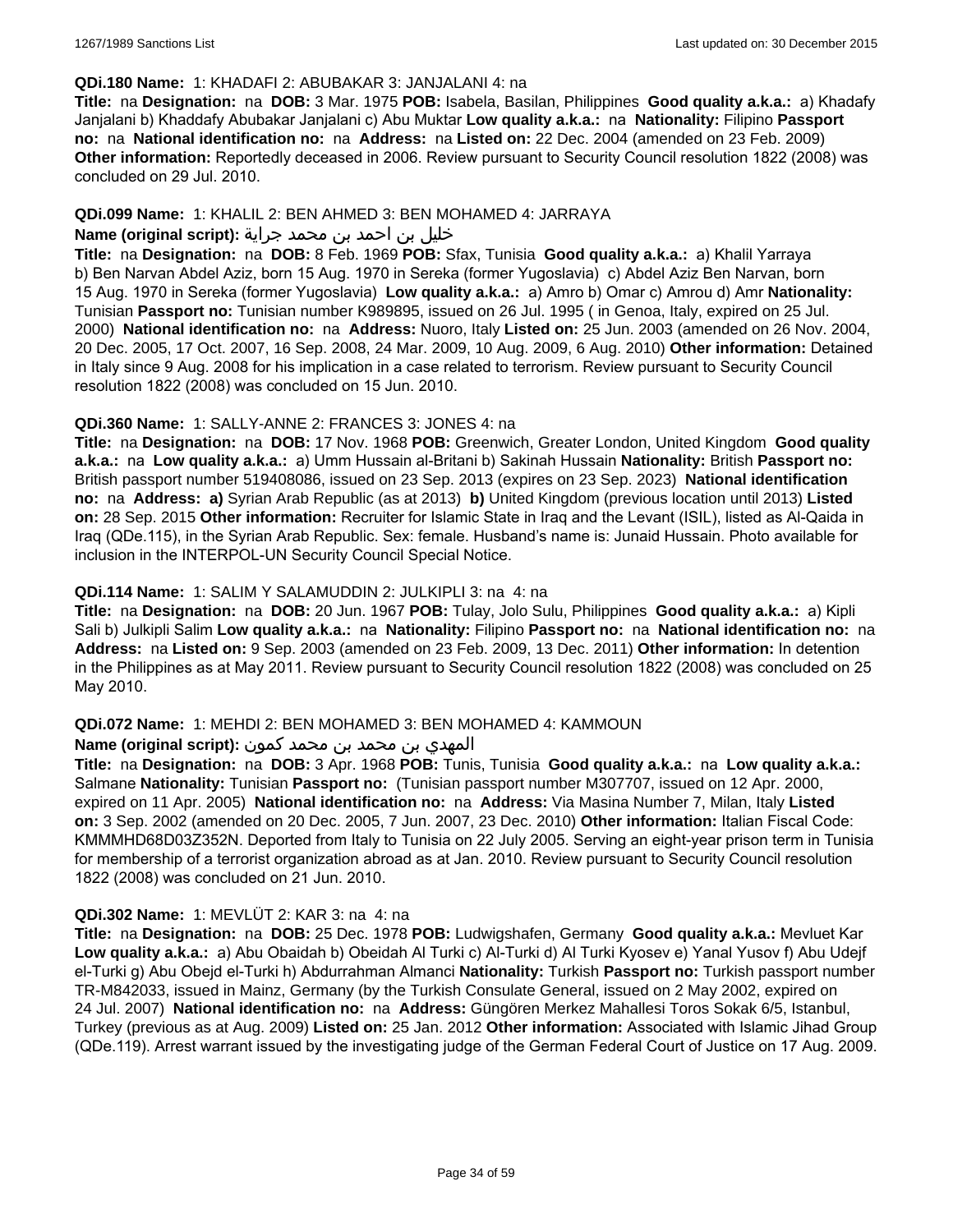**QDi.180 Name:** 1: KHADAFI 2: ABUBAKAR 3: JANJALANI 4: na

**Title:** na **Designation:** na **DOB:** 3 Mar. 1975 **POB:** Isabela, Basilan, Philippines **Good quality a.k.a.:** a) Khadafy Janjalani b) Khaddafy Abubakar Janjalani c) Abu Muktar **Low quality a.k.a.:** na **Nationality:** Filipino **Passport no:** na **National identification no:** na **Address:** na **Listed on:** 22 Dec. 2004 (amended on 23 Feb. 2009) **Other information:** Reportedly deceased in 2006. Review pursuant to Security Council resolution 1822 (2008) was concluded on 29 Jul. 2010.

**QDi.099 Name:** 1: KHALIL 2: BEN AHMED 3: BEN MOHAMED 4: JARRAYA

**Name (original script):** خليل بن احمد بن محمد جراية

**Title:** na **Designation:** na **DOB:** 8 Feb. 1969 **POB:** Sfax, Tunisia **Good quality a.k.a.:** a) Khalil Yarraya b) Ben Narvan Abdel Aziz, born 15 Aug. 1970 in Sereka (former Yugoslavia) c) Abdel Aziz Ben Narvan, born 15 Aug. 1970 in Sereka (former Yugoslavia) **Low quality a.k.a.:** a) Amro b) Omar c) Amrou d) Amr **Nationality:** Tunisian **Passport no:** Tunisian number K989895, issued on 26 Jul. 1995 ( in Genoa, Italy, expired on 25 Jul. 2000) **National identification no:** na **Address:** Nuoro, Italy **Listed on:** 25 Jun. 2003 (amended on 26 Nov. 2004, 20 Dec. 2005, 17 Oct. 2007, 16 Sep. 2008, 24 Mar. 2009, 10 Aug. 2009, 6 Aug. 2010) **Other information:** Detained in Italy since 9 Aug. 2008 for his implication in a case related to terrorism. Review pursuant to Security Council resolution 1822 (2008) was concluded on 15 Jun. 2010.

**QDi.360 Name:** 1: SALLY-ANNE 2: FRANCES 3: JONES 4: na

**Title:** na **Designation:** na **DOB:** 17 Nov. 1968 **POB:** Greenwich, Greater London, United Kingdom **Good quality a.k.a.:** na **Low quality a.k.a.:** a) Umm Hussain al-Britani b) Sakinah Hussain **Nationality:** British **Passport no:** British passport number 519408086, issued on 23 Sep. 2013 (expires on 23 Sep. 2023) **National identification no:** na **Address:** **a)** Syrian Arab Republic (as at 2013) **b)** United Kingdom (previous location until 2013) **Listed on:** 28 Sep. 2015 **Other information:** Recruiter for Islamic State in Iraq and the Levant (ISIL), listed as Al-Qaida in Iraq (QDe.115), in the Syrian Arab Republic. Sex: female. Husband's name is: Junaid Hussain. Photo available for inclusion in the INTERPOL-UN Security Council Special Notice.

**QDi.114 Name:** 1: SALIM Y SALAMUDDIN 2: JULKIPLI 3: na 4: na

**Title:** na **Designation:** na **DOB:** 20 Jun. 1967 **POB:** Tulay, Jolo Sulu, Philippines **Good quality a.k.a.:** a) Kipli Sali b) Julkipli Salim **Low quality a.k.a.:** na **Nationality:** Filipino **Passport no:** na **National identification no:** na **Address:** na **Listed on:** 9 Sep. 2003 (amended on 23 Feb. 2009, 13 Dec. 2011) **Other information:** In detention in the Philippines as at May 2011. Review pursuant to Security Council resolution 1822 (2008) was concluded on 25 May 2010.

**QDi.072 Name:** 1: MEHDI 2: BEN MOHAMED 3: BEN MOHAMED 4: KAMMOUN

**Name (original script):** المهدي بن محمد بن محمد كمون

**Title:** na **Designation:** na **DOB:** 3 Apr. 1968 **POB:** Tunis, Tunisia **Good quality a.k.a.:** na **Low quality a.k.a.:** Salmane **Nationality:** Tunisian **Passport no:** (Tunisian passport number M307707, issued on 12 Apr. 2000, expired on 11 Apr. 2005) **National identification no:** na **Address:** Via Masina Number 7, Milan, Italy **Listed on:** 3 Sep. 2002 (amended on 20 Dec. 2005, 7 Jun. 2007, 23 Dec. 2010) **Other information:** Italian Fiscal Code: KMMMHD68D03Z352N. Deported from Italy to Tunisia on 22 July 2005. Serving an eight-year prison term in Tunisia for membership of a terrorist organization abroad as at Jan. 2010. Review pursuant to Security Council resolution 1822 (2008) was concluded on 21 Jun. 2010.

**QDi.302 Name:** 1: MEVLÜT 2: KAR 3: na 4: na

**Title:** na **Designation:** na **DOB:** 25 Dec. 1978 **POB:** Ludwigshafen, Germany **Good quality a.k.a.:** Mevluet Kar **Low quality a.k.a.:** a) Abu Obaidah b) Obeidah Al Turki c) Al-Turki d) Al Turki Kyosev e) Yanal Yusov f) Abu Udejf el-Turki g) Abu Obejd el-Turki h) Abdurrahman Almanci **Nationality:** Turkish **Passport no:** Turkish passport number TR-M842033, issued in Mainz, Germany (by the Turkish Consulate General, issued on 2 May 2002, expired on 24 Jul. 2007) **National identification no:** na **Address:** Güngören Merkez Mahallesi Toros Sokak 6/5, Istanbul, Turkey (previous as at Aug. 2009) **Listed on:** 25 Jan. 2012 **Other information:** Associated with Islamic Jihad Group (QDe.119). Arrest warrant issued by the investigating judge of the German Federal Court of Justice on 17 Aug. 2009.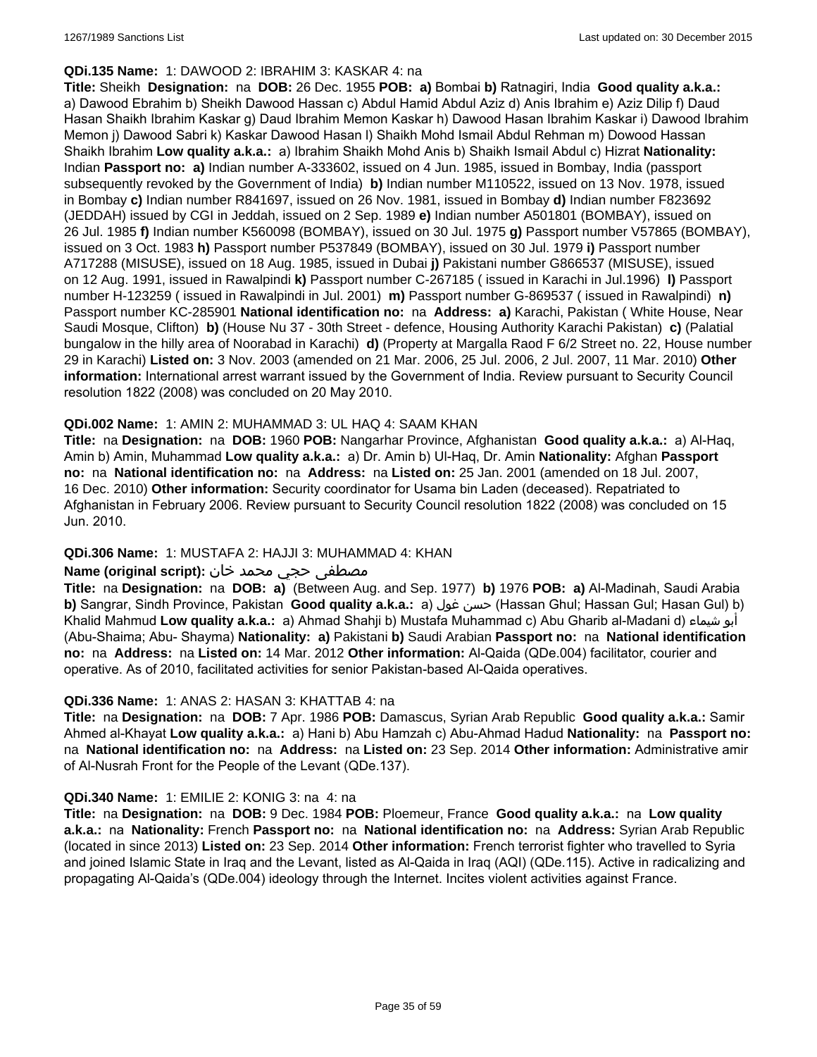**QDi.135 Name:** 1: DAWOOD 2: IBRAHIM 3: KASKAR 4: na

**Title:** Sheikh **Designation:** na **DOB:** 26 Dec. 1955 **POB:** **a)** Bombai **b)** Ratnagiri, India **Good quality a.k.a.:** a) Dawood Ebrahim b) Sheikh Dawood Hassan c) Abdul Hamid Abdul Aziz d) Anis Ibrahim e) Aziz Dilip f) Daud Hasan Shaikh Ibrahim Kaskar g) Daud Ibrahim Memon Kaskar h) Dawood Hasan Ibrahim Kaskar i) Dawood Ibrahim Memon j) Dawood Sabri k) Kaskar Dawood Hasan l) Shaikh Mohd Ismail Abdul Rehman m) Dowood Hassan Shaikh Ibrahim **Low quality a.k.a.:** a) Ibrahim Shaikh Mohd Anis b) Shaikh Ismail Abdul c) Hizrat **Nationality:** Indian **Passport no:** **a)** Indian number A-333602, issued on 4 Jun. 1985, issued in Bombay, India (passport subsequently revoked by the Government of India) **b)** Indian number M110522, issued on 13 Nov. 1978, issued in Bombay **c)** Indian number R841697, issued on 26 Nov. 1981, issued in Bombay **d)** Indian number F823692 (JEDDAH) issued by CGI in Jeddah, issued on 2 Sep. 1989 **e)** Indian number A501801 (BOMBAY), issued on 26 Jul. 1985 **f)** Indian number K560098 (BOMBAY), issued on 30 Jul. 1975 **g)** Passport number V57865 (BOMBAY), issued on 3 Oct. 1983 **h)** Passport number P537849 (BOMBAY), issued on 30 Jul. 1979 **i)** Passport number A717288 (MISUSE), issued on 18 Aug. 1985, issued in Dubai **j)** Pakistani number G866537 (MISUSE), issued on 12 Aug. 1991, issued in Rawalpindi **k)** Passport number C-267185 ( issued in Karachi in Jul.1996) **l)** Passport number H-123259 ( issued in Rawalpindi in Jul. 2001) **m)** Passport number G-869537 ( issued in Rawalpindi) **n)** Passport number KC-285901 **National identification no:** na **Address:** **a)** Karachi, Pakistan ( White House, Near Saudi Mosque, Clifton) **b)** (House Nu 37 - 30th Street - defence, Housing Authority Karachi Pakistan) **c)** (Palatial bungalow in the hilly area of Noorabad in Karachi) **d)** (Property at Margalla Raod F 6/2 Street no. 22, House number 29 in Karachi) **Listed on:** 3 Nov. 2003 (amended on 21 Mar. 2006, 25 Jul. 2006, 2 Jul. 2007, 11 Mar. 2010) **Other information:** International arrest warrant issued by the Government of India. Review pursuant to Security Council resolution 1822 (2008) was concluded on 20 May 2010.

**QDi.002 Name:** 1: AMIN 2: MUHAMMAD 3: UL HAQ 4: SAAM KHAN

**Title:** na **Designation:** na **DOB:** 1960 **POB:** Nangarhar Province, Afghanistan **Good quality a.k.a.:** a) Al-Haq, Amin b) Amin, Muhammad **Low quality a.k.a.:** a) Dr. Amin b) Ul-Haq, Dr. Amin **Nationality:** Afghan **Passport no:** na **National identification no:** na **Address:** na **Listed on:** 25 Jan. 2001 (amended on 18 Jul. 2007, 16 Dec. 2010) **Other information:** Security coordinator for Usama bin Laden (deceased). Repatriated to Afghanistan in February 2006. Review pursuant to Security Council resolution 1822 (2008) was concluded on 15 Jun. 2010.

**QDi.306 Name:** 1: MUSTAFA 2: HAJJI 3: MUHAMMAD 4: KHAN

**Name (original script):** مصطفى حجي محمد خان

**Title:** na **Designation:** na **DOB:** **a)** (Between Aug. and Sep. 1977) **b)** 1976 **POB:** **a)** Al-Madinah, Saudi Arabia **b)** Sangrar, Sindh Province, Pakistan **Good quality a.k.a.:** a) حسن غول (Hassan Ghul; Hassan Gul; Hasan Gul) b) Khalid Mahmud **Low quality a.k.a.:** a) Ahmad Shahji b) Mustafa Muhammad c) Abu Gharib al-Madani d) أبو شيماء (Abu-Shaima; Abu- Shayma) **Nationality:** **a)** Pakistani **b)** Saudi Arabian **Passport no:** na **National identification no:** na **Address:** na **Listed on:** 14 Mar. 2012 **Other information:** Al-Qaida (QDe.004) facilitator, courier and operative. As of 2010, facilitated activities for senior Pakistan-based Al-Qaida operatives.

**QDi.336 Name:** 1: ANAS 2: HASAN 3: KHATTAB 4: na

**Title:** na **Designation:** na **DOB:** 7 Apr. 1986 **POB:** Damascus, Syrian Arab Republic **Good quality a.k.a.:** Samir Ahmed al-Khayat **Low quality a.k.a.:** a) Hani b) Abu Hamzah c) Abu-Ahmad Hadud **Nationality:** na **Passport no:** na **National identification no:** na **Address:** na **Listed on:** 23 Sep. 2014 **Other information:** Administrative amir of Al-Nusrah Front for the People of the Levant (QDe.137).

**QDi.340 Name:** 1: EMILIE 2: KONIG 3: na 4: na

**Title:** na **Designation:** na **DOB:** 9 Dec. 1984 **POB:** Ploemeur, France **Good quality a.k.a.:** na **Low quality a.k.a.:** na **Nationality:** French **Passport no:** na **National identification no:** na **Address:** Syrian Arab Republic (located in since 2013) **Listed on:** 23 Sep. 2014 **Other information:** French terrorist fighter who travelled to Syria and joined Islamic State in Iraq and the Levant, listed as Al-Qaida in Iraq (AQI) (QDe.115). Active in radicalizing and propagating Al-Qaida's (QDe.004) ideology through the Internet. Incites violent activities against France.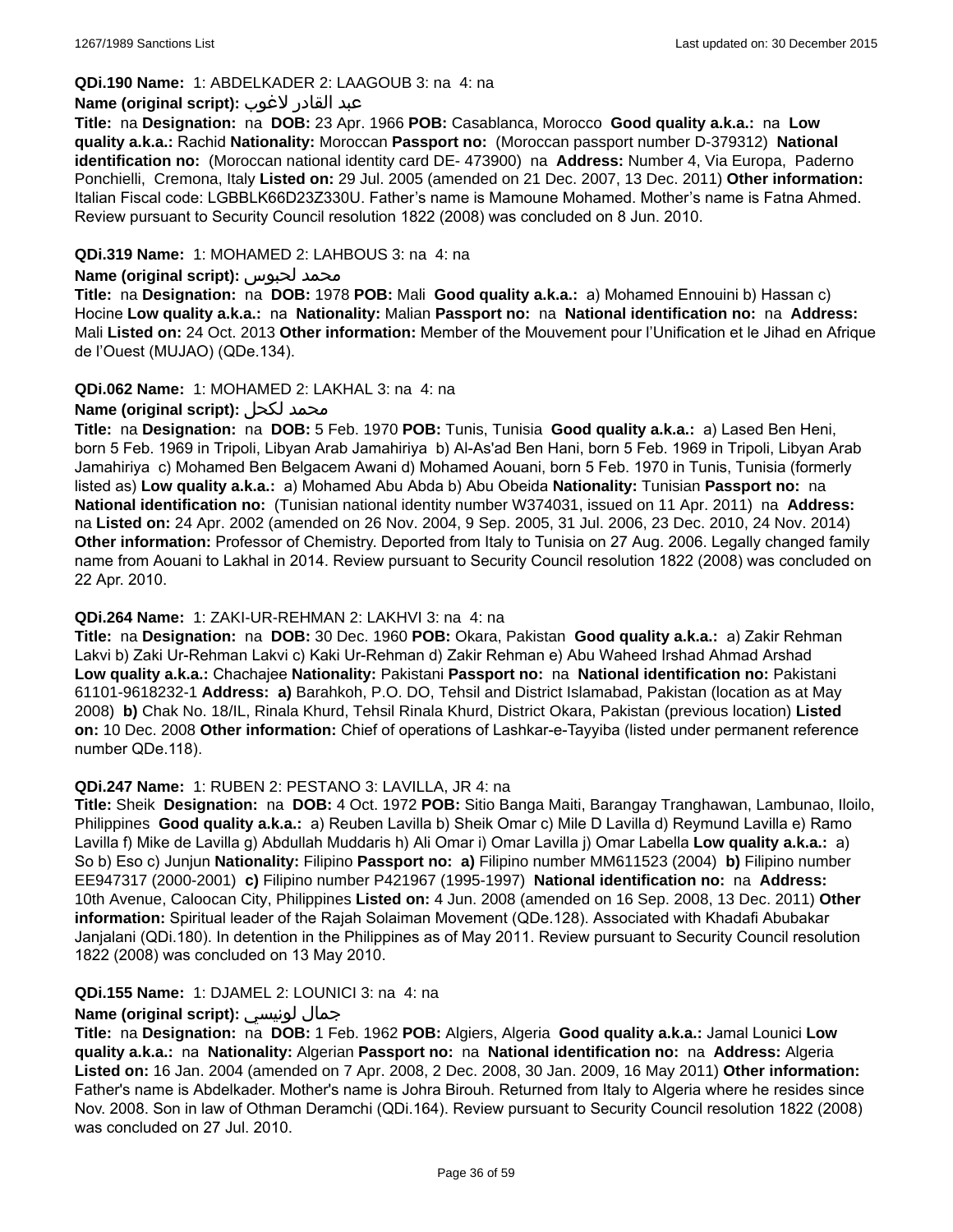**QDi.190 Name:** 1: ABDELKADER 2: LAAGOUB 3: na 4: na

**Name (original script):** عبد القادر لاغوب

**Title:** na **Designation:** na **DOB:** 23 Apr. 1966 **POB:** Casablanca, Morocco **Good quality a.k.a.:** na **Low quality a.k.a.:** Rachid **Nationality:** Moroccan **Passport no:** (Moroccan passport number D-379312) **National identification no:** (Moroccan national identity card DE- 473900) na **Address:** Number 4, Via Europa, Paderno Ponchielli, Cremona, Italy **Listed on:** 29 Jul. 2005 (amended on 21 Dec. 2007, 13 Dec. 2011) **Other information:** Italian Fiscal code: LGBBLK66D23Z330U. Father's name is Mamoune Mohamed. Mother's name is Fatna Ahmed. Review pursuant to Security Council resolution 1822 (2008) was concluded on 8 Jun. 2010.

**QDi.319 Name:** 1: MOHAMED 2: LAHBOUS 3: na 4: na

**Name (original script):** محمد لحبوس

**Title:** na **Designation:** na **DOB:** 1978 **POB:** Mali **Good quality a.k.a.:** a) Mohamed Ennouini b) Hassan c) Hocine **Low quality a.k.a.:** na **Nationality:** Malian **Passport no:** na **National identification no:** na **Address:** Mali **Listed on:** 24 Oct. 2013 **Other information:** Member of the Mouvement pour l'Unification et le Jihad en Afrique de l'Ouest (MUJAO) (QDe.134).

**QDi.062 Name:** 1: MOHAMED 2: LAKHAL 3: na 4: na

**Name (original script):** محمد لكحل

**Title:** na **Designation:** na **DOB:** 5 Feb. 1970 **POB:** Tunis, Tunisia **Good quality a.k.a.:** a) Lased Ben Heni, born 5 Feb. 1969 in Tripoli, Libyan Arab Jamahiriya b) Al-As'ad Ben Hani, born 5 Feb. 1969 in Tripoli, Libyan Arab Jamahiriya c) Mohamed Ben Belgacem Awani d) Mohamed Aouani, born 5 Feb. 1970 in Tunis, Tunisia (formerly listed as) **Low quality a.k.a.:** a) Mohamed Abu Abda b) Abu Obeida **Nationality:** Tunisian **Passport no:** na **National identification no:** (Tunisian national identity number W374031, issued on 11 Apr. 2011) na **Address:** na **Listed on:** 24 Apr. 2002 (amended on 26 Nov. 2004, 9 Sep. 2005, 31 Jul. 2006, 23 Dec. 2010, 24 Nov. 2014) **Other information:** Professor of Chemistry. Deported from Italy to Tunisia on 27 Aug. 2006. Legally changed family name from Aouani to Lakhal in 2014. Review pursuant to Security Council resolution 1822 (2008) was concluded on 22 Apr. 2010.

**QDi.264 Name:** 1: ZAKI-UR-REHMAN 2: LAKHVI 3: na 4: na

**Title:** na **Designation:** na **DOB:** 30 Dec. 1960 **POB:** Okara, Pakistan **Good quality a.k.a.:** a) Zakir Rehman Lakvi b) Zaki Ur-Rehman Lakvi c) Kaki Ur-Rehman d) Zakir Rehman e) Abu Waheed Irshad Ahmad Arshad **Low quality a.k.a.:** Chachajee **Nationality:** Pakistani **Passport no:** na **National identification no:** Pakistani 61101-9618232-1 **Address: a)** Barahkoh, P.O. DO, Tehsil and District Islamabad, Pakistan (location as at May 2008) **b)** Chak No. 18/IL, Rinala Khurd, Tehsil Rinala Khurd, District Okara, Pakistan (previous location) **Listed on:** 10 Dec. 2008 **Other information:** Chief of operations of Lashkar-e-Tayyiba (listed under permanent reference number QDe.118).

**QDi.247 Name:** 1: RUBEN 2: PESTANO 3: LAVILLA, JR 4: na

**Title:** Sheik **Designation:** na **DOB:** 4 Oct. 1972 **POB:** Sitio Banga Maiti, Barangay Tranghawan, Lambunao, Iloilo, Philippines **Good quality a.k.a.:** a) Reuben Lavilla b) Sheik Omar c) Mile D Lavilla d) Reymund Lavilla e) Ramo Lavilla f) Mike de Lavilla g) Abdullah Muddaris h) Ali Omar i) Omar Lavilla j) Omar Labella **Low quality a.k.a.:** a) So b) Eso c) Junjun **Nationality:** Filipino **Passport no: a)** Filipino number MM611523 (2004) **b)** Filipino number EE947317 (2000-2001) **c)** Filipino number P421967 (1995-1997) **National identification no:** na **Address:** 10th Avenue, Caloocan City, Philippines **Listed on:** 4 Jun. 2008 (amended on 16 Sep. 2008, 13 Dec. 2011) **Other information:** Spiritual leader of the Rajah Solaiman Movement (QDe.128). Associated with Khadafi Abubakar Janjalani (QDi.180). In detention in the Philippines as of May 2011. Review pursuant to Security Council resolution 1822 (2008) was concluded on 13 May 2010.

**QDi.155 Name:** 1: DJAMEL 2: LOUNICI 3: na 4: na

**Name (original script):** جمال لونيسي

**Title:** na **Designation:** na **DOB:** 1 Feb. 1962 **POB:** Algiers, Algeria **Good quality a.k.a.:** Jamal Lounici **Low quality a.k.a.:** na **Nationality:** Algerian **Passport no:** na **National identification no:** na **Address:** Algeria **Listed on:** 16 Jan. 2004 (amended on 7 Apr. 2008, 2 Dec. 2008, 30 Jan. 2009, 16 May 2011) **Other information:** Father's name is Abdelkader. Mother's name is Johra Birouh. Returned from Italy to Algeria where he resides since Nov. 2008. Son in law of Othman Deramchi (QDi.164). Review pursuant to Security Council resolution 1822 (2008) was concluded on 27 Jul. 2010.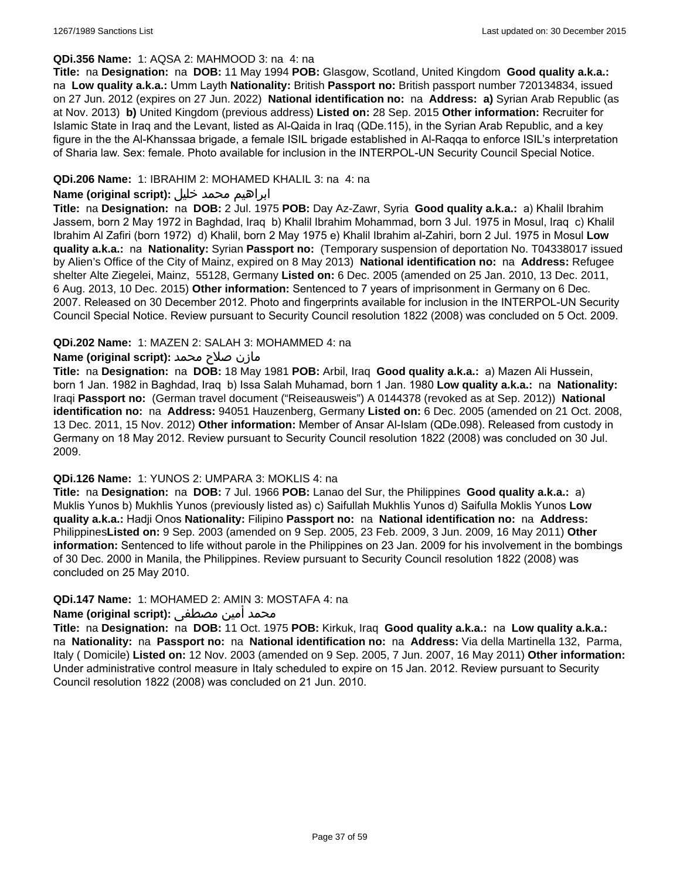**QDi.356 Name:** 1: AQSA 2: MAHMOOD 3: na 4: na

**Title:** na **Designation:** na **DOB:** 11 May 1994 **POB:** Glasgow, Scotland, United Kingdom **Good quality a.k.a.:** na **Low quality a.k.a.:** Umm Layth **Nationality:** British **Passport no:** British passport number 720134834, issued on 27 Jun. 2012 (expires on 27 Jun. 2022) **National identification no:** na **Address:** **a)** Syrian Arab Republic (as at Nov. 2013) **b)** United Kingdom (previous address) **Listed on:** 28 Sep. 2015 **Other information:** Recruiter for Islamic State in Iraq and the Levant, listed as Al-Qaida in Iraq (QDe.115), in the Syrian Arab Republic, and a key figure in the the Al-Khanssaa brigade, a female ISIL brigade established in Al-Raqqa to enforce ISIL's interpretation of Sharia law. Sex: female. Photo available for inclusion in the INTERPOL-UN Security Council Special Notice.

**QDi.206 Name:** 1: IBRAHIM 2: MOHAMED KHALIL 3: na 4: na

**Name (original script):** ابراهيم محمد خليل

**Title:** na **Designation:** na **DOB:** 2 Jul. 1975 **POB:** Day Az-Zawr, Syria **Good quality a.k.a.:** a) Khalil Ibrahim Jassem, born 2 May 1972 in Baghdad, Iraq b) Khalil Ibrahim Mohammad, born 3 Jul. 1975 in Mosul, Iraq c) Khalil Ibrahim Al Zafiri (born 1972) d) Khalil, born 2 May 1975 e) Khalil Ibrahim al-Zahiri, born 2 Jul. 1975 in Mosul **Low quality a.k.a.:** na **Nationality:** Syrian **Passport no:** (Temporary suspension of deportation No. T04338017 issued by Alien's Office of the City of Mainz, expired on 8 May 2013) **National identification no:** na **Address:** Refugee shelter Alte Ziegelei, Mainz, 55128, Germany **Listed on:** 6 Dec. 2005 (amended on 25 Jan. 2010, 13 Dec. 2011, 6 Aug. 2013, 10 Dec. 2015) **Other information:** Sentenced to 7 years of imprisonment in Germany on 6 Dec. 2007. Released on 30 December 2012. Photo and fingerprints available for inclusion in the INTERPOL-UN Security Council Special Notice. Review pursuant to Security Council resolution 1822 (2008) was concluded on 5 Oct. 2009.

**QDi.202 Name:** 1: MAZEN 2: SALAH 3: MOHAMMED 4: na

**Name (original script):** مازن صلاح محمد

**Title:** na **Designation:** na **DOB:** 18 May 1981 **POB:** Arbil, Iraq **Good quality a.k.a.:** a) Mazen Ali Hussein, born 1 Jan. 1982 in Baghdad, Iraq b) Issa Salah Muhamad, born 1 Jan. 1980 **Low quality a.k.a.:** na **Nationality:** Iraqi **Passport no:** (German travel document ("Reiseausweis") A 0144378 (revoked as at Sep. 2012)) **National identification no:** na **Address:** 94051 Hauzenberg, Germany **Listed on:** 6 Dec. 2005 (amended on 21 Oct. 2008, 13 Dec. 2011, 15 Nov. 2012) **Other information:** Member of Ansar Al-Islam (QDe.098). Released from custody in Germany on 18 May 2012. Review pursuant to Security Council resolution 1822 (2008) was concluded on 30 Jul. 2009.

**QDi.126 Name:** 1: YUNOS 2: UMPARA 3: MOKLIS 4: na

**Title:** na **Designation:** na **DOB:** 7 Jul. 1966 **POB:** Lanao del Sur, the Philippines **Good quality a.k.a.:** a) Muklis Yunos b) Mukhlis Yunos (previously listed as) c) Saifullah Mukhlis Yunos d) Saifulla Moklis Yunos **Low quality a.k.a.:** Hadji Onos **Nationality:** Filipino **Passport no:** na **National identification no:** na **Address:** Philippines**Listed on:** 9 Sep. 2003 (amended on 9 Sep. 2005, 23 Feb. 2009, 3 Jun. 2009, 16 May 2011) **Other information:** Sentenced to life without parole in the Philippines on 23 Jan. 2009 for his involvement in the bombings of 30 Dec. 2000 in Manila, the Philippines. Review pursuant to Security Council resolution 1822 (2008) was concluded on 25 May 2010.

**QDi.147 Name:** 1: MOHAMED 2: AMIN 3: MOSTAFA 4: na

**Name (original script):** محمد أمين مصطفى

**Title:** na **Designation:** na **DOB:** 11 Oct. 1975 **POB:** Kirkuk, Iraq **Good quality a.k.a.:** na **Low quality a.k.a.:** na **Nationality:** na **Passport no:** na **National identification no:** na **Address:** Via della Martinella 132, Parma, Italy ( Domicile) **Listed on:** 12 Nov. 2003 (amended on 9 Sep. 2005, 7 Jun. 2007, 16 May 2011) **Other information:** Under administrative control measure in Italy scheduled to expire on 15 Jan. 2012. Review pursuant to Security Council resolution 1822 (2008) was concluded on 21 Jun. 2010.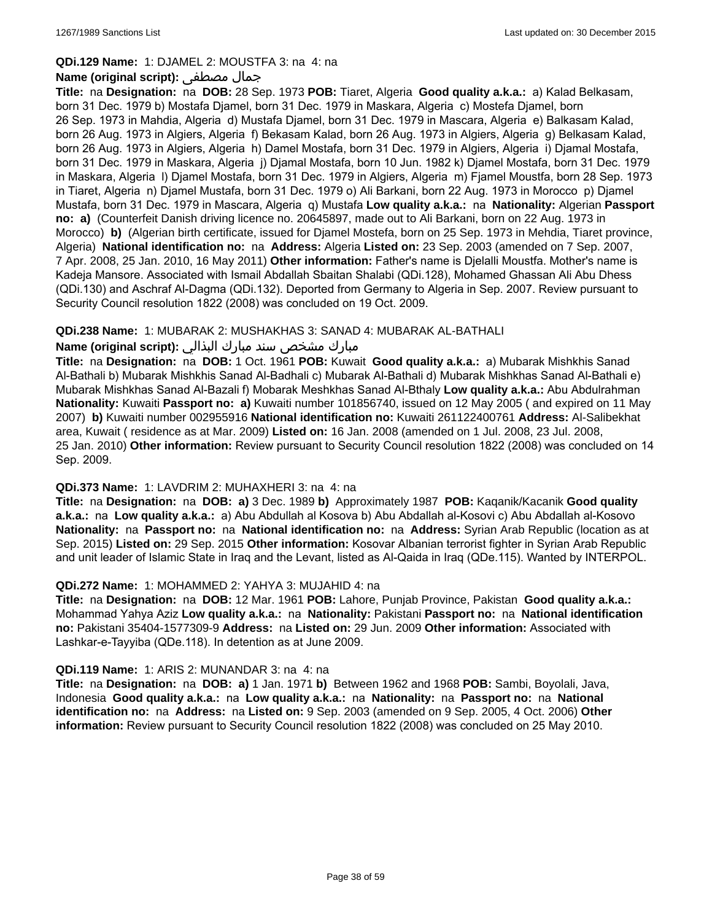**QDi.129 Name:** 1: DJAMEL 2: MOUSTFA 3: na 4: na

**Name (original script):** جمال مصطفى

**Title:** na **Designation:** na **DOB:** 28 Sep. 1973 **POB:** Tiaret, Algeria **Good quality a.k.a.:** a) Kalad Belkasam, born 31 Dec. 1979 b) Mostafa Djamel, born 31 Dec. 1979 in Maskara, Algeria c) Mostefa Djamel, born 26 Sep. 1973 in Mahdia, Algeria d) Mustafa Djamel, born 31 Dec. 1979 in Mascara, Algeria e) Balkasam Kalad, born 26 Aug. 1973 in Algiers, Algeria f) Bekasam Kalad, born 26 Aug. 1973 in Algiers, Algeria g) Belkasam Kalad, born 26 Aug. 1973 in Algiers, Algeria h) Damel Mostafa, born 31 Dec. 1979 in Algiers, Algeria i) Djamal Mostafa, born 31 Dec. 1979 in Maskara, Algeria j) Djamal Mostafa, born 10 Jun. 1982 k) Djamel Mostafa, born 31 Dec. 1979 in Maskara, Algeria l) Djamel Mostafa, born 31 Dec. 1979 in Algiers, Algeria m) Fjamel Moustfa, born 28 Sep. 1973 in Tiaret, Algeria n) Djamel Mustafa, born 31 Dec. 1979 o) Ali Barkani, born 22 Aug. 1973 in Morocco p) Djamel Mustafa, born 31 Dec. 1979 in Mascara, Algeria q) Mustafa **Low quality a.k.a.:** na **Nationality:** Algerian **Passport no:** **a)** (Counterfeit Danish driving licence no. 20645897, made out to Ali Barkani, born on 22 Aug. 1973 in Morocco) **b)** (Algerian birth certificate, issued for Djamel Mostefa, born on 25 Sep. 1973 in Mehdia, Tiaret province, Algeria) **National identification no:** na **Address:** Algeria **Listed on:** 23 Sep. 2003 (amended on 7 Sep. 2007, 7 Apr. 2008, 25 Jan. 2010, 16 May 2011) **Other information:** Father's name is Djelalli Moustfa. Mother's name is Kadeja Mansore. Associated with Ismail Abdallah Sbaitan Shalabi (QDi.128), Mohamed Ghassan Ali Abu Dhess (QDi.130) and Aschraf Al-Dagma (QDi.132). Deported from Germany to Algeria in Sep. 2007. Review pursuant to Security Council resolution 1822 (2008) was concluded on 19 Oct. 2009.

**QDi.238 Name:** 1: MUBARAK 2: MUSHAKHAS 3: SANAD 4: MUBARAK AL-BATHALI

**Name (original script):** مبارك مشخص سند مبارك البذالي

**Title:** na **Designation:** na **DOB:** 1 Oct. 1961 **POB:** Kuwait **Good quality a.k.a.:** a) Mubarak Mishkhis Sanad Al-Bathali b) Mubarak Mishkhis Sanad Al-Badhali c) Mubarak Al-Bathali d) Mubarak Mishkhas Sanad Al-Bathali e) Mubarak Mishkhas Sanad Al-Bazali f) Mobarak Meshkhas Sanad Al-Bthaly **Low quality a.k.a.:** Abu Abdulrahman **Nationality:** Kuwaiti **Passport no:** **a)** Kuwaiti number 101856740, issued on 12 May 2005 ( and expired on 11 May 2007) **b)** Kuwaiti number 002955916 **National identification no:** Kuwaiti 261122400761 **Address:** Al-Salibekhat area, Kuwait ( residence as at Mar. 2009) **Listed on:** 16 Jan. 2008 (amended on 1 Jul. 2008, 23 Jul. 2008, 25 Jan. 2010) **Other information:** Review pursuant to Security Council resolution 1822 (2008) was concluded on 14 Sep. 2009.

**QDi.373 Name:** 1: LAVDRIM 2: MUHAXHERI 3: na 4: na

**Title:** na **Designation:** na **DOB:** **a)** 3 Dec. 1989 **b)** Approximately 1987 **POB:** Kaqanik/Kacanik **Good quality a.k.a.:** na **Low quality a.k.a.:** a) Abu Abdullah al Kosova b) Abu Abdallah al-Kosovi c) Abu Abdallah al-Kosovo **Nationality:** na **Passport no:** na **National identification no:** na **Address:** Syrian Arab Republic (location as at Sep. 2015) **Listed on:** 29 Sep. 2015 **Other information:** Kosovar Albanian terrorist fighter in Syrian Arab Republic and unit leader of Islamic State in Iraq and the Levant, listed as Al-Qaida in Iraq (QDe.115). Wanted by INTERPOL.

**QDi.272 Name:** 1: MOHAMMED 2: YAHYA 3: MUJAHID 4: na

**Title:** na **Designation:** na **DOB:** 12 Mar. 1961 **POB:** Lahore, Punjab Province, Pakistan **Good quality a.k.a.:** Mohammad Yahya Aziz **Low quality a.k.a.:** na **Nationality:** Pakistani **Passport no:** na **National identification no:** Pakistani 35404-1577309-9 **Address:** na **Listed on:** 29 Jun. 2009 **Other information:** Associated with Lashkar-e-Tayyiba (QDe.118). In detention as at June 2009.

**QDi.119 Name:** 1: ARIS 2: MUNANDAR 3: na 4: na

**Title:** na **Designation:** na **DOB:** **a)** 1 Jan. 1971 **b)** Between 1962 and 1968 **POB:** Sambi, Boyolali, Java, Indonesia **Good quality a.k.a.:** na **Low quality a.k.a.:** na **Nationality:** na **Passport no:** na **National identification no:** na **Address:** na **Listed on:** 9 Sep. 2003 (amended on 9 Sep. 2005, 4 Oct. 2006) **Other information:** Review pursuant to Security Council resolution 1822 (2008) was concluded on 25 May 2010.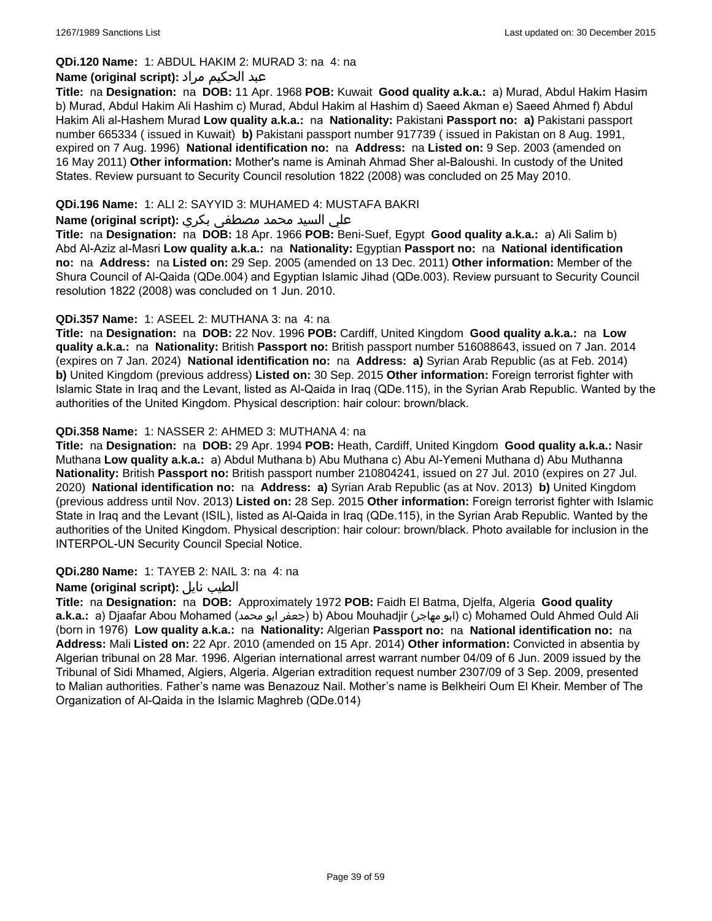**QDi.120 Name:** 1: ABDUL HAKIM 2: MURAD 3: na 4: na

**Name (original script):** عبد الحكيم مراد

**Title:** na **Designation:** na **DOB:** 11 Apr. 1968 **POB:** Kuwait **Good quality a.k.a.:** a) Murad, Abdul Hakim Hasim b) Murad, Abdul Hakim Ali Hashim c) Murad, Abdul Hakim al Hashim d) Saeed Akman e) Saeed Ahmed f) Abdul Hakim Ali al-Hashem Murad **Low quality a.k.a.:** na **Nationality:** Pakistani **Passport no:** **a)** Pakistani passport number 665334 ( issued in Kuwait) **b)** Pakistani passport number 917739 ( issued in Pakistan on 8 Aug. 1991, expired on 7 Aug. 1996) **National identification no:** na **Address:** na **Listed on:** 9 Sep. 2003 (amended on 16 May 2011) **Other information:** Mother's name is Aminah Ahmad Sher al-Baloushi. In custody of the United States. Review pursuant to Security Council resolution 1822 (2008) was concluded on 25 May 2010.

**QDi.196 Name:** 1: ALI 2: SAYYID 3: MUHAMED 4: MUSTAFA BAKRI

**Name (original script):** علي السيد محمد مصطفى بكري

**Title:** na **Designation:** na **DOB:** 18 Apr. 1966 **POB:** Beni-Suef, Egypt **Good quality a.k.a.:** a) Ali Salim b) Abd Al-Aziz al-Masri **Low quality a.k.a.:** na **Nationality:** Egyptian **Passport no:** na **National identification no:** na **Address:** na **Listed on:** 29 Sep. 2005 (amended on 13 Dec. 2011) **Other information:** Member of the Shura Council of Al-Qaida (QDe.004) and Egyptian Islamic Jihad (QDe.003). Review pursuant to Security Council resolution 1822 (2008) was concluded on 1 Jun. 2010.

**QDi.357 Name:** 1: ASEEL 2: MUTHANA 3: na 4: na

**Title:** na **Designation:** na **DOB:** 22 Nov. 1996 **POB:** Cardiff, United Kingdom **Good quality a.k.a.:** na **Low quality a.k.a.:** na **Nationality:** British **Passport no:** British passport number 516088643, issued on 7 Jan. 2014 (expires on 7 Jan. 2024) **National identification no:** na **Address:** **a)** Syrian Arab Republic (as at Feb. 2014) **b)** United Kingdom (previous address) **Listed on:** 30 Sep. 2015 **Other information:** Foreign terrorist fighter with Islamic State in Iraq and the Levant, listed as Al-Qaida in Iraq (QDe.115), in the Syrian Arab Republic. Wanted by the authorities of the United Kingdom. Physical description: hair colour: brown/black.

**QDi.358 Name:** 1: NASSER 2: AHMED 3: MUTHANA 4: na

**Title:** na **Designation:** na **DOB:** 29 Apr. 1994 **POB:** Heath, Cardiff, United Kingdom **Good quality a.k.a.:** Nasir Muthana **Low quality a.k.a.:** a) Abdul Muthana b) Abu Muthana c) Abu Al-Yemeni Muthana d) Abu Muthanna **Nationality:** British **Passport no:** British passport number 210804241, issued on 27 Jul. 2010 (expires on 27 Jul. 2020) **National identification no:** na **Address:** **a)** Syrian Arab Republic (as at Nov. 2013) **b)** United Kingdom (previous address until Nov. 2013) **Listed on:** 28 Sep. 2015 **Other information:** Foreign terrorist fighter with Islamic State in Iraq and the Levant (ISIL), listed as Al-Qaida in Iraq (QDe.115), in the Syrian Arab Republic. Wanted by the authorities of the United Kingdom. Physical description: hair colour: brown/black. Photo available for inclusion in the INTERPOL-UN Security Council Special Notice.

**QDi.280 Name:** 1: TAYEB 2: NAIL 3: na 4: na

**Name (original script):** الطيب نايل

**Title:** na **Designation:** na **DOB:** Approximately 1972 **POB:** Faidh El Batma, Djelfa, Algeria **Good quality a.k.a.:** a) Djaafar Abou Mohamed (جعفر ابو محمد) b) Abou Mouhadjir (ابو مهاجر) c) Mohamed Ould Ahmed Ould Ali (born in 1976) **Low quality a.k.a.:** na **Nationality:** Algerian **Passport no:** na **National identification no:** na **Address:** Mali **Listed on:** 22 Apr. 2010 (amended on 15 Apr. 2014) **Other information:** Convicted in absentia by Algerian tribunal on 28 Mar. 1996. Algerian international arrest warrant number 04/09 of 6 Jun. 2009 issued by the Tribunal of Sidi Mhamed, Algiers, Algeria. Algerian extradition request number 2307/09 of 3 Sep. 2009, presented to Malian authorities. Father's name was Benazouz Nail. Mother's name is Belkheiri Oum El Kheir. Member of The Organization of Al-Qaida in the Islamic Maghreb (QDe.014)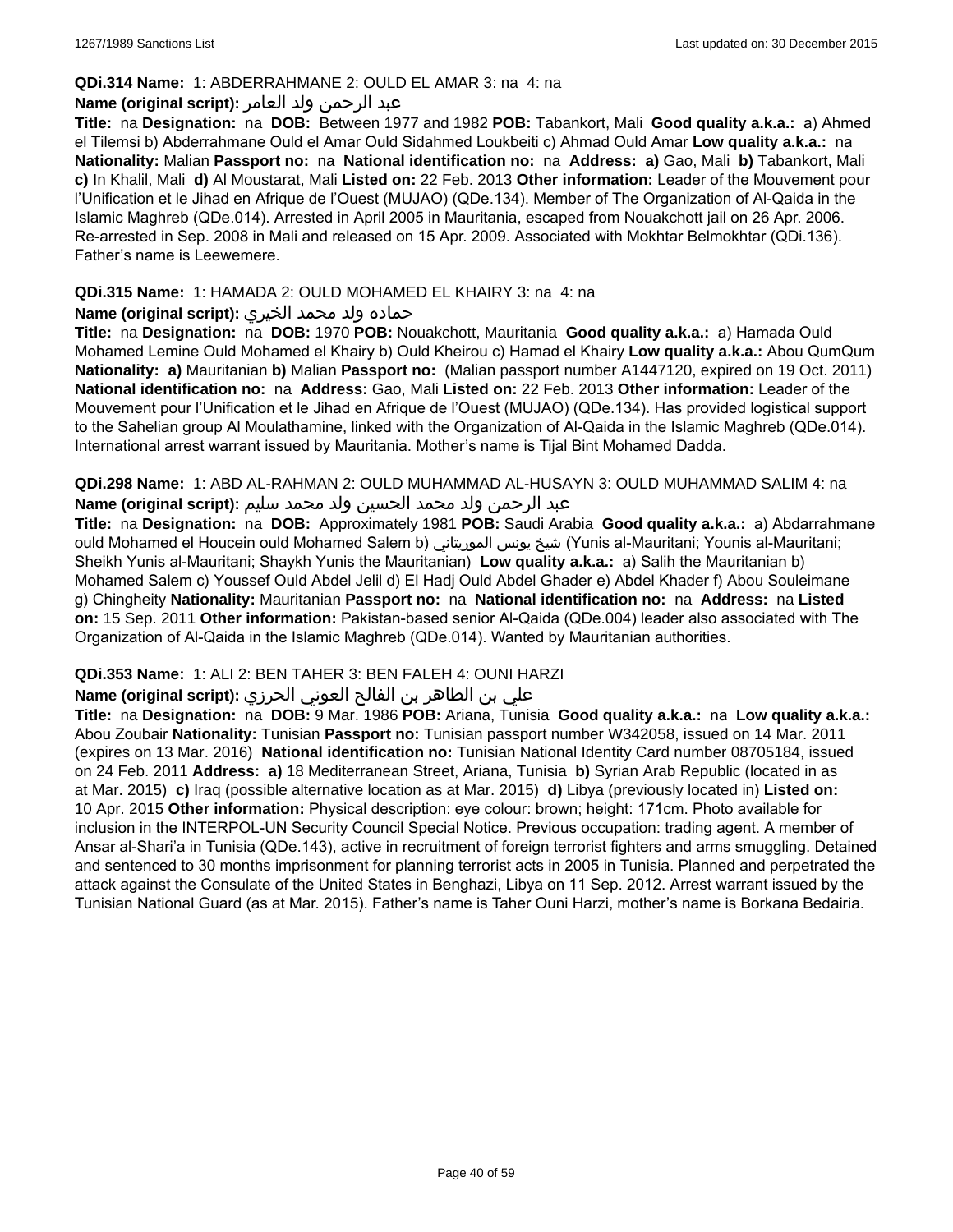**QDi.314 Name:** 1: ABDERRAHMANE 2: OULD EL AMAR 3: na 4: na

**Name (original script):** عبد الرحمن ولد العامر

**Title:** na **Designation:** na **DOB:** Between 1977 and 1982 **POB:** Tabankort, Mali **Good quality a.k.a.:** a) Ahmed el Tilemsi b) Abderrahmane Ould el Amar Ould Sidahmed Loukbeiti c) Ahmad Ould Amar **Low quality a.k.a.:** na **Nationality:** Malian **Passport no:** na **National identification no:** na **Address:** **a)** Gao, Mali **b)** Tabankort, Mali **c)** In Khalil, Mali **d)** Al Moustarat, Mali **Listed on:** 22 Feb. 2013 **Other information:** Leader of the Mouvement pour l'Unification et le Jihad en Afrique de l'Ouest (MUJAO) (QDe.134). Member of The Organization of Al-Qaida in the Islamic Maghreb (QDe.014). Arrested in April 2005 in Mauritania, escaped from Nouakchott jail on 26 Apr. 2006. Re-arrested in Sep. 2008 in Mali and released on 15 Apr. 2009. Associated with Mokhtar Belmokhtar (QDi.136). Father's name is Leewemere.

**QDi.315 Name:** 1: HAMADA 2: OULD MOHAMED EL KHAIRY 3: na 4: na

**Name (original script):** حماده ولد محمد الخيري

**Title:** na **Designation:** na **DOB:** 1970 **POB:** Nouakchott, Mauritania **Good quality a.k.a.:** a) Hamada Ould Mohamed Lemine Ould Mohamed el Khairy b) Ould Kheirou c) Hamad el Khairy **Low quality a.k.a.:** Abou QumQum **Nationality:** **a)** Mauritanian **b)** Malian **Passport no:** (Malian passport number A1447120, expired on 19 Oct. 2011) **National identification no:** na **Address:** Gao, Mali **Listed on:** 22 Feb. 2013 **Other information:** Leader of the Mouvement pour l'Unification et le Jihad en Afrique de l'Ouest (MUJAO) (QDe.134). Has provided logistical support to the Sahelian group Al Moulathamine, linked with the Organization of Al-Qaida in the Islamic Maghreb (QDe.014). International arrest warrant issued by Mauritania. Mother's name is Tijal Bint Mohamed Dadda.

**QDi.298 Name:** 1: ABD AL-RAHMAN 2: OULD MUHAMMAD AL-HUSAYN 3: OULD MUHAMMAD SALIM 4: na

**Name (original script):** عبد الرحمن ولد محمد الحسين ولد محمد سليم

**Title:** na **Designation:** na **DOB:** Approximately 1981 **POB:** Saudi Arabia **Good quality a.k.a.:** a) Abdarrahmane ould Mohamed el Houcein ould Mohamed Salem b) شيخ يونس الموريتاني (Yunis al-Mauritani; Younis al-Mauritani; Sheikh Yunis al-Mauritani; Shaykh Yunis the Mauritanian) **Low quality a.k.a.:** a) Salih the Mauritanian b) Mohamed Salem c) Youssef Ould Abdel Jelil d) El Hadj Ould Abdel Ghader e) Abdel Khader f) Abou Souleimane g) Chingheity **Nationality:** Mauritanian **Passport no:** na **National identification no:** na **Address:** na **Listed on:** 15 Sep. 2011 **Other information:** Pakistan-based senior Al-Qaida (QDe.004) leader also associated with The Organization of Al-Qaida in the Islamic Maghreb (QDe.014). Wanted by Mauritanian authorities.

**QDi.353 Name:** 1: ALI 2: BEN TAHER 3: BEN FALEH 4: OUNI HARZI

**Name (original script):** علي بن الطاهر بن الفالح العوني الحرزي

**Title:** na **Designation:** na **DOB:** 9 Mar. 1986 **POB:** Ariana, Tunisia **Good quality a.k.a.:** na **Low quality a.k.a.:** Abou Zoubair **Nationality:** Tunisian **Passport no:** Tunisian passport number W342058, issued on 14 Mar. 2011 (expires on 13 Mar. 2016) **National identification no:** Tunisian National Identity Card number 08705184, issued on 24 Feb. 2011 **Address:** **a)** 18 Mediterranean Street, Ariana, Tunisia **b)** Syrian Arab Republic (located in as at Mar. 2015) **c)** Iraq (possible alternative location as at Mar. 2015) **d)** Libya (previously located in) **Listed on:** 10 Apr. 2015 **Other information:** Physical description: eye colour: brown; height: 171cm. Photo available for inclusion in the INTERPOL-UN Security Council Special Notice. Previous occupation: trading agent. A member of Ansar al-Shari'a in Tunisia (QDe.143), active in recruitment of foreign terrorist fighters and arms smuggling. Detained and sentenced to 30 months imprisonment for planning terrorist acts in 2005 in Tunisia. Planned and perpetrated the attack against the Consulate of the United States in Benghazi, Libya on 11 Sep. 2012. Arrest warrant issued by the Tunisian National Guard (as at Mar. 2015). Father's name is Taher Ouni Harzi, mother's name is Borkana Bedairia.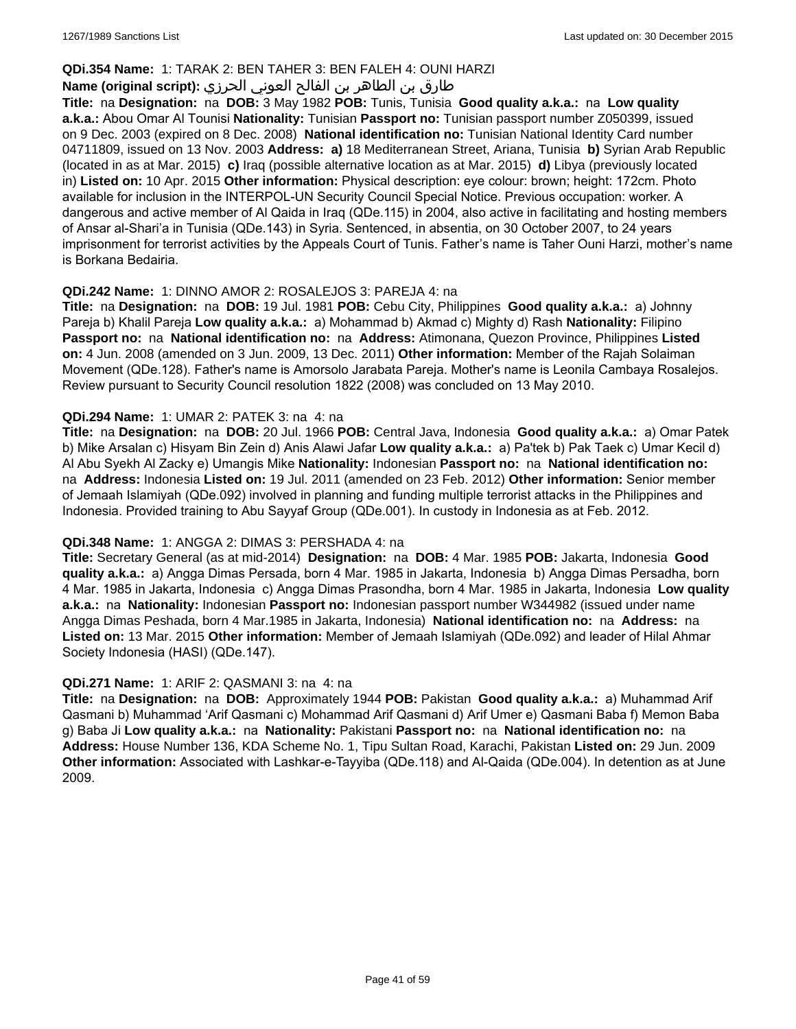**QDi.354 Name:** 1: TARAK 2: BEN TAHER 3: BEN FALEH 4: OUNI HARZI

**Name (original script):** طارق بن الطاهر بن الفالح العوني الحرزي

**Title:** na **Designation:** na **DOB:** 3 May 1982 **POB:** Tunis, Tunisia **Good quality a.k.a.:** na **Low quality a.k.a.:** Abou Omar Al Tounisi **Nationality:** Tunisian **Passport no:** Tunisian passport number Z050399, issued on 9 Dec. 2003 (expired on 8 Dec. 2008) **National identification no:** Tunisian National Identity Card number 04711809, issued on 13 Nov. 2003 **Address:** **a)** 18 Mediterranean Street, Ariana, Tunisia **b)** Syrian Arab Republic (located in as at Mar. 2015) **c)** Iraq (possible alternative location as at Mar. 2015) **d)** Libya (previously located in) **Listed on:** 10 Apr. 2015 **Other information:** Physical description: eye colour: brown; height: 172cm. Photo available for inclusion in the INTERPOL-UN Security Council Special Notice. Previous occupation: worker. A dangerous and active member of Al Qaida in Iraq (QDe.115) in 2004, also active in facilitating and hosting members of Ansar al-Shari'a in Tunisia (QDe.143) in Syria. Sentenced, in absentia, on 30 October 2007, to 24 years imprisonment for terrorist activities by the Appeals Court of Tunis. Father's name is Taher Ouni Harzi, mother's name is Borkana Bedairia.

**QDi.242 Name:** 1: DINNO AMOR 2: ROSALEJOS 3: PAREJA 4: na

**Title:** na **Designation:** na **DOB:** 19 Jul. 1981 **POB:** Cebu City, Philippines **Good quality a.k.a.:** a) Johnny Pareja b) Khalil Pareja **Low quality a.k.a.:** a) Mohammad b) Akmad c) Mighty d) Rash **Nationality:** Filipino **Passport no:** na **National identification no:** na **Address:** Atimonana, Quezon Province, Philippines **Listed on:** 4 Jun. 2008 (amended on 3 Jun. 2009, 13 Dec. 2011) **Other information:** Member of the Rajah Solaiman Movement (QDe.128). Father's name is Amorsolo Jarabata Pareja. Mother's name is Leonila Cambaya Rosalejos. Review pursuant to Security Council resolution 1822 (2008) was concluded on 13 May 2010.

**QDi.294 Name:** 1: UMAR 2: PATEK 3: na 4: na

**Title:** na **Designation:** na **DOB:** 20 Jul. 1966 **POB:** Central Java, Indonesia **Good quality a.k.a.:** a) Omar Patek b) Mike Arsalan c) Hisyam Bin Zein d) Anis Alawi Jafar **Low quality a.k.a.:** a) Pa'tek b) Pak Taek c) Umar Kecil d) Al Abu Syekh Al Zacky e) Umangis Mike **Nationality:** Indonesian **Passport no:** na **National identification no:** na **Address:** Indonesia **Listed on:** 19 Jul. 2011 (amended on 23 Feb. 2012) **Other information:** Senior member of Jemaah Islamiyah (QDe.092) involved in planning and funding multiple terrorist attacks in the Philippines and Indonesia. Provided training to Abu Sayyaf Group (QDe.001). In custody in Indonesia as at Feb. 2012.

**QDi.348 Name:** 1: ANGGA 2: DIMAS 3: PERSHADA 4: na

**Title:** Secretary General (as at mid-2014) **Designation:** na **DOB:** 4 Mar. 1985 **POB:** Jakarta, Indonesia **Good quality a.k.a.:** a) Angga Dimas Persada, born 4 Mar. 1985 in Jakarta, Indonesia b) Angga Dimas Persadha, born 4 Mar. 1985 in Jakarta, Indonesia c) Angga Dimas Prasondha, born 4 Mar. 1985 in Jakarta, Indonesia **Low quality a.k.a.:** na **Nationality:** Indonesian **Passport no:** Indonesian passport number W344982 (issued under name Angga Dimas Peshada, born 4 Mar.1985 in Jakarta, Indonesia) **National identification no:** na **Address:** na **Listed on:** 13 Mar. 2015 **Other information:** Member of Jemaah Islamiyah (QDe.092) and leader of Hilal Ahmar Society Indonesia (HASI) (QDe.147).

**QDi.271 Name:** 1: ARIF 2: QASMANI 3: na 4: na

**Title:** na **Designation:** na **DOB:** Approximately 1944 **POB:** Pakistan **Good quality a.k.a.:** a) Muhammad Arif Qasmani b) Muhammad 'Arif Qasmani c) Mohammad Arif Qasmani d) Arif Umer e) Qasmani Baba f) Memon Baba g) Baba Ji **Low quality a.k.a.:** na **Nationality:** Pakistani **Passport no:** na **National identification no:** na **Address:** House Number 136, KDA Scheme No. 1, Tipu Sultan Road, Karachi, Pakistan **Listed on:** 29 Jun. 2009 **Other information:** Associated with Lashkar-e-Tayyiba (QDe.118) and Al-Qaida (QDe.004). In detention as at June 2009.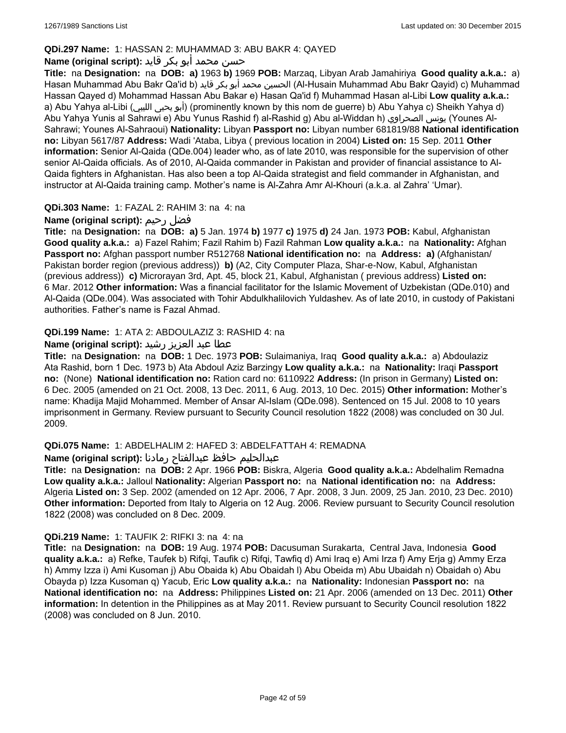**QDi.297 Name:** 1: HASSAN 2: MUHAMMAD 3: ABU BAKR 4: QAYED

**Name (original script):** حسن محمد أبو بكر قايد

**Title:** na **Designation:** na **DOB:** **a)** 1963 **b)** 1969 **POB:** Marzaq, Libyan Arab Jamahiriya **Good quality a.k.a.:** a) Hasan Muhammad Abu Bakr Qa'id b) الحسين محمد أبو بكر قايد (Al-Husain Muhammad Abu Bakr Qayid) c) Muhammad Hassan Qayed d) Mohammad Hassan Abu Bakar e) Hasan Qa'id f) Muhammad Hasan al-Libi **Low quality a.k.a.:** a) Abu Yahya al-Libi (أبو يحيى الليبي) (prominently known by this nom de guerre) b) Abu Yahya c) Sheikh Yahya d) Abu Yahya Yunis al Sahrawi e) Abu Yunus Rashid f) al-Rashid g) Abu al-Widdan h) يونس الصحراوي (Younes Al-Sahrawi; Younes Al-Sahraoui) **Nationality:** Libyan **Passport no:** Libyan number 681819/88 **National identification no:** Libyan 5617/87 **Address:** Wadi 'Ataba, Libya ( previous location in 2004) **Listed on:** 15 Sep. 2011 **Other information:** Senior Al-Qaida (QDe.004) leader who, as of late 2010, was responsible for the supervision of other senior Al-Qaida officials. As of 2010, Al-Qaida commander in Pakistan and provider of financial assistance to Al-Qaida fighters in Afghanistan. Has also been a top Al-Qaida strategist and field commander in Afghanistan, and instructor at Al-Qaida training camp. Mother's name is Al-Zahra Amr Al-Khouri (a.k.a. al Zahra' 'Umar).

**QDi.303 Name:** 1: FAZAL 2: RAHIM 3: na 4: na

**Name (original script):** فضل رحيم

**Title:** na **Designation:** na **DOB:** **a)** 5 Jan. 1974 **b)** 1977 **c)** 1975 **d)** 24 Jan. 1973 **POB:** Kabul, Afghanistan **Good quality a.k.a.:** a) Fazel Rahim; Fazil Rahim b) Fazil Rahman **Low quality a.k.a.:** na **Nationality:** Afghan **Passport no:** Afghan passport number R512768 **National identification no:** na **Address:** **a)** (Afghanistan/ Pakistan border region (previous address)) **b)** (A2, City Computer Plaza, Shar-e-Now, Kabul, Afghanistan (previous address)) **c)** Microrayan 3rd, Apt. 45, block 21, Kabul, Afghanistan ( previous address) **Listed on:** 6 Mar. 2012 **Other information:** Was a financial facilitator for the Islamic Movement of Uzbekistan (QDe.010) and Al-Qaida (QDe.004). Was associated with Tohir Abdulkhalilovich Yuldashev. As of late 2010, in custody of Pakistani authorities. Father's name is Fazal Ahmad.

**QDi.199 Name:** 1: ATA 2: ABDOULAZIZ 3: RASHID 4: na

**Name (original script):** عطا عبد العزيز رشيد

**Title:** na **Designation:** na **DOB:** 1 Dec. 1973 **POB:** Sulaimaniya, Iraq **Good quality a.k.a.:** a) Abdoulaziz Ata Rashid, born 1 Dec. 1973 b) Ata Abdoul Aziz Barzingy **Low quality a.k.a.:** na **Nationality:** Iraqi **Passport no:** (None) **National identification no:** Ration card no: 6110922 **Address:** (In prison in Germany) **Listed on:** 6 Dec. 2005 (amended on 21 Oct. 2008, 13 Dec. 2011, 6 Aug. 2013, 10 Dec. 2015) **Other information:** Mother's name: Khadija Majid Mohammed. Member of Ansar Al-Islam (QDe.098). Sentenced on 15 Jul. 2008 to 10 years imprisonment in Germany. Review pursuant to Security Council resolution 1822 (2008) was concluded on 30 Jul. 2009.

**QDi.075 Name:** 1: ABDELHALIM 2: HAFED 3: ABDELFATTAH 4: REMADNA

**Name (original script):** عبدالحليم حافظ عبدالفتاح رمادنا

**Title:** na **Designation:** na **DOB:** 2 Apr. 1966 **POB:** Biskra, Algeria **Good quality a.k.a.:** Abdelhalim Remadna **Low quality a.k.a.:** Jalloul **Nationality:** Algerian **Passport no:** na **National identification no:** na **Address:** Algeria **Listed on:** 3 Sep. 2002 (amended on 12 Apr. 2006, 7 Apr. 2008, 3 Jun. 2009, 25 Jan. 2010, 23 Dec. 2010) **Other information:** Deported from Italy to Algeria on 12 Aug. 2006. Review pursuant to Security Council resolution 1822 (2008) was concluded on 8 Dec. 2009.

**QDi.219 Name:** 1: TAUFIK 2: RIFKI 3: na 4: na

**Title:** na **Designation:** na **DOB:** 19 Aug. 1974 **POB:** Dacusuman Surakarta, Central Java, Indonesia **Good quality a.k.a.:** a) Refke, Taufek b) Rifqi, Taufik c) Rifqi, Tawfiq d) Ami Iraq e) Ami Irza f) Amy Erja g) Ammy Erza h) Ammy Izza i) Ami Kusoman j) Abu Obaida k) Abu Obaidah l) Abu Obeida m) Abu Ubaidah n) Obaidah o) Abu Obayda p) Izza Kusoman q) Yacub, Eric **Low quality a.k.a.:** na **Nationality:** Indonesian **Passport no:** na **National identification no:** na **Address:** Philippines **Listed on:** 21 Apr. 2006 (amended on 13 Dec. 2011) **Other information:** In detention in the Philippines as at May 2011. Review pursuant to Security Council resolution 1822 (2008) was concluded on 8 Jun. 2010.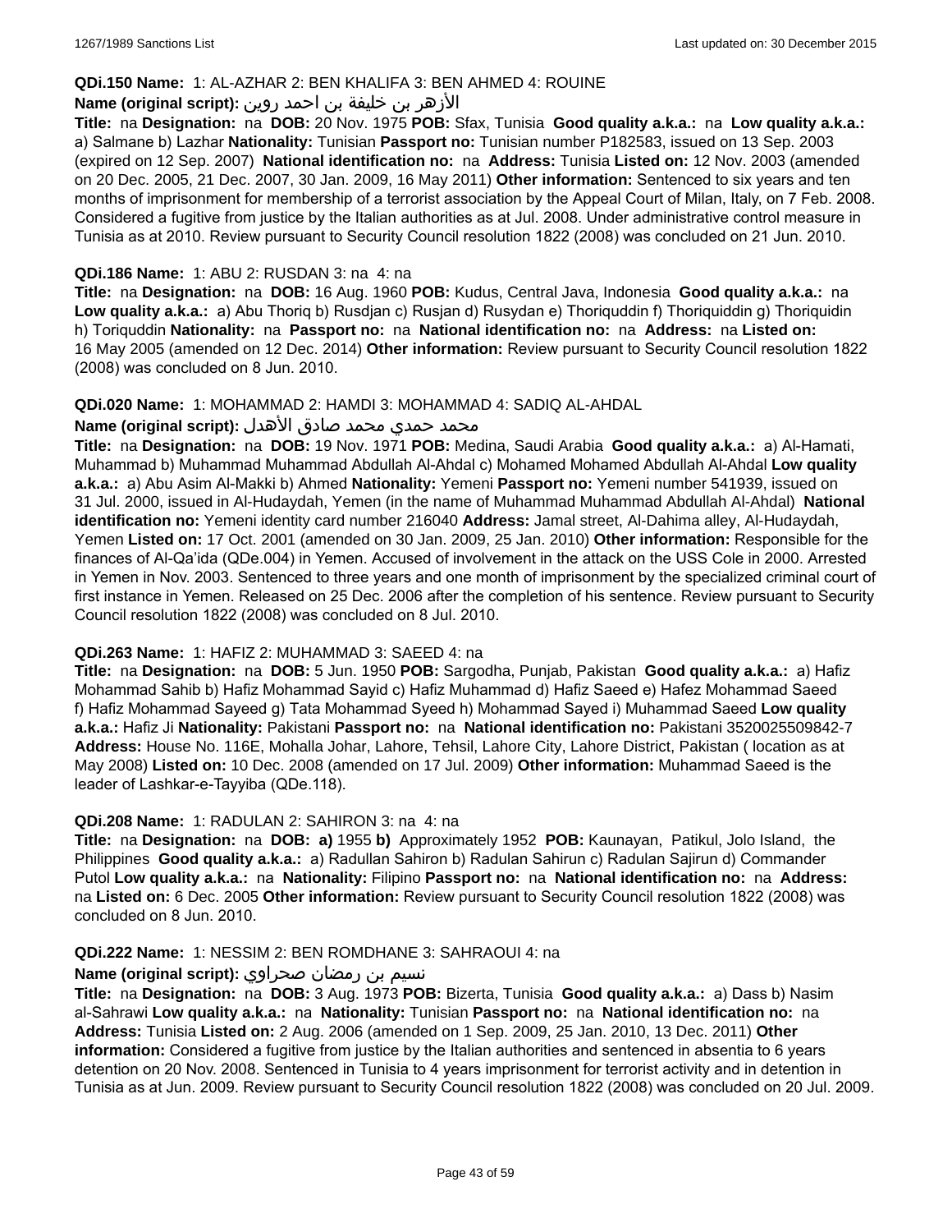**QDi.150 Name:** 1: AL-AZHAR 2: BEN KHALIFA 3: BEN AHMED 4: ROUINE

**Name (original script):** الأزهر بن خليفة بن احمد روين

**Title:** na **Designation:** na **DOB:** 20 Nov. 1975 **POB:** Sfax, Tunisia **Good quality a.k.a.:** na **Low quality a.k.a.:** a) Salmane b) Lazhar **Nationality:** Tunisian **Passport no:** Tunisian number P182583, issued on 13 Sep. 2003 (expired on 12 Sep. 2007) **National identification no:** na **Address:** Tunisia **Listed on:** 12 Nov. 2003 (amended on 20 Dec. 2005, 21 Dec. 2007, 30 Jan. 2009, 16 May 2011) **Other information:** Sentenced to six years and ten months of imprisonment for membership of a terrorist association by the Appeal Court of Milan, Italy, on 7 Feb. 2008. Considered a fugitive from justice by the Italian authorities as at Jul. 2008. Under administrative control measure in Tunisia as at 2010. Review pursuant to Security Council resolution 1822 (2008) was concluded on 21 Jun. 2010.

**QDi.186 Name:** 1: ABU 2: RUSDAN 3: na 4: na

**Title:** na **Designation:** na **DOB:** 16 Aug. 1960 **POB:** Kudus, Central Java, Indonesia **Good quality a.k.a.:** na **Low quality a.k.a.:** a) Abu Thoriq b) Rusdjan c) Rusjan d) Rusydan e) Thoriquddin f) Thoriquiddin g) Thoriquidin h) Toriquddin **Nationality:** na **Passport no:** na **National identification no:** na **Address:** na **Listed on:** 16 May 2005 (amended on 12 Dec. 2014) **Other information:** Review pursuant to Security Council resolution 1822 (2008) was concluded on 8 Jun. 2010.

**QDi.020 Name:** 1: MOHAMMAD 2: HAMDI 3: MOHAMMAD 4: SADIQ AL-AHDAL

**Name (original script):** محمد حمدي محمد صادق الأهدل

**Title:** na **Designation:** na **DOB:** 19 Nov. 1971 **POB:** Medina, Saudi Arabia **Good quality a.k.a.:** a) Al-Hamati, Muhammad b) Muhammad Muhammad Abdullah Al-Ahdal c) Mohamed Mohamed Abdullah Al-Ahdal **Low quality a.k.a.:** a) Abu Asim Al-Makki b) Ahmed **Nationality:** Yemeni **Passport no:** Yemeni number 541939, issued on 31 Jul. 2000, issued in Al-Hudaydah, Yemen (in the name of Muhammad Muhammad Abdullah Al-Ahdal) **National identification no:** Yemeni identity card number 216040 **Address:** Jamal street, Al-Dahima alley, Al-Hudaydah, Yemen **Listed on:** 17 Oct. 2001 (amended on 30 Jan. 2009, 25 Jan. 2010) **Other information:** Responsible for the finances of Al-Qa'ida (QDe.004) in Yemen. Accused of involvement in the attack on the USS Cole in 2000. Arrested in Yemen in Nov. 2003. Sentenced to three years and one month of imprisonment by the specialized criminal court of first instance in Yemen. Released on 25 Dec. 2006 after the completion of his sentence. Review pursuant to Security Council resolution 1822 (2008) was concluded on 8 Jul. 2010.

**QDi.263 Name:** 1: HAFIZ 2: MUHAMMAD 3: SAEED 4: na

**Title:** na **Designation:** na **DOB:** 5 Jun. 1950 **POB:** Sargodha, Punjab, Pakistan **Good quality a.k.a.:** a) Hafiz Mohammad Sahib b) Hafiz Mohammad Sayid c) Hafiz Muhammad d) Hafiz Saeed e) Hafez Mohammad Saeed f) Hafiz Mohammad Sayeed g) Tata Mohammad Syeed h) Mohammad Sayed i) Muhammad Saeed **Low quality a.k.a.:** Hafiz Ji **Nationality:** Pakistani **Passport no:** na **National identification no:** Pakistani 3520025509842-7 **Address:** House No. 116E, Mohalla Johar, Lahore, Tehsil, Lahore City, Lahore District, Pakistan ( location as at May 2008) **Listed on:** 10 Dec. 2008 (amended on 17 Jul. 2009) **Other information:** Muhammad Saeed is the leader of Lashkar-e-Tayyiba (QDe.118).

**QDi.208 Name:** 1: RADULAN 2: SAHIRON 3: na 4: na

**Title:** na **Designation:** na **DOB:** **a)** 1955 **b)** Approximately 1952 **POB:** Kaunayan, Patikul, Jolo Island, the Philippines **Good quality a.k.a.:** a) Radullan Sahiron b) Radulan Sahirun c) Radulan Sajirun d) Commander Putol **Low quality a.k.a.:** na **Nationality:** Filipino **Passport no:** na **National identification no:** na **Address:** na **Listed on:** 6 Dec. 2005 **Other information:** Review pursuant to Security Council resolution 1822 (2008) was concluded on 8 Jun. 2010.

**QDi.222 Name:** 1: NESSIM 2: BEN ROMDHANE 3: SAHRAOUI 4: na

**Name (original script):** نسيم بن رمضان صحراوي

**Title:** na **Designation:** na **DOB:** 3 Aug. 1973 **POB:** Bizerta, Tunisia **Good quality a.k.a.:** a) Dass b) Nasim al-Sahrawi **Low quality a.k.a.:** na **Nationality:** Tunisian **Passport no:** na **National identification no:** na **Address:** Tunisia **Listed on:** 2 Aug. 2006 (amended on 1 Sep. 2009, 25 Jan. 2010, 13 Dec. 2011) **Other information:** Considered a fugitive from justice by the Italian authorities and sentenced in absentia to 6 years detention on 20 Nov. 2008. Sentenced in Tunisia to 4 years imprisonment for terrorist activity and in detention in Tunisia as at Jun. 2009. Review pursuant to Security Council resolution 1822 (2008) was concluded on 20 Jul. 2009.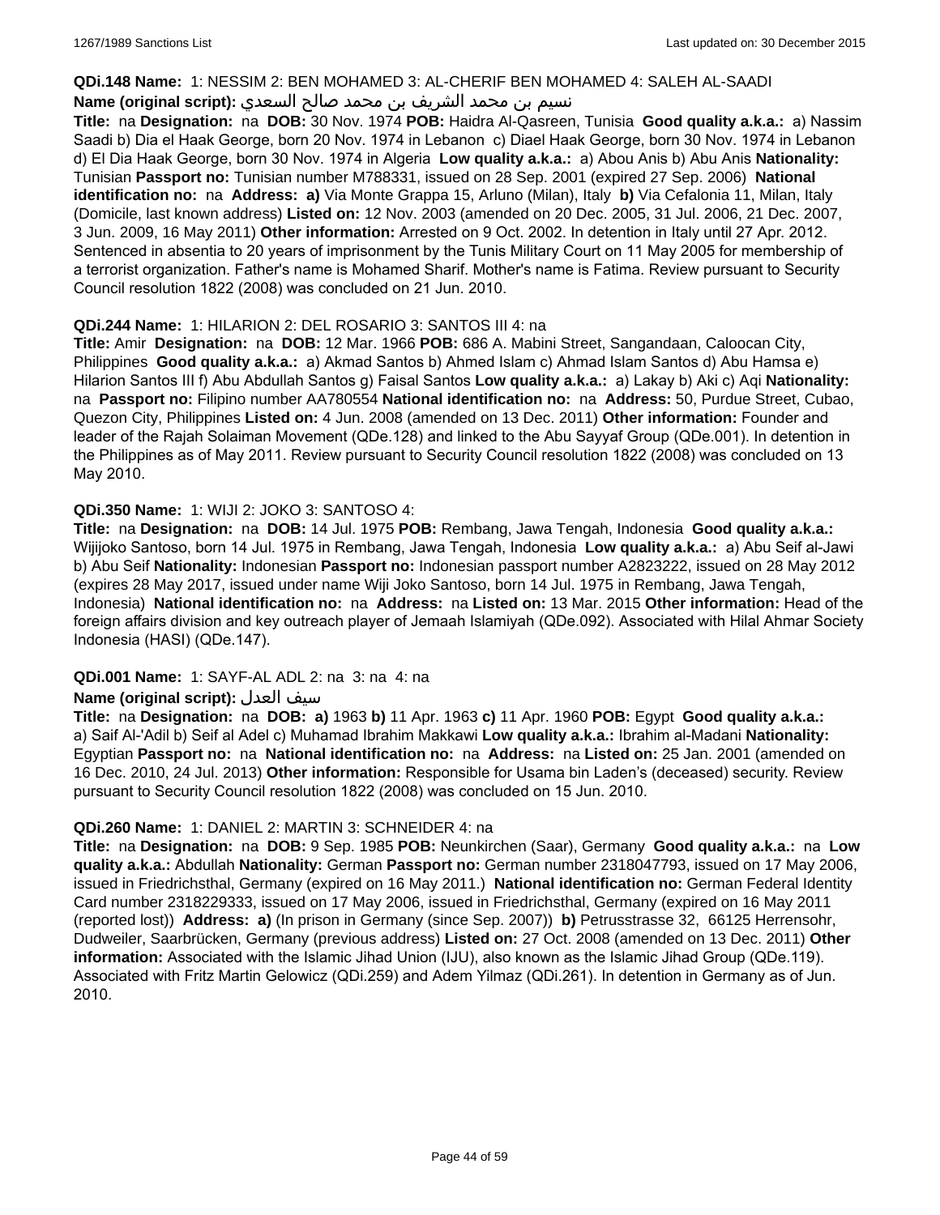**QDi.148 Name:** 1: NESSIM 2: BEN MOHAMED 3: AL-CHERIF BEN MOHAMED 4: SALEH AL-SAADI

**Name (original script):** نسيم بن محمد الشريف بن محمد صالح السعدي

**Title:** na **Designation:** na **DOB:** 30 Nov. 1974 **POB:** Haidra Al-Qasreen, Tunisia **Good quality a.k.a.:** a) Nassim Saadi b) Dia el Haak George, born 20 Nov. 1974 in Lebanon c) Diael Haak George, born 30 Nov. 1974 in Lebanon d) El Dia Haak George, born 30 Nov. 1974 in Algeria **Low quality a.k.a.:** a) Abou Anis b) Abu Anis **Nationality:** Tunisian **Passport no:** Tunisian number M788331, issued on 28 Sep. 2001 (expired 27 Sep. 2006) **National identification no:** na **Address:** **a)** Via Monte Grappa 15, Arluno (Milan), Italy **b)** Via Cefalonia 11, Milan, Italy (Domicile, last known address) **Listed on:** 12 Nov. 2003 (amended on 20 Dec. 2005, 31 Jul. 2006, 21 Dec. 2007, 3 Jun. 2009, 16 May 2011) **Other information:** Arrested on 9 Oct. 2002. In detention in Italy until 27 Apr. 2012. Sentenced in absentia to 20 years of imprisonment by the Tunis Military Court on 11 May 2005 for membership of a terrorist organization. Father's name is Mohamed Sharif. Mother's name is Fatima. Review pursuant to Security Council resolution 1822 (2008) was concluded on 21 Jun. 2010.

**QDi.244 Name:** 1: HILARION 2: DEL ROSARIO 3: SANTOS III 4: na

**Title:** Amir **Designation:** na **DOB:** 12 Mar. 1966 **POB:** 686 A. Mabini Street, Sangandaan, Caloocan City, Philippines **Good quality a.k.a.:** a) Akmad Santos b) Ahmed Islam c) Ahmad Islam Santos d) Abu Hamsa e) Hilarion Santos III f) Abu Abdullah Santos g) Faisal Santos **Low quality a.k.a.:** a) Lakay b) Aki c) Aqi **Nationality:** na **Passport no:** Filipino number AA780554 **National identification no:** na **Address:** 50, Purdue Street, Cubao, Quezon City, Philippines **Listed on:** 4 Jun. 2008 (amended on 13 Dec. 2011) **Other information:** Founder and leader of the Rajah Solaiman Movement (QDe.128) and linked to the Abu Sayyaf Group (QDe.001). In detention in the Philippines as of May 2011. Review pursuant to Security Council resolution 1822 (2008) was concluded on 13 May 2010.

**QDi.350 Name:** 1: WIJI 2: JOKO 3: SANTOSO 4:

**Title:** na **Designation:** na **DOB:** 14 Jul. 1975 **POB:** Rembang, Jawa Tengah, Indonesia **Good quality a.k.a.:** Wijijoko Santoso, born 14 Jul. 1975 in Rembang, Jawa Tengah, Indonesia **Low quality a.k.a.:** a) Abu Seif al-Jawi b) Abu Seif **Nationality:** Indonesian **Passport no:** Indonesian passport number A2823222, issued on 28 May 2012 (expires 28 May 2017, issued under name Wiji Joko Santoso, born 14 Jul. 1975 in Rembang, Jawa Tengah, Indonesia) **National identification no:** na **Address:** na **Listed on:** 13 Mar. 2015 **Other information:** Head of the foreign affairs division and key outreach player of Jemaah Islamiyah (QDe.092). Associated with Hilal Ahmar Society Indonesia (HASI) (QDe.147).

**QDi.001 Name:** 1: SAYF-AL ADL 2: na 3: na 4: na

**Name (original script):** سيف العدل

**Title:** na **Designation:** na **DOB:** **a)** 1963 **b)** 11 Apr. 1963 **c)** 11 Apr. 1960 **POB:** Egypt **Good quality a.k.a.:** a) Saif Al-'Adil b) Seif al Adel c) Muhamad Ibrahim Makkawi **Low quality a.k.a.:** Ibrahim al-Madani **Nationality:** Egyptian **Passport no:** na **National identification no:** na **Address:** na **Listed on:** 25 Jan. 2001 (amended on 16 Dec. 2010, 24 Jul. 2013) **Other information:** Responsible for Usama bin Laden's (deceased) security. Review pursuant to Security Council resolution 1822 (2008) was concluded on 15 Jun. 2010.

**QDi.260 Name:** 1: DANIEL 2: MARTIN 3: SCHNEIDER 4: na

**Title:** na **Designation:** na **DOB:** 9 Sep. 1985 **POB:** Neunkirchen (Saar), Germany **Good quality a.k.a.:** na **Low quality a.k.a.:** Abdullah **Nationality:** German **Passport no:** German number 2318047793, issued on 17 May 2006, issued in Friedrichsthal, Germany (expired on 16 May 2011.) **National identification no:** German Federal Identity Card number 2318229333, issued on 17 May 2006, issued in Friedrichsthal, Germany (expired on 16 May 2011 (reported lost)) **Address:** **a)** (In prison in Germany (since Sep. 2007)) **b)** Petrusstrasse 32, 66125 Herrensohr, Dudweiler, Saarbrücken, Germany (previous address) **Listed on:** 27 Oct. 2008 (amended on 13 Dec. 2011) **Other information:** Associated with the Islamic Jihad Union (IJU), also known as the Islamic Jihad Group (QDe.119). Associated with Fritz Martin Gelowicz (QDi.259) and Adem Yilmaz (QDi.261). In detention in Germany as of Jun. 2010.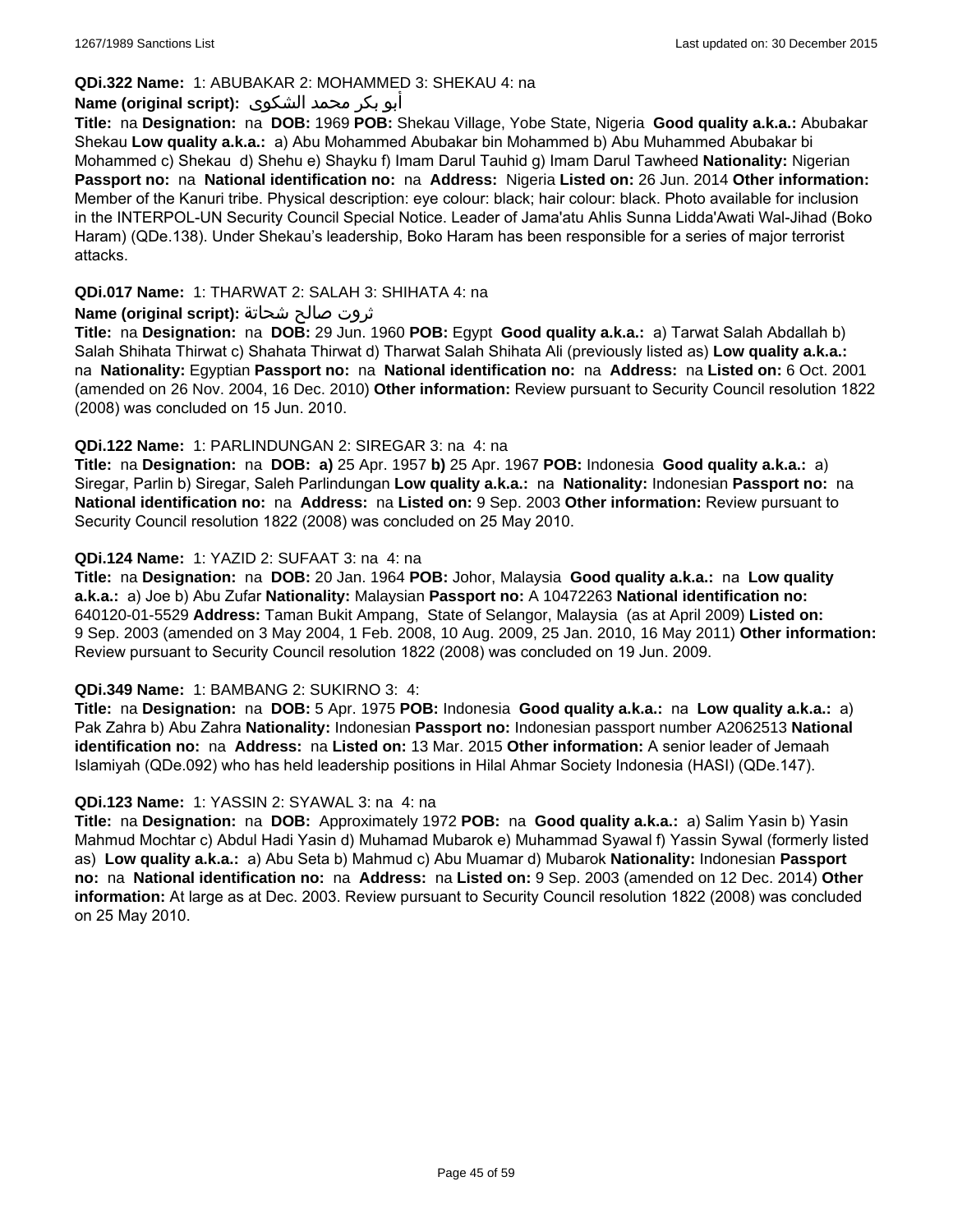**QDi.322 Name:** 1: ABUBAKAR 2: MOHAMMED 3: SHEKAU 4: na

**Name (original script):** أبو بكر محمد الشكوى

**Title:** na **Designation:** na **DOB:** 1969 **POB:** Shekau Village, Yobe State, Nigeria **Good quality a.k.a.:** Abubakar Shekau **Low quality a.k.a.:** a) Abu Mohammed Abubakar bin Mohammed b) Abu Muhammed Abubakar bi Mohammed c) Shekau d) Shehu e) Shayku f) Imam Darul Tauhid g) Imam Darul Tawheed **Nationality:** Nigerian **Passport no:** na **National identification no:** na **Address:** Nigeria **Listed on:** 26 Jun. 2014 **Other information:** Member of the Kanuri tribe. Physical description: eye colour: black; hair colour: black. Photo available for inclusion in the INTERPOL-UN Security Council Special Notice. Leader of Jama'atu Ahlis Sunna Lidda'Awati Wal-Jihad (Boko Haram) (QDe.138). Under Shekau's leadership, Boko Haram has been responsible for a series of major terrorist attacks.

**QDi.017 Name:** 1: THARWAT 2: SALAH 3: SHIHATA 4: na

**Name (original script):** ثروت صالح شحاتة

**Title:** na **Designation:** na **DOB:** 29 Jun. 1960 **POB:** Egypt **Good quality a.k.a.:** a) Tarwat Salah Abdallah b) Salah Shihata Thirwat c) Shahata Thirwat d) Tharwat Salah Shihata Ali (previously listed as) **Low quality a.k.a.:** na **Nationality:** Egyptian **Passport no:** na **National identification no:** na **Address:** na **Listed on:** 6 Oct. 2001 (amended on 26 Nov. 2004, 16 Dec. 2010) **Other information:** Review pursuant to Security Council resolution 1822 (2008) was concluded on 15 Jun. 2010.

**QDi.122 Name:** 1: PARLINDUNGAN 2: SIREGAR 3: na 4: na

**Title:** na **Designation:** na **DOB:** **a)** 25 Apr. 1957 **b)** 25 Apr. 1967 **POB:** Indonesia **Good quality a.k.a.:** a) Siregar, Parlin b) Siregar, Saleh Parlindungan **Low quality a.k.a.:** na **Nationality:** Indonesian **Passport no:** na **National identification no:** na **Address:** na **Listed on:** 9 Sep. 2003 **Other information:** Review pursuant to Security Council resolution 1822 (2008) was concluded on 25 May 2010.

**QDi.124 Name:** 1: YAZID 2: SUFAAT 3: na 4: na

**Title:** na **Designation:** na **DOB:** 20 Jan. 1964 **POB:** Johor, Malaysia **Good quality a.k.a.:** na **Low quality a.k.a.:** a) Joe b) Abu Zufar **Nationality:** Malaysian **Passport no:** A 10472263 **National identification no:** 640120-01-5529 **Address:** Taman Bukit Ampang, State of Selangor, Malaysia (as at April 2009) **Listed on:** 9 Sep. 2003 (amended on 3 May 2004, 1 Feb. 2008, 10 Aug. 2009, 25 Jan. 2010, 16 May 2011) **Other information:** Review pursuant to Security Council resolution 1822 (2008) was concluded on 19 Jun. 2009.

**QDi.349 Name:** 1: BAMBANG 2: SUKIRNO 3: 4:

**Title:** na **Designation:** na **DOB:** 5 Apr. 1975 **POB:** Indonesia **Good quality a.k.a.:** na **Low quality a.k.a.:** a) Pak Zahra b) Abu Zahra **Nationality:** Indonesian **Passport no:** Indonesian passport number A2062513 **National identification no:** na **Address:** na **Listed on:** 13 Mar. 2015 **Other information:** A senior leader of Jemaah Islamiyah (QDe.092) who has held leadership positions in Hilal Ahmar Society Indonesia (HASI) (QDe.147).

**QDi.123 Name:** 1: YASSIN 2: SYAWAL 3: na 4: na

**Title:** na **Designation:** na **DOB:** Approximately 1972 **POB:** na **Good quality a.k.a.:** a) Salim Yasin b) Yasin Mahmud Mochtar c) Abdul Hadi Yasin d) Muhamad Mubarok e) Muhammad Syawal f) Yassin Sywal (formerly listed as) **Low quality a.k.a.:** a) Abu Seta b) Mahmud c) Abu Muamar d) Mubarok **Nationality:** Indonesian **Passport no:** na **National identification no:** na **Address:** na **Listed on:** 9 Sep. 2003 (amended on 12 Dec. 2014) **Other information:** At large as at Dec. 2003. Review pursuant to Security Council resolution 1822 (2008) was concluded on 25 May 2010.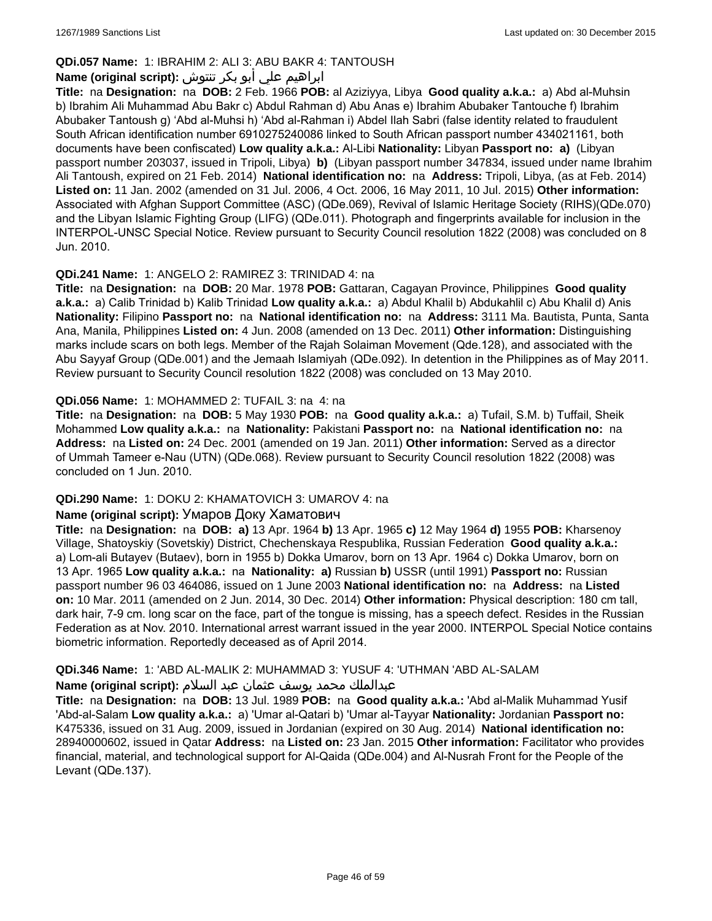**QDi.057 Name:** 1: IBRAHIM 2: ALI 3: ABU BAKR 4: TANTOUSH

**Name (original script):** ابراهيم علي أبو بكر تنتوش

**Title:** na **Designation:** na **DOB:** 2 Feb. 1966 **POB:** al Aziziyya, Libya **Good quality a.k.a.:** a) Abd al-Muhsin b) Ibrahim Ali Muhammad Abu Bakr c) Abdul Rahman d) Abu Anas e) Ibrahim Abubaker Tantouche f) Ibrahim Abubaker Tantoush g) 'Abd al-Muhsi h) 'Abd al-Rahman i) Abdel Ilah Sabri (false identity related to fraudulent South African identification number 6910275240086 linked to South African passport number 434021161, both documents have been confiscated) **Low quality a.k.a.:** Al-Libi **Nationality:** Libyan **Passport no:** **a)** (Libyan passport number 203037, issued in Tripoli, Libya) **b)** (Libyan passport number 347834, issued under name Ibrahim Ali Tantoush, expired on 21 Feb. 2014) **National identification no:** na **Address:** Tripoli, Libya, (as at Feb. 2014) **Listed on:** 11 Jan. 2002 (amended on 31 Jul. 2006, 4 Oct. 2006, 16 May 2011, 10 Jul. 2015) **Other information:** Associated with Afghan Support Committee (ASC) (QDe.069), Revival of Islamic Heritage Society (RIHS)(QDe.070) and the Libyan Islamic Fighting Group (LIFG) (QDe.011). Photograph and fingerprints available for inclusion in the INTERPOL-UNSC Special Notice. Review pursuant to Security Council resolution 1822 (2008) was concluded on 8 Jun. 2010.

**QDi.241 Name:** 1: ANGELO 2: RAMIREZ 3: TRINIDAD 4: na

**Title:** na **Designation:** na **DOB:** 20 Mar. 1978 **POB:** Gattaran, Cagayan Province, Philippines **Good quality a.k.a.:** a) Calib Trinidad b) Kalib Trinidad **Low quality a.k.a.:** a) Abdul Khalil b) Abdukahlil c) Abu Khalil d) Anis **Nationality:** Filipino **Passport no:** na **National identification no:** na **Address:** 3111 Ma. Bautista, Punta, Santa Ana, Manila, Philippines **Listed on:** 4 Jun. 2008 (amended on 13 Dec. 2011) **Other information:** Distinguishing marks include scars on both legs. Member of the Rajah Solaiman Movement (Qde.128), and associated with the Abu Sayyaf Group (QDe.001) and the Jemaah Islamiyah (QDe.092). In detention in the Philippines as of May 2011. Review pursuant to Security Council resolution 1822 (2008) was concluded on 13 May 2010.

**QDi.056 Name:** 1: MOHAMMED 2: TUFAIL 3: na 4: na

**Title:** na **Designation:** na **DOB:** 5 May 1930 **POB:** na **Good quality a.k.a.:** a) Tufail, S.M. b) Tuffail, Sheik Mohammed **Low quality a.k.a.:** na **Nationality:** Pakistani **Passport no:** na **National identification no:** na **Address:** na **Listed on:** 24 Dec. 2001 (amended on 19 Jan. 2011) **Other information:** Served as a director of Ummah Tameer e-Nau (UTN) (QDe.068). Review pursuant to Security Council resolution 1822 (2008) was concluded on 1 Jun. 2010.

**QDi.290 Name:** 1: DOKU 2: KHAMATOVICH 3: UMAROV 4: na

**Name (original script):** Умаров Доку Хаматович

**Title:** na **Designation:** na **DOB:** **a)** 13 Apr. 1964 **b)** 13 Apr. 1965 **c)** 12 May 1964 **d)** 1955 **POB:** Kharsenoy Village, Shatoyskiy (Sovetskiy) District, Chechenskaya Respublika, Russian Federation **Good quality a.k.a.:** a) Lom-ali Butayev (Butaev), born in 1955 b) Dokka Umarov, born on 13 Apr. 1964 c) Dokka Umarov, born on 13 Apr. 1965 **Low quality a.k.a.:** na **Nationality:** **a)** Russian **b)** USSR (until 1991) **Passport no:** Russian passport number 96 03 464086, issued on 1 June 2003 **National identification no:** na **Address:** na **Listed on:** 10 Mar. 2011 (amended on 2 Jun. 2014, 30 Dec. 2014) **Other information:** Physical description: 180 cm tall, dark hair, 7-9 cm. long scar on the face, part of the tongue is missing, has a speech defect. Resides in the Russian Federation as at Nov. 2010. International arrest warrant issued in the year 2000. INTERPOL Special Notice contains biometric information. Reportedly deceased as of April 2014.

**QDi.346 Name:** 1: 'ABD AL-MALIK 2: MUHAMMAD 3: YUSUF 4: 'UTHMAN 'ABD AL-SALAM

**Name (original script):** عبدالملك محمد يوسف عثمان عبد السلام

**Title:** na **Designation:** na **DOB:** 13 Jul. 1989 **POB:** na **Good quality a.k.a.:** 'Abd al-Malik Muhammad Yusif 'Abd-al-Salam **Low quality a.k.a.:** a) 'Umar al-Qatari b) 'Umar al-Tayyar **Nationality:** Jordanian **Passport no:** K475336, issued on 31 Aug. 2009, issued in Jordanian (expired on 30 Aug. 2014) **National identification no:** 28940000602, issued in Qatar **Address:** na **Listed on:** 23 Jan. 2015 **Other information:** Facilitator who provides financial, material, and technological support for Al-Qaida (QDe.004) and Al-Nusrah Front for the People of the Levant (QDe.137).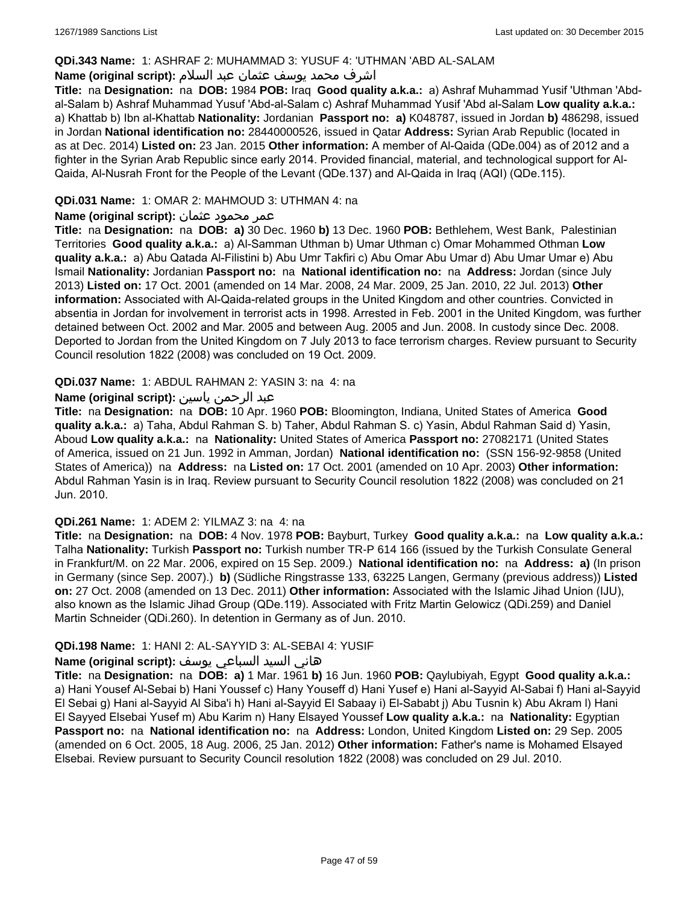**QDi.343 Name:** 1: ASHRAF 2: MUHAMMAD 3: YUSUF 4: 'UTHMAN 'ABD AL-SALAM

**Name (original script):** اشرف محمد يوسف عثمان عبد السلام

**Title:** na **Designation:** na **DOB:** 1984 **POB:** Iraq **Good quality a.k.a.:** a) Ashraf Muhammad Yusif 'Uthman 'Abd-al-Salam b) Ashraf Muhammad Yusuf 'Abd-al-Salam c) Ashraf Muhammad Yusif 'Abd al-Salam **Low quality a.k.a.:** a) Khattab b) Ibn al-Khattab **Nationality:** Jordanian **Passport no:** **a)** K048787, issued in Jordan **b)** 486298, issued in Jordan **National identification no:** 28440000526, issued in Qatar **Address:** Syrian Arab Republic (located in as at Dec. 2014) **Listed on:** 23 Jan. 2015 **Other information:** A member of Al-Qaida (QDe.004) as of 2012 and a fighter in the Syrian Arab Republic since early 2014. Provided financial, material, and technological support for Al-Qaida, Al-Nusrah Front for the People of the Levant (QDe.137) and Al-Qaida in Iraq (AQI) (QDe.115).

**QDi.031 Name:** 1: OMAR 2: MAHMOUD 3: UTHMAN 4: na

**Name (original script):** عمر محمود عثمان

**Title:** na **Designation:** na **DOB:** **a)** 30 Dec. 1960 **b)** 13 Dec. 1960 **POB:** Bethlehem, West Bank, Palestinian Territories **Good quality a.k.a.:** a) Al-Samman Uthman b) Umar Uthman c) Omar Mohammed Othman **Low quality a.k.a.:** a) Abu Qatada Al-Filistini b) Abu Umr Takfiri c) Abu Omar Abu Umar d) Abu Umar Umar e) Abu Ismail **Nationality:** Jordanian **Passport no:** na **National identification no:** na **Address:** Jordan (since July 2013) **Listed on:** 17 Oct. 2001 (amended on 14 Mar. 2008, 24 Mar. 2009, 25 Jan. 2010, 22 Jul. 2013) **Other information:** Associated with Al-Qaida-related groups in the United Kingdom and other countries. Convicted in absentia in Jordan for involvement in terrorist acts in 1998. Arrested in Feb. 2001 in the United Kingdom, was further detained between Oct. 2002 and Mar. 2005 and between Aug. 2005 and Jun. 2008. In custody since Dec. 2008. Deported to Jordan from the United Kingdom on 7 July 2013 to face terrorism charges. Review pursuant to Security Council resolution 1822 (2008) was concluded on 19 Oct. 2009.

**QDi.037 Name:** 1: ABDUL RAHMAN 2: YASIN 3: na 4: na

**Name (original script):** عبد الرحمن ياسين

**Title:** na **Designation:** na **DOB:** 10 Apr. 1960 **POB:** Bloomington, Indiana, United States of America **Good quality a.k.a.:** a) Taha, Abdul Rahman S. b) Taher, Abdul Rahman S. c) Yasin, Abdul Rahman Said d) Yasin, Aboud **Low quality a.k.a.:** na **Nationality:** United States of America **Passport no:** 27082171 (United States of America, issued on 21 Jun. 1992 in Amman, Jordan) **National identification no:** (SSN 156-92-9858 (United States of America)) na **Address:** na **Listed on:** 17 Oct. 2001 (amended on 10 Apr. 2003) **Other information:** Abdul Rahman Yasin is in Iraq. Review pursuant to Security Council resolution 1822 (2008) was concluded on 21 Jun. 2010.

**QDi.261 Name:** 1: ADEM 2: YILMAZ 3: na 4: na

**Title:** na **Designation:** na **DOB:** 4 Nov. 1978 **POB:** Bayburt, Turkey **Good quality a.k.a.:** na **Low quality a.k.a.:** Talha **Nationality:** Turkish **Passport no:** Turkish number TR-P 614 166 (issued by the Turkish Consulate General in Frankfurt/M. on 22 Mar. 2006, expired on 15 Sep. 2009.) **National identification no:** na **Address:** **a)** (In prison in Germany (since Sep. 2007).) **b)** (Südliche Ringstrasse 133, 63225 Langen, Germany (previous address)) **Listed on:** 27 Oct. 2008 (amended on 13 Dec. 2011) **Other information:** Associated with the Islamic Jihad Union (IJU), also known as the Islamic Jihad Group (QDe.119). Associated with Fritz Martin Gelowicz (QDi.259) and Daniel Martin Schneider (QDi.260). In detention in Germany as of Jun. 2010.

**QDi.198 Name:** 1: HANI 2: AL-SAYYID 3: AL-SEBAI 4: YUSIF

**Name (original script):** هاني السيد السباعي يوسف

**Title:** na **Designation:** na **DOB:** **a)** 1 Mar. 1961 **b)** 16 Jun. 1960 **POB:** Qaylubiyah, Egypt **Good quality a.k.a.:** a) Hani Yousef Al-Sebai b) Hani Youssef c) Hany Youseff d) Hani Yusef e) Hani al-Sayyid Al-Sabai f) Hani al-Sayyid El Sebai g) Hani al-Sayyid Al Siba'i h) Hani al-Sayyid El Sabaay i) El-Sababt j) Abu Tusnin k) Abu Akram l) Hani El Sayyed Elsebai Yusef m) Abu Karim n) Hany Elsayed Youssef **Low quality a.k.a.:** na **Nationality:** Egyptian **Passport no:** na **National identification no:** na **Address:** London, United Kingdom **Listed on:** 29 Sep. 2005 (amended on 6 Oct. 2005, 18 Aug. 2006, 25 Jan. 2012) **Other information:** Father's name is Mohamed Elsayed Elsebai. Review pursuant to Security Council resolution 1822 (2008) was concluded on 29 Jul. 2010.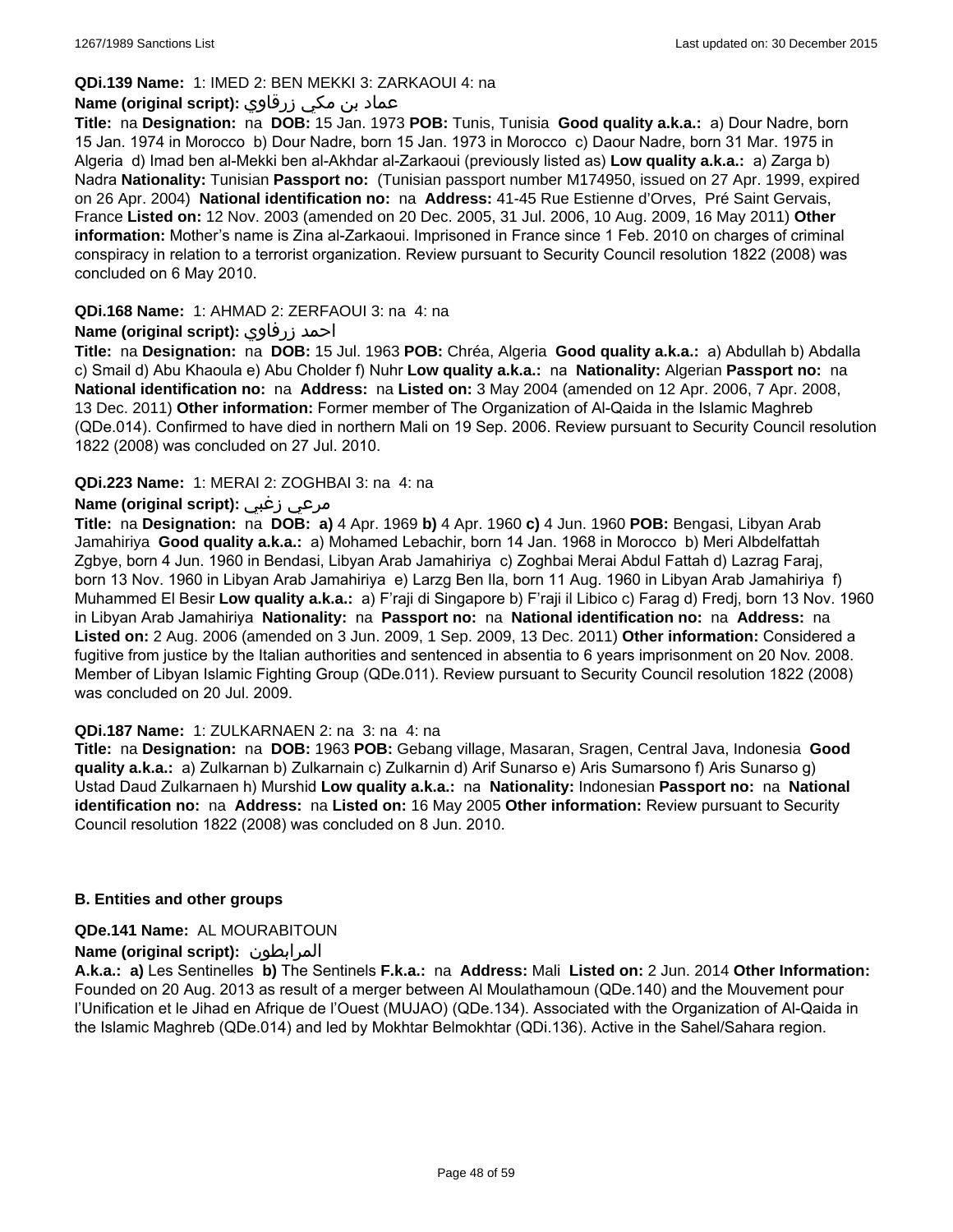**QDi.139 Name:** 1: IMED 2: BEN MEKKI 3: ZARKAOUI 4: na

**Name (original script):** عماد بن مكي زرقاوي

**Title:** na **Designation:** na **DOB:** 15 Jan. 1973 **POB:** Tunis, Tunisia **Good quality a.k.a.:** a) Dour Nadre, born 15 Jan. 1974 in Morocco b) Dour Nadre, born 15 Jan. 1973 in Morocco c) Daour Nadre, born 31 Mar. 1975 in Algeria d) Imad ben al-Mekki ben al-Akhdar al-Zarkaoui (previously listed as) **Low quality a.k.a.:** a) Zarga b) Nadra **Nationality:** Tunisian **Passport no:** (Tunisian passport number M174950, issued on 27 Apr. 1999, expired on 26 Apr. 2004) **National identification no:** na **Address:** 41-45 Rue Estienne d'Orves, Pré Saint Gervais, France **Listed on:** 12 Nov. 2003 (amended on 20 Dec. 2005, 31 Jul. 2006, 10 Aug. 2009, 16 May 2011) **Other information:** Mother's name is Zina al-Zarkaoui. Imprisoned in France since 1 Feb. 2010 on charges of criminal conspiracy in relation to a terrorist organization. Review pursuant to Security Council resolution 1822 (2008) was concluded on 6 May 2010.

**QDi.168 Name:** 1: AHMAD 2: ZERFAOUI 3: na 4: na

**Name (original script):** احمد زرفاوي

**Title:** na **Designation:** na **DOB:** 15 Jul. 1963 **POB:** Chréa, Algeria **Good quality a.k.a.:** a) Abdullah b) Abdalla c) Smail d) Abu Khaoula e) Abu Cholder f) Nuhr **Low quality a.k.a.:** na **Nationality:** Algerian **Passport no:** na **National identification no:** na **Address:** na **Listed on:** 3 May 2004 (amended on 12 Apr. 2006, 7 Apr. 2008, 13 Dec. 2011) **Other information:** Former member of The Organization of Al-Qaida in the Islamic Maghreb (QDe.014). Confirmed to have died in northern Mali on 19 Sep. 2006. Review pursuant to Security Council resolution 1822 (2008) was concluded on 27 Jul. 2010.

**QDi.223 Name:** 1: MERAI 2: ZOGHBAI 3: na 4: na

**Name (original script):** مرعي زغبي

**Title:** na **Designation:** na **DOB:** **a)** 4 Apr. 1969 **b)** 4 Apr. 1960 **c)** 4 Jun. 1960 **POB:** Bengasi, Libyan Arab Jamahiriya **Good quality a.k.a.:** a) Mohamed Lebachir, born 14 Jan. 1968 in Morocco b) Meri Albdelfattah Zgbye, born 4 Jun. 1960 in Bendasi, Libyan Arab Jamahiriya c) Zoghbai Merai Abdul Fattah d) Lazrag Faraj, born 13 Nov. 1960 in Libyan Arab Jamahiriya e) Larzg Ben Ila, born 11 Aug. 1960 in Libyan Arab Jamahiriya f) Muhammed El Besir **Low quality a.k.a.:** a) F'raji di Singapore b) F'raji il Libico c) Farag d) Fredj, born 13 Nov. 1960 in Libyan Arab Jamahiriya **Nationality:** na **Passport no:** na **National identification no:** na **Address:** na **Listed on:** 2 Aug. 2006 (amended on 3 Jun. 2009, 1 Sep. 2009, 13 Dec. 2011) **Other information:** Considered a fugitive from justice by the Italian authorities and sentenced in absentia to 6 years imprisonment on 20 Nov. 2008. Member of Libyan Islamic Fighting Group (QDe.011). Review pursuant to Security Council resolution 1822 (2008) was concluded on 20 Jul. 2009.

**QDi.187 Name:** 1: ZULKARNAEN 2: na 3: na 4: na

**Title:** na **Designation:** na **DOB:** 1963 **POB:** Gebang village, Masaran, Sragen, Central Java, Indonesia **Good quality a.k.a.:** a) Zulkarnan b) Zulkarnain c) Zulkarnin d) Arif Sunarso e) Aris Sumarsono f) Aris Sunarso g) Ustad Daud Zulkarnaen h) Murshid **Low quality a.k.a.:** na **Nationality:** Indonesian **Passport no:** na **National identification no:** na **Address:** na **Listed on:** 16 May 2005 **Other information:** Review pursuant to Security Council resolution 1822 (2008) was concluded on 8 Jun. 2010.

### B. Entities and other groups

**QDe.141 Name:** AL MOURABITOUN

**Name (original script):** المرابطون

**A.k.a.:** **a)** Les Sentinelles **b)** The Sentinels **F.k.a.:** na **Address:** Mali **Listed on:** 2 Jun. 2014 **Other Information:** Founded on 20 Aug. 2013 as result of a merger between Al Moulathamoun (QDe.140) and the Mouvement pour l'Unification et le Jihad en Afrique de l'Ouest (MUJAO) (QDe.134). Associated with the Organization of Al-Qaida in the Islamic Maghreb (QDe.014) and led by Mokhtar Belmokhtar (QDi.136). Active in the Sahel/Sahara region.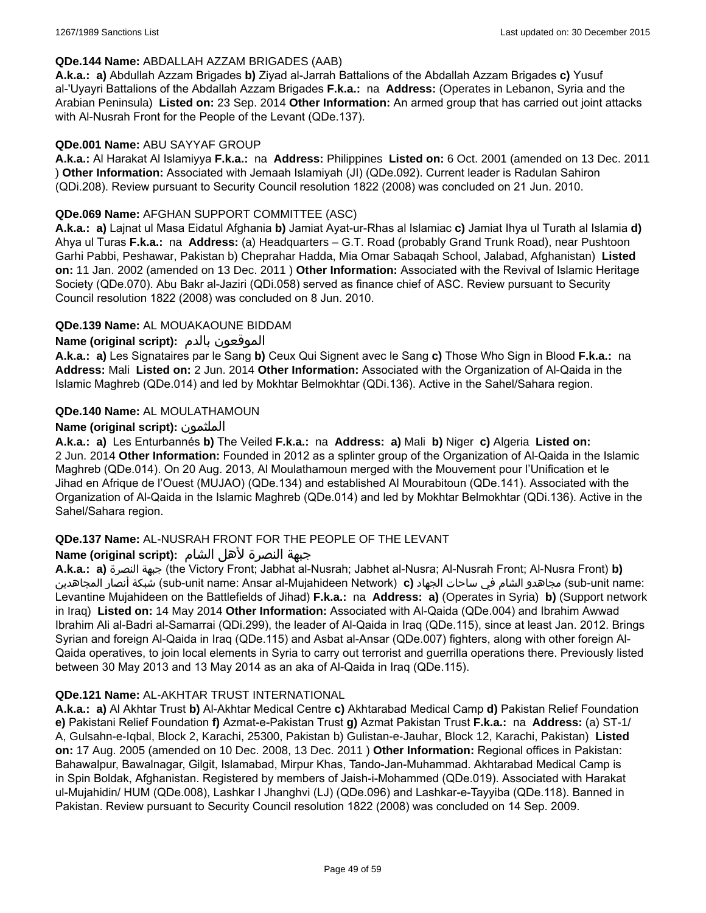**QDe.144 Name:** ABDALLAH AZZAM BRIGADES (AAB)

**A.k.a.:** **a)** Abdullah Azzam Brigades **b)** Ziyad al-Jarrah Battalions of the Abdallah Azzam Brigades **c)** Yusuf al-'Uyayri Battalions of the Abdallah Azzam Brigades **F.k.a.:** na **Address:** (Operates in Lebanon, Syria and the Arabian Peninsula) **Listed on:** 23 Sep. 2014 **Other Information:** An armed group that has carried out joint attacks with Al-Nusrah Front for the People of the Levant (QDe.137).

**QDe.001 Name:** ABU SAYYAF GROUP

**A.k.a.:** Al Harakat Al Islamiyya **F.k.a.:** na **Address:** Philippines **Listed on:** 6 Oct. 2001 (amended on 13 Dec. 2011 ) **Other Information:** Associated with Jemaah Islamiyah (JI) (QDe.092). Current leader is Radulan Sahiron (QDi.208). Review pursuant to Security Council resolution 1822 (2008) was concluded on 21 Jun. 2010.

**QDe.069 Name:** AFGHAN SUPPORT COMMITTEE (ASC)

**A.k.a.:** **a)** Lajnat ul Masa Eidatul Afghania **b)** Jamiat Ayat-ur-Rhas al Islamiac **c)** Jamiat Ihya ul Turath al Islamia **d)** Ahya ul Turas **F.k.a.:** na **Address:** (a) Headquarters – G.T. Road (probably Grand Trunk Road), near Pushtoon Garhi Pabbi, Peshawar, Pakistan b) Cheprahar Hadda, Mia Omar Sabaqah School, Jalabad, Afghanistan) **Listed on:** 11 Jan. 2002 (amended on 13 Dec. 2011 ) **Other Information:** Associated with the Revival of Islamic Heritage Society (QDe.070). Abu Bakr al-Jaziri (QDi.058) served as finance chief of ASC. Review pursuant to Security Council resolution 1822 (2008) was concluded on 8 Jun. 2010.

**QDe.139 Name:** AL MOUAKAOUNE BIDDAM

**Name (original script):** الموقعون بالدم

**A.k.a.:** **a)** Les Signataires par le Sang **b)** Ceux Qui Signent avec le Sang **c)** Those Who Sign in Blood **F.k.a.:** na **Address:** Mali **Listed on:** 2 Jun. 2014 **Other Information:** Associated with the Organization of Al-Qaida in the Islamic Maghreb (QDe.014) and led by Mokhtar Belmokhtar (QDi.136). Active in the Sahel/Sahara region.

**QDe.140 Name:** AL MOULATHAMOUN

**Name (original script):** الملثمون

**A.k.a.:** **a)** Les Enturbannés **b)** The Veiled **F.k.a.:** na **Address:** **a)** Mali **b)** Niger **c)** Algeria **Listed on:** 2 Jun. 2014 **Other Information:** Founded in 2012 as a splinter group of the Organization of Al-Qaida in the Islamic Maghreb (QDe.014). On 20 Aug. 2013, Al Moulathamoun merged with the Mouvement pour l'Unification et le Jihad en Afrique de l'Ouest (MUJAO) (QDe.134) and established Al Mourabitoun (QDe.141). Associated with the Organization of Al-Qaida in the Islamic Maghreb (QDe.014) and led by Mokhtar Belmokhtar (QDi.136). Active in the Sahel/Sahara region.

**QDe.137 Name:** AL-NUSRAH FRONT FOR THE PEOPLE OF THE LEVANT

**Name (original script):** جبهة النصرة لأهل الشام

**A.k.a.:** **a)** جبهة النصرة (the Victory Front; Jabhat al-Nusrah; Jabhet al-Nusra; Al-Nusrah Front; Al-Nusra Front) **b)** شبكة أنصار المجاهدين (sub-unit name: Ansar al-Mujahideen Network) **c)** مجاهدو الشام في ساحات الجهاد (sub-unit name: Levantine Mujahideen on the Battlefields of Jihad) **F.k.a.:** na **Address:** **a)** (Operates in Syria) **b)** (Support network in Iraq) **Listed on:** 14 May 2014 **Other Information:** Associated with Al-Qaida (QDe.004) and Ibrahim Awwad Ibrahim Ali al-Badri al-Samarrai (QDi.299), the leader of Al-Qaida in Iraq (QDe.115), since at least Jan. 2012. Brings Syrian and foreign Al-Qaida in Iraq (QDe.115) and Asbat al-Ansar (QDe.007) fighters, along with other foreign Al-Qaida operatives, to join local elements in Syria to carry out terrorist and guerrilla operations there. Previously listed between 30 May 2013 and 13 May 2014 as an aka of Al-Qaida in Iraq (QDe.115).

**QDe.121 Name:** AL-AKHTAR TRUST INTERNATIONAL

**A.k.a.:** **a)** Al Akhtar Trust **b)** Al-Akhtar Medical Centre **c)** Akhtarabad Medical Camp **d)** Pakistan Relief Foundation **e)** Pakistani Relief Foundation **f)** Azmat-e-Pakistan Trust **g)** Azmat Pakistan Trust **F.k.a.:** na **Address:** (a) ST-1/ A, Gulsahn-e-Iqbal, Block 2, Karachi, 25300, Pakistan b) Gulistan-e-Jauhar, Block 12, Karachi, Pakistan) **Listed on:** 17 Aug. 2005 (amended on 10 Dec. 2008, 13 Dec. 2011 ) **Other Information:** Regional offices in Pakistan: Bahawalpur, Bawalnagar, Gilgit, Islamabad, Mirpur Khas, Tando-Jan-Muhammad. Akhtarabad Medical Camp is in Spin Boldak, Afghanistan. Registered by members of Jaish-i-Mohammed (QDe.019). Associated with Harakat ul-Mujahidin/ HUM (QDe.008), Lashkar I Jhanghvi (LJ) (QDe.096) and Lashkar-e-Tayyiba (QDe.118). Banned in Pakistan. Review pursuant to Security Council resolution 1822 (2008) was concluded on 14 Sep. 2009.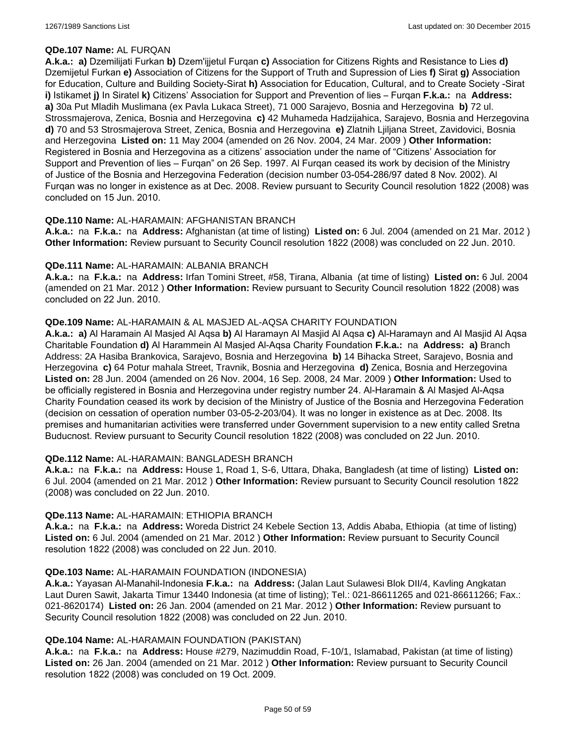**QDe.107 Name:** AL FURQAN

**A.k.a.: a)** Dzemilijati Furkan **b)** Dzem'ijjetul Furqan **c)** Association for Citizens Rights and Resistance to Lies **d)** Dzemijetul Furkan **e)** Association of Citizens for the Support of Truth and Supression of Lies **f)** Sirat **g)** Association for Education, Culture and Building Society-Sirat **h)** Association for Education, Cultural, and to Create Society -Sirat **i)** Istikamet **j)** In Siratel **k)** Citizens' Association for Support and Prevention of lies – Furqan **F.k.a.:** na **Address: a)** 30a Put Mladih Muslimana (ex Pavla Lukaca Street), 71 000 Sarajevo, Bosnia and Herzegovina **b)** 72 ul. Strossmajerova, Zenica, Bosnia and Herzegovina **c)** 42 Muhameda Hadzijahica, Sarajevo, Bosnia and Herzegovina **d)** 70 and 53 Strosmajerova Street, Zenica, Bosnia and Herzegovina **e)** Zlatnih Ljiljana Street, Zavidovici, Bosnia and Herzegovina **Listed on:** 11 May 2004 (amended on 26 Nov. 2004, 24 Mar. 2009 ) **Other Information:** Registered in Bosnia and Herzegovina as a citizens' association under the name of "Citizens' Association for Support and Prevention of lies – Furqan" on 26 Sep. 1997. Al Furqan ceased its work by decision of the Ministry of Justice of the Bosnia and Herzegovina Federation (decision number 03-054-286/97 dated 8 Nov. 2002). Al Furqan was no longer in existence as at Dec. 2008. Review pursuant to Security Council resolution 1822 (2008) was concluded on 15 Jun. 2010.

**QDe.110 Name:** AL-HARAMAIN: AFGHANISTAN BRANCH

**A.k.a.:** na **F.k.a.:** na **Address:** Afghanistan (at time of listing) **Listed on:** 6 Jul. 2004 (amended on 21 Mar. 2012 ) **Other Information:** Review pursuant to Security Council resolution 1822 (2008) was concluded on 22 Jun. 2010.

**QDe.111 Name:** AL-HARAMAIN: ALBANIA BRANCH

**A.k.a.:** na **F.k.a.:** na **Address:** Irfan Tomini Street, #58, Tirana, Albania (at time of listing) **Listed on:** 6 Jul. 2004 (amended on 21 Mar. 2012 ) **Other Information:** Review pursuant to Security Council resolution 1822 (2008) was concluded on 22 Jun. 2010.

**QDe.109 Name:** AL-HARAMAIN & AL MASJED AL-AQSA CHARITY FOUNDATION

**A.k.a.: a)** Al Haramain Al Masjed Al Aqsa **b)** Al Haramayn Al Masjid Al Aqsa **c)** Al-Haramayn and Al Masjid Al Aqsa Charitable Foundation **d)** Al Harammein Al Masjed Al-Aqsa Charity Foundation **F.k.a.:** na **Address: a)** Branch Address: 2A Hasiba Brankovica, Sarajevo, Bosnia and Herzegovina **b)** 14 Bihacka Street, Sarajevo, Bosnia and Herzegovina **c)** 64 Potur mahala Street, Travnik, Bosnia and Herzegovina **d)** Zenica, Bosnia and Herzegovina **Listed on:** 28 Jun. 2004 (amended on 26 Nov. 2004, 16 Sep. 2008, 24 Mar. 2009 ) **Other Information:** Used to be officially registered in Bosnia and Herzegovina under registry number 24. Al-Haramain & Al Masjed Al-Aqsa Charity Foundation ceased its work by decision of the Ministry of Justice of the Bosnia and Herzegovina Federation (decision on cessation of operation number 03-05-2-203/04). It was no longer in existence as at Dec. 2008. Its premises and humanitarian activities were transferred under Government supervision to a new entity called Sretna Buducnost. Review pursuant to Security Council resolution 1822 (2008) was concluded on 22 Jun. 2010.

**QDe.112 Name:** AL-HARAMAIN: BANGLADESH BRANCH

**A.k.a.:** na **F.k.a.:** na **Address:** House 1, Road 1, S-6, Uttara, Dhaka, Bangladesh (at time of listing) **Listed on:** 6 Jul. 2004 (amended on 21 Mar. 2012 ) **Other Information:** Review pursuant to Security Council resolution 1822 (2008) was concluded on 22 Jun. 2010.

**QDe.113 Name:** AL-HARAMAIN: ETHIOPIA BRANCH

**A.k.a.:** na **F.k.a.:** na **Address:** Woreda District 24 Kebele Section 13, Addis Ababa, Ethiopia (at time of listing) **Listed on:** 6 Jul. 2004 (amended on 21 Mar. 2012 ) **Other Information:** Review pursuant to Security Council resolution 1822 (2008) was concluded on 22 Jun. 2010.

**QDe.103 Name:** AL-HARAMAIN FOUNDATION (INDONESIA)

**A.k.a.:** Yayasan Al-Manahil-Indonesia **F.k.a.:** na **Address:** (Jalan Laut Sulawesi Blok DII/4, Kavling Angkatan Laut Duren Sawit, Jakarta Timur 13440 Indonesia (at time of listing); Tel.: 021-86611265 and 021-86611266; Fax.: 021-8620174) **Listed on:** 26 Jan. 2004 (amended on 21 Mar. 2012 ) **Other Information:** Review pursuant to Security Council resolution 1822 (2008) was concluded on 22 Jun. 2010.

**QDe.104 Name:** AL-HARAMAIN FOUNDATION (PAKISTAN)

**A.k.a.:** na **F.k.a.:** na **Address:** House #279, Nazimuddin Road, F-10/1, Islamabad, Pakistan (at time of listing) **Listed on:** 26 Jan. 2004 (amended on 21 Mar. 2012 ) **Other Information:** Review pursuant to Security Council resolution 1822 (2008) was concluded on 19 Oct. 2009.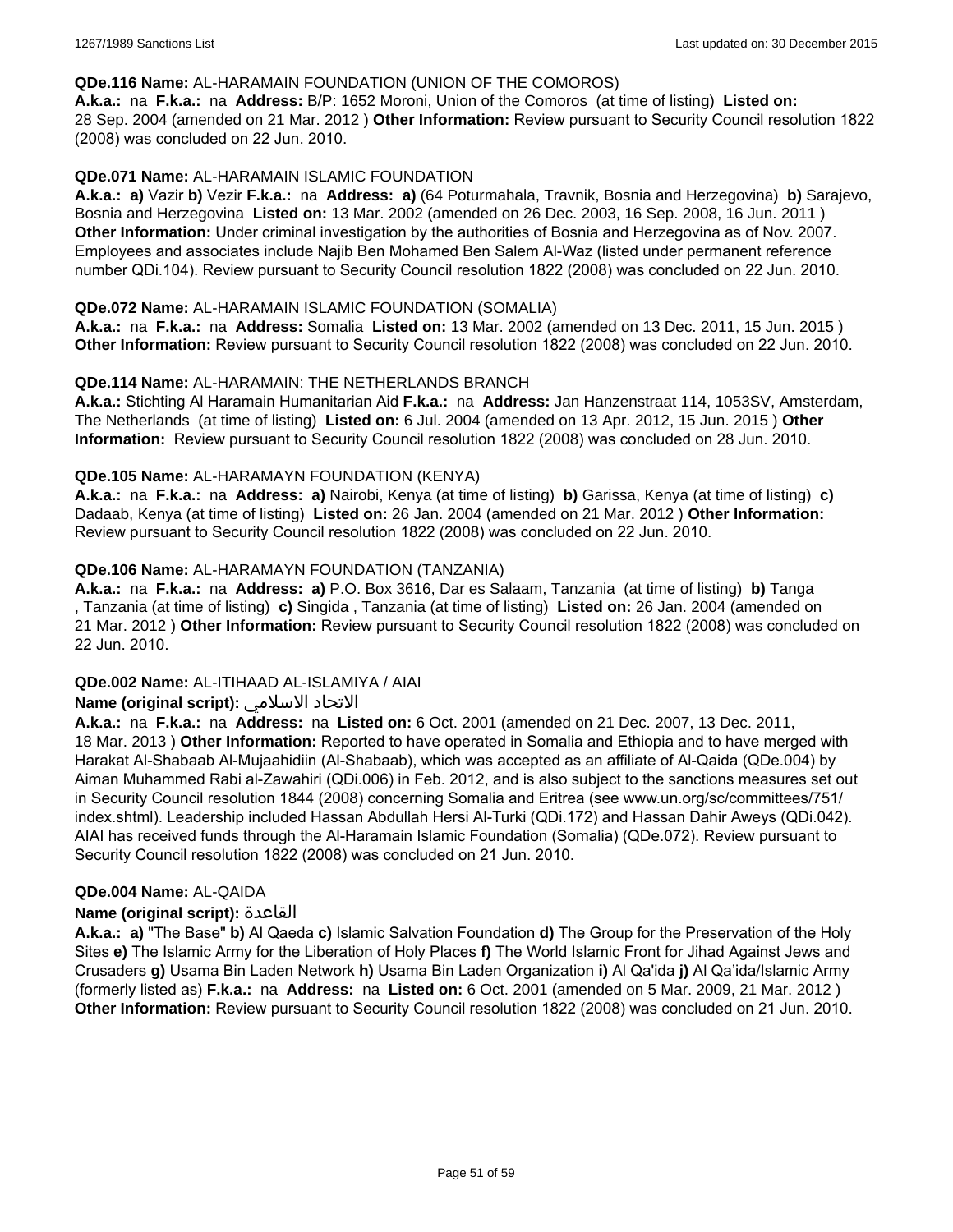**QDe.116 Name:** AL-HARAMAIN FOUNDATION (UNION OF THE COMOROS)
**A.k.a.:** na **F.k.a.:** na **Address:** B/P: 1652 Moroni, Union of the Comoros (at time of listing) **Listed on:** 28 Sep. 2004 (amended on 21 Mar. 2012 ) **Other Information:** Review pursuant to Security Council resolution 1822 (2008) was concluded on 22 Jun. 2010.

**QDe.071 Name:** AL-HARAMAIN ISLAMIC FOUNDATION
**A.k.a.:** **a)** Vazir **b)** Vezir **F.k.a.:** na **Address:** **a)** (64 Poturmahala, Travnik, Bosnia and Herzegovina) **b)** Sarajevo, Bosnia and Herzegovina **Listed on:** 13 Mar. 2002 (amended on 26 Dec. 2003, 16 Sep. 2008, 16 Jun. 2011 ) **Other Information:** Under criminal investigation by the authorities of Bosnia and Herzegovina as of Nov. 2007. Employees and associates include Najib Ben Mohamed Ben Salem Al-Waz (listed under permanent reference number QDi.104). Review pursuant to Security Council resolution 1822 (2008) was concluded on 22 Jun. 2010.

**QDe.072 Name:** AL-HARAMAIN ISLAMIC FOUNDATION (SOMALIA)
**A.k.a.:** na **F.k.a.:** na **Address:** Somalia **Listed on:** 13 Mar. 2002 (amended on 13 Dec. 2011, 15 Jun. 2015 ) **Other Information:** Review pursuant to Security Council resolution 1822 (2008) was concluded on 22 Jun. 2010.

**QDe.114 Name:** AL-HARAMAIN: THE NETHERLANDS BRANCH
**A.k.a.:** Stichting Al Haramain Humanitarian Aid **F.k.a.:** na **Address:** Jan Hanzenstraat 114, 1053SV, Amsterdam, The Netherlands (at time of listing) **Listed on:** 6 Jul. 2004 (amended on 13 Apr. 2012, 15 Jun. 2015 ) **Other Information:** Review pursuant to Security Council resolution 1822 (2008) was concluded on 28 Jun. 2010.

**QDe.105 Name:** AL-HARAMAYN FOUNDATION (KENYA)
**A.k.a.:** na **F.k.a.:** na **Address:** **a)** Nairobi, Kenya (at time of listing) **b)** Garissa, Kenya (at time of listing) **c)** Dadaab, Kenya (at time of listing) **Listed on:** 26 Jan. 2004 (amended on 21 Mar. 2012 ) **Other Information:** Review pursuant to Security Council resolution 1822 (2008) was concluded on 22 Jun. 2010.

**QDe.106 Name:** AL-HARAMAYN FOUNDATION (TANZANIA)
**A.k.a.:** na **F.k.a.:** na **Address:** **a)** P.O. Box 3616, Dar es Salaam, Tanzania (at time of listing) **b)** Tanga , Tanzania (at time of listing) **c)** Singida , Tanzania (at time of listing) **Listed on:** 26 Jan. 2004 (amended on 21 Mar. 2012 ) **Other Information:** Review pursuant to Security Council resolution 1822 (2008) was concluded on 22 Jun. 2010.

**QDe.002 Name:** AL-ITIHAAD AL-ISLAMIYA / AIAI
**Name (original script):** الاتحاد الاسلامي
**A.k.a.:** na **F.k.a.:** na **Address:** na **Listed on:** 6 Oct. 2001 (amended on 21 Dec. 2007, 13 Dec. 2011, 18 Mar. 2013 ) **Other Information:** Reported to have operated in Somalia and Ethiopia and to have merged with Harakat Al-Shabaab Al-Mujaahidiin (Al-Shabaab), which was accepted as an affiliate of Al-Qaida (QDe.004) by Aiman Muhammed Rabi al-Zawahiri (QDi.006) in Feb. 2012, and is also subject to the sanctions measures set out in Security Council resolution 1844 (2008) concerning Somalia and Eritrea (see www.un.org/sc/committees/751/index.shtml). Leadership included Hassan Abdullah Hersi Al-Turki (QDi.172) and Hassan Dahir Aweys (QDi.042). AIAI has received funds through the Al-Haramain Islamic Foundation (Somalia) (QDe.072). Review pursuant to Security Council resolution 1822 (2008) was concluded on 21 Jun. 2010.

**QDe.004 Name:** AL-QAIDA
**Name (original script):** القاعدة
**A.k.a.:** **a)** "The Base" **b)** Al Qaeda **c)** Islamic Salvation Foundation **d)** The Group for the Preservation of the Holy Sites **e)** The Islamic Army for the Liberation of Holy Places **f)** The World Islamic Front for Jihad Against Jews and Crusaders **g)** Usama Bin Laden Network **h)** Usama Bin Laden Organization **i)** Al Qa'ida **j)** Al Qa'ida/Islamic Army (formerly listed as) **F.k.a.:** na **Address:** na **Listed on:** 6 Oct. 2001 (amended on 5 Mar. 2009, 21 Mar. 2012 ) **Other Information:** Review pursuant to Security Council resolution 1822 (2008) was concluded on 21 Jun. 2010.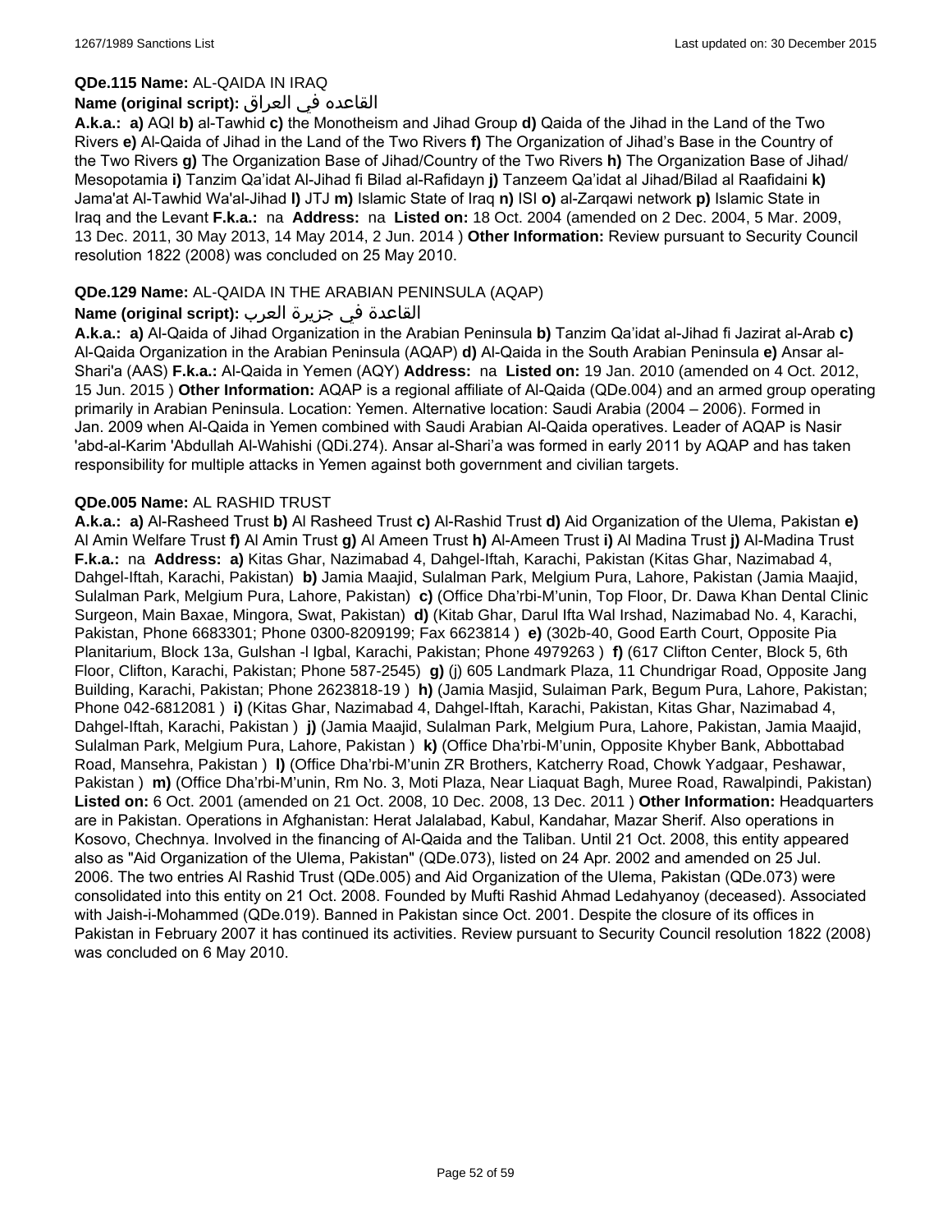**QDe.115 Name:** AL-QAIDA IN IRAQ

**Name (original script):** القاعده في العراق

**A.k.a.:** **a)** AQI **b)** al-Tawhid **c)** the Monotheism and Jihad Group **d)** Qaida of the Jihad in the Land of the Two Rivers **e)** Al-Qaida of Jihad in the Land of the Two Rivers **f)** The Organization of Jihad's Base in the Country of the Two Rivers **g)** The Organization Base of Jihad/Country of the Two Rivers **h)** The Organization Base of Jihad/ Mesopotamia **i)** Tanzim Qa'idat Al-Jihad fi Bilad al-Rafidayn **j)** Tanzeem Qa'idat al Jihad/Bilad al Raafidaini **k)** Jama'at Al-Tawhid Wa'al-Jihad **l)** JTJ **m)** Islamic State of Iraq **n)** ISI **o)** al-Zarqawi network **p)** Islamic State in Iraq and the Levant **F.k.a.:** na **Address:** na **Listed on:** 18 Oct. 2004 (amended on 2 Dec. 2004, 5 Mar. 2009, 13 Dec. 2011, 30 May 2013, 14 May 2014, 2 Jun. 2014 ) **Other Information:** Review pursuant to Security Council resolution 1822 (2008) was concluded on 25 May 2010.

**QDe.129 Name:** AL-QAIDA IN THE ARABIAN PENINSULA (AQAP)

**Name (original script):** القاعدة في جزيرة العرب

**A.k.a.:** **a)** Al-Qaida of Jihad Organization in the Arabian Peninsula **b)** Tanzim Qa'idat al-Jihad fi Jazirat al-Arab **c)** Al-Qaida Organization in the Arabian Peninsula (AQAP) **d)** Al-Qaida in the South Arabian Peninsula **e)** Ansar al-Shari'a (AAS) **F.k.a.:** Al-Qaida in Yemen (AQY) **Address:** na **Listed on:** 19 Jan. 2010 (amended on 4 Oct. 2012, 15 Jun. 2015 ) **Other Information:** AQAP is a regional affiliate of Al-Qaida (QDe.004) and an armed group operating primarily in Arabian Peninsula. Location: Yemen. Alternative location: Saudi Arabia (2004 – 2006). Formed in Jan. 2009 when Al-Qaida in Yemen combined with Saudi Arabian Al-Qaida operatives. Leader of AQAP is Nasir 'abd-al-Karim 'Abdullah Al-Wahishi (QDi.274). Ansar al-Shari'a was formed in early 2011 by AQAP and has taken responsibility for multiple attacks in Yemen against both government and civilian targets.

**QDe.005 Name:** AL RASHID TRUST

**A.k.a.:** **a)** Al-Rasheed Trust **b)** Al Rasheed Trust **c)** Al-Rashid Trust **d)** Aid Organization of the Ulema, Pakistan **e)** Al Amin Welfare Trust **f)** Al Amin Trust **g)** Al Ameen Trust **h)** Al-Ameen Trust **i)** Al Madina Trust **j)** Al-Madina Trust **F.k.a.:** na **Address:** **a)** Kitas Ghar, Nazimabad 4, Dahgel-Iftah, Karachi, Pakistan (Kitas Ghar, Nazimabad 4, Dahgel-Iftah, Karachi, Pakistan) **b)** Jamia Maajid, Sulalman Park, Melgium Pura, Lahore, Pakistan (Jamia Maajid, Sulalman Park, Melgium Pura, Lahore, Pakistan) **c)** (Office Dha'rbi-M'unin, Top Floor, Dr. Dawa Khan Dental Clinic Surgeon, Main Baxae, Mingora, Swat, Pakistan) **d)** (Kitab Ghar, Darul Ifta Wal Irshad, Nazimabad No. 4, Karachi, Pakistan, Phone 6683301; Phone 0300-8209199; Fax 6623814 ) **e)** (302b-40, Good Earth Court, Opposite Pia Planitarium, Block 13a, Gulshan -l Igbal, Karachi, Pakistan; Phone 4979263 ) **f)** (617 Clifton Center, Block 5, 6th Floor, Clifton, Karachi, Pakistan; Phone 587-2545) **g)** (j) 605 Landmark Plaza, 11 Chundrigar Road, Opposite Jang Building, Karachi, Pakistan; Phone 2623818-19 ) **h)** (Jamia Masjid, Sulaiman Park, Begum Pura, Lahore, Pakistan; Phone 042-6812081 ) **i)** (Kitas Ghar, Nazimabad 4, Dahgel-Iftah, Karachi, Pakistan, Kitas Ghar, Nazimabad 4, Dahgel-Iftah, Karachi, Pakistan ) **j)** (Jamia Maajid, Sulalman Park, Melgium Pura, Lahore, Pakistan, Jamia Maajid, Sulalman Park, Melgium Pura, Lahore, Pakistan ) **k)** (Office Dha'rbi-M'unin, Opposite Khyber Bank, Abbottabad Road, Mansehra, Pakistan ) **l)** (Office Dha'rbi-M'unin ZR Brothers, Katcherry Road, Chowk Yadgaar, Peshawar, Pakistan ) **m)** (Office Dha'rbi-M'unin, Rm No. 3, Moti Plaza, Near Liaquat Bagh, Muree Road, Rawalpindi, Pakistan) **Listed on:** 6 Oct. 2001 (amended on 21 Oct. 2008, 10 Dec. 2008, 13 Dec. 2011 ) **Other Information:** Headquarters are in Pakistan. Operations in Afghanistan: Herat Jalalabad, Kabul, Kandahar, Mazar Sherif. Also operations in Kosovo, Chechnya. Involved in the financing of Al-Qaida and the Taliban. Until 21 Oct. 2008, this entity appeared also as "Aid Organization of the Ulema, Pakistan" (QDe.073), listed on 24 Apr. 2002 and amended on 25 Jul. 2006. The two entries Al Rashid Trust (QDe.005) and Aid Organization of the Ulema, Pakistan (QDe.073) were consolidated into this entity on 21 Oct. 2008. Founded by Mufti Rashid Ahmad Ledahyanoy (deceased). Associated with Jaish-i-Mohammed (QDe.019). Banned in Pakistan since Oct. 2001. Despite the closure of its offices in Pakistan in February 2007 it has continued its activities. Review pursuant to Security Council resolution 1822 (2008) was concluded on 6 May 2010.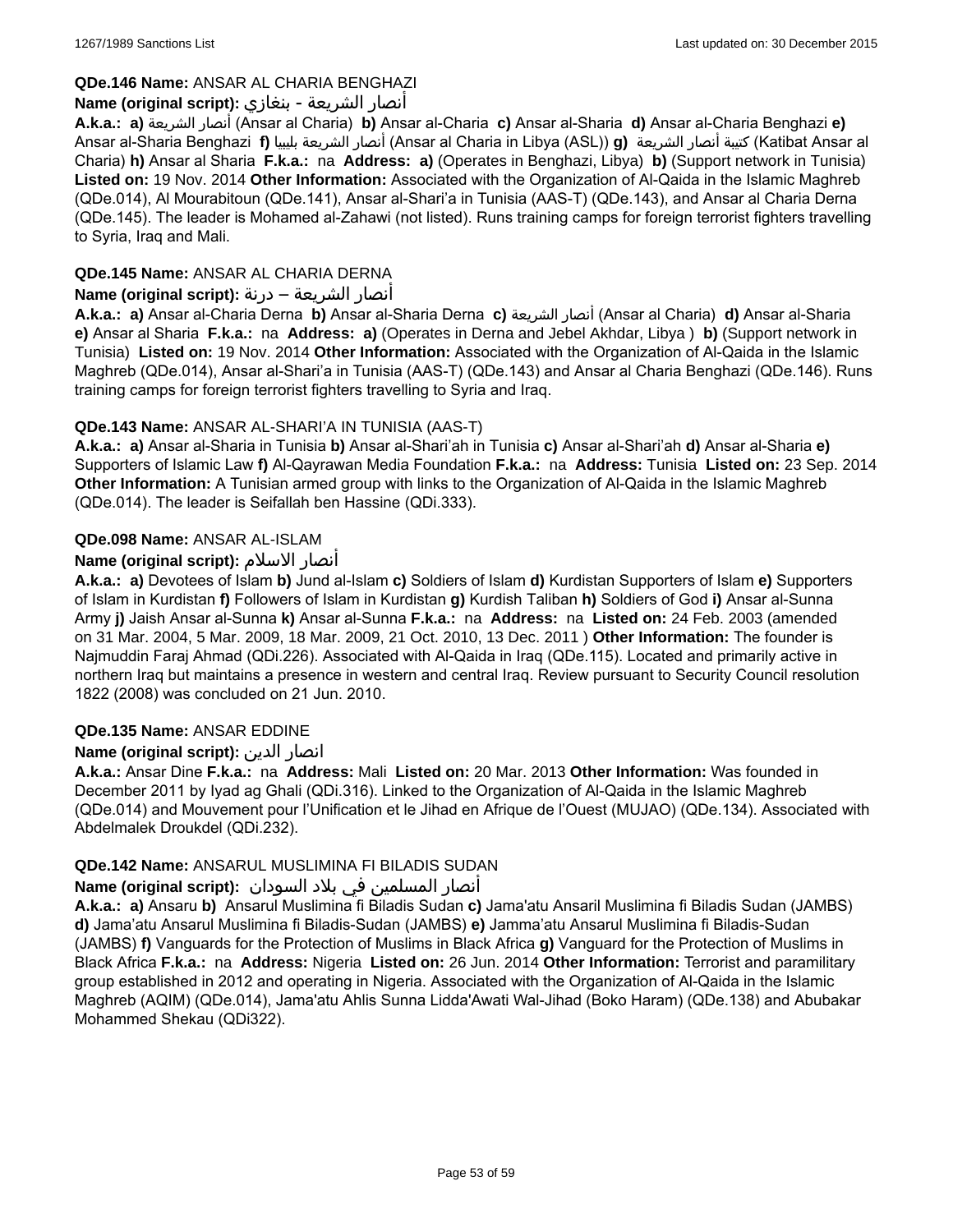**QDe.146 Name:** ANSAR AL CHARIA BENGHAZI

**Name (original script):** أنصار الشريعة - بنغازي

**A.k.a.:** **a)** أنصار الشريعة (Ansar al Charia) **b)** Ansar al-Charia **c)** Ansar al-Sharia **d)** Ansar al-Charia Benghazi **e)** Ansar al-Sharia Benghazi **f)** أنصار الشريعة بليبيا (Ansar al Charia in Libya (ASL)) **g)** كتيبة أنصار الشريعة (Katibat Ansar al Charia) **h)** Ansar al Sharia **F.k.a.:** na **Address:** **a)** (Operates in Benghazi, Libya) **b)** (Support network in Tunisia) **Listed on:** 19 Nov. 2014 **Other Information:** Associated with the Organization of Al-Qaida in the Islamic Maghreb (QDe.014), Al Mourabitoun (QDe.141), Ansar al-Shari'a in Tunisia (AAS-T) (QDe.143), and Ansar al Charia Derna (QDe.145). The leader is Mohamed al-Zahawi (not listed). Runs training camps for foreign terrorist fighters travelling to Syria, Iraq and Mali.

**QDe.145 Name:** ANSAR AL CHARIA DERNA

**Name (original script):** أنصار الشريعة – درنة

**A.k.a.:** **a)** Ansar al-Charia Derna **b)** Ansar al-Sharia Derna **c)** أنصار الشريعة (Ansar al Charia) **d)** Ansar al-Sharia **e)** Ansar al Sharia **F.k.a.:** na **Address:** **a)** (Operates in Derna and Jebel Akhdar, Libya ) **b)** (Support network in Tunisia) **Listed on:** 19 Nov. 2014 **Other Information:** Associated with the Organization of Al-Qaida in the Islamic Maghreb (QDe.014), Ansar al-Shari'a in Tunisia (AAS-T) (QDe.143) and Ansar al Charia Benghazi (QDe.146). Runs training camps for foreign terrorist fighters travelling to Syria and Iraq.

**QDe.143 Name:** ANSAR AL-SHARI'A IN TUNISIA (AAS-T)

**A.k.a.:** **a)** Ansar al-Sharia in Tunisia **b)** Ansar al-Shari'ah in Tunisia **c)** Ansar al-Shari'ah **d)** Ansar al-Sharia **e)** Supporters of Islamic Law **f)** Al-Qayrawan Media Foundation **F.k.a.:** na **Address:** Tunisia **Listed on:** 23 Sep. 2014 **Other Information:** A Tunisian armed group with links to the Organization of Al-Qaida in the Islamic Maghreb (QDe.014). The leader is Seifallah ben Hassine (QDi.333).

**QDe.098 Name:** ANSAR AL-ISLAM

**Name (original script):** أنصار الاسلام

**A.k.a.:** **a)** Devotees of Islam **b)** Jund al-Islam **c)** Soldiers of Islam **d)** Kurdistan Supporters of Islam **e)** Supporters of Islam in Kurdistan **f)** Followers of Islam in Kurdistan **g)** Kurdish Taliban **h)** Soldiers of God **i)** Ansar al-Sunna Army **j)** Jaish Ansar al-Sunna **k)** Ansar al-Sunna **F.k.a.:** na **Address:** na **Listed on:** 24 Feb. 2003 (amended on 31 Mar. 2004, 5 Mar. 2009, 18 Mar. 2009, 21 Oct. 2010, 13 Dec. 2011 ) **Other Information:** The founder is Najmuddin Faraj Ahmad (QDi.226). Associated with Al-Qaida in Iraq (QDe.115). Located and primarily active in northern Iraq but maintains a presence in western and central Iraq. Review pursuant to Security Council resolution 1822 (2008) was concluded on 21 Jun. 2010.

**QDe.135 Name:** ANSAR EDDINE

**Name (original script):** انصار الدين

**A.k.a.:** Ansar Dine **F.k.a.:** na **Address:** Mali **Listed on:** 20 Mar. 2013 **Other Information:** Was founded in December 2011 by Iyad ag Ghali (QDi.316). Linked to the Organization of Al-Qaida in the Islamic Maghreb (QDe.014) and Mouvement pour l'Unification et le Jihad en Afrique de l'Ouest (MUJAO) (QDe.134). Associated with Abdelmalek Droukdel (QDi.232).

**QDe.142 Name:** ANSARUL MUSLIMINA FI BILADIS SUDAN

**Name (original script):** أنصار المسلمين في بلاد السودان

**A.k.a.:** **a)** Ansaru **b)** Ansarul Muslimina fi Biladis Sudan **c)** Jama'atu Ansaril Muslimina fi Biladis Sudan (JAMBS) **d)** Jama'atu Ansarul Muslimina fi Biladis-Sudan (JAMBS) **e)** Jamma'atu Ansarul Muslimina fi Biladis-Sudan (JAMBS) **f)** Vanguards for the Protection of Muslims in Black Africa **g)** Vanguard for the Protection of Muslims in Black Africa **F.k.a.:** na **Address:** Nigeria **Listed on:** 26 Jun. 2014 **Other Information:** Terrorist and paramilitary group established in 2012 and operating in Nigeria. Associated with the Organization of Al-Qaida in the Islamic Maghreb (AQIM) (QDe.014), Jama'atu Ahlis Sunna Lidda'Awati Wal-Jihad (Boko Haram) (QDe.138) and Abubakar Mohammed Shekau (QDi322).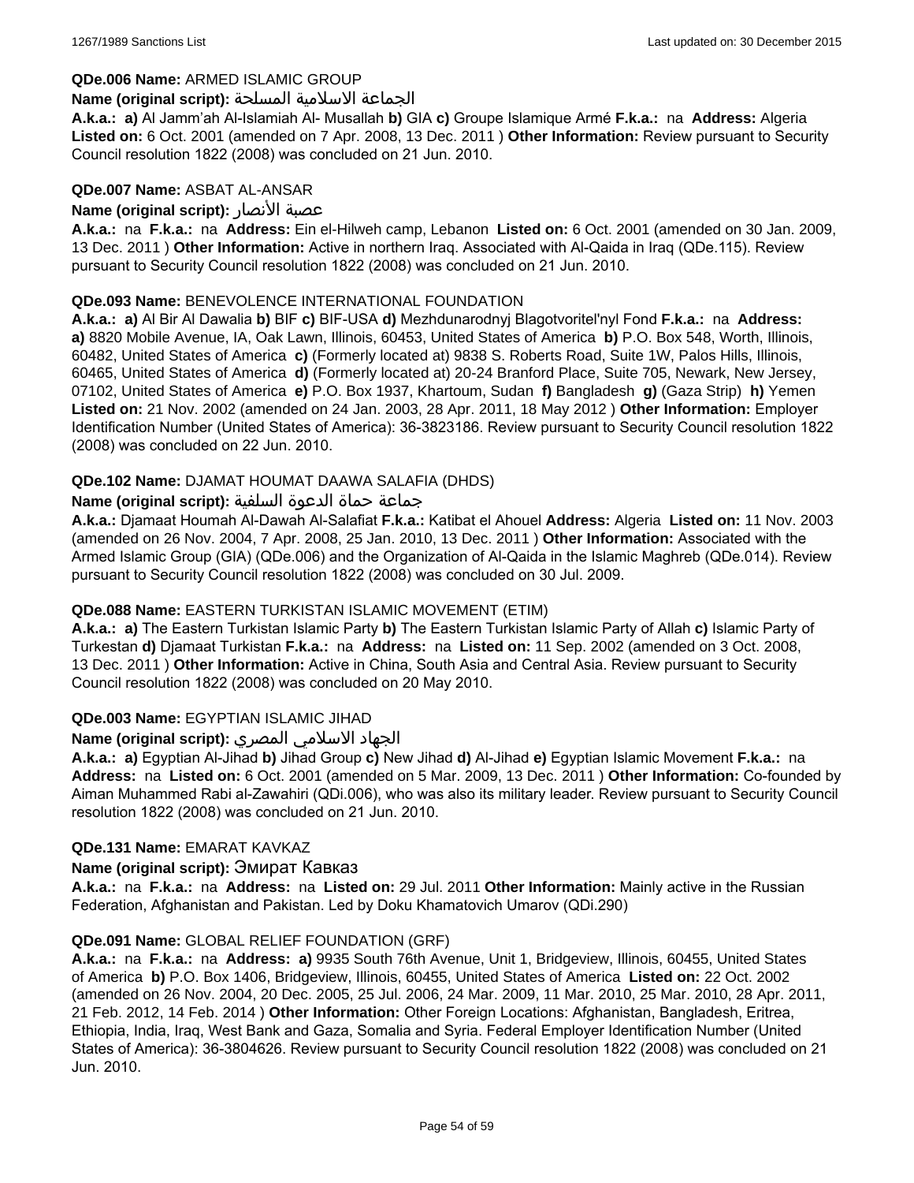**QDe.006 Name:** ARMED ISLAMIC GROUP

**Name (original script):** الجماعة الاسلامية المسلحة

**A.k.a.:** **a)** Al Jamm'ah Al-Islamiah Al- Musallah **b)** GIA **c)** Groupe Islamique Armé **F.k.a.:** na **Address:** Algeria **Listed on:** 6 Oct. 2001 (amended on 7 Apr. 2008, 13 Dec. 2011 ) **Other Information:** Review pursuant to Security Council resolution 1822 (2008) was concluded on 21 Jun. 2010.

**QDe.007 Name:** ASBAT AL-ANSAR

**Name (original script):** عصبة الأنصار

**A.k.a.:** na **F.k.a.:** na **Address:** Ein el-Hilweh camp, Lebanon **Listed on:** 6 Oct. 2001 (amended on 30 Jan. 2009, 13 Dec. 2011 ) **Other Information:** Active in northern Iraq. Associated with Al-Qaida in Iraq (QDe.115). Review pursuant to Security Council resolution 1822 (2008) was concluded on 21 Jun. 2010.

**QDe.093 Name:** BENEVOLENCE INTERNATIONAL FOUNDATION

**A.k.a.:** **a)** Al Bir Al Dawalia **b)** BIF **c)** BIF-USA **d)** Mezhdunarodnyj Blagotvoritel'nyl Fond **F.k.a.:** na **Address:** **a)** 8820 Mobile Avenue, IA, Oak Lawn, Illinois, 60453, United States of America **b)** P.O. Box 548, Worth, Illinois, 60482, United States of America **c)** (Formerly located at) 9838 S. Roberts Road, Suite 1W, Palos Hills, Illinois, 60465, United States of America **d)** (Formerly located at) 20-24 Branford Place, Suite 705, Newark, New Jersey, 07102, United States of America **e)** P.O. Box 1937, Khartoum, Sudan **f)** Bangladesh **g)** (Gaza Strip) **h)** Yemen **Listed on:** 21 Nov. 2002 (amended on 24 Jan. 2003, 28 Apr. 2011, 18 May 2012 ) **Other Information:** Employer Identification Number (United States of America): 36-3823186. Review pursuant to Security Council resolution 1822 (2008) was concluded on 22 Jun. 2010.

**QDe.102 Name:** DJAMAT HOUMAT DAAWA SALAFIA (DHDS)

**Name (original script):** جماعة حماة الدعوة السلفية

**A.k.a.:** Djamaat Houmah Al-Dawah Al-Salafiat **F.k.a.:** Katibat el Ahouel **Address:** Algeria **Listed on:** 11 Nov. 2003 (amended on 26 Nov. 2004, 7 Apr. 2008, 25 Jan. 2010, 13 Dec. 2011 ) **Other Information:** Associated with the Armed Islamic Group (GIA) (QDe.006) and the Organization of Al-Qaida in the Islamic Maghreb (QDe.014). Review pursuant to Security Council resolution 1822 (2008) was concluded on 30 Jul. 2009.

**QDe.088 Name:** EASTERN TURKISTAN ISLAMIC MOVEMENT (ETIM)

**A.k.a.:** **a)** The Eastern Turkistan Islamic Party **b)** The Eastern Turkistan Islamic Party of Allah **c)** Islamic Party of Turkestan **d)** Djamaat Turkistan **F.k.a.:** na **Address:** na **Listed on:** 11 Sep. 2002 (amended on 3 Oct. 2008, 13 Dec. 2011 ) **Other Information:** Active in China, South Asia and Central Asia. Review pursuant to Security Council resolution 1822 (2008) was concluded on 20 May 2010.

**QDe.003 Name:** EGYPTIAN ISLAMIC JIHAD

**Name (original script):** الجهاد الاسلامي المصري

**A.k.a.:** **a)** Egyptian Al-Jihad **b)** Jihad Group **c)** New Jihad **d)** Al-Jihad **e)** Egyptian Islamic Movement **F.k.a.:** na **Address:** na **Listed on:** 6 Oct. 2001 (amended on 5 Mar. 2009, 13 Dec. 2011 ) **Other Information:** Co-founded by Aiman Muhammed Rabi al-Zawahiri (QDi.006), who was also its military leader. Review pursuant to Security Council resolution 1822 (2008) was concluded on 21 Jun. 2010.

**QDe.131 Name:** EMARAT KAVKAZ

**Name (original script):** Эмират Кавказ

**A.k.a.:** na **F.k.a.:** na **Address:** na **Listed on:** 29 Jul. 2011 **Other Information:** Mainly active in the Russian Federation, Afghanistan and Pakistan. Led by Doku Khamatovich Umarov (QDi.290)

**QDe.091 Name:** GLOBAL RELIEF FOUNDATION (GRF)

**A.k.a.:** na **F.k.a.:** na **Address:** **a)** 9935 South 76th Avenue, Unit 1, Bridgeview, Illinois, 60455, United States of America **b)** P.O. Box 1406, Bridgeview, Illinois, 60455, United States of America **Listed on:** 22 Oct. 2002 (amended on 26 Nov. 2004, 20 Dec. 2005, 25 Jul. 2006, 24 Mar. 2009, 11 Mar. 2010, 25 Mar. 2010, 28 Apr. 2011, 21 Feb. 2012, 14 Feb. 2014 ) **Other Information:** Other Foreign Locations: Afghanistan, Bangladesh, Eritrea, Ethiopia, India, Iraq, West Bank and Gaza, Somalia and Syria. Federal Employer Identification Number (United States of America): 36-3804626. Review pursuant to Security Council resolution 1822 (2008) was concluded on 21 Jun. 2010.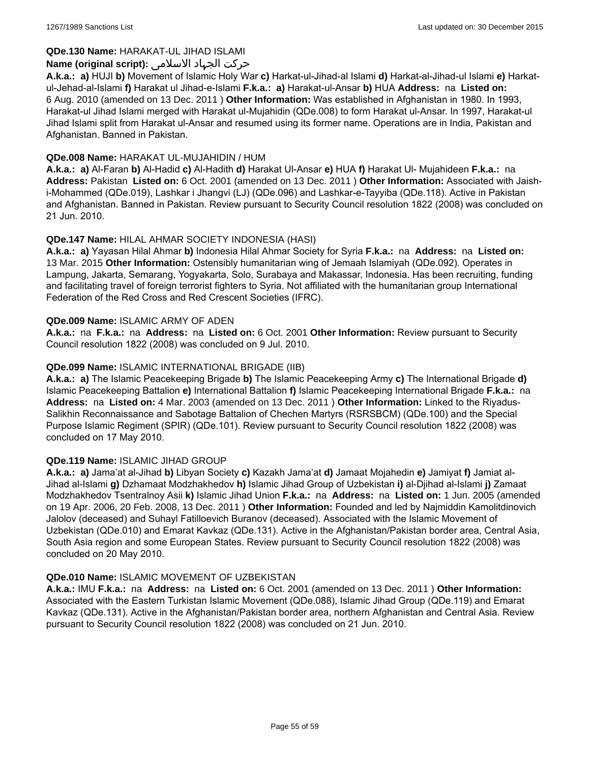**QDe.130 Name:** HARAKAT-UL JIHAD ISLAMI

**Name (original script):** حرکت الجهاد الاسلامی

**A.k.a.: a)** HUJI **b)** Movement of Islamic Holy War **c)** Harkat-ul-Jihad-al Islami **d)** Harkat-al-Jihad-ul Islami **e)** Harkat-ul-Jehad-al-Islami **f)** Harakat ul Jihad-e-Islami **F.k.a.: a)** Harakat-ul-Ansar **b)** HUA **Address:** na **Listed on:** 6 Aug. 2010 (amended on 13 Dec. 2011 ) **Other Information:** Was established in Afghanistan in 1980. In 1993, Harakat-ul Jihad Islami merged with Harakat ul-Mujahidin (QDe.008) to form Harakat ul-Ansar. In 1997, Harakat-ul Jihad Islami split from Harakat ul-Ansar and resumed using its former name. Operations are in India, Pakistan and Afghanistan. Banned in Pakistan.

**QDe.008 Name:** HARAKAT UL-MUJAHIDIN / HUM

**A.k.a.: a)** Al-Faran **b)** Al-Hadid **c)** Al-Hadith **d)** Harakat Ul-Ansar **e)** HUA **f)** Harakat Ul- Mujahideen **F.k.a.:** na **Address:** Pakistan **Listed on:** 6 Oct. 2001 (amended on 13 Dec. 2011 ) **Other Information:** Associated with Jaish-i-Mohammed (QDe.019), Lashkar i Jhangvi (LJ) (QDe.096) and Lashkar-e-Tayyiba (QDe.118). Active in Pakistan and Afghanistan. Banned in Pakistan. Review pursuant to Security Council resolution 1822 (2008) was concluded on 21 Jun. 2010.

**QDe.147 Name:** HILAL AHMAR SOCIETY INDONESIA (HASI)

**A.k.a.: a)** Yayasan Hilal Ahmar **b)** Indonesia Hilal Ahmar Society for Syria **F.k.a.:** na **Address:** na **Listed on:** 13 Mar. 2015 **Other Information:** Ostensibly humanitarian wing of Jemaah Islamiyah (QDe.092). Operates in Lampung, Jakarta, Semarang, Yogyakarta, Solo, Surabaya and Makassar, Indonesia. Has been recruiting, funding and facilitating travel of foreign terrorist fighters to Syria. Not affiliated with the humanitarian group International Federation of the Red Cross and Red Crescent Societies (IFRC).

**QDe.009 Name:** ISLAMIC ARMY OF ADEN

**A.k.a.:** na **F.k.a.:** na **Address:** na **Listed on:** 6 Oct. 2001 **Other Information:** Review pursuant to Security Council resolution 1822 (2008) was concluded on 9 Jul. 2010.

**QDe.099 Name:** ISLAMIC INTERNATIONAL BRIGADE (IIB)

**A.k.a.: a)** The Islamic Peacekeeping Brigade **b)** The Islamic Peacekeeping Army **c)** The International Brigade **d)** Islamic Peacekeeping Battalion **e)** International Battalion **f)** Islamic Peacekeeping International Brigade **F.k.a.:** na **Address:** na **Listed on:** 4 Mar. 2003 (amended on 13 Dec. 2011 ) **Other Information:** Linked to the Riyadus-Salikhin Reconnaissance and Sabotage Battalion of Chechen Martyrs (RSRSBCM) (QDe.100) and the Special Purpose Islamic Regiment (SPIR) (QDe.101). Review pursuant to Security Council resolution 1822 (2008) was concluded on 17 May 2010.

**QDe.119 Name:** ISLAMIC JIHAD GROUP

**A.k.a.: a)** Jama'at al-Jihad **b)** Libyan Society **c)** Kazakh Jama'at **d)** Jamaat Mojahedin **e)** Jamiyat **f)** Jamiat al-Jihad al-Islami **g)** Dzhamaat Modzhakhedov **h)** Islamic Jihad Group of Uzbekistan **i)** al-Djihad al-Islami **j)** Zamaat Modzhakhedov Tsentralnoy Asii **k)** Islamic Jihad Union **F.k.a.:** na **Address:** na **Listed on:** 1 Jun. 2005 (amended on 19 Apr. 2006, 20 Feb. 2008, 13 Dec. 2011 ) **Other Information:** Founded and led by Najmiddin Kamolitdinovich Jalolov (deceased) and Suhayl Fatilloevich Buranov (deceased). Associated with the Islamic Movement of Uzbekistan (QDe.010) and Emarat Kavkaz (QDe.131). Active in the Afghanistan/Pakistan border area, Central Asia, South Asia region and some European States. Review pursuant to Security Council resolution 1822 (2008) was concluded on 20 May 2010.

**QDe.010 Name:** ISLAMIC MOVEMENT OF UZBEKISTAN

**A.k.a.:** IMU **F.k.a.:** na **Address:** na **Listed on:** 6 Oct. 2001 (amended on 13 Dec. 2011 ) **Other Information:** Associated with the Eastern Turkistan Islamic Movement (QDe.088), Islamic Jihad Group (QDe.119) and Emarat Kavkaz (QDe.131). Active in the Afghanistan/Pakistan border area, northern Afghanistan and Central Asia. Review pursuant to Security Council resolution 1822 (2008) was concluded on 21 Jun. 2010.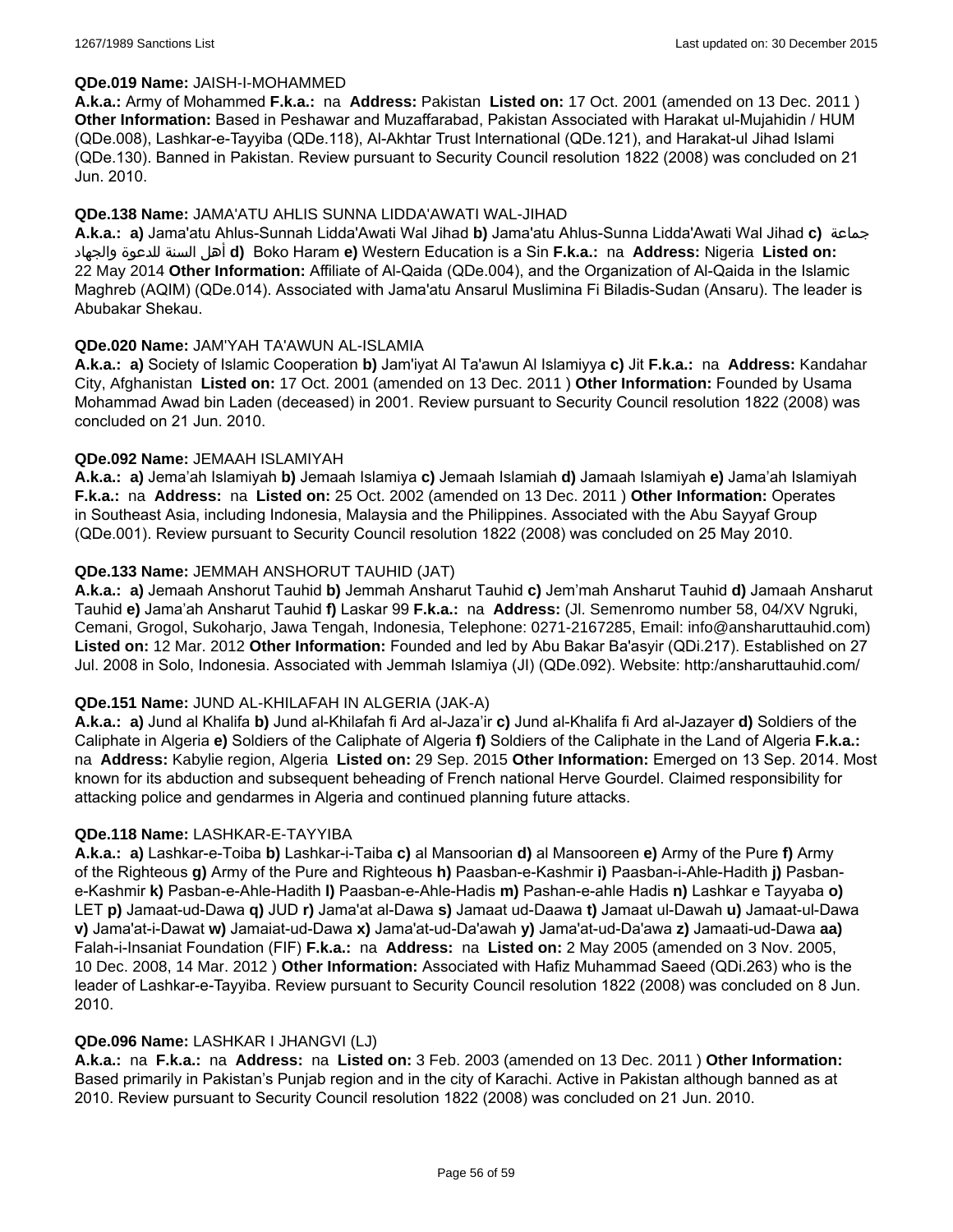**QDe.019 Name:** JAISH-I-MOHAMMED

**A.k.a.:** Army of Mohammed **F.k.a.:** na **Address:** Pakistan **Listed on:** 17 Oct. 2001 (amended on 13 Dec. 2011 ) **Other Information:** Based in Peshawar and Muzaffarabad, Pakistan Associated with Harakat ul-Mujahidin / HUM (QDe.008), Lashkar-e-Tayyiba (QDe.118), Al-Akhtar Trust International (QDe.121), and Harakat-ul Jihad Islami (QDe.130). Banned in Pakistan. Review pursuant to Security Council resolution 1822 (2008) was concluded on 21 Jun. 2010.

**QDe.138 Name:** JAMA'ATU AHLIS SUNNA LIDDA'AWATI WAL-JIHAD

**A.k.a.:** **a)** Jama'atu Ahlus-Sunnah Lidda'Awati Wal Jihad **b)** Jama'atu Ahlus-Sunna Lidda'Awati Wal Jihad **c)** جماعة أهل السنة للدعوة والجهاد **d)** Boko Haram **e)** Western Education is a Sin **F.k.a.:** na **Address:** Nigeria **Listed on:** 22 May 2014 **Other Information:** Affiliate of Al-Qaida (QDe.004), and the Organization of Al-Qaida in the Islamic Maghreb (AQIM) (QDe.014). Associated with Jama'atu Ansarul Muslimina Fi Biladis-Sudan (Ansaru). The leader is Abubakar Shekau.

**QDe.020 Name:** JAM'YAH TA'AWUN AL-ISLAMIA

**A.k.a.:** **a)** Society of Islamic Cooperation **b)** Jam'iyat Al Ta'awun Al Islamiyya **c)** Jit **F.k.a.:** na **Address:** Kandahar City, Afghanistan **Listed on:** 17 Oct. 2001 (amended on 13 Dec. 2011 ) **Other Information:** Founded by Usama Mohammad Awad bin Laden (deceased) in 2001. Review pursuant to Security Council resolution 1822 (2008) was concluded on 21 Jun. 2010.

**QDe.092 Name:** JEMAAH ISLAMIYAH

**A.k.a.:** **a)** Jema'ah Islamiyah **b)** Jemaah Islamiya **c)** Jemaah Islamiah **d)** Jamaah Islamiyah **e)** Jama'ah Islamiyah **F.k.a.:** na **Address:** na **Listed on:** 25 Oct. 2002 (amended on 13 Dec. 2011 ) **Other Information:** Operates in Southeast Asia, including Indonesia, Malaysia and the Philippines. Associated with the Abu Sayyaf Group (QDe.001). Review pursuant to Security Council resolution 1822 (2008) was concluded on 25 May 2010.

**QDe.133 Name:** JEMMAH ANSHORUT TAUHID (JAT)

**A.k.a.:** **a)** Jemaah Anshorut Tauhid **b)** Jemmah Ansharut Tauhid **c)** Jem'mah Ansharut Tauhid **d)** Jamaah Ansharut Tauhid **e)** Jama'ah Ansharut Tauhid **f)** Laskar 99 **F.k.a.:** na **Address:** (Jl. Semenromo number 58, 04/XV Ngruki, Cemani, Grogol, Sukoharjo, Jawa Tengah, Indonesia, Telephone: 0271-2167285, Email: info@ansharuttauhid.com) **Listed on:** 12 Mar. 2012 **Other Information:** Founded and led by Abu Bakar Ba'asyir (QDi.217). Established on 27 Jul. 2008 in Solo, Indonesia. Associated with Jemmah Islamiya (JI) (QDe.092). Website: http:/ansharuttauhid.com/

**QDe.151 Name:** JUND AL-KHILAFAH IN ALGERIA (JAK-A)

**A.k.a.:** **a)** Jund al Khalifa **b)** Jund al-Khilafah fi Ard al-Jaza'ir **c)** Jund al-Khalifa fi Ard al-Jazayer **d)** Soldiers of the Caliphate in Algeria **e)** Soldiers of the Caliphate of Algeria **f)** Soldiers of the Caliphate in the Land of Algeria **F.k.a.:** na **Address:** Kabylie region, Algeria **Listed on:** 29 Sep. 2015 **Other Information:** Emerged on 13 Sep. 2014. Most known for its abduction and subsequent beheading of French national Herve Gourdel. Claimed responsibility for attacking police and gendarmes in Algeria and continued planning future attacks.

**QDe.118 Name:** LASHKAR-E-TAYYIBA

**A.k.a.:** **a)** Lashkar-e-Toiba **b)** Lashkar-i-Taiba **c)** al Mansoorian **d)** al Mansooreen **e)** Army of the Pure **f)** Army of the Righteous **g)** Army of the Pure and Righteous **h)** Paasban-e-Kashmir **i)** Paasban-i-Ahle-Hadith **j)** Pasban-e-Kashmir **k)** Pasban-e-Ahle-Hadith **l)** Paasban-e-Ahle-Hadis **m)** Pashan-e-ahle Hadis **n)** Lashkar e Tayyaba **o)** LET **p)** Jamaat-ud-Dawa **q)** JUD **r)** Jama'at al-Dawa **s)** Jamaat ud-Daawa **t)** Jamaat ul-Dawah **u)** Jamaat-ul-Dawa **v)** Jama'at-i-Dawat **w)** Jamaiat-ud-Dawa **x)** Jama'at-ud-Da'awah **y)** Jama'at-ud-Da'awa **z)** Jamaati-ud-Dawa **aa)** Falah-i-Insaniat Foundation (FIF) **F.k.a.:** na **Address:** na **Listed on:** 2 May 2005 (amended on 3 Nov. 2005, 10 Dec. 2008, 14 Mar. 2012 ) **Other Information:** Associated with Hafiz Muhammad Saeed (QDi.263) who is the leader of Lashkar-e-Tayyiba. Review pursuant to Security Council resolution 1822 (2008) was concluded on 8 Jun. 2010.

**QDe.096 Name:** LASHKAR I JHANGVI (LJ)

**A.k.a.:** na **F.k.a.:** na **Address:** na **Listed on:** 3 Feb. 2003 (amended on 13 Dec. 2011 ) **Other Information:** Based primarily in Pakistan's Punjab region and in the city of Karachi. Active in Pakistan although banned as at 2010. Review pursuant to Security Council resolution 1822 (2008) was concluded on 21 Jun. 2010.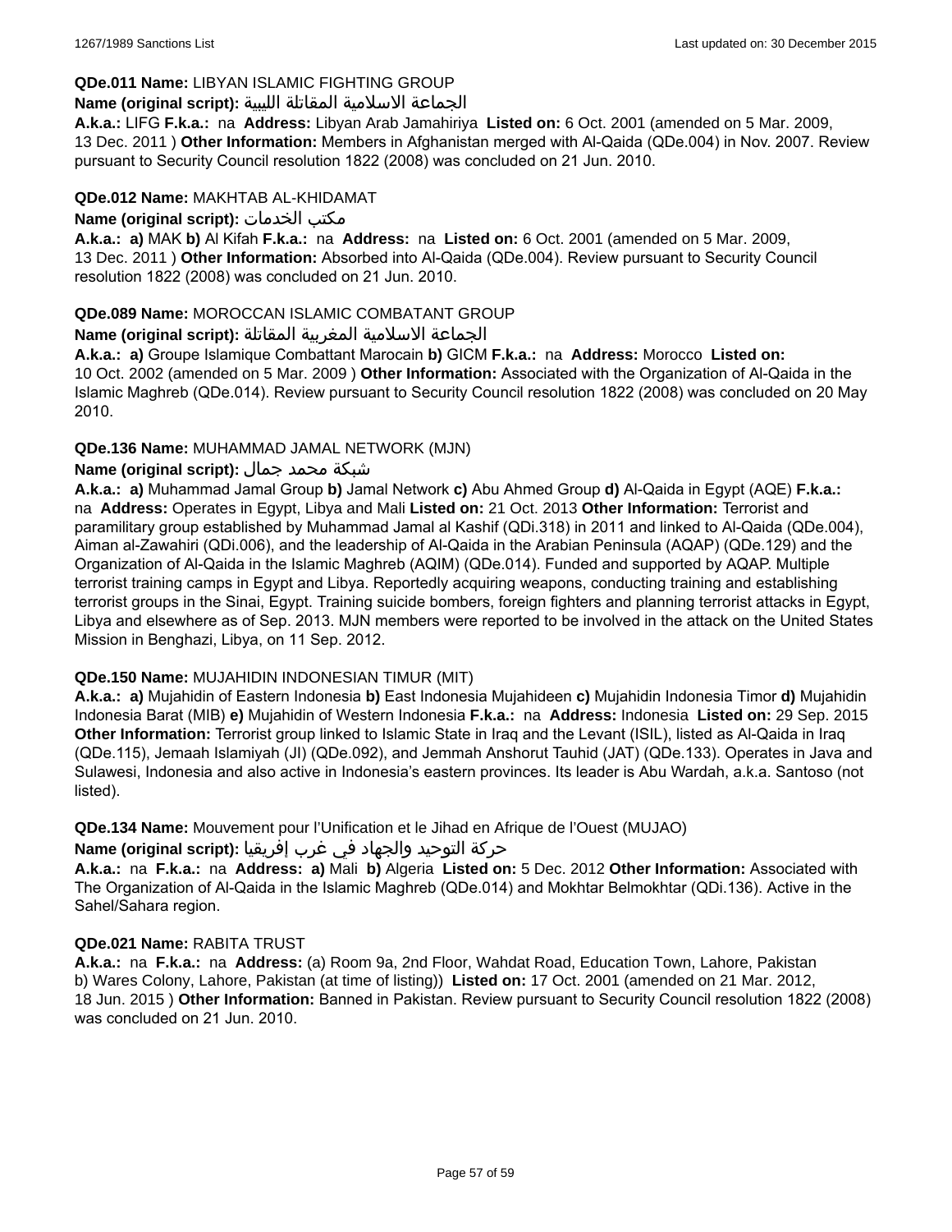**QDe.011 Name:** LIBYAN ISLAMIC FIGHTING GROUP

**Name (original script):** الجماعة الاسلامية المقاتلة الليبية

**A.k.a.:** LIFG **F.k.a.:** na **Address:** Libyan Arab Jamahiriya **Listed on:** 6 Oct. 2001 (amended on 5 Mar. 2009, 13 Dec. 2011 ) **Other Information:** Members in Afghanistan merged with Al-Qaida (QDe.004) in Nov. 2007. Review pursuant to Security Council resolution 1822 (2008) was concluded on 21 Jun. 2010.

**QDe.012 Name:** MAKHTAB AL-KHIDAMAT

**Name (original script):** مكتب الخدمات

**A.k.a.:** **a)** MAK **b)** Al Kifah **F.k.a.:** na **Address:** na **Listed on:** 6 Oct. 2001 (amended on 5 Mar. 2009, 13 Dec. 2011 ) **Other Information:** Absorbed into Al-Qaida (QDe.004). Review pursuant to Security Council resolution 1822 (2008) was concluded on 21 Jun. 2010.

**QDe.089 Name:** MOROCCAN ISLAMIC COMBATANT GROUP

**Name (original script):** الجماعة الاسلامية المغربية المقاتلة

**A.k.a.:** **a)** Groupe Islamique Combattant Marocain **b)** GICM **F.k.a.:** na **Address:** Morocco **Listed on:** 10 Oct. 2002 (amended on 5 Mar. 2009 ) **Other Information:** Associated with the Organization of Al-Qaida in the Islamic Maghreb (QDe.014). Review pursuant to Security Council resolution 1822 (2008) was concluded on 20 May 2010.

**QDe.136 Name:** MUHAMMAD JAMAL NETWORK (MJN)

**Name (original script):** شبكة محمد جمال

**A.k.a.:** **a)** Muhammad Jamal Group **b)** Jamal Network **c)** Abu Ahmed Group **d)** Al-Qaida in Egypt (AQE) **F.k.a.:** na **Address:** Operates in Egypt, Libya and Mali **Listed on:** 21 Oct. 2013 **Other Information:** Terrorist and paramilitary group established by Muhammad Jamal al Kashif (QDi.318) in 2011 and linked to Al-Qaida (QDe.004), Aiman al-Zawahiri (QDi.006), and the leadership of Al-Qaida in the Arabian Peninsula (AQAP) (QDe.129) and the Organization of Al-Qaida in the Islamic Maghreb (AQIM) (QDe.014). Funded and supported by AQAP. Multiple terrorist training camps in Egypt and Libya. Reportedly acquiring weapons, conducting training and establishing terrorist groups in the Sinai, Egypt. Training suicide bombers, foreign fighters and planning terrorist attacks in Egypt, Libya and elsewhere as of Sep. 2013. MJN members were reported to be involved in the attack on the United States Mission in Benghazi, Libya, on 11 Sep. 2012.

**QDe.150 Name:** MUJAHIDIN INDONESIAN TIMUR (MIT)

**A.k.a.:** **a)** Mujahidin of Eastern Indonesia **b)** East Indonesia Mujahideen **c)** Mujahidin Indonesia Timor **d)** Mujahidin Indonesia Barat (MIB) **e)** Mujahidin of Western Indonesia **F.k.a.:** na **Address:** Indonesia **Listed on:** 29 Sep. 2015 **Other Information:** Terrorist group linked to Islamic State in Iraq and the Levant (ISIL), listed as Al-Qaida in Iraq (QDe.115), Jemaah Islamiyah (JI) (QDe.092), and Jemmah Anshorut Tauhid (JAT) (QDe.133). Operates in Java and Sulawesi, Indonesia and also active in Indonesia's eastern provinces. Its leader is Abu Wardah, a.k.a. Santoso (not listed).

**QDe.134 Name:** Mouvement pour l'Unification et le Jihad en Afrique de l'Ouest (MUJAO)

**Name (original script):** حركة التوحيد والجهاد في غرب إفريقيا

**A.k.a.:** na **F.k.a.:** na **Address:** **a)** Mali **b)** Algeria **Listed on:** 5 Dec. 2012 **Other Information:** Associated with The Organization of Al-Qaida in the Islamic Maghreb (QDe.014) and Mokhtar Belmokhtar (QDi.136). Active in the Sahel/Sahara region.

**QDe.021 Name:** RABITA TRUST

**A.k.a.:** na **F.k.a.:** na **Address:** (a) Room 9a, 2nd Floor, Wahdat Road, Education Town, Lahore, Pakistan b) Wares Colony, Lahore, Pakistan (at time of listing)) **Listed on:** 17 Oct. 2001 (amended on 21 Mar. 2012, 18 Jun. 2015 ) **Other Information:** Banned in Pakistan. Review pursuant to Security Council resolution 1822 (2008) was concluded on 21 Jun. 2010.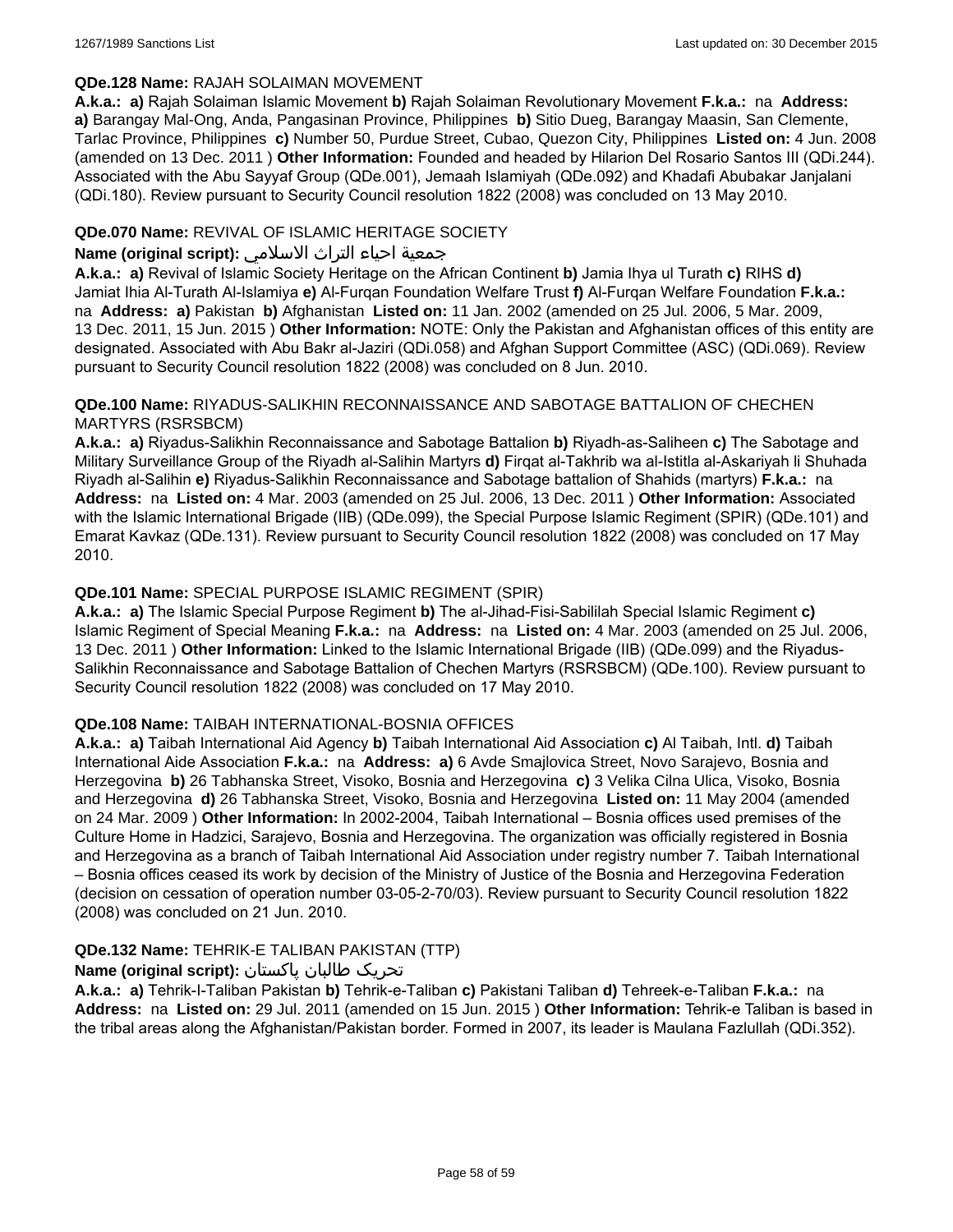**QDe.128 Name:** RAJAH SOLAIMAN MOVEMENT

**A.k.a.: a)** Rajah Solaiman Islamic Movement **b)** Rajah Solaiman Revolutionary Movement **F.k.a.:** na **Address: a)** Barangay Mal-Ong, Anda, Pangasinan Province, Philippines **b)** Sitio Dueg, Barangay Maasin, San Clemente, Tarlac Province, Philippines **c)** Number 50, Purdue Street, Cubao, Quezon City, Philippines **Listed on:** 4 Jun. 2008 (amended on 13 Dec. 2011 ) **Other Information:** Founded and headed by Hilarion Del Rosario Santos III (QDi.244). Associated with the Abu Sayyaf Group (QDe.001), Jemaah Islamiyah (QDe.092) and Khadafi Abubakar Janjalani (QDi.180). Review pursuant to Security Council resolution 1822 (2008) was concluded on 13 May 2010.

**QDe.070 Name:** REVIVAL OF ISLAMIC HERITAGE SOCIETY

**Name (original script):** جمعية احياء التراث الاسلامي

**A.k.a.: a)** Revival of Islamic Society Heritage on the African Continent **b)** Jamia Ihya ul Turath **c)** RIHS **d)** Jamiat Ihia Al-Turath Al-Islamiya **e)** Al-Furqan Foundation Welfare Trust **f)** Al-Furqan Welfare Foundation **F.k.a.:** na **Address: a)** Pakistan **b)** Afghanistan **Listed on:** 11 Jan. 2002 (amended on 25 Jul. 2006, 5 Mar. 2009, 13 Dec. 2011, 15 Jun. 2015 ) **Other Information:** NOTE: Only the Pakistan and Afghanistan offices of this entity are designated. Associated with Abu Bakr al-Jaziri (QDi.058) and Afghan Support Committee (ASC) (QDi.069). Review pursuant to Security Council resolution 1822 (2008) was concluded on 8 Jun. 2010.

**QDe.100 Name:** RIYADUS-SALIKHIN RECONNAISSANCE AND SABOTAGE BATTALION OF CHECHEN MARTYRS (RSRSBCM)

**A.k.a.: a)** Riyadus-Salikhin Reconnaissance and Sabotage Battalion **b)** Riyadh-as-Saliheen **c)** The Sabotage and Military Surveillance Group of the Riyadh al-Salihin Martyrs **d)** Firqat al-Takhrib wa al-Istitla al-Askariyah li Shuhada Riyadh al-Salihin **e)** Riyadus-Salikhin Reconnaissance and Sabotage battalion of Shahids (martyrs) **F.k.a.:** na **Address:** na **Listed on:** 4 Mar. 2003 (amended on 25 Jul. 2006, 13 Dec. 2011 ) **Other Information:** Associated with the Islamic International Brigade (IIB) (QDe.099), the Special Purpose Islamic Regiment (SPIR) (QDe.101) and Emarat Kavkaz (QDe.131). Review pursuant to Security Council resolution 1822 (2008) was concluded on 17 May 2010.

**QDe.101 Name:** SPECIAL PURPOSE ISLAMIC REGIMENT (SPIR)

**A.k.a.: a)** The Islamic Special Purpose Regiment **b)** The al-Jihad-Fisi-Sabililah Special Islamic Regiment **c)** Islamic Regiment of Special Meaning **F.k.a.:** na **Address:** na **Listed on:** 4 Mar. 2003 (amended on 25 Jul. 2006, 13 Dec. 2011 ) **Other Information:** Linked to the Islamic International Brigade (IIB) (QDe.099) and the Riyadus-Salikhin Reconnaissance and Sabotage Battalion of Chechen Martyrs (RSRSBCM) (QDe.100). Review pursuant to Security Council resolution 1822 (2008) was concluded on 17 May 2010.

**QDe.108 Name:** TAIBAH INTERNATIONAL-BOSNIA OFFICES

**A.k.a.: a)** Taibah International Aid Agency **b)** Taibah International Aid Association **c)** Al Taibah, Intl. **d)** Taibah International Aide Association **F.k.a.:** na **Address: a)** 6 Avde Smajlovica Street, Novo Sarajevo, Bosnia and Herzegovina **b)** 26 Tabhanska Street, Visoko, Bosnia and Herzegovina **c)** 3 Velika Cilna Ulica, Visoko, Bosnia and Herzegovina **d)** 26 Tabhanska Street, Visoko, Bosnia and Herzegovina **Listed on:** 11 May 2004 (amended on 24 Mar. 2009 ) **Other Information:** In 2002-2004, Taibah International – Bosnia offices used premises of the Culture Home in Hadzici, Sarajevo, Bosnia and Herzegovina. The organization was officially registered in Bosnia and Herzegovina as a branch of Taibah International Aid Association under registry number 7. Taibah International – Bosnia offices ceased its work by decision of the Ministry of Justice of the Bosnia and Herzegovina Federation (decision on cessation of operation number 03-05-2-70/03). Review pursuant to Security Council resolution 1822 (2008) was concluded on 21 Jun. 2010.

**QDe.132 Name:** TEHRIK-E TALIBAN PAKISTAN (TTP)

**Name (original script):** تحریک طالبان پاکستان

**A.k.a.: a)** Tehrik-I-Taliban Pakistan **b)** Tehrik-e-Taliban **c)** Pakistani Taliban **d)** Tehreek-e-Taliban **F.k.a.:** na **Address:** na **Listed on:** 29 Jul. 2011 (amended on 15 Jun. 2015 ) **Other Information:** Tehrik-e Taliban is based in the tribal areas along the Afghanistan/Pakistan border. Formed in 2007, its leader is Maulana Fazlullah (QDi.352).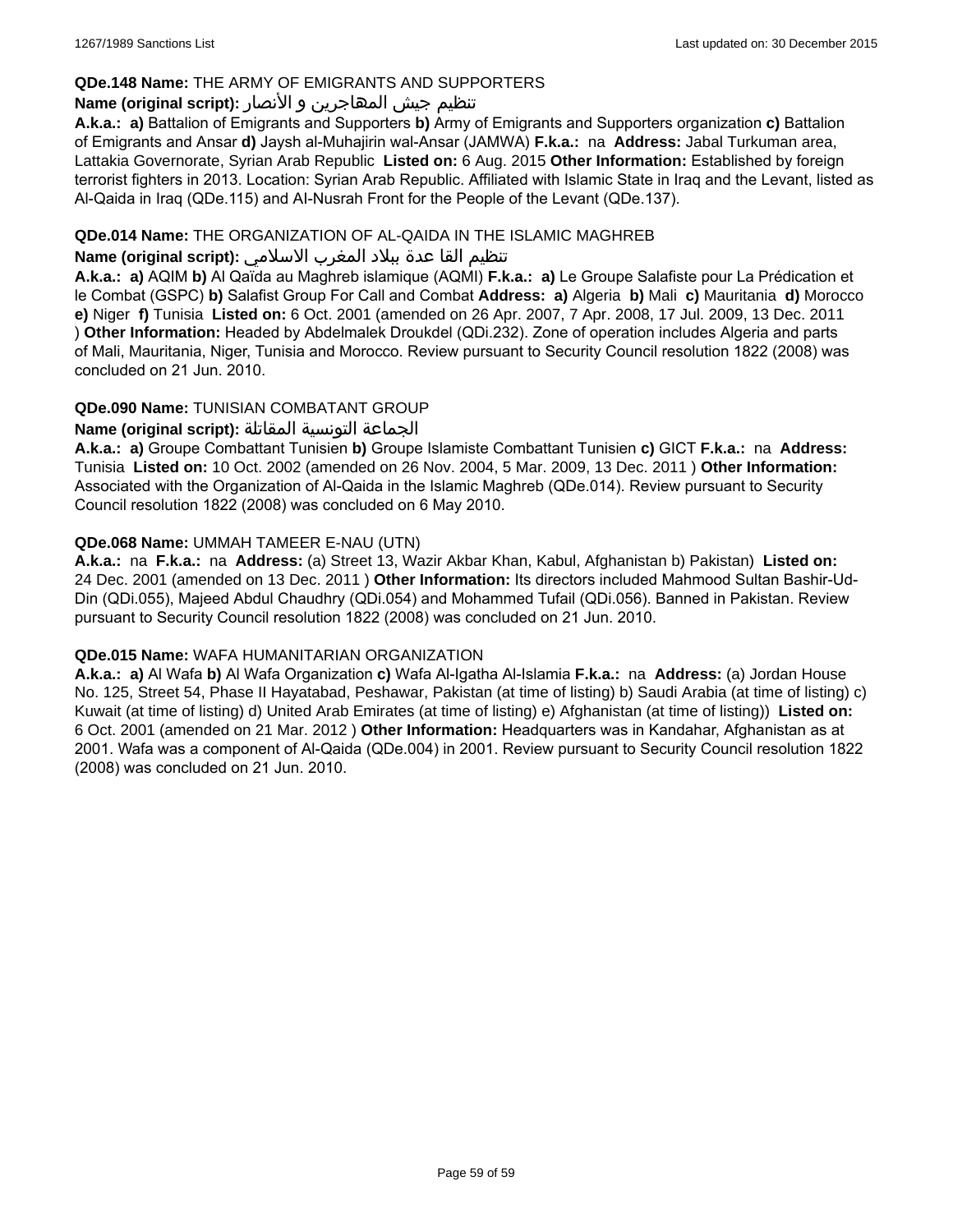**QDe.148 Name:** THE ARMY OF EMIGRANTS AND SUPPORTERS

**Name (original script):** تنظيم جيش المهاجرين و الأنصار

**A.k.a.: a)** Battalion of Emigrants and Supporters **b)** Army of Emigrants and Supporters organization **c)** Battalion of Emigrants and Ansar **d)** Jaysh al-Muhajirin wal-Ansar (JAMWA) **F.k.a.:** na **Address:** Jabal Turkuman area, Lattakia Governorate, Syrian Arab Republic **Listed on:** 6 Aug. 2015 **Other Information:** Established by foreign terrorist fighters in 2013. Location: Syrian Arab Republic. Affiliated with Islamic State in Iraq and the Levant, listed as Al-Qaida in Iraq (QDe.115) and Al-Nusrah Front for the People of the Levant (QDe.137).

**QDe.014 Name:** THE ORGANIZATION OF AL-QAIDA IN THE ISLAMIC MAGHREB

**Name (original script):** تنظيم القا عدة ببلاد المغرب الاسلامي

**A.k.a.: a)** AQIM **b)** Al Qaïda au Maghreb islamique (AQMI) **F.k.a.: a)** Le Groupe Salafiste pour La Prédication et le Combat (GSPC) **b)** Salafist Group For Call and Combat **Address: a)** Algeria **b)** Mali **c)** Mauritania **d)** Morocco **e)** Niger **f)** Tunisia **Listed on:** 6 Oct. 2001 (amended on 26 Apr. 2007, 7 Apr. 2008, 17 Jul. 2009, 13 Dec. 2011 ) **Other Information:** Headed by Abdelmalek Droukdel (QDi.232). Zone of operation includes Algeria and parts of Mali, Mauritania, Niger, Tunisia and Morocco. Review pursuant to Security Council resolution 1822 (2008) was concluded on 21 Jun. 2010.

**QDe.090 Name:** TUNISIAN COMBATANT GROUP

**Name (original script):** الجماعة التونسية المقاتلة

**A.k.a.: a)** Groupe Combattant Tunisien **b)** Groupe Islamiste Combattant Tunisien **c)** GICT **F.k.a.:** na **Address:** Tunisia **Listed on:** 10 Oct. 2002 (amended on 26 Nov. 2004, 5 Mar. 2009, 13 Dec. 2011 ) **Other Information:** Associated with the Organization of Al-Qaida in the Islamic Maghreb (QDe.014). Review pursuant to Security Council resolution 1822 (2008) was concluded on 6 May 2010.

**QDe.068 Name:** UMMAH TAMEER E-NAU (UTN)

**A.k.a.:** na **F.k.a.:** na **Address:** (a) Street 13, Wazir Akbar Khan, Kabul, Afghanistan b) Pakistan) **Listed on:** 24 Dec. 2001 (amended on 13 Dec. 2011 ) **Other Information:** Its directors included Mahmood Sultan Bashir-Ud-Din (QDi.055), Majeed Abdul Chaudhry (QDi.054) and Mohammed Tufail (QDi.056). Banned in Pakistan. Review pursuant to Security Council resolution 1822 (2008) was concluded on 21 Jun. 2010.

**QDe.015 Name:** WAFA HUMANITARIAN ORGANIZATION

**A.k.a.: a)** Al Wafa **b)** Al Wafa Organization **c)** Wafa Al-Igatha Al-Islamia **F.k.a.:** na **Address:** (a) Jordan House No. 125, Street 54, Phase II Hayatabad, Peshawar, Pakistan (at time of listing) b) Saudi Arabia (at time of listing) c) Kuwait (at time of listing) d) United Arab Emirates (at time of listing) e) Afghanistan (at time of listing)) **Listed on:** 6 Oct. 2001 (amended on 21 Mar. 2012 ) **Other Information:** Headquarters was in Kandahar, Afghanistan as at 2001. Wafa was a component of Al-Qaida (QDe.004) in 2001. Review pursuant to Security Council resolution 1822 (2008) was concluded on 21 Jun. 2010.